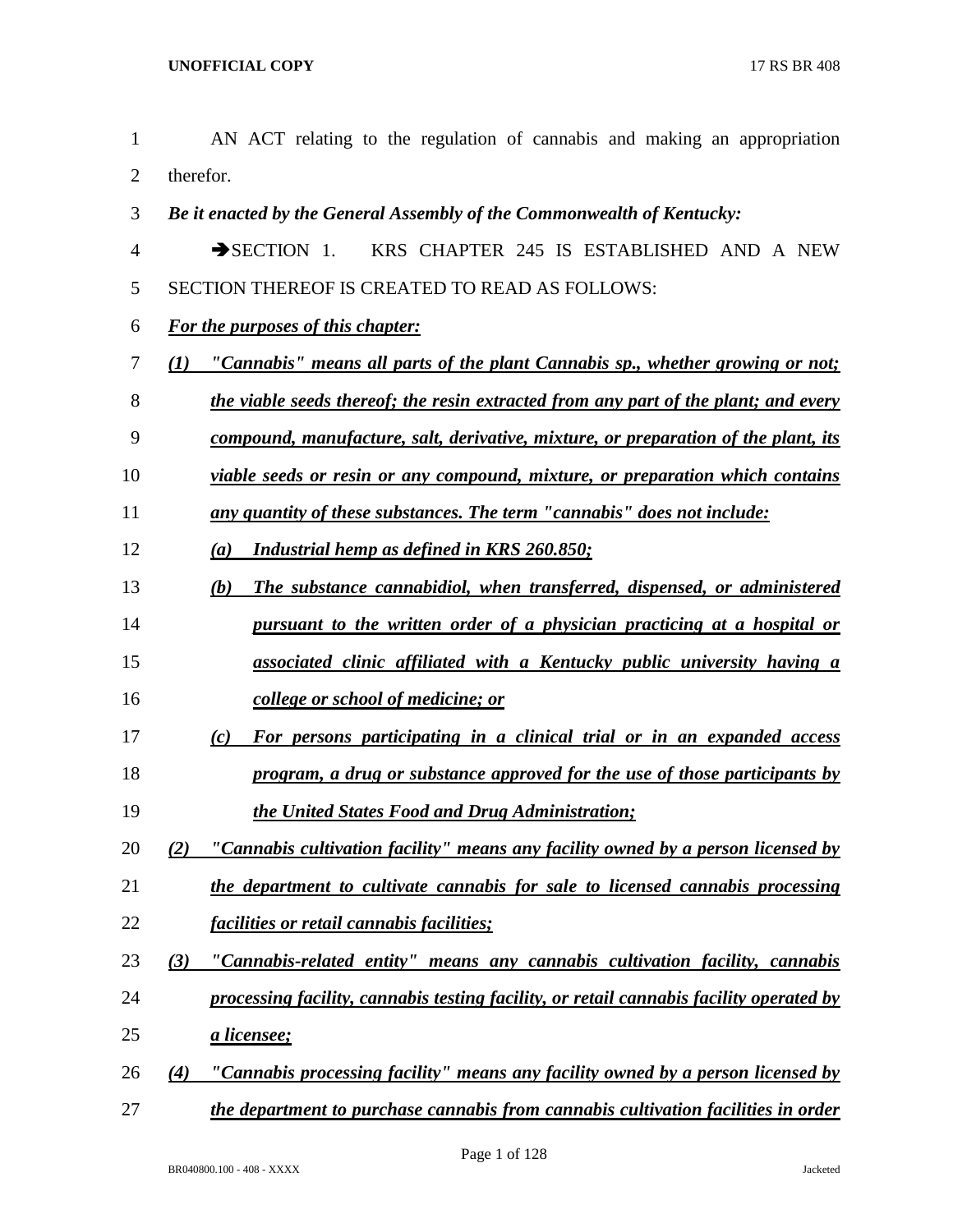AN ACT relating to the regulation of cannabis and making an appropriation therefor.

***Be it enacted by the General Assembly of the Commonwealth of Kentucky:***

➔SECTION 1. KRS CHAPTER 245 IS ESTABLISHED AND A NEW SECTION THEREOF IS CREATED TO READ AS FOLLOWS:

***<u>For the purposes of this chapter:</u>***

***<u>(1) "Cannabis" means all parts of the plant Cannabis sp., whether growing or not; the viable seeds thereof; the resin extracted from any part of the plant; and every compound, manufacture, salt, derivative, mixture, or preparation of the plant, its viable seeds or resin or any compound, mixture, or preparation which contains any quantity of these substances. The term "cannabis" does not include:</u>***

***<u>(a) Industrial hemp as defined in KRS 260.850;</u>***

***<u>(b) The substance cannabidiol, when transferred, dispensed, or administered pursuant to the written order of a physician practicing at a hospital or associated clinic affiliated with a Kentucky public university having a college or school of medicine; or</u>***

***<u>(c) For persons participating in a clinical trial or in an expanded access program, a drug or substance approved for the use of those participants by the United States Food and Drug Administration;</u>***

***<u>(2) "Cannabis cultivation facility" means any facility owned by a person licensed by the department to cultivate cannabis for sale to licensed cannabis processing facilities or retail cannabis facilities;</u>***

***<u>(3) "Cannabis-related entity" means any cannabis cultivation facility, cannabis processing facility, cannabis testing facility, or retail cannabis facility operated by a licensee;</u>***

***<u>(4) "Cannabis processing facility" means any facility owned by a person licensed by the department to purchase cannabis from cannabis cultivation facilities in order</u>***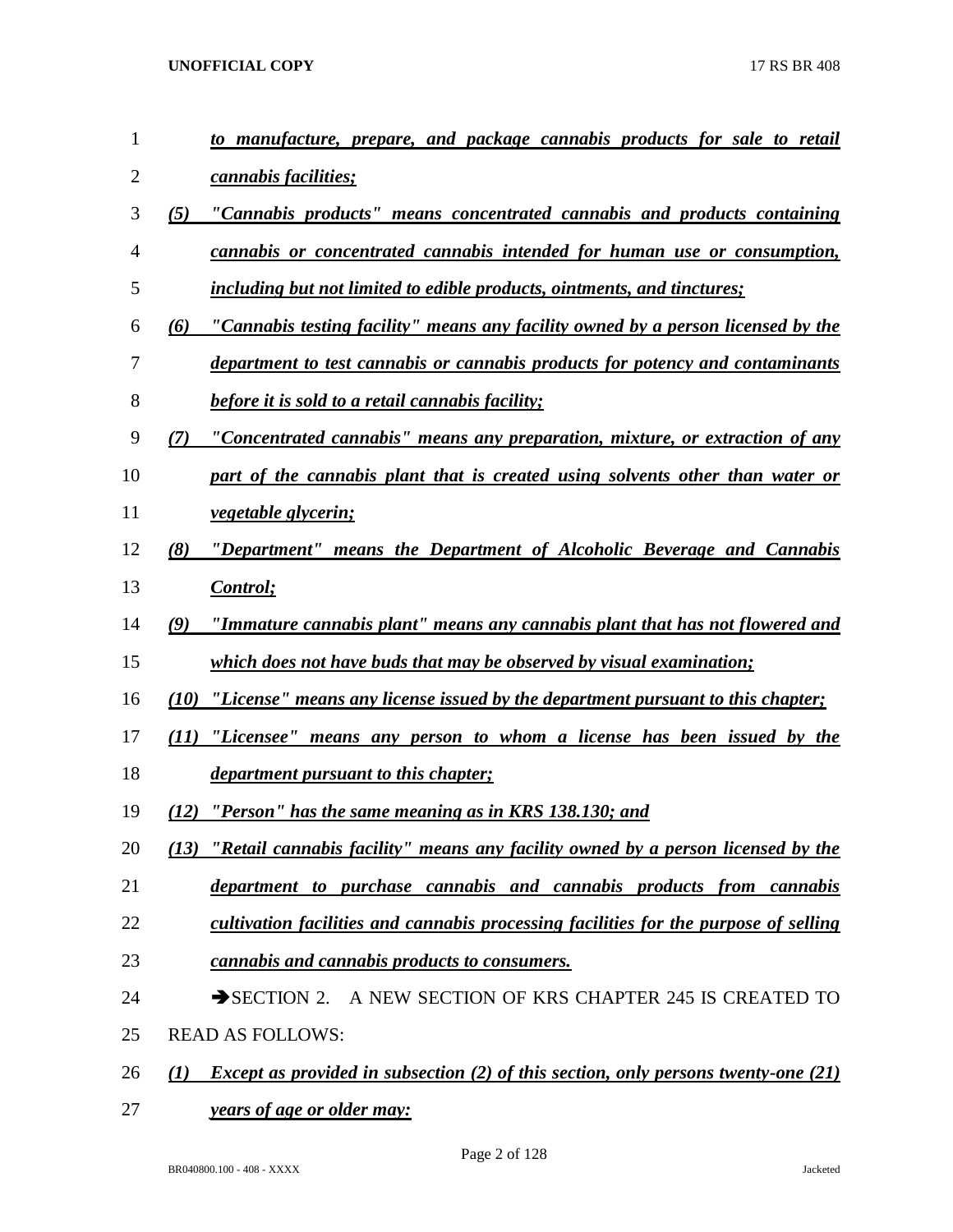*to manufacture, prepare, and package cannabis products for sale to retail cannabis facilities;*

*(5) "Cannabis products" means concentrated cannabis and products containing cannabis or concentrated cannabis intended for human use or consumption, including but not limited to edible products, ointments, and tinctures;*

*(6) "Cannabis testing facility" means any facility owned by a person licensed by the department to test cannabis or cannabis products for potency and contaminants before it is sold to a retail cannabis facility;*

*(7) "Concentrated cannabis" means any preparation, mixture, or extraction of any part of the cannabis plant that is created using solvents other than water or vegetable glycerin;*

*(8) "Department" means the Department of Alcoholic Beverage and Cannabis Control;*

*(9) "Immature cannabis plant" means any cannabis plant that has not flowered and which does not have buds that may be observed by visual examination;*

*(10) "License" means any license issued by the department pursuant to this chapter;*

*(11) "Licensee" means any person to whom a license has been issued by the department pursuant to this chapter;*

*(12) "Person" has the same meaning as in KRS 138.130; and*

*(13) "Retail cannabis facility" means any facility owned by a person licensed by the department to purchase cannabis and cannabis products from cannabis cultivation facilities and cannabis processing facilities for the purpose of selling cannabis and cannabis products to consumers.*

➔SECTION 2. A NEW SECTION OF KRS CHAPTER 245 IS CREATED TO READ AS FOLLOWS:

*(1) Except as provided in subsection (2) of this section, only persons twenty-one (21) years of age or older may:*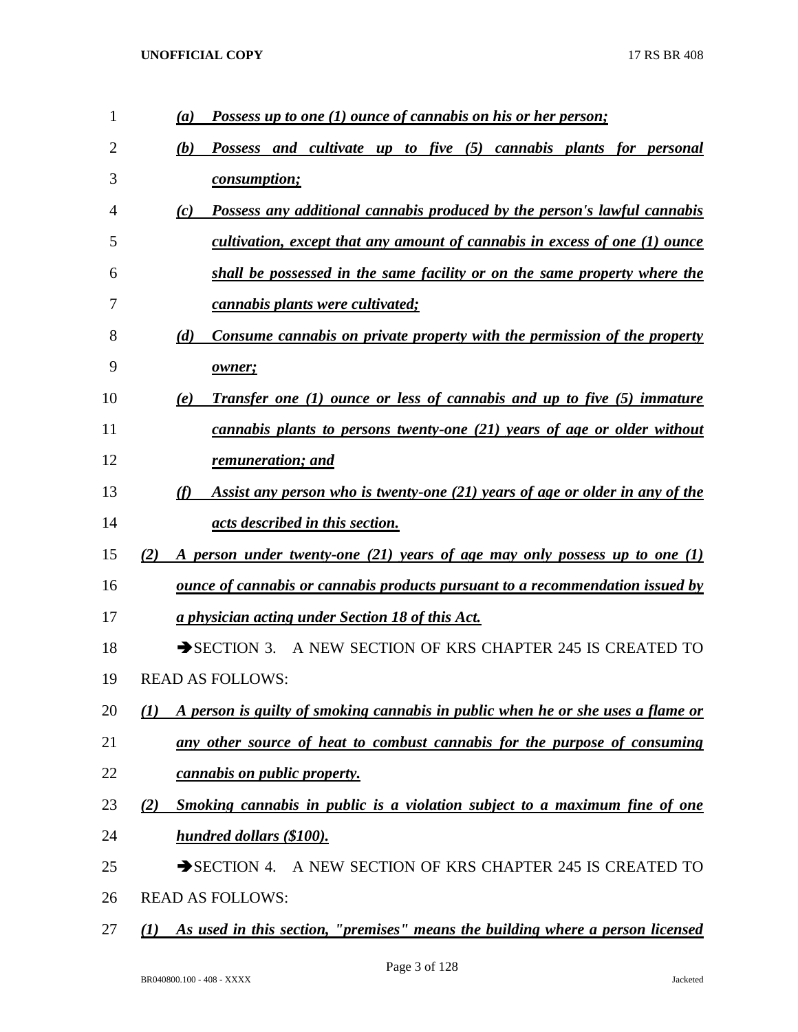*(a) Possess up to one (1) ounce of cannabis on his or her person;*

*(b) Possess and cultivate up to five (5) cannabis plants for personal consumption;*

*(c) Possess any additional cannabis produced by the person's lawful cannabis cultivation, except that any amount of cannabis in excess of one (1) ounce shall be possessed in the same facility or on the same property where the cannabis plants were cultivated;*

*(d) Consume cannabis on private property with the permission of the property owner;*

*(e) Transfer one (1) ounce or less of cannabis and up to five (5) immature cannabis plants to persons twenty-one (21) years of age or older without remuneration; and*

*(f) Assist any person who is twenty-one (21) years of age or older in any of the acts described in this section.*

*(2) A person under twenty-one (21) years of age may only possess up to one (1) ounce of cannabis or cannabis products pursuant to a recommendation issued by a physician acting under Section 18 of this Act.*

➔SECTION 3. A NEW SECTION OF KRS CHAPTER 245 IS CREATED TO READ AS FOLLOWS:

*(1) A person is guilty of smoking cannabis in public when he or she uses a flame or any other source of heat to combust cannabis for the purpose of consuming cannabis on public property.*

*(2) Smoking cannabis in public is a violation subject to a maximum fine of one hundred dollars ($100).*

➔SECTION 4. A NEW SECTION OF KRS CHAPTER 245 IS CREATED TO READ AS FOLLOWS:

*(1) As used in this section, "premises" means the building where a person licensed*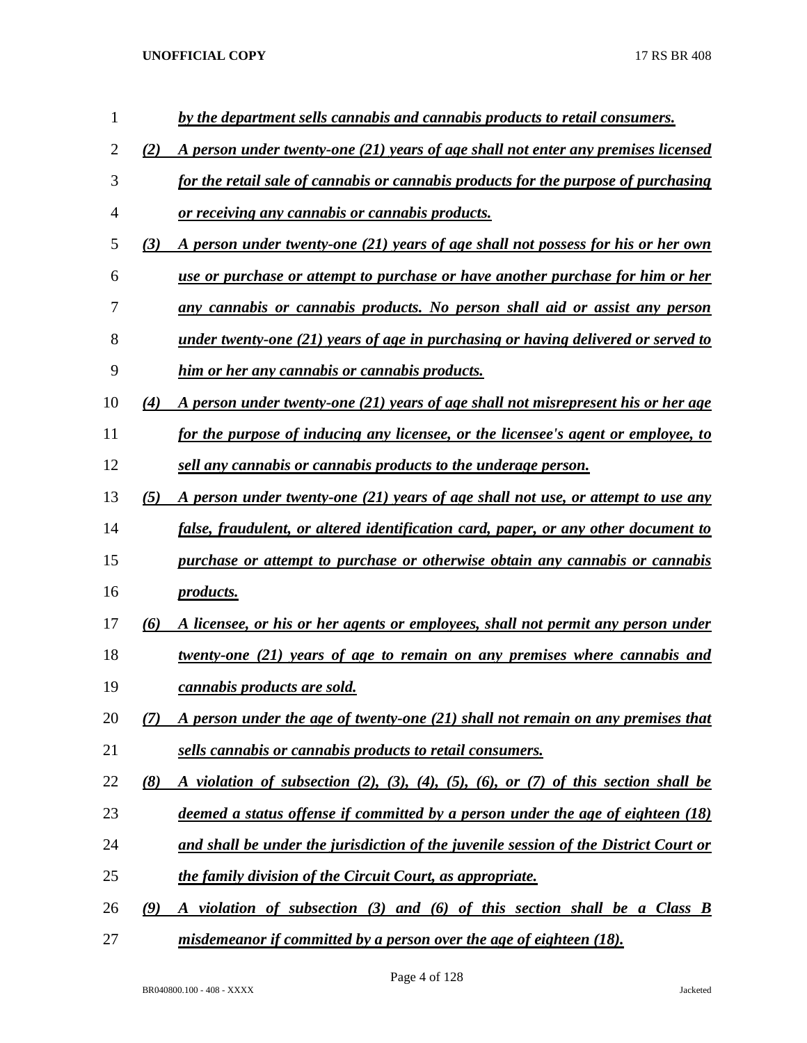*by the department sells cannabis and cannabis products to retail consumers.*

*(2) A person under twenty-one (21) years of age shall not enter any premises licensed for the retail sale of cannabis or cannabis products for the purpose of purchasing or receiving any cannabis or cannabis products.*

*(3) A person under twenty-one (21) years of age shall not possess for his or her own use or purchase or attempt to purchase or have another purchase for him or her any cannabis or cannabis products. No person shall aid or assist any person under twenty-one (21) years of age in purchasing or having delivered or served to him or her any cannabis or cannabis products.*

*(4) A person under twenty-one (21) years of age shall not misrepresent his or her age for the purpose of inducing any licensee, or the licensee's agent or employee, to sell any cannabis or cannabis products to the underage person.*

*(5) A person under twenty-one (21) years of age shall not use, or attempt to use any false, fraudulent, or altered identification card, paper, or any other document to purchase or attempt to purchase or otherwise obtain any cannabis or cannabis products.*

*(6) A licensee, or his or her agents or employees, shall not permit any person under twenty-one (21) years of age to remain on any premises where cannabis and cannabis products are sold.*

*(7) A person under the age of twenty-one (21) shall not remain on any premises that sells cannabis or cannabis products to retail consumers.*

*(8) A violation of subsection (2), (3), (4), (5), (6), or (7) of this section shall be deemed a status offense if committed by a person under the age of eighteen (18) and shall be under the jurisdiction of the juvenile session of the District Court or the family division of the Circuit Court, as appropriate.*

*(9) A violation of subsection (3) and (6) of this section shall be a Class B misdemeanor if committed by a person over the age of eighteen (18).*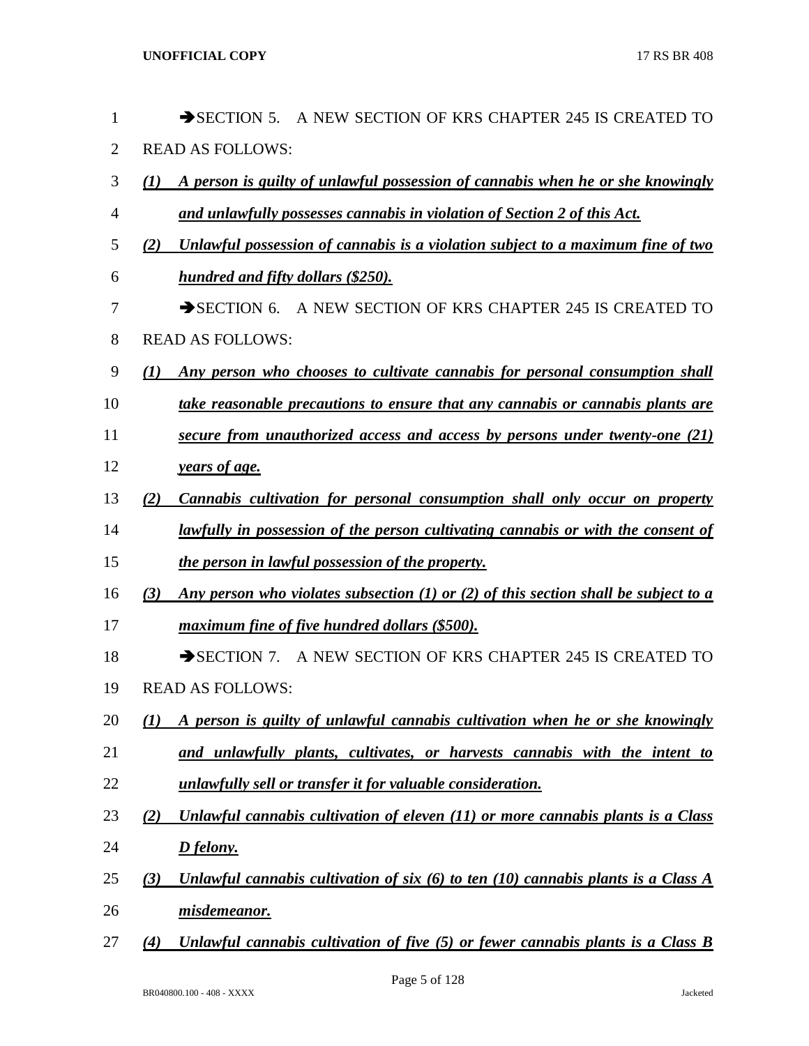➔SECTION 5. A NEW SECTION OF KRS CHAPTER 245 IS CREATED TO READ AS FOLLOWS:

***(1) A person is guilty of unlawful possession of cannabis when he or she knowingly and unlawfully possesses cannabis in violation of Section 2 of this Act.***

***(2) Unlawful possession of cannabis is a violation subject to a maximum fine of two hundred and fifty dollars ($250).***

➔SECTION 6. A NEW SECTION OF KRS CHAPTER 245 IS CREATED TO READ AS FOLLOWS:

***(1) Any person who chooses to cultivate cannabis for personal consumption shall take reasonable precautions to ensure that any cannabis or cannabis plants are secure from unauthorized access and access by persons under twenty-one (21) years of age.***

***(2) Cannabis cultivation for personal consumption shall only occur on property lawfully in possession of the person cultivating cannabis or with the consent of the person in lawful possession of the property.***

***(3) Any person who violates subsection (1) or (2) of this section shall be subject to a maximum fine of five hundred dollars ($500).***

➔SECTION 7. A NEW SECTION OF KRS CHAPTER 245 IS CREATED TO READ AS FOLLOWS:

***(1) A person is guilty of unlawful cannabis cultivation when he or she knowingly and unlawfully plants, cultivates, or harvests cannabis with the intent to unlawfully sell or transfer it for valuable consideration.***

***(2) Unlawful cannabis cultivation of eleven (11) or more cannabis plants is a Class D felony.***

***(3) Unlawful cannabis cultivation of six (6) to ten (10) cannabis plants is a Class A misdemeanor.***

***(4) Unlawful cannabis cultivation of five (5) or fewer cannabis plants is a Class B***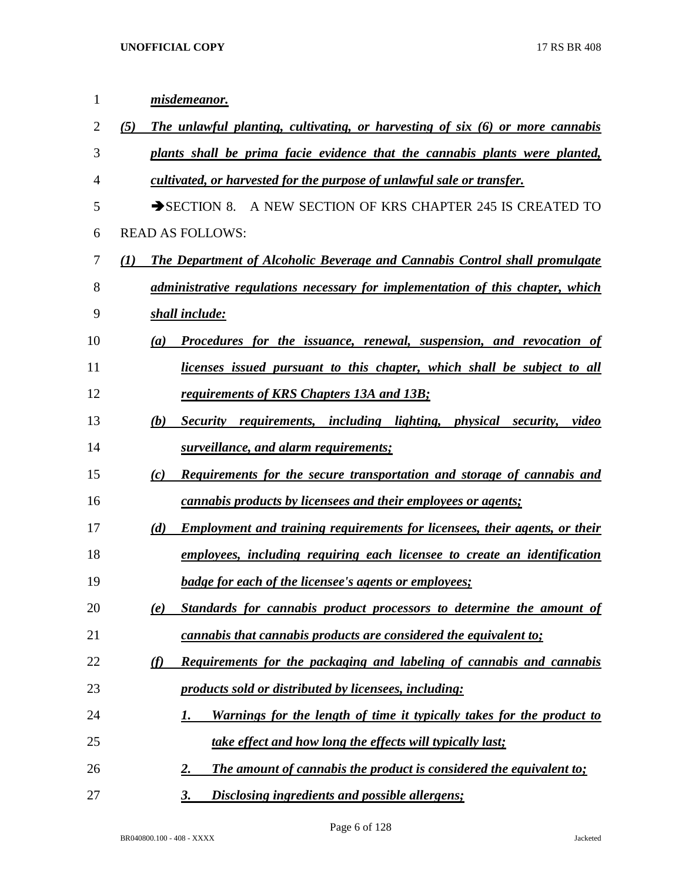*misdemeanor.*

*(5) The unlawful planting, cultivating, or harvesting of six (6) or more cannabis plants shall be prima facie evidence that the cannabis plants were planted, cultivated, or harvested for the purpose of unlawful sale or transfer.*

➔SECTION 8. A NEW SECTION OF KRS CHAPTER 245 IS CREATED TO READ AS FOLLOWS:

*(1) The Department of Alcoholic Beverage and Cannabis Control shall promulgate administrative regulations necessary for implementation of this chapter, which shall include:*

*(a) Procedures for the issuance, renewal, suspension, and revocation of licenses issued pursuant to this chapter, which shall be subject to all requirements of KRS Chapters 13A and 13B;*

*(b) Security requirements, including lighting, physical security, video surveillance, and alarm requirements;*

*(c) Requirements for the secure transportation and storage of cannabis and cannabis products by licensees and their employees or agents;*

*(d) Employment and training requirements for licensees, their agents, or their employees, including requiring each licensee to create an identification badge for each of the licensee's agents or employees;*

*(e) Standards for cannabis product processors to determine the amount of cannabis that cannabis products are considered the equivalent to;*

*(f) Requirements for the packaging and labeling of cannabis and cannabis products sold or distributed by licensees, including:*

*1. Warnings for the length of time it typically takes for the product to take effect and how long the effects will typically last;*

*2. The amount of cannabis the product is considered the equivalent to;*

*3. Disclosing ingredients and possible allergens;*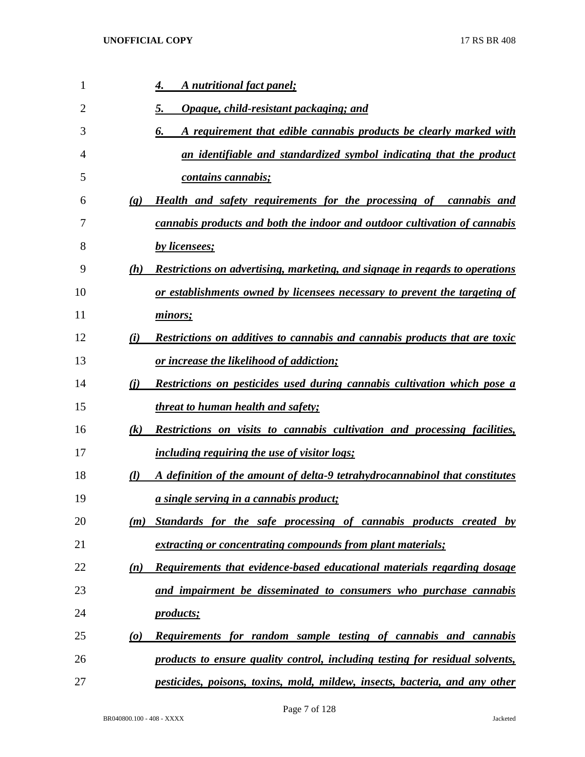4. *A nutritional fact panel;*

5. *Opaque, child-resistant packaging; and*

6. *A requirement that edible cannabis products be clearly marked with an identifiable and standardized symbol indicating that the product contains cannabis;*

(g) *Health and safety requirements for the processing of cannabis and cannabis products and both the indoor and outdoor cultivation of cannabis by licensees;*

(h) *Restrictions on advertising, marketing, and signage in regards to operations or establishments owned by licensees necessary to prevent the targeting of minors;*

(i) *Restrictions on additives to cannabis and cannabis products that are toxic or increase the likelihood of addiction;*

(j) *Restrictions on pesticides used during cannabis cultivation which pose a threat to human health and safety;*

(k) *Restrictions on visits to cannabis cultivation and processing facilities, including requiring the use of visitor logs;*

(l) *A definition of the amount of delta-9 tetrahydrocannabinol that constitutes a single serving in a cannabis product;*

(m) *Standards for the safe processing of cannabis products created by extracting or concentrating compounds from plant materials;*

(n) *Requirements that evidence-based educational materials regarding dosage and impairment be disseminated to consumers who purchase cannabis products;*

(o) *Requirements for random sample testing of cannabis and cannabis products to ensure quality control, including testing for residual solvents, pesticides, poisons, toxins, mold, mildew, insects, bacteria, and any other*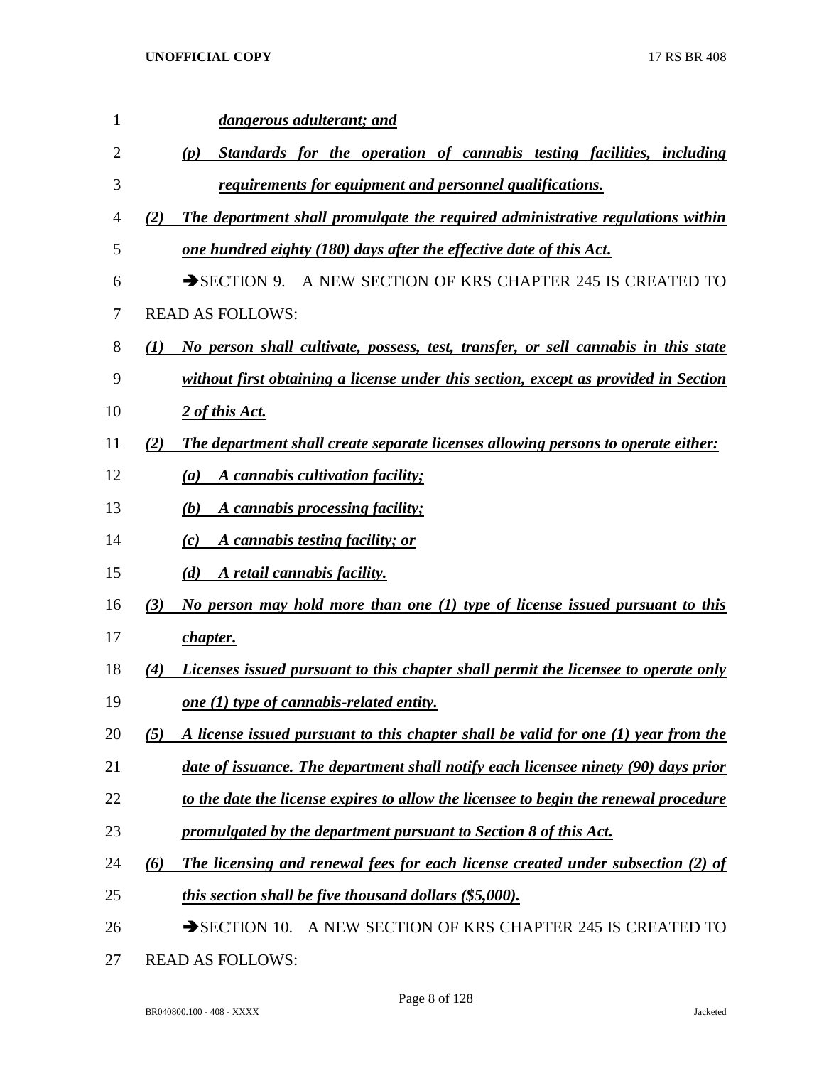***dangerous adulterant; and***

***(p) Standards for the operation of cannabis testing facilities, including requirements for equipment and personnel qualifications.***

***(2) The department shall promulgate the required administrative regulations within one hundred eighty (180) days after the effective date of this Act.***

➔SECTION 9. A NEW SECTION OF KRS CHAPTER 245 IS CREATED TO READ AS FOLLOWS:

***(1) No person shall cultivate, possess, test, transfer, or sell cannabis in this state without first obtaining a license under this section, except as provided in Section 2 of this Act.***

***(2) The department shall create separate licenses allowing persons to operate either:***

***(a) A cannabis cultivation facility;***

***(b) A cannabis processing facility;***

***(c) A cannabis testing facility; or***

***(d) A retail cannabis facility.***

***(3) No person may hold more than one (1) type of license issued pursuant to this chapter.***

***(4) Licenses issued pursuant to this chapter shall permit the licensee to operate only one (1) type of cannabis-related entity.***

***(5) A license issued pursuant to this chapter shall be valid for one (1) year from the date of issuance. The department shall notify each licensee ninety (90) days prior to the date the license expires to allow the licensee to begin the renewal procedure promulgated by the department pursuant to Section 8 of this Act.***

***(6) The licensing and renewal fees for each license created under subsection (2) of this section shall be five thousand dollars ($5,000).***

➔SECTION 10. A NEW SECTION OF KRS CHAPTER 245 IS CREATED TO READ AS FOLLOWS: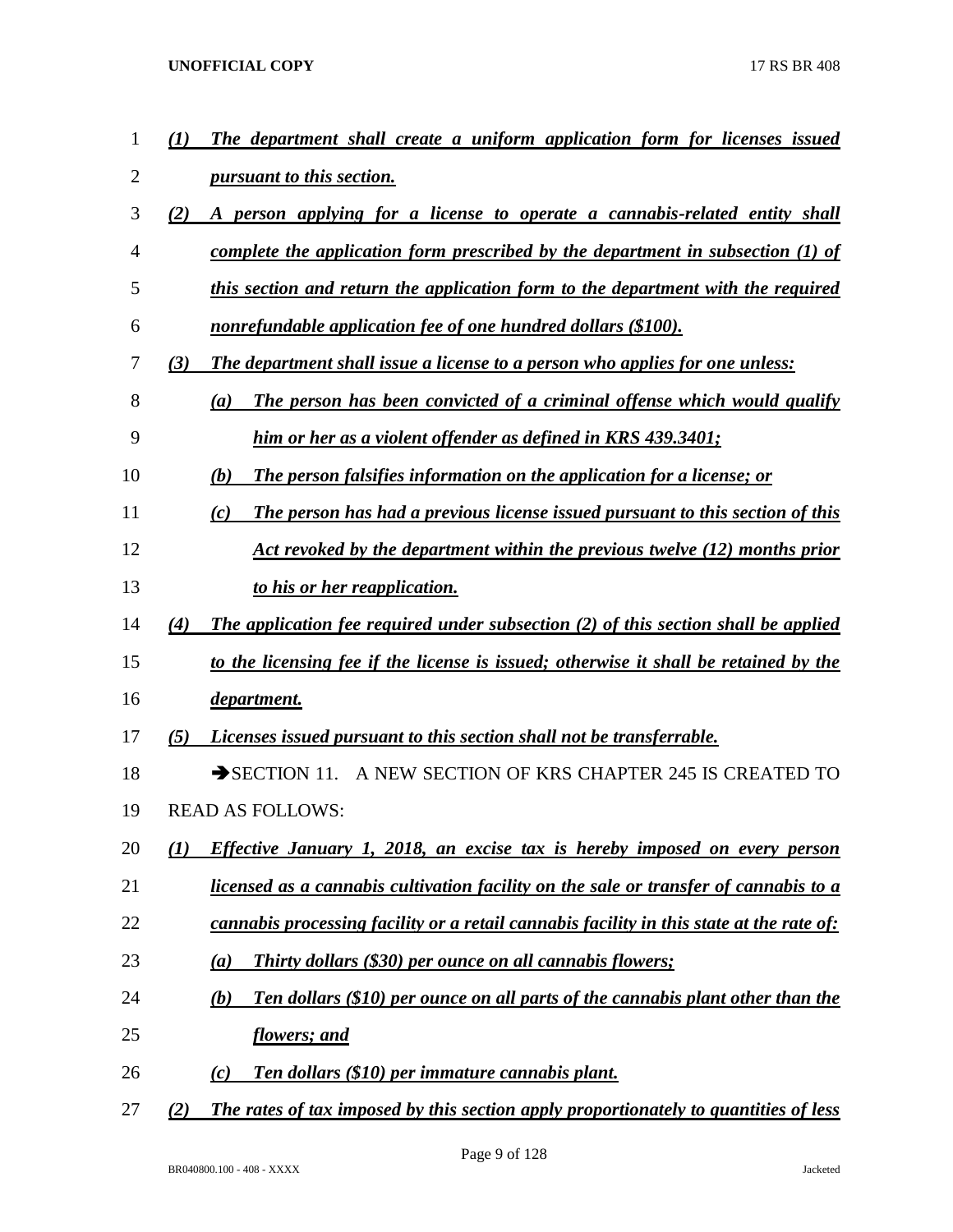*(1) The department shall create a uniform application form for licenses issued pursuant to this section.*

*(2) A person applying for a license to operate a cannabis-related entity shall complete the application form prescribed by the department in subsection (1) of this section and return the application form to the department with the required nonrefundable application fee of one hundred dollars ($100).*

*(3) The department shall issue a license to a person who applies for one unless:*

*(a) The person has been convicted of a criminal offense which would qualify him or her as a violent offender as defined in KRS 439.3401;*

*(b) The person falsifies information on the application for a license; or*

*(c) The person has had a previous license issued pursuant to this section of this Act revoked by the department within the previous twelve (12) months prior to his or her reapplication.*

*(4) The application fee required under subsection (2) of this section shall be applied to the licensing fee if the license is issued; otherwise it shall be retained by the department.*

*(5) Licenses issued pursuant to this section shall not be transferrable.*

➔SECTION 11. A NEW SECTION OF KRS CHAPTER 245 IS CREATED TO READ AS FOLLOWS:

*(1) Effective January 1, 2018, an excise tax is hereby imposed on every person licensed as a cannabis cultivation facility on the sale or transfer of cannabis to a cannabis processing facility or a retail cannabis facility in this state at the rate of:*

*(a) Thirty dollars ($30) per ounce on all cannabis flowers;*

*(b) Ten dollars ($10) per ounce on all parts of the cannabis plant other than the flowers; and*

*(c) Ten dollars ($10) per immature cannabis plant.*

*(2) The rates of tax imposed by this section apply proportionately to quantities of less*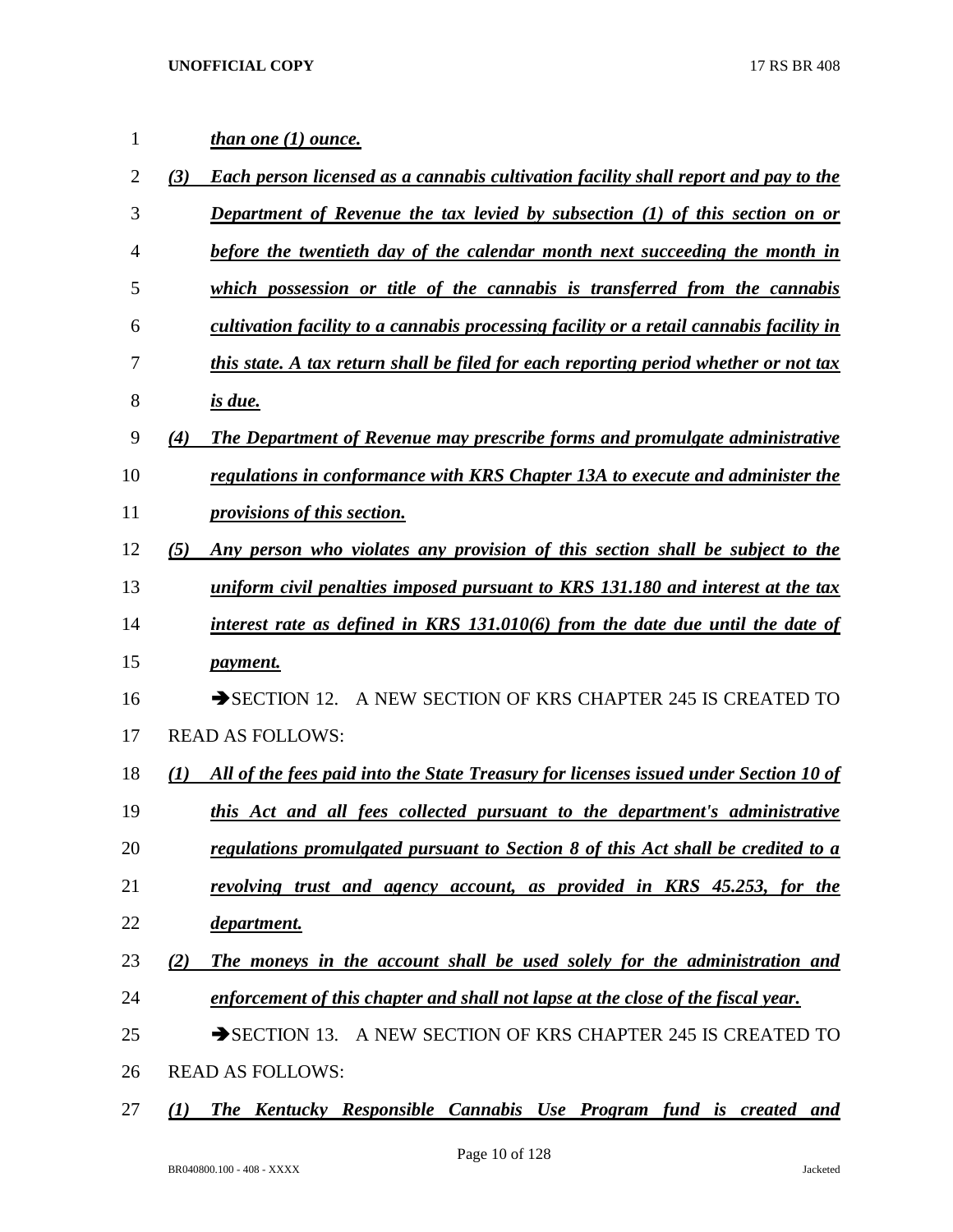*than one (1) ounce.*

*(3) Each person licensed as a cannabis cultivation facility shall report and pay to the Department of Revenue the tax levied by subsection (1) of this section on or before the twentieth day of the calendar month next succeeding the month in which possession or title of the cannabis is transferred from the cannabis cultivation facility to a cannabis processing facility or a retail cannabis facility in this state. A tax return shall be filed for each reporting period whether or not tax is due.*

*(4) The Department of Revenue may prescribe forms and promulgate administrative regulations in conformance with KRS Chapter 13A to execute and administer the provisions of this section.*

*(5) Any person who violates any provision of this section shall be subject to the uniform civil penalties imposed pursuant to KRS 131.180 and interest at the tax interest rate as defined in KRS 131.010(6) from the date due until the date of payment.*

➔SECTION 12. A NEW SECTION OF KRS CHAPTER 245 IS CREATED TO READ AS FOLLOWS:

*(1) All of the fees paid into the State Treasury for licenses issued under Section 10 of this Act and all fees collected pursuant to the department's administrative regulations promulgated pursuant to Section 8 of this Act shall be credited to a revolving trust and agency account, as provided in KRS 45.253, for the department.*

*(2) The moneys in the account shall be used solely for the administration and enforcement of this chapter and shall not lapse at the close of the fiscal year.*

➔SECTION 13. A NEW SECTION OF KRS CHAPTER 245 IS CREATED TO READ AS FOLLOWS:

*(1) The Kentucky Responsible Cannabis Use Program fund is created and*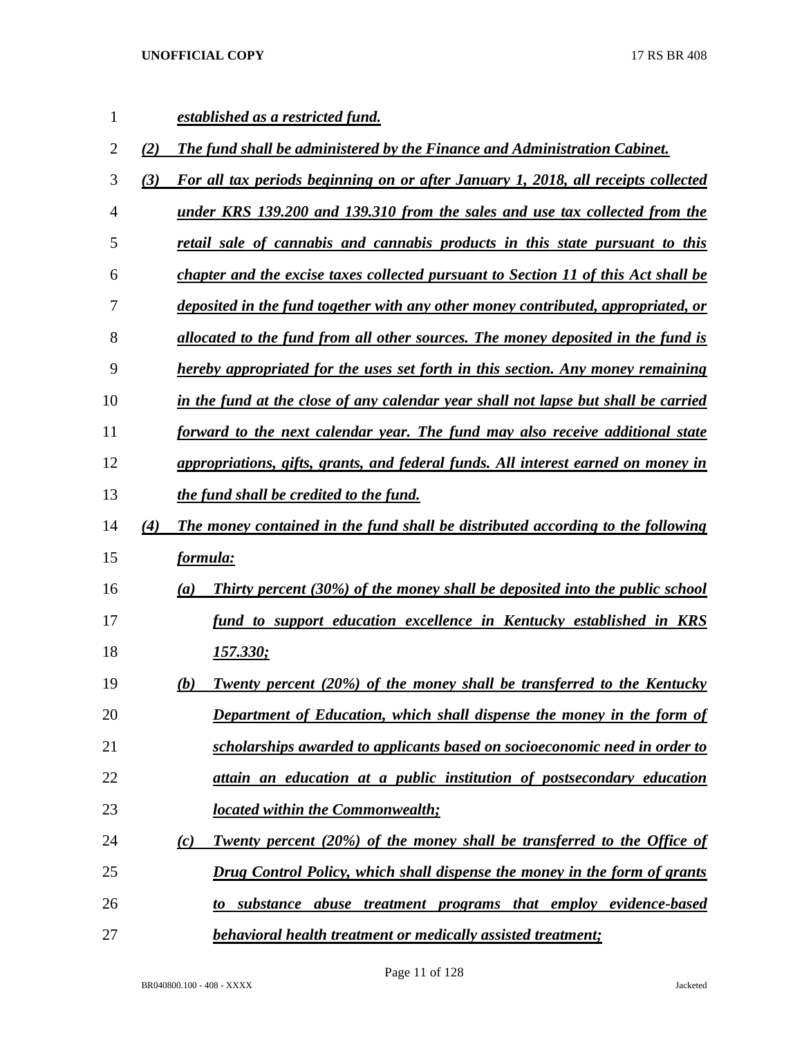***established as a restricted fund.***

***(2) The fund shall be administered by the Finance and Administration Cabinet.***

***(3) For all tax periods beginning on or after January 1, 2018, all receipts collected under KRS 139.200 and 139.310 from the sales and use tax collected from the retail sale of cannabis and cannabis products in this state pursuant to this chapter and the excise taxes collected pursuant to Section 11 of this Act shall be deposited in the fund together with any other money contributed, appropriated, or allocated to the fund from all other sources. The money deposited in the fund is hereby appropriated for the uses set forth in this section. Any money remaining in the fund at the close of any calendar year shall not lapse but shall be carried forward to the next calendar year. The fund may also receive additional state appropriations, gifts, grants, and federal funds. All interest earned on money in the fund shall be credited to the fund.***

***(4) The money contained in the fund shall be distributed according to the following formula:***

***(a) Thirty percent (30%) of the money shall be deposited into the public school fund to support education excellence in Kentucky established in KRS 157.330;***

***(b) Twenty percent (20%) of the money shall be transferred to the Kentucky Department of Education, which shall dispense the money in the form of scholarships awarded to applicants based on socioeconomic need in order to attain an education at a public institution of postsecondary education located within the Commonwealth;***

***(c) Twenty percent (20%) of the money shall be transferred to the Office of Drug Control Policy, which shall dispense the money in the form of grants to substance abuse treatment programs that employ evidence-based behavioral health treatment or medically assisted treatment;***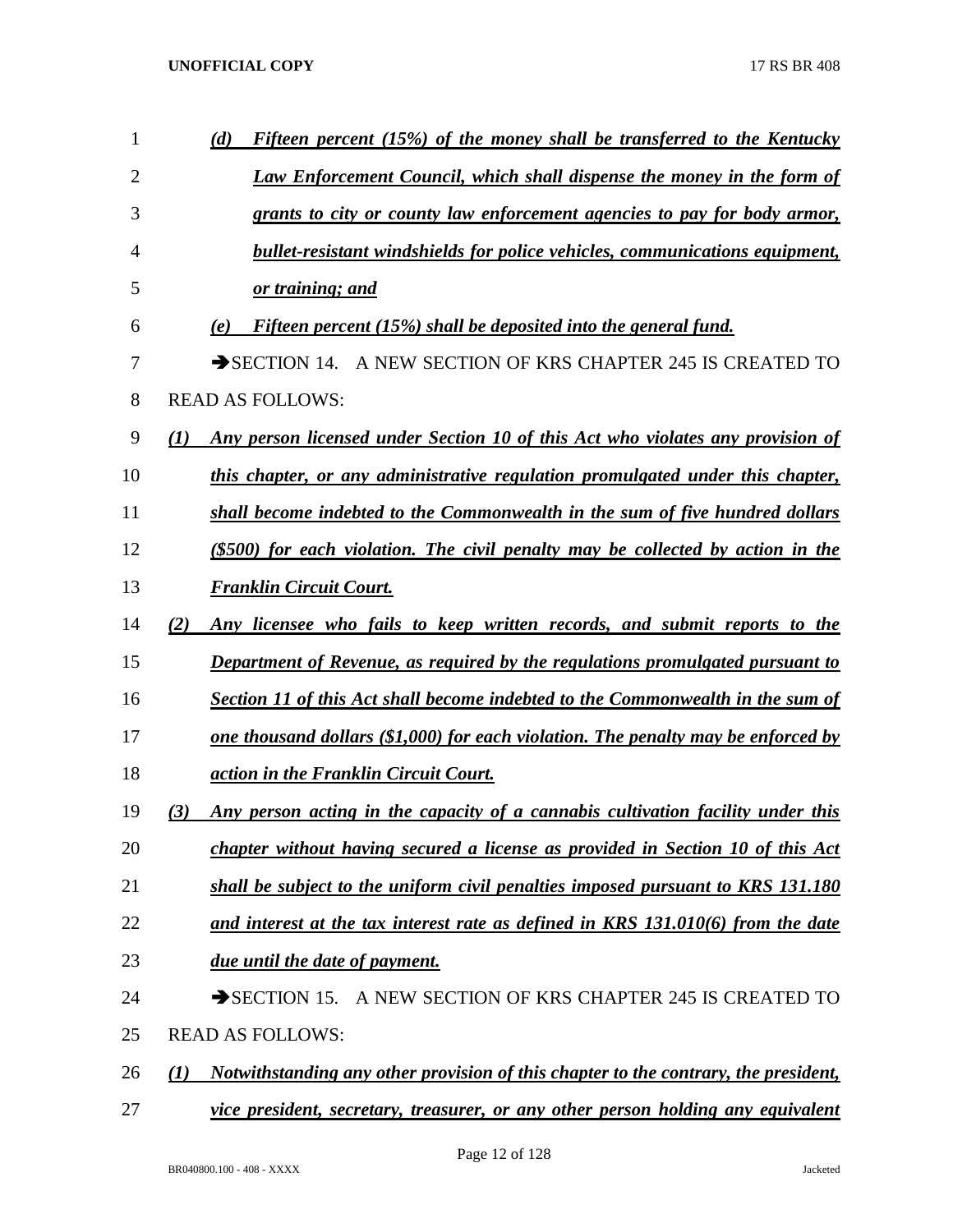*(d) Fifteen percent (15%) of the money shall be transferred to the Kentucky Law Enforcement Council, which shall dispense the money in the form of grants to city or county law enforcement agencies to pay for body armor, bullet-resistant windshields for police vehicles, communications equipment, or training; and*

*(e) Fifteen percent (15%) shall be deposited into the general fund.*

➔SECTION 14. A NEW SECTION OF KRS CHAPTER 245 IS CREATED TO READ AS FOLLOWS:

*(1) Any person licensed under Section 10 of this Act who violates any provision of this chapter, or any administrative regulation promulgated under this chapter, shall become indebted to the Commonwealth in the sum of five hundred dollars ($500) for each violation. The civil penalty may be collected by action in the Franklin Circuit Court.*

*(2) Any licensee who fails to keep written records, and submit reports to the Department of Revenue, as required by the regulations promulgated pursuant to Section 11 of this Act shall become indebted to the Commonwealth in the sum of one thousand dollars ($1,000) for each violation. The penalty may be enforced by action in the Franklin Circuit Court.*

*(3) Any person acting in the capacity of a cannabis cultivation facility under this chapter without having secured a license as provided in Section 10 of this Act shall be subject to the uniform civil penalties imposed pursuant to KRS 131.180 and interest at the tax interest rate as defined in KRS 131.010(6) from the date due until the date of payment.*

➔SECTION 15. A NEW SECTION OF KRS CHAPTER 245 IS CREATED TO READ AS FOLLOWS:

*(1) Notwithstanding any other provision of this chapter to the contrary, the president, vice president, secretary, treasurer, or any other person holding any equivalent*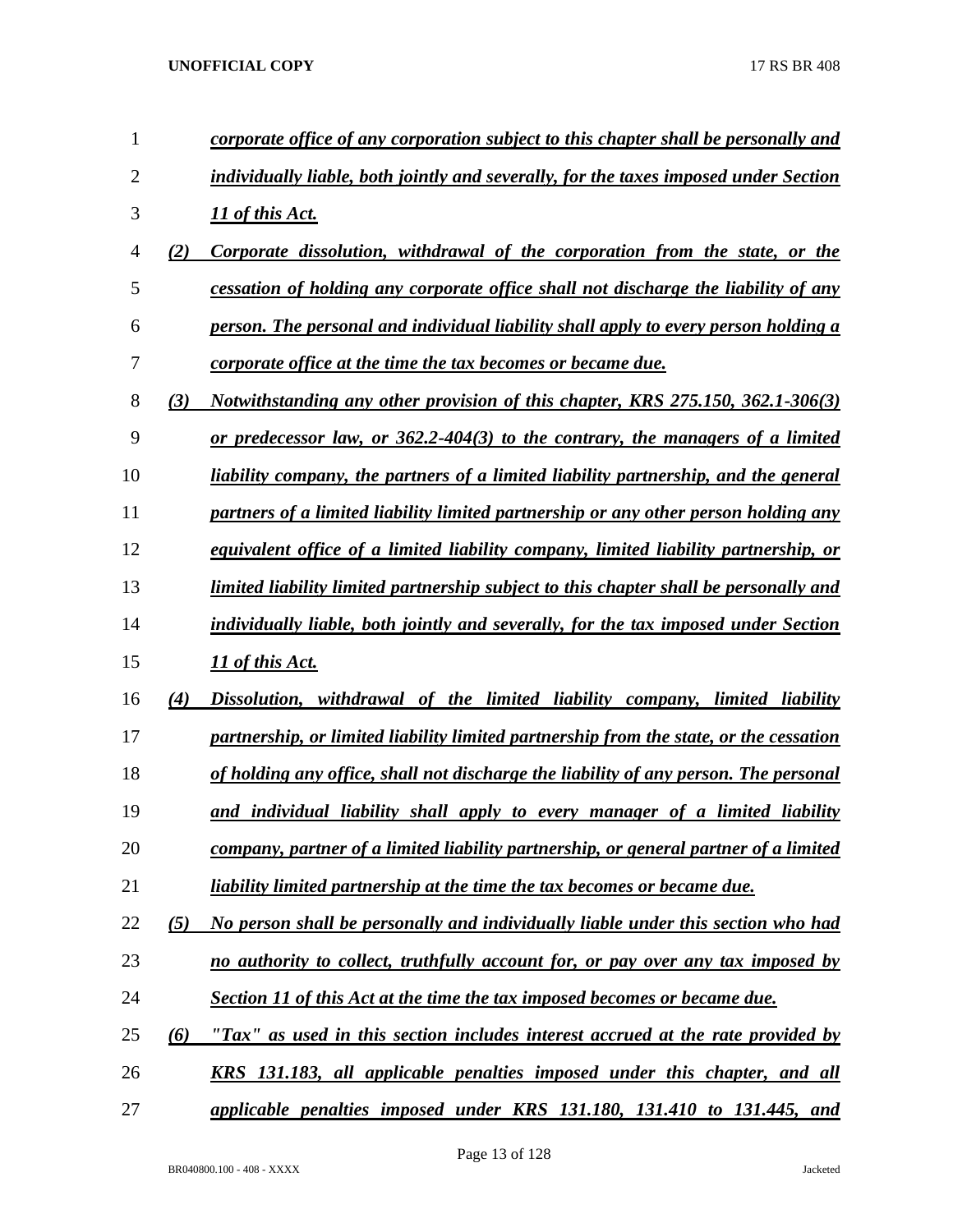*corporate office of any corporation subject to this chapter shall be personally and individually liable, both jointly and severally, for the taxes imposed under Section 11 of this Act.*

*(2) Corporate dissolution, withdrawal of the corporation from the state, or the cessation of holding any corporate office shall not discharge the liability of any person. The personal and individual liability shall apply to every person holding a corporate office at the time the tax becomes or became due.*

*(3) Notwithstanding any other provision of this chapter, KRS 275.150, 362.1-306(3) or predecessor law, or 362.2-404(3) to the contrary, the managers of a limited liability company, the partners of a limited liability partnership, and the general partners of a limited liability limited partnership or any other person holding any equivalent office of a limited liability company, limited liability partnership, or limited liability limited partnership subject to this chapter shall be personally and individually liable, both jointly and severally, for the tax imposed under Section 11 of this Act.*

*(4) Dissolution, withdrawal of the limited liability company, limited liability partnership, or limited liability limited partnership from the state, or the cessation of holding any office, shall not discharge the liability of any person. The personal and individual liability shall apply to every manager of a limited liability company, partner of a limited liability partnership, or general partner of a limited liability limited partnership at the time the tax becomes or became due.*

*(5) No person shall be personally and individually liable under this section who had no authority to collect, truthfully account for, or pay over any tax imposed by Section 11 of this Act at the time the tax imposed becomes or became due.*

*(6) "Tax" as used in this section includes interest accrued at the rate provided by KRS 131.183, all applicable penalties imposed under this chapter, and all applicable penalties imposed under KRS 131.180, 131.410 to 131.445, and*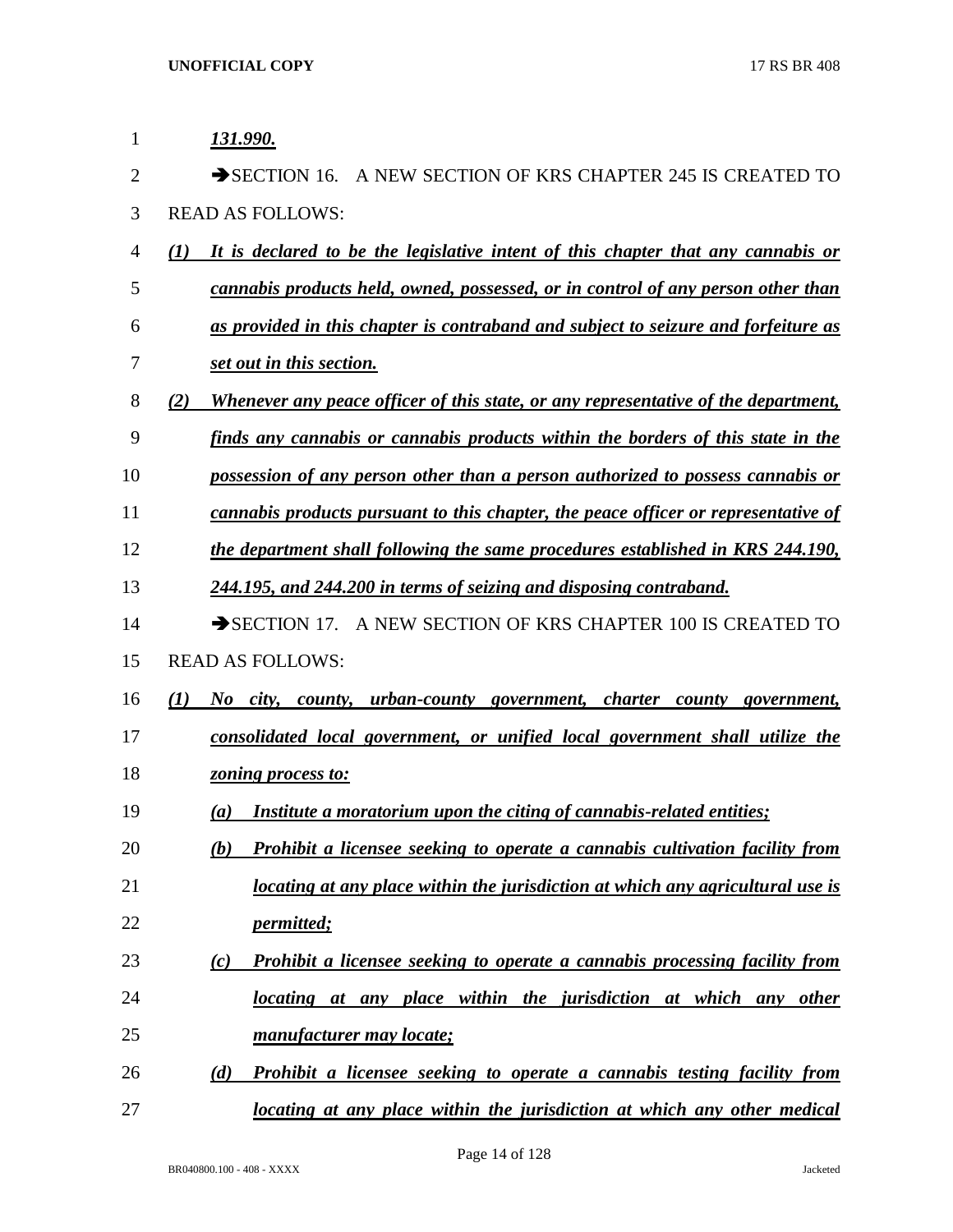*131.990.*

➔SECTION 16. A NEW SECTION OF KRS CHAPTER 245 IS CREATED TO READ AS FOLLOWS:

*(1) It is declared to be the legislative intent of this chapter that any cannabis or cannabis products held, owned, possessed, or in control of any person other than as provided in this chapter is contraband and subject to seizure and forfeiture as set out in this section.*

*(2) Whenever any peace officer of this state, or any representative of the department, finds any cannabis or cannabis products within the borders of this state in the possession of any person other than a person authorized to possess cannabis or cannabis products pursuant to this chapter, the peace officer or representative of the department shall following the same procedures established in KRS 244.190, 244.195, and 244.200 in terms of seizing and disposing contraband.*

➔SECTION 17. A NEW SECTION OF KRS CHAPTER 100 IS CREATED TO READ AS FOLLOWS:

*(1) No city, county, urban-county government, charter county government, consolidated local government, or unified local government shall utilize the zoning process to:*

*(a) Institute a moratorium upon the citing of cannabis-related entities;*

*(b) Prohibit a licensee seeking to operate a cannabis cultivation facility from locating at any place within the jurisdiction at which any agricultural use is permitted;*

*(c) Prohibit a licensee seeking to operate a cannabis processing facility from locating at any place within the jurisdiction at which any other manufacturer may locate;*

*(d) Prohibit a licensee seeking to operate a cannabis testing facility from locating at any place within the jurisdiction at which any other medical*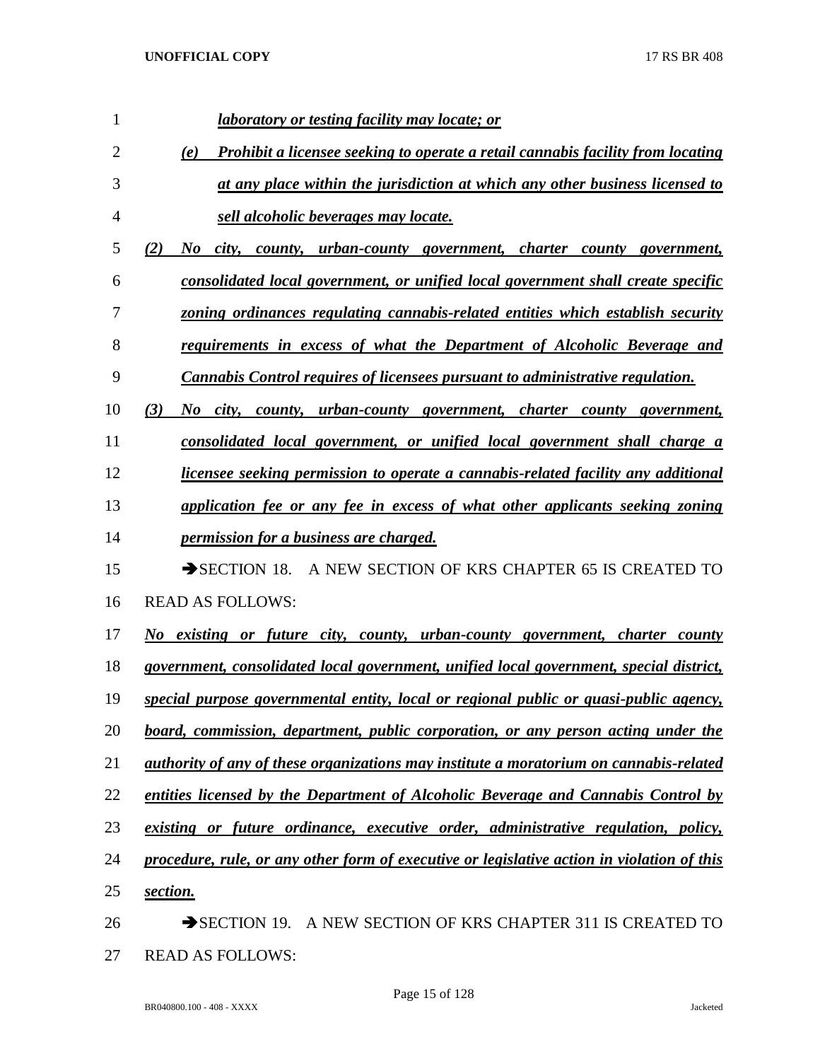*laboratory or testing facility may locate; or*

*(e) Prohibit a licensee seeking to operate a retail cannabis facility from locating at any place within the jurisdiction at which any other business licensed to sell alcoholic beverages may locate.*

*(2) No city, county, urban-county government, charter county government, consolidated local government, or unified local government shall create specific zoning ordinances regulating cannabis-related entities which establish security requirements in excess of what the Department of Alcoholic Beverage and Cannabis Control requires of licensees pursuant to administrative regulation.*

*(3) No city, county, urban-county government, charter county government, consolidated local government, or unified local government shall charge a licensee seeking permission to operate a cannabis-related facility any additional application fee or any fee in excess of what other applicants seeking zoning permission for a business are charged.*

➔SECTION 18. A NEW SECTION OF KRS CHAPTER 65 IS CREATED TO READ AS FOLLOWS:

*No existing or future city, county, urban-county government, charter county government, consolidated local government, unified local government, special district, special purpose governmental entity, local or regional public or quasi-public agency, board, commission, department, public corporation, or any person acting under the authority of any of these organizations may institute a moratorium on cannabis-related entities licensed by the Department of Alcoholic Beverage and Cannabis Control by existing or future ordinance, executive order, administrative regulation, policy, procedure, rule, or any other form of executive or legislative action in violation of this section.*

➔SECTION 19. A NEW SECTION OF KRS CHAPTER 311 IS CREATED TO READ AS FOLLOWS: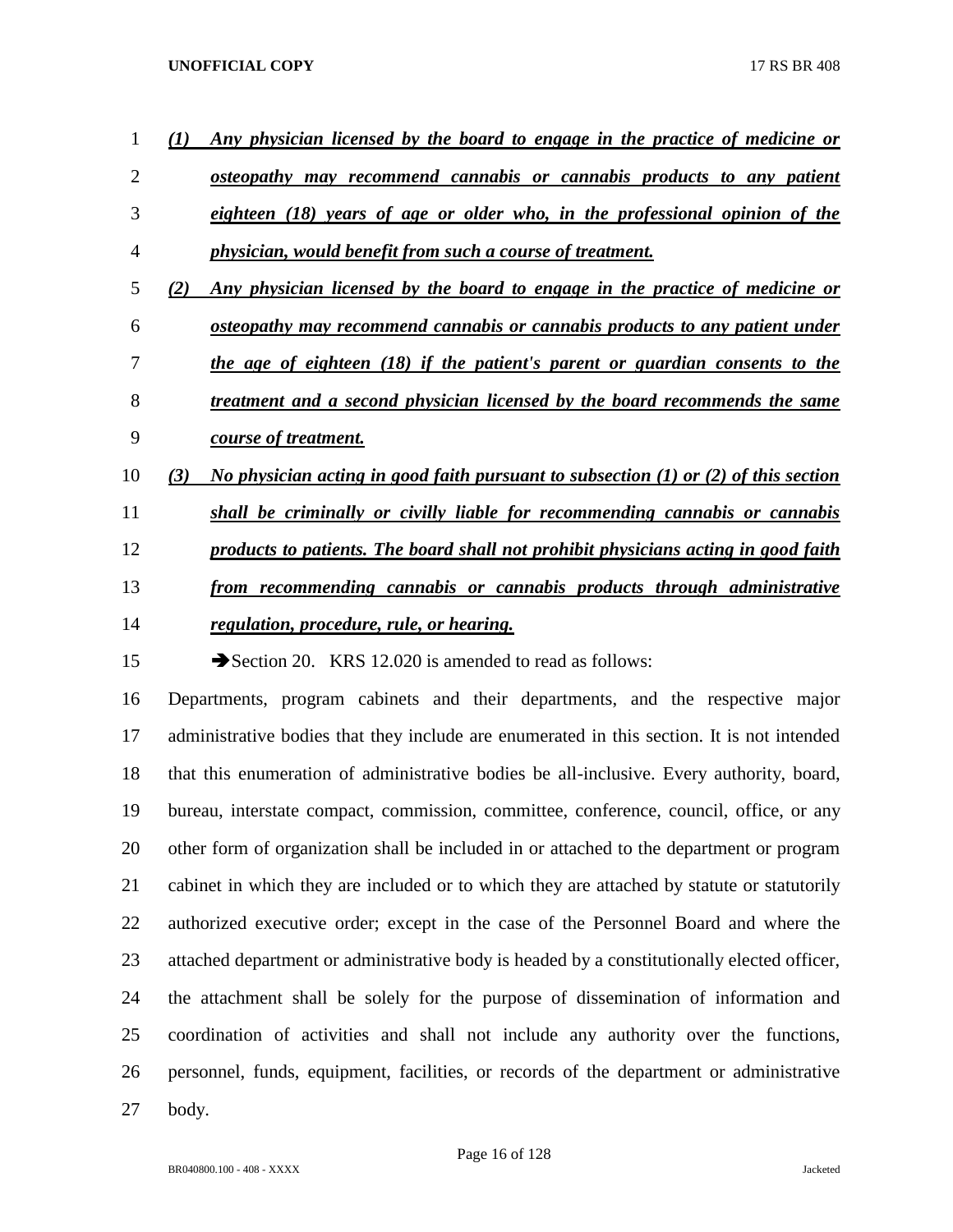***(1) Any physician licensed by the board to engage in the practice of medicine or osteopathy may recommend cannabis or cannabis products to any patient eighteen (18) years of age or older who, in the professional opinion of the physician, would benefit from such a course of treatment.***

***(2) Any physician licensed by the board to engage in the practice of medicine or osteopathy may recommend cannabis or cannabis products to any patient under the age of eighteen (18) if the patient's parent or guardian consents to the treatment and a second physician licensed by the board recommends the same course of treatment.***

***(3) No physician acting in good faith pursuant to subsection (1) or (2) of this section shall be criminally or civilly liable for recommending cannabis or cannabis products to patients. The board shall not prohibit physicians acting in good faith from recommending cannabis or cannabis products through administrative regulation, procedure, rule, or hearing.***

➔Section 20. KRS 12.020 is amended to read as follows:

Departments, program cabinets and their departments, and the respective major administrative bodies that they include are enumerated in this section. It is not intended that this enumeration of administrative bodies be all-inclusive. Every authority, board, bureau, interstate compact, commission, committee, conference, council, office, or any other form of organization shall be included in or attached to the department or program cabinet in which they are included or to which they are attached by statute or statutorily authorized executive order; except in the case of the Personnel Board and where the attached department or administrative body is headed by a constitutionally elected officer, the attachment shall be solely for the purpose of dissemination of information and coordination of activities and shall not include any authority over the functions, personnel, funds, equipment, facilities, or records of the department or administrative body.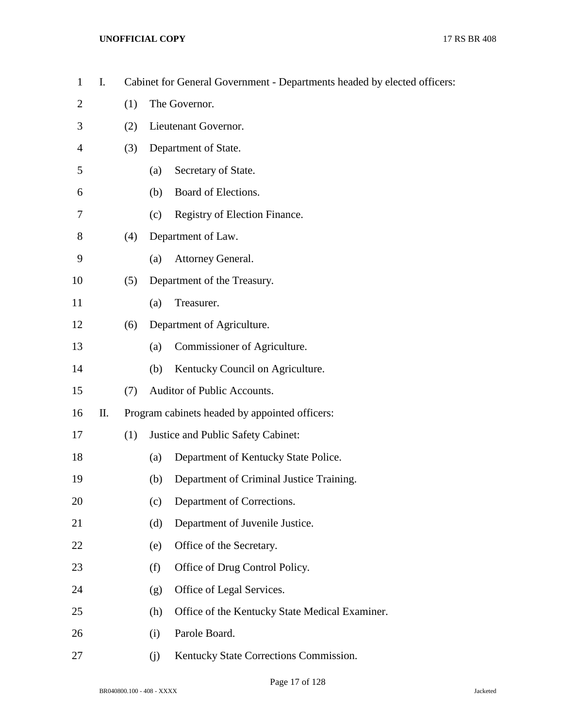I. Cabinet for General Government - Departments headed by elected officers:

(1) The Governor.

(2) Lieutenant Governor.

(3) Department of State.

(a) Secretary of State.

(b) Board of Elections.

(c) Registry of Election Finance.

(4) Department of Law.

(a) Attorney General.

(5) Department of the Treasury.

(a) Treasurer.

(6) Department of Agriculture.

(a) Commissioner of Agriculture.

(b) Kentucky Council on Agriculture.

(7) Auditor of Public Accounts.

II. Program cabinets headed by appointed officers:

(1) Justice and Public Safety Cabinet:

(a) Department of Kentucky State Police.

(b) Department of Criminal Justice Training.

(c) Department of Corrections.

(d) Department of Juvenile Justice.

(e) Office of the Secretary.

(f) Office of Drug Control Policy.

(g) Office of Legal Services.

(h) Office of the Kentucky State Medical Examiner.

(i) Parole Board.

(j) Kentucky State Corrections Commission.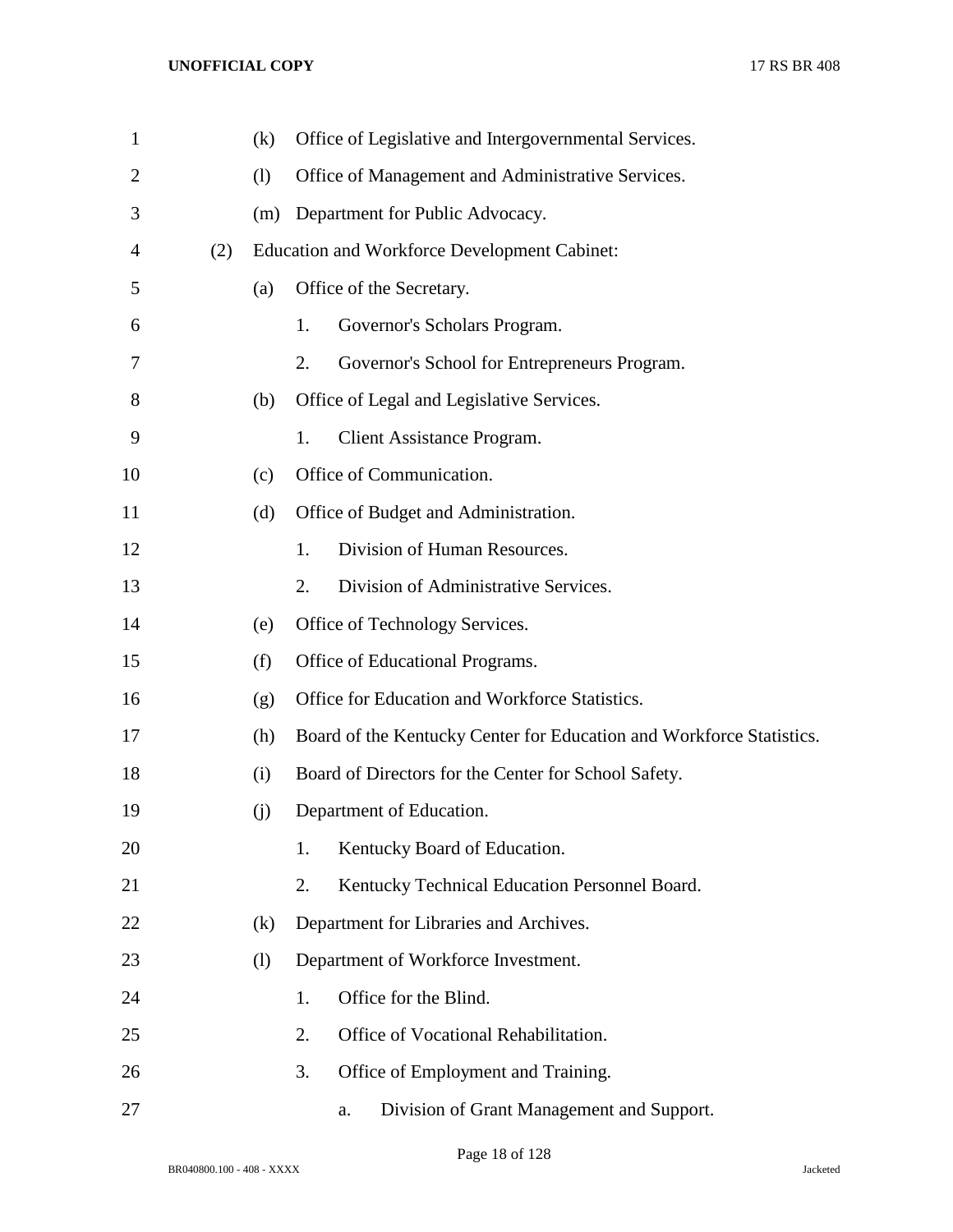(k) Office of Legislative and Intergovernmental Services.

(l) Office of Management and Administrative Services.

(m) Department for Public Advocacy.

(2) Education and Workforce Development Cabinet:

(a) Office of the Secretary.

1. Governor's Scholars Program.

2. Governor's School for Entrepreneurs Program.

(b) Office of Legal and Legislative Services.

1. Client Assistance Program.

(c) Office of Communication.

(d) Office of Budget and Administration.

1. Division of Human Resources.

2. Division of Administrative Services.

(e) Office of Technology Services.

(f) Office of Educational Programs.

(g) Office for Education and Workforce Statistics.

(h) Board of the Kentucky Center for Education and Workforce Statistics.

(i) Board of Directors for the Center for School Safety.

(j) Department of Education.

1. Kentucky Board of Education.

2. Kentucky Technical Education Personnel Board.

(k) Department for Libraries and Archives.

(l) Department of Workforce Investment.

1. Office for the Blind.

2. Office of Vocational Rehabilitation.

3. Office of Employment and Training.

a. Division of Grant Management and Support.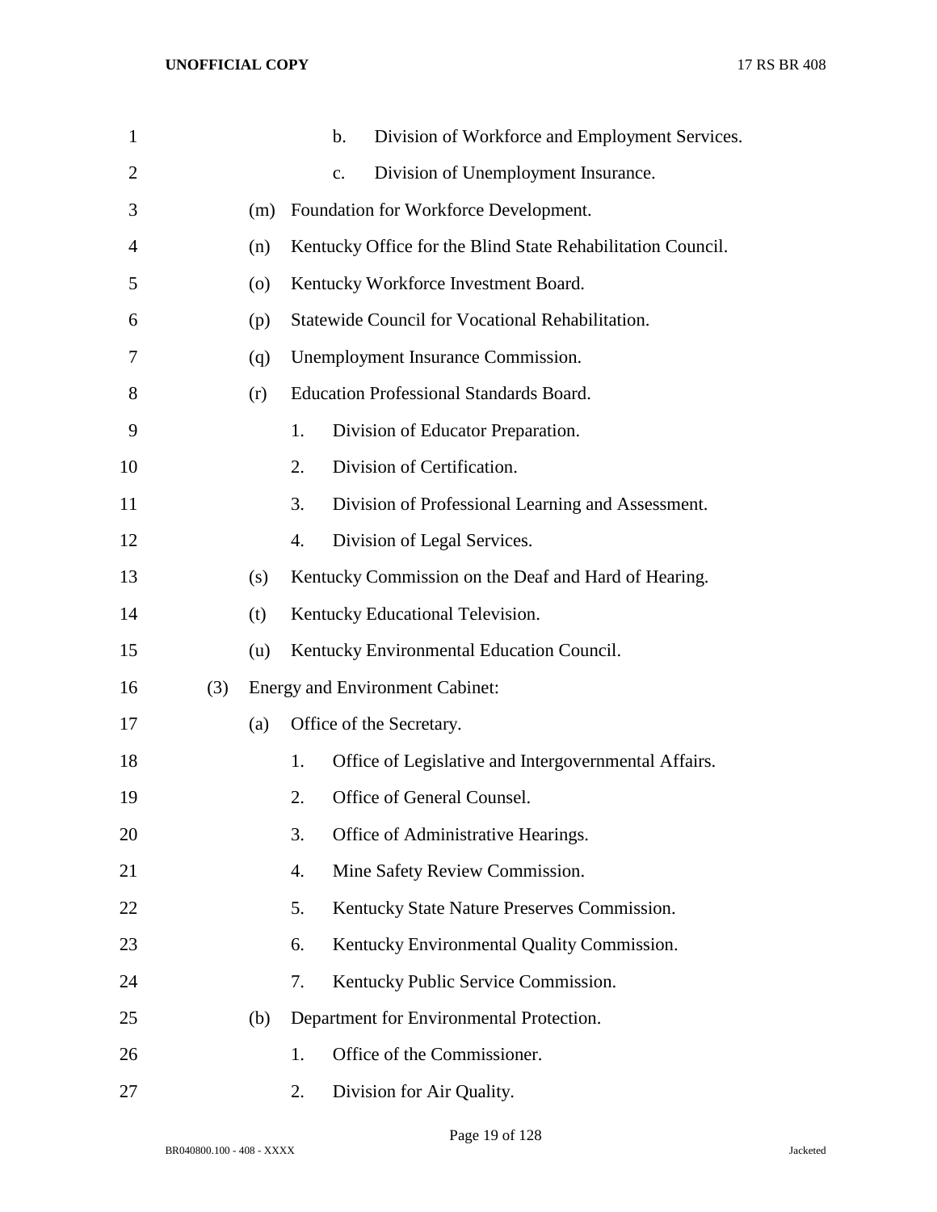b. Division of Workforce and Employment Services.

c. Division of Unemployment Insurance.

(m) Foundation for Workforce Development.

(n) Kentucky Office for the Blind State Rehabilitation Council.

(o) Kentucky Workforce Investment Board.

(p) Statewide Council for Vocational Rehabilitation.

(q) Unemployment Insurance Commission.

(r) Education Professional Standards Board.

1. Division of Educator Preparation.

2. Division of Certification.

3. Division of Professional Learning and Assessment.

4. Division of Legal Services.

(s) Kentucky Commission on the Deaf and Hard of Hearing.

(t) Kentucky Educational Television.

(u) Kentucky Environmental Education Council.

(3) Energy and Environment Cabinet:

(a) Office of the Secretary.

1. Office of Legislative and Intergovernmental Affairs.

2. Office of General Counsel.

3. Office of Administrative Hearings.

4. Mine Safety Review Commission.

5. Kentucky State Nature Preserves Commission.

6. Kentucky Environmental Quality Commission.

7. Kentucky Public Service Commission.

(b) Department for Environmental Protection.

1. Office of the Commissioner.

2. Division for Air Quality.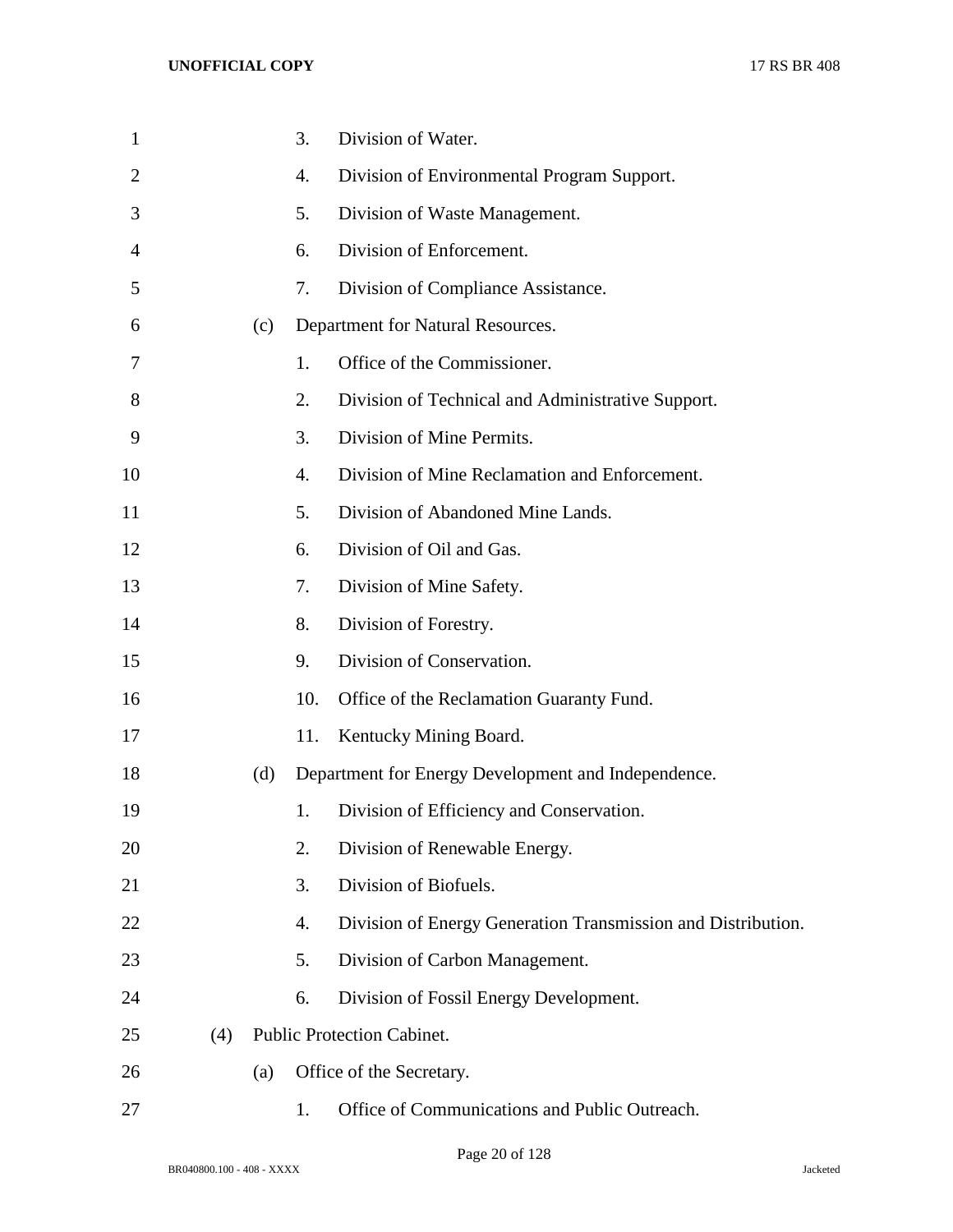3. Division of Water.
4. Division of Environmental Program Support.
5. Division of Waste Management.
6. Division of Enforcement.
7. Division of Compliance Assistance.

(c) Department for Natural Resources.

1. Office of the Commissioner.
2. Division of Technical and Administrative Support.
3. Division of Mine Permits.
4. Division of Mine Reclamation and Enforcement.
5. Division of Abandoned Mine Lands.
6. Division of Oil and Gas.
7. Division of Mine Safety.
8. Division of Forestry.
9. Division of Conservation.
10. Office of the Reclamation Guaranty Fund.
11. Kentucky Mining Board.

(d) Department for Energy Development and Independence.

1. Division of Efficiency and Conservation.
2. Division of Renewable Energy.
3. Division of Biofuels.
4. Division of Energy Generation Transmission and Distribution.
5. Division of Carbon Management.
6. Division of Fossil Energy Development.

(4) Public Protection Cabinet.

(a) Office of the Secretary.

1. Office of Communications and Public Outreach.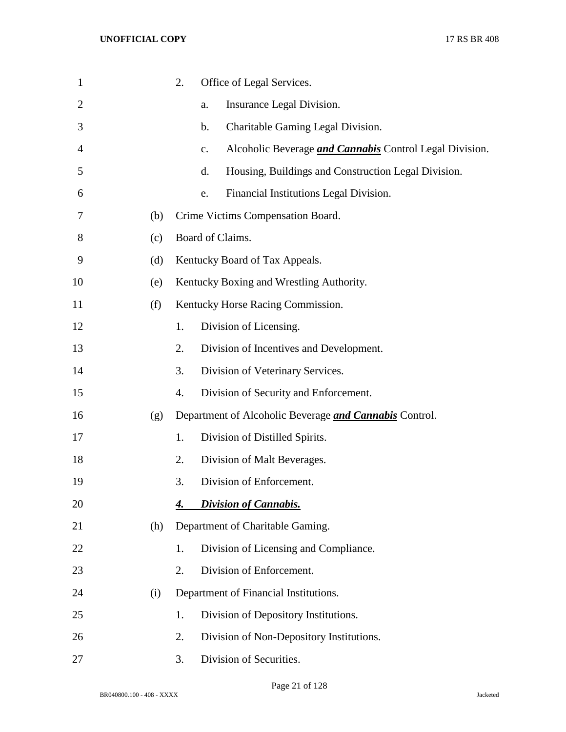2. Office of Legal Services.

a. Insurance Legal Division.

b. Charitable Gaming Legal Division.

c. Alcoholic Beverage ***and Cannabis*** Control Legal Division.

d. Housing, Buildings and Construction Legal Division.

e. Financial Institutions Legal Division.

(b) Crime Victims Compensation Board.

(c) Board of Claims.

(d) Kentucky Board of Tax Appeals.

(e) Kentucky Boxing and Wrestling Authority.

(f) Kentucky Horse Racing Commission.

1. Division of Licensing.

2. Division of Incentives and Development.

3. Division of Veterinary Services.

4. Division of Security and Enforcement.

(g) Department of Alcoholic Beverage ***and Cannabis*** Control.

1. Division of Distilled Spirits.

2. Division of Malt Beverages.

3. Division of Enforcement.

***4. Division of Cannabis.***

(h) Department of Charitable Gaming.

1. Division of Licensing and Compliance.

2. Division of Enforcement.

(i) Department of Financial Institutions.

1. Division of Depository Institutions.

2. Division of Non-Depository Institutions.

3. Division of Securities.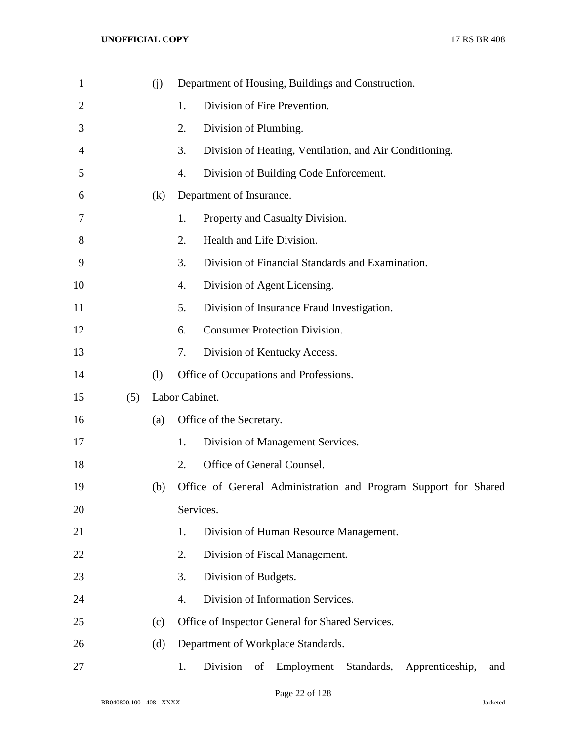(j) Department of Housing, Buildings and Construction.

1. Division of Fire Prevention.
2. Division of Plumbing.
3. Division of Heating, Ventilation, and Air Conditioning.
4. Division of Building Code Enforcement.

(k) Department of Insurance.

1. Property and Casualty Division.
2. Health and Life Division.
3. Division of Financial Standards and Examination.
4. Division of Agent Licensing.
5. Division of Insurance Fraud Investigation.
6. Consumer Protection Division.
7. Division of Kentucky Access.

(l) Office of Occupations and Professions.

(5) Labor Cabinet.

(a) Office of the Secretary.

1. Division of Management Services.
2. Office of General Counsel.

(b) Office of General Administration and Program Support for Shared Services.

1. Division of Human Resource Management.
2. Division of Fiscal Management.
3. Division of Budgets.
4. Division of Information Services.

(c) Office of Inspector General for Shared Services.

(d) Department of Workplace Standards.

1. Division of Employment Standards, Apprenticeship, and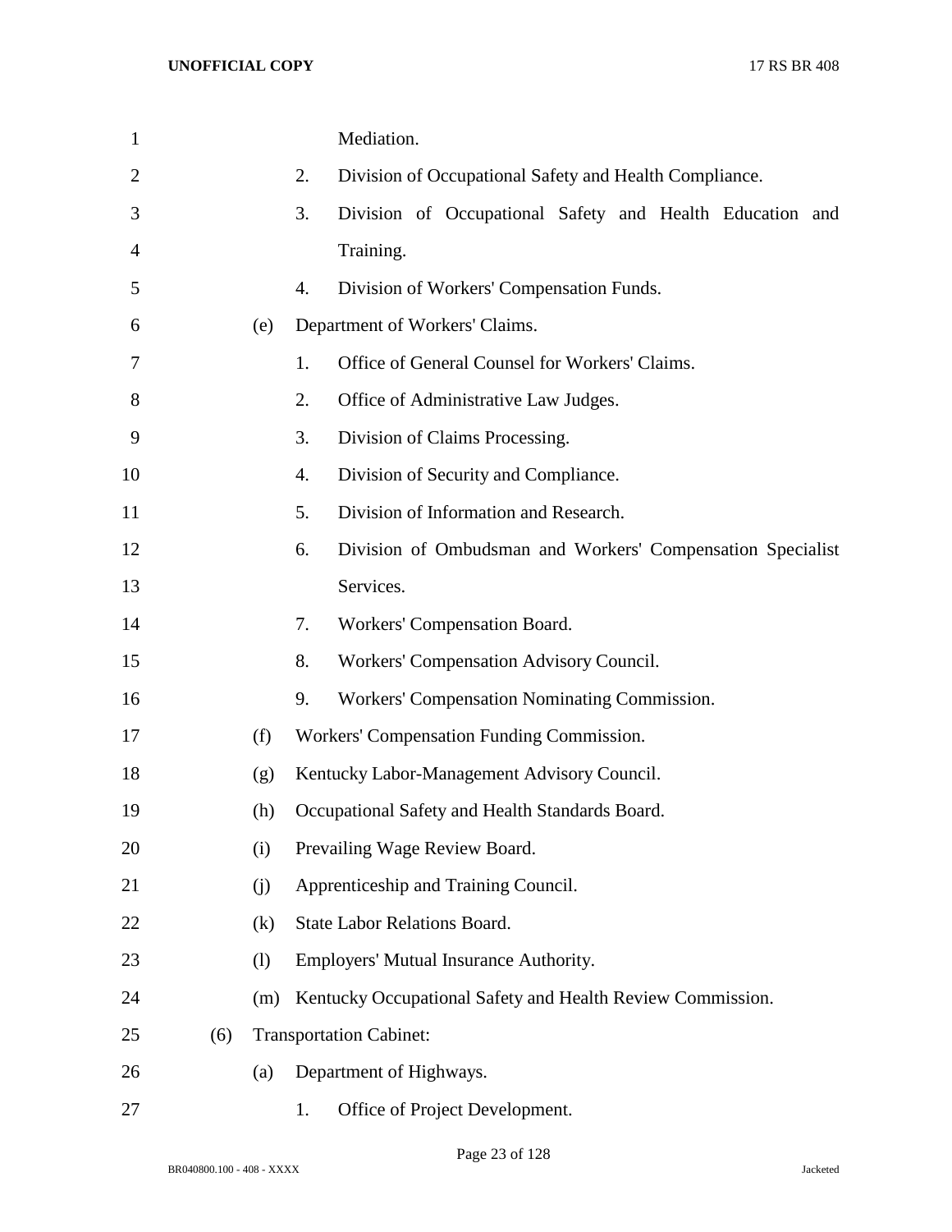Mediation.

2. Division of Occupational Safety and Health Compliance.
3. Division of Occupational Safety and Health Education and Training.
4. Division of Workers' Compensation Funds.

(e) Department of Workers' Claims.

1. Office of General Counsel for Workers' Claims.
2. Office of Administrative Law Judges.
3. Division of Claims Processing.
4. Division of Security and Compliance.
5. Division of Information and Research.
6. Division of Ombudsman and Workers' Compensation Specialist Services.
7. Workers' Compensation Board.
8. Workers' Compensation Advisory Council.
9. Workers' Compensation Nominating Commission.

(f) Workers' Compensation Funding Commission.

(g) Kentucky Labor-Management Advisory Council.

(h) Occupational Safety and Health Standards Board.

(i) Prevailing Wage Review Board.

(j) Apprenticeship and Training Council.

(k) State Labor Relations Board.

(l) Employers' Mutual Insurance Authority.

(m) Kentucky Occupational Safety and Health Review Commission.

(6) Transportation Cabinet:

(a) Department of Highways.

1. Office of Project Development.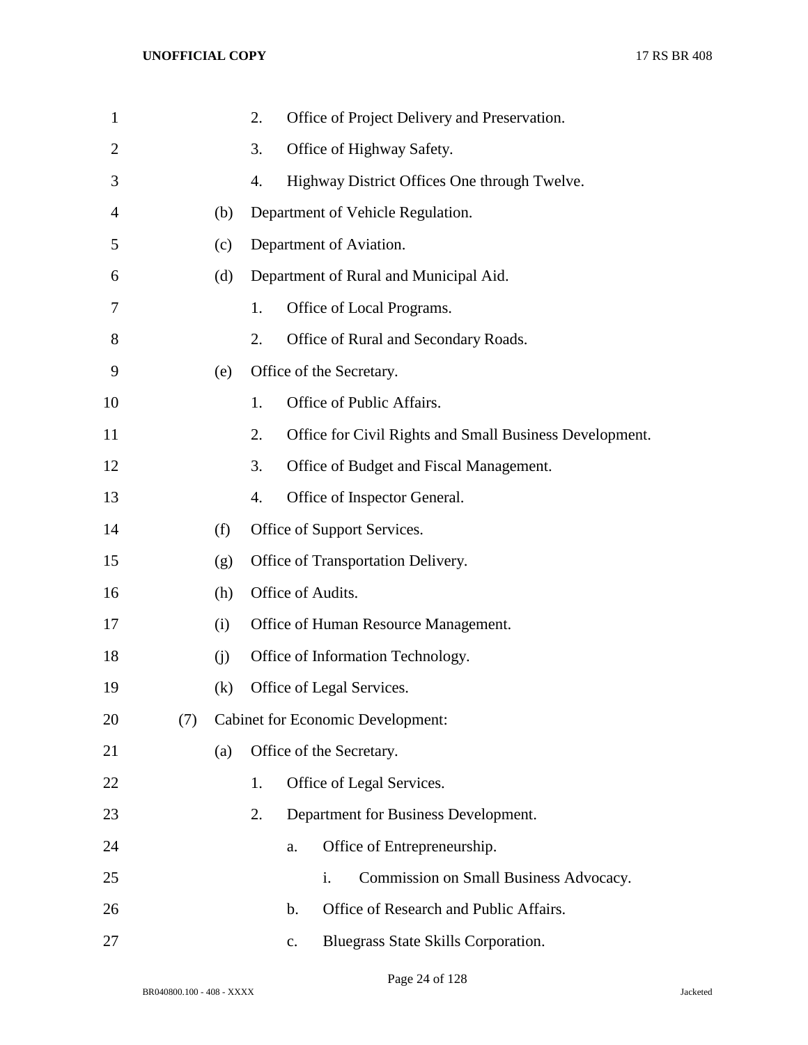2. Office of Project Delivery and Preservation.

3. Office of Highway Safety.

4. Highway District Offices One through Twelve.

(b) Department of Vehicle Regulation.

(c) Department of Aviation.

(d) Department of Rural and Municipal Aid.

1. Office of Local Programs.

2. Office of Rural and Secondary Roads.

(e) Office of the Secretary.

1. Office of Public Affairs.

2. Office for Civil Rights and Small Business Development.

3. Office of Budget and Fiscal Management.

4. Office of Inspector General.

(f) Office of Support Services.

(g) Office of Transportation Delivery.

(h) Office of Audits.

(i) Office of Human Resource Management.

(j) Office of Information Technology.

(k) Office of Legal Services.

(7) Cabinet for Economic Development:

(a) Office of the Secretary.

1. Office of Legal Services.

2. Department for Business Development.

a. Office of Entrepreneurship.

i. Commission on Small Business Advocacy.

b. Office of Research and Public Affairs.

c. Bluegrass State Skills Corporation.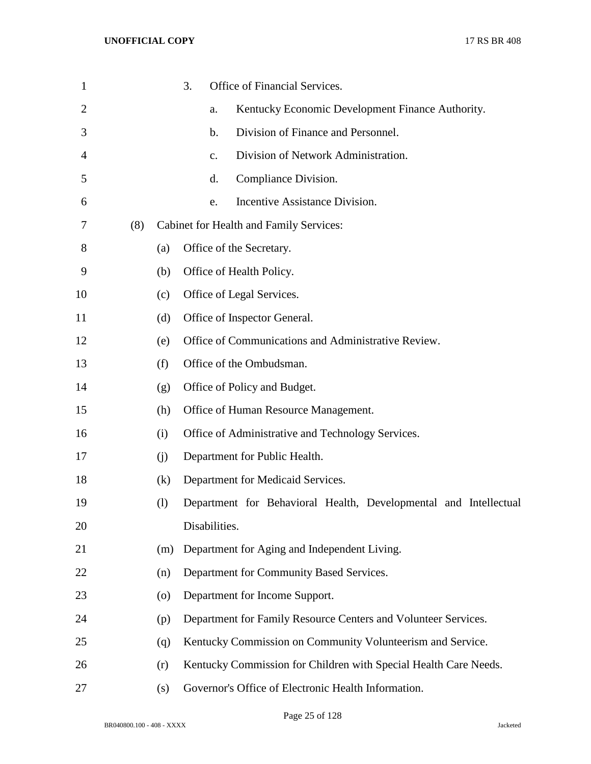3. Office of Financial Services.

a. Kentucky Economic Development Finance Authority.

b. Division of Finance and Personnel.

c. Division of Network Administration.

d. Compliance Division.

e. Incentive Assistance Division.

(8) Cabinet for Health and Family Services:

(a) Office of the Secretary.

(b) Office of Health Policy.

(c) Office of Legal Services.

(d) Office of Inspector General.

(e) Office of Communications and Administrative Review.

(f) Office of the Ombudsman.

(g) Office of Policy and Budget.

(h) Office of Human Resource Management.

(i) Office of Administrative and Technology Services.

(j) Department for Public Health.

(k) Department for Medicaid Services.

(l) Department for Behavioral Health, Developmental and Intellectual Disabilities.

(m) Department for Aging and Independent Living.

(n) Department for Community Based Services.

(o) Department for Income Support.

(p) Department for Family Resource Centers and Volunteer Services.

(q) Kentucky Commission on Community Volunteerism and Service.

(r) Kentucky Commission for Children with Special Health Care Needs.

(s) Governor's Office of Electronic Health Information.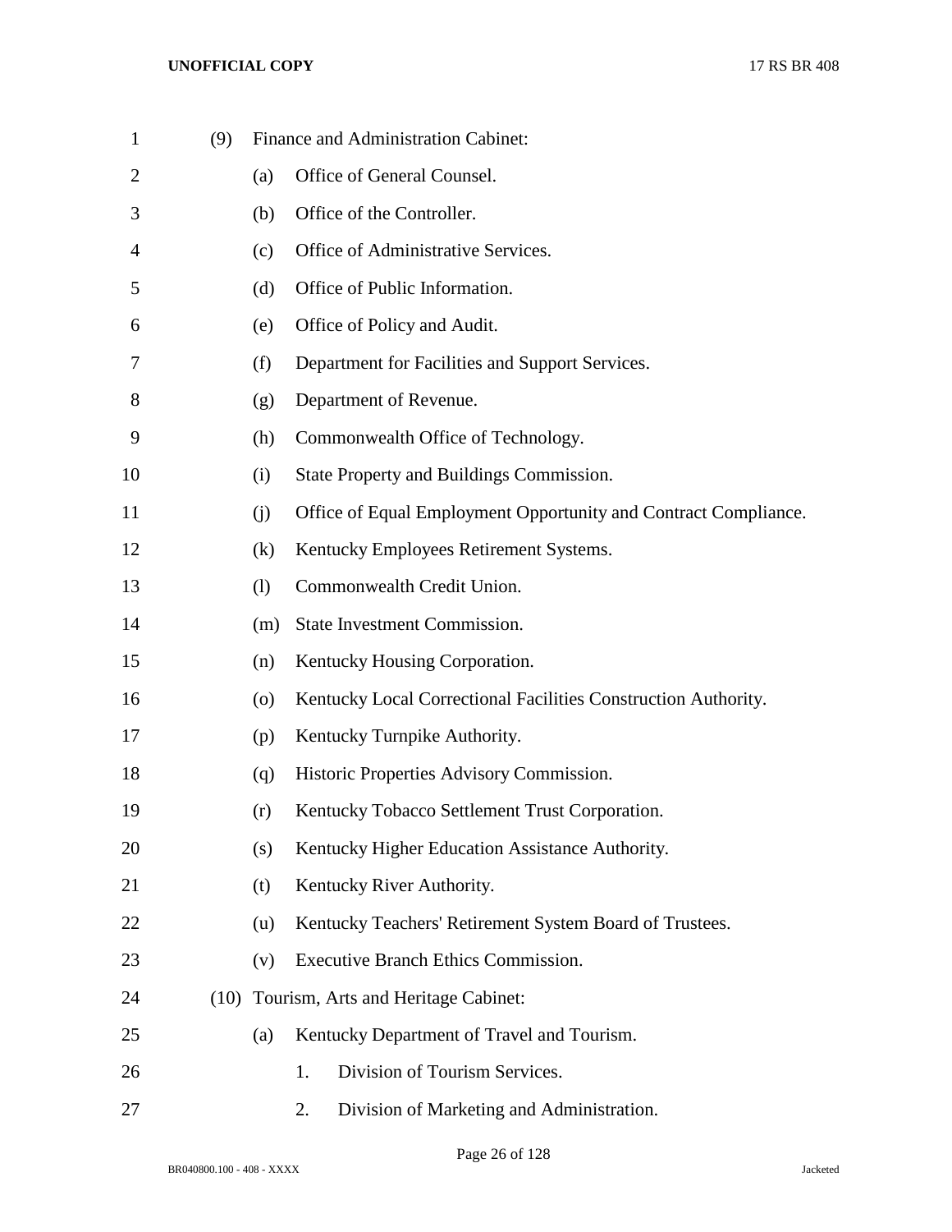(9) Finance and Administration Cabinet:

(a) Office of General Counsel.

(b) Office of the Controller.

(c) Office of Administrative Services.

(d) Office of Public Information.

(e) Office of Policy and Audit.

(f) Department for Facilities and Support Services.

(g) Department of Revenue.

(h) Commonwealth Office of Technology.

(i) State Property and Buildings Commission.

(j) Office of Equal Employment Opportunity and Contract Compliance.

(k) Kentucky Employees Retirement Systems.

(l) Commonwealth Credit Union.

(m) State Investment Commission.

(n) Kentucky Housing Corporation.

(o) Kentucky Local Correctional Facilities Construction Authority.

(p) Kentucky Turnpike Authority.

(q) Historic Properties Advisory Commission.

(r) Kentucky Tobacco Settlement Trust Corporation.

(s) Kentucky Higher Education Assistance Authority.

(t) Kentucky River Authority.

(u) Kentucky Teachers' Retirement System Board of Trustees.

(v) Executive Branch Ethics Commission.

(10) Tourism, Arts and Heritage Cabinet:

(a) Kentucky Department of Travel and Tourism.

1. Division of Tourism Services.

2. Division of Marketing and Administration.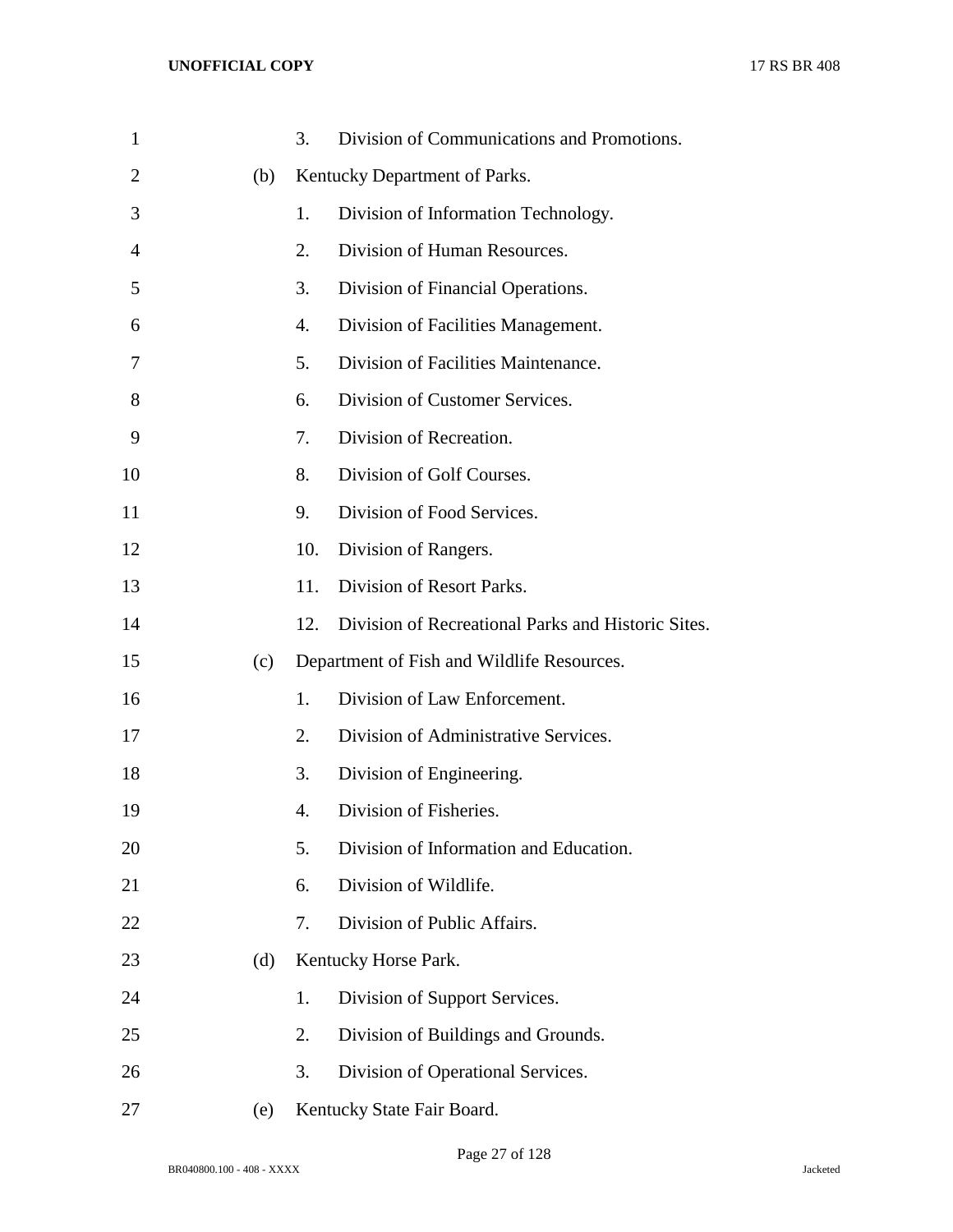3. Division of Communications and Promotions.

(b) Kentucky Department of Parks.

1. Division of Information Technology.
2. Division of Human Resources.
3. Division of Financial Operations.
4. Division of Facilities Management.
5. Division of Facilities Maintenance.
6. Division of Customer Services.
7. Division of Recreation.
8. Division of Golf Courses.
9. Division of Food Services.
10. Division of Rangers.
11. Division of Resort Parks.
12. Division of Recreational Parks and Historic Sites.

(c) Department of Fish and Wildlife Resources.

1. Division of Law Enforcement.
2. Division of Administrative Services.
3. Division of Engineering.
4. Division of Fisheries.
5. Division of Information and Education.
6. Division of Wildlife.
7. Division of Public Affairs.

(d) Kentucky Horse Park.

1. Division of Support Services.
2. Division of Buildings and Grounds.
3. Division of Operational Services.

(e) Kentucky State Fair Board.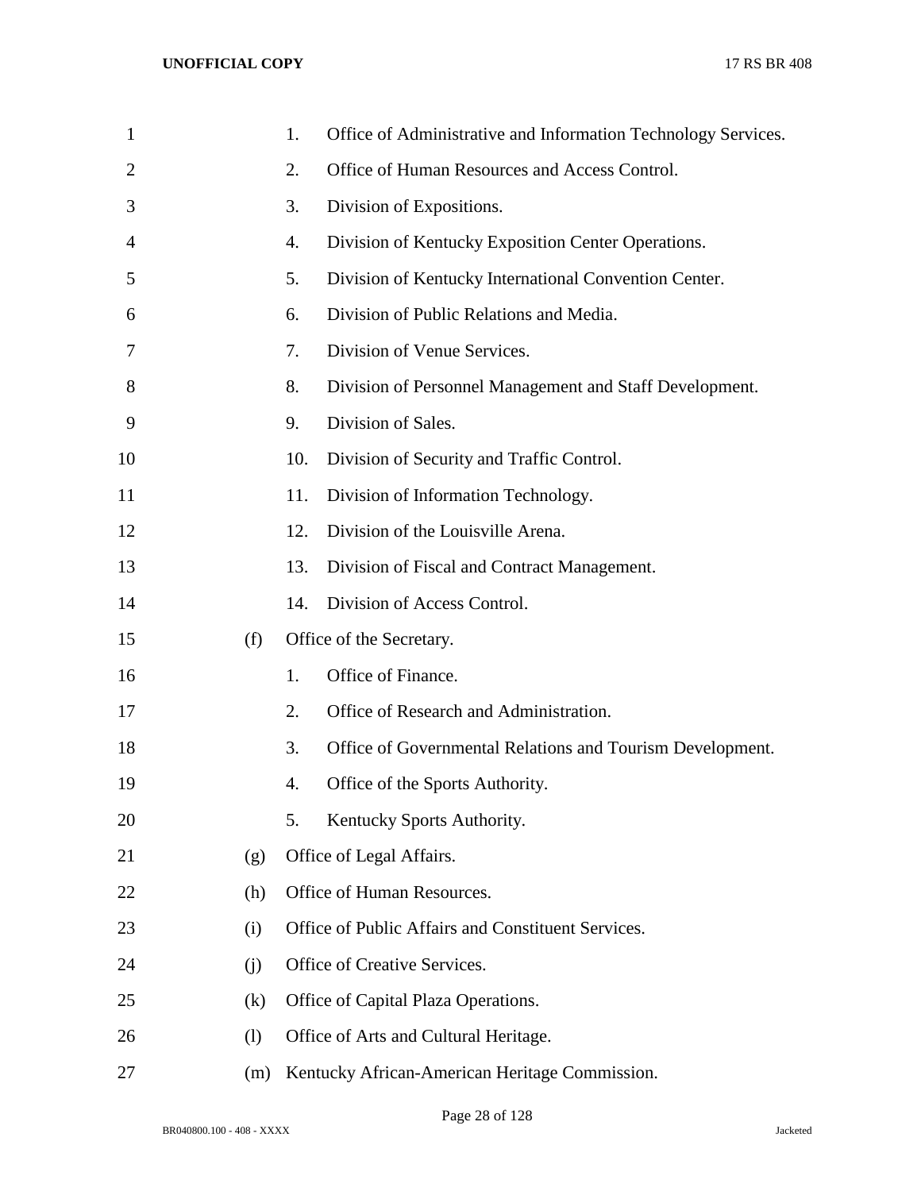1. Office of Administrative and Information Technology Services.
2. Office of Human Resources and Access Control.
3. Division of Expositions.
4. Division of Kentucky Exposition Center Operations.
5. Division of Kentucky International Convention Center.
6. Division of Public Relations and Media.
7. Division of Venue Services.
8. Division of Personnel Management and Staff Development.
9. Division of Sales.
10. Division of Security and Traffic Control.
11. Division of Information Technology.
12. Division of the Louisville Arena.
13. Division of Fiscal and Contract Management.
14. Division of Access Control.

(f) Office of the Secretary.

1. Office of Finance.
2. Office of Research and Administration.
3. Office of Governmental Relations and Tourism Development.
4. Office of the Sports Authority.
5. Kentucky Sports Authority.

(g) Office of Legal Affairs.

(h) Office of Human Resources.

(i) Office of Public Affairs and Constituent Services.

(j) Office of Creative Services.

(k) Office of Capital Plaza Operations.

(l) Office of Arts and Cultural Heritage.

(m) Kentucky African-American Heritage Commission.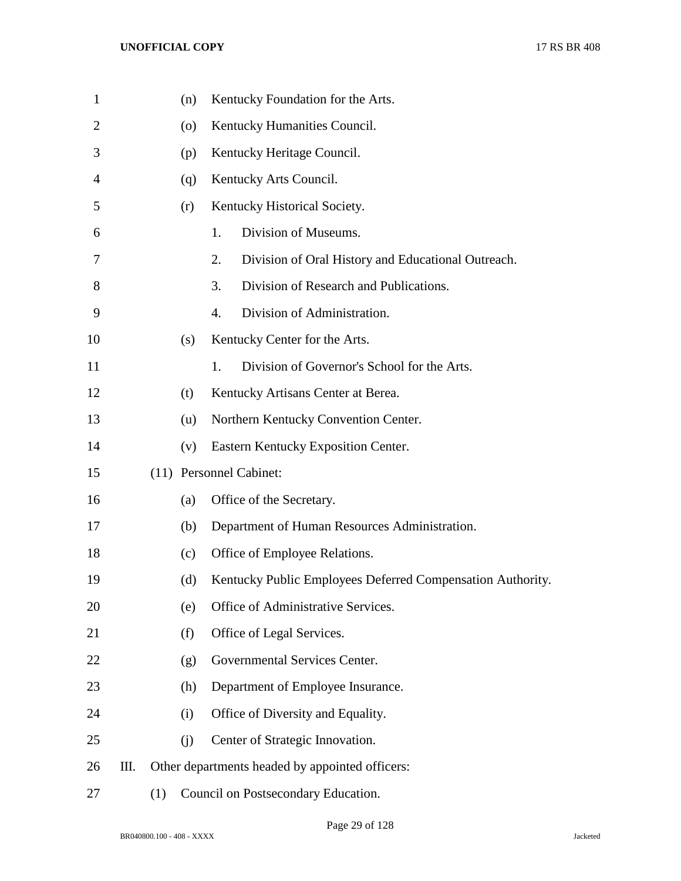(n) Kentucky Foundation for the Arts.

(o) Kentucky Humanities Council.

(p) Kentucky Heritage Council.

(q) Kentucky Arts Council.

(r) Kentucky Historical Society.

1. Division of Museums.

2. Division of Oral History and Educational Outreach.

3. Division of Research and Publications.

4. Division of Administration.

(s) Kentucky Center for the Arts.

1. Division of Governor's School for the Arts.

(t) Kentucky Artisans Center at Berea.

(u) Northern Kentucky Convention Center.

(v) Eastern Kentucky Exposition Center.

(11) Personnel Cabinet:

(a) Office of the Secretary.

(b) Department of Human Resources Administration.

(c) Office of Employee Relations.

(d) Kentucky Public Employees Deferred Compensation Authority.

(e) Office of Administrative Services.

(f) Office of Legal Services.

(g) Governmental Services Center.

(h) Department of Employee Insurance.

(i) Office of Diversity and Equality.

(j) Center of Strategic Innovation.

III. Other departments headed by appointed officers:

(1) Council on Postsecondary Education.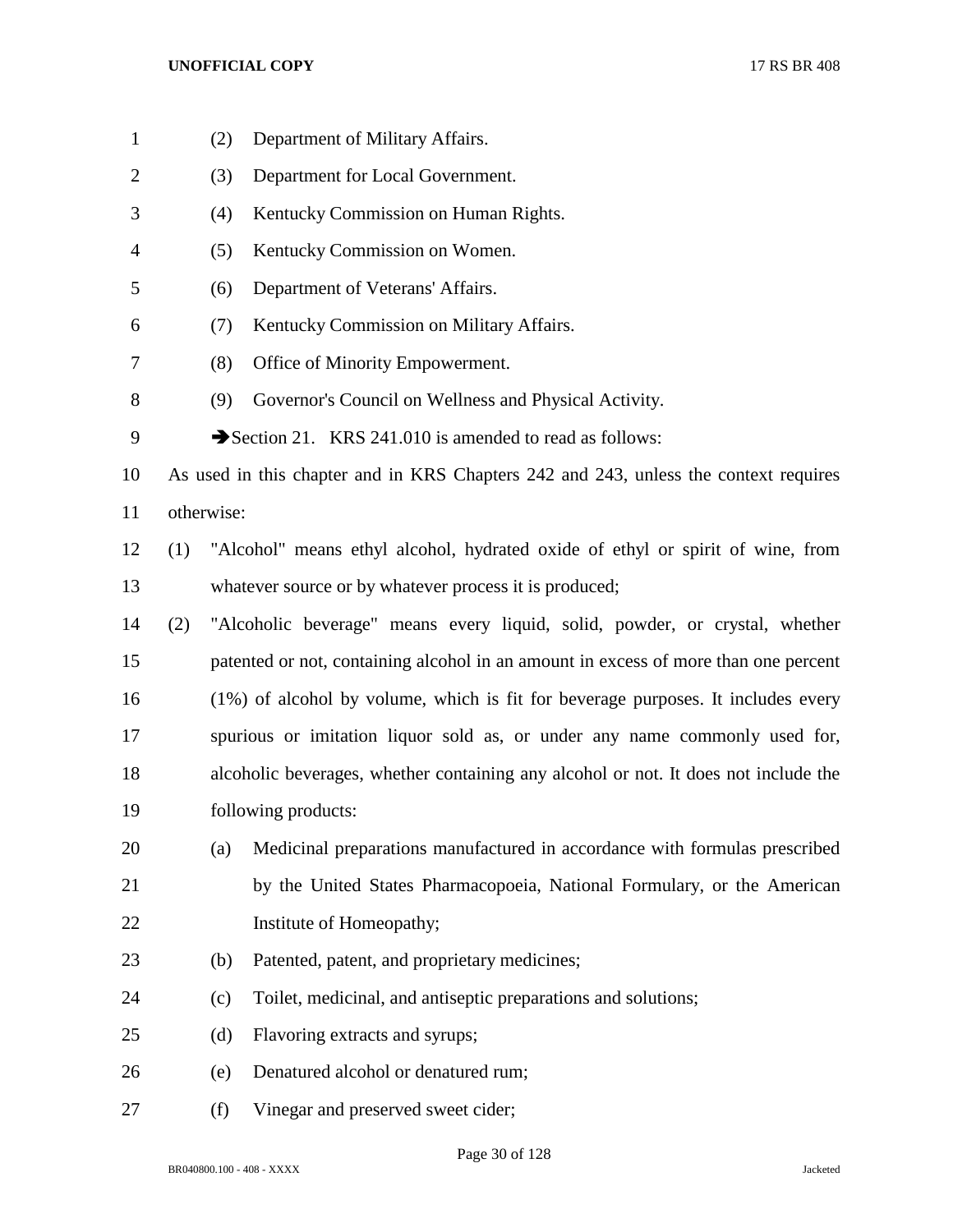(2) Department of Military Affairs.

(3) Department for Local Government.

(4) Kentucky Commission on Human Rights.

(5) Kentucky Commission on Women.

(6) Department of Veterans' Affairs.

(7) Kentucky Commission on Military Affairs.

(8) Office of Minority Empowerment.

(9) Governor's Council on Wellness and Physical Activity.

➔Section 21. KRS 241.010 is amended to read as follows:

As used in this chapter and in KRS Chapters 242 and 243, unless the context requires otherwise:

(1) "Alcohol" means ethyl alcohol, hydrated oxide of ethyl or spirit of wine, from whatever source or by whatever process it is produced;

(2) "Alcoholic beverage" means every liquid, solid, powder, or crystal, whether patented or not, containing alcohol in an amount in excess of more than one percent (1%) of alcohol by volume, which is fit for beverage purposes. It includes every spurious or imitation liquor sold as, or under any name commonly used for, alcoholic beverages, whether containing any alcohol or not. It does not include the following products:

   (a) Medicinal preparations manufactured in accordance with formulas prescribed by the United States Pharmacopoeia, National Formulary, or the American Institute of Homeopathy;

   (b) Patented, patent, and proprietary medicines;

   (c) Toilet, medicinal, and antiseptic preparations and solutions;

   (d) Flavoring extracts and syrups;

   (e) Denatured alcohol or denatured rum;

   (f) Vinegar and preserved sweet cider;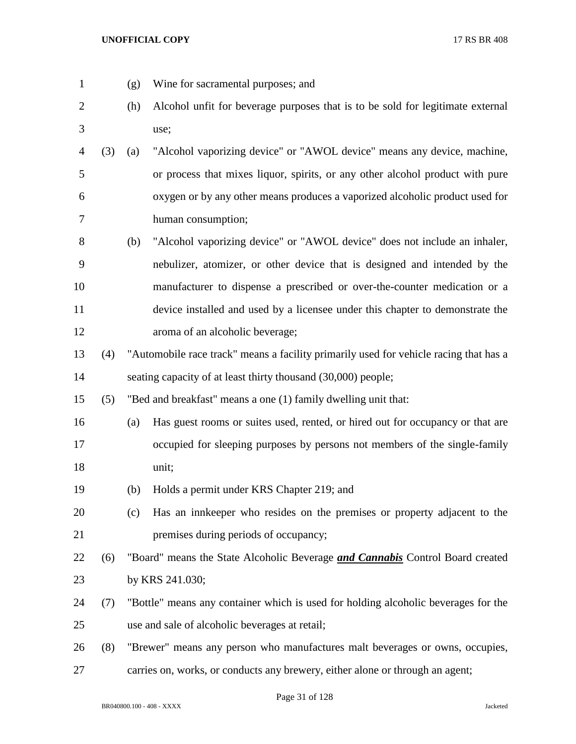(g) Wine for sacramental purposes; and

(h) Alcohol unfit for beverage purposes that is to be sold for legitimate external use;

(3) (a) "Alcohol vaporizing device" or "AWOL device" means any device, machine, or process that mixes liquor, spirits, or any other alcohol product with pure oxygen or by any other means produces a vaporized alcoholic product used for human consumption;

(b) "Alcohol vaporizing device" or "AWOL device" does not include an inhaler, nebulizer, atomizer, or other device that is designed and intended by the manufacturer to dispense a prescribed or over-the-counter medication or a device installed and used by a licensee under this chapter to demonstrate the aroma of an alcoholic beverage;

(4) "Automobile race track" means a facility primarily used for vehicle racing that has a seating capacity of at least thirty thousand (30,000) people;

(5) "Bed and breakfast" means a one (1) family dwelling unit that:

(a) Has guest rooms or suites used, rented, or hired out for occupancy or that are occupied for sleeping purposes by persons not members of the single-family unit;

(b) Holds a permit under KRS Chapter 219; and

(c) Has an innkeeper who resides on the premises or property adjacent to the premises during periods of occupancy;

(6) "Board" means the State Alcoholic Beverage ***and Cannabis*** Control Board created by KRS 241.030;

(7) "Bottle" means any container which is used for holding alcoholic beverages for the use and sale of alcoholic beverages at retail;

(8) "Brewer" means any person who manufactures malt beverages or owns, occupies, carries on, works, or conducts any brewery, either alone or through an agent;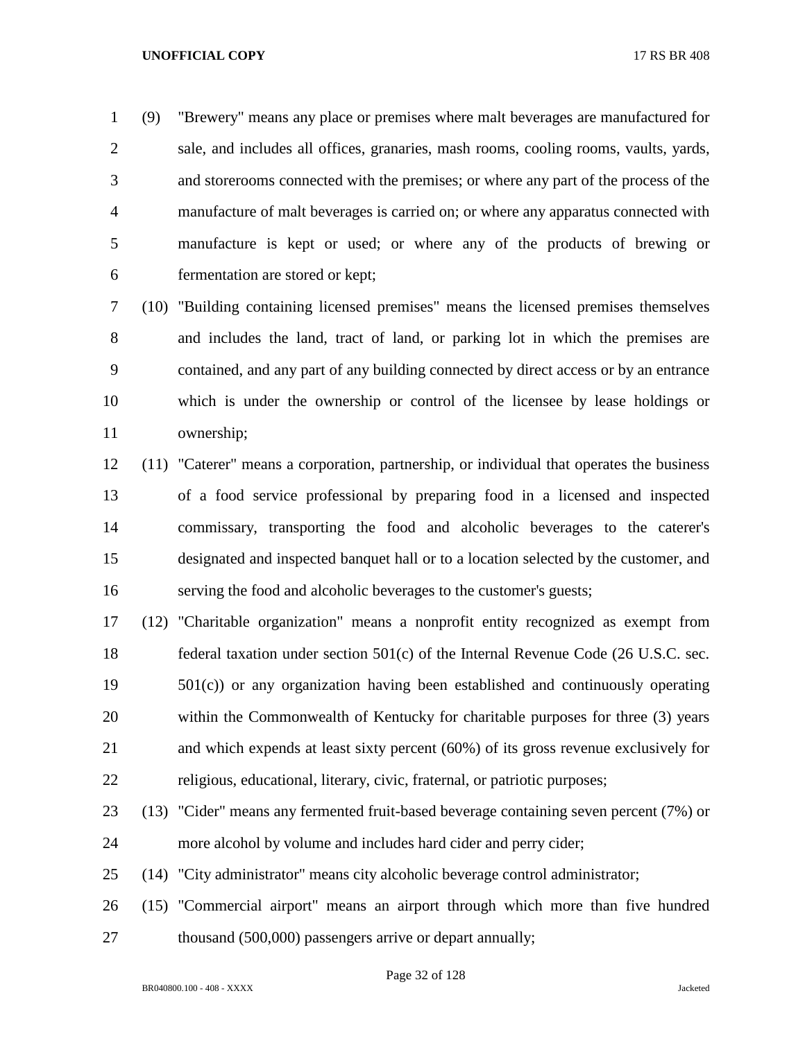(9) "Brewery" means any place or premises where malt beverages are manufactured for sale, and includes all offices, granaries, mash rooms, cooling rooms, vaults, yards, and storerooms connected with the premises; or where any part of the process of the manufacture of malt beverages is carried on; or where any apparatus connected with manufacture is kept or used; or where any of the products of brewing or fermentation are stored or kept;

(10) "Building containing licensed premises" means the licensed premises themselves and includes the land, tract of land, or parking lot in which the premises are contained, and any part of any building connected by direct access or by an entrance which is under the ownership or control of the licensee by lease holdings or ownership;

(11) "Caterer" means a corporation, partnership, or individual that operates the business of a food service professional by preparing food in a licensed and inspected commissary, transporting the food and alcoholic beverages to the caterer's designated and inspected banquet hall or to a location selected by the customer, and serving the food and alcoholic beverages to the customer's guests;

(12) "Charitable organization" means a nonprofit entity recognized as exempt from federal taxation under section 501(c) of the Internal Revenue Code (26 U.S.C. sec. 501(c)) or any organization having been established and continuously operating within the Commonwealth of Kentucky for charitable purposes for three (3) years and which expends at least sixty percent (60%) of its gross revenue exclusively for religious, educational, literary, civic, fraternal, or patriotic purposes;

(13) "Cider" means any fermented fruit-based beverage containing seven percent (7%) or more alcohol by volume and includes hard cider and perry cider;

(14) "City administrator" means city alcoholic beverage control administrator;

(15) "Commercial airport" means an airport through which more than five hundred thousand (500,000) passengers arrive or depart annually;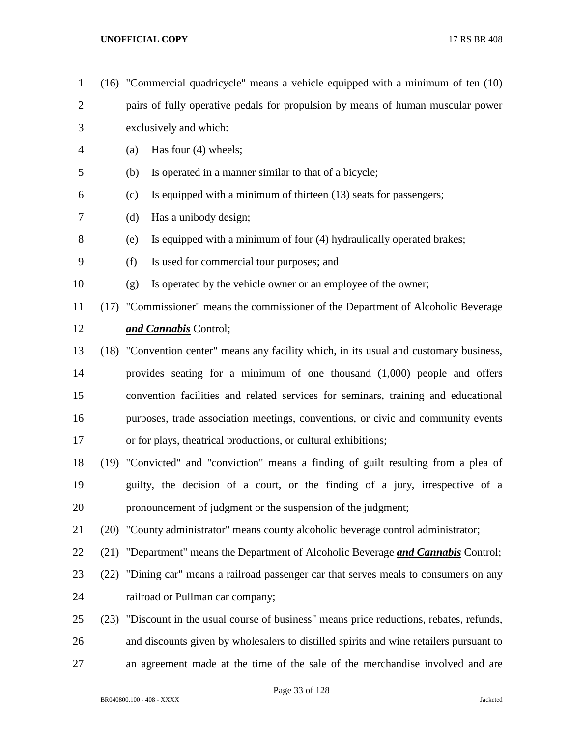(16) "Commercial quadricycle" means a vehicle equipped with a minimum of ten (10) pairs of fully operative pedals for propulsion by means of human muscular power exclusively and which:

(a) Has four (4) wheels;

(b) Is operated in a manner similar to that of a bicycle;

(c) Is equipped with a minimum of thirteen (13) seats for passengers;

(d) Has a unibody design;

(e) Is equipped with a minimum of four (4) hydraulically operated brakes;

(f) Is used for commercial tour purposes; and

(g) Is operated by the vehicle owner or an employee of the owner;

(17) "Commissioner" means the commissioner of the Department of Alcoholic Beverage ***and Cannabis*** Control;

(18) "Convention center" means any facility which, in its usual and customary business, provides seating for a minimum of one thousand (1,000) people and offers convention facilities and related services for seminars, training and educational purposes, trade association meetings, conventions, or civic and community events or for plays, theatrical productions, or cultural exhibitions;

(19) "Convicted" and "conviction" means a finding of guilt resulting from a plea of guilty, the decision of a court, or the finding of a jury, irrespective of a pronouncement of judgment or the suspension of the judgment;

(20) "County administrator" means county alcoholic beverage control administrator;

(21) "Department" means the Department of Alcoholic Beverage ***and Cannabis*** Control;

(22) "Dining car" means a railroad passenger car that serves meals to consumers on any railroad or Pullman car company;

(23) "Discount in the usual course of business" means price reductions, rebates, refunds, and discounts given by wholesalers to distilled spirits and wine retailers pursuant to an agreement made at the time of the sale of the merchandise involved and are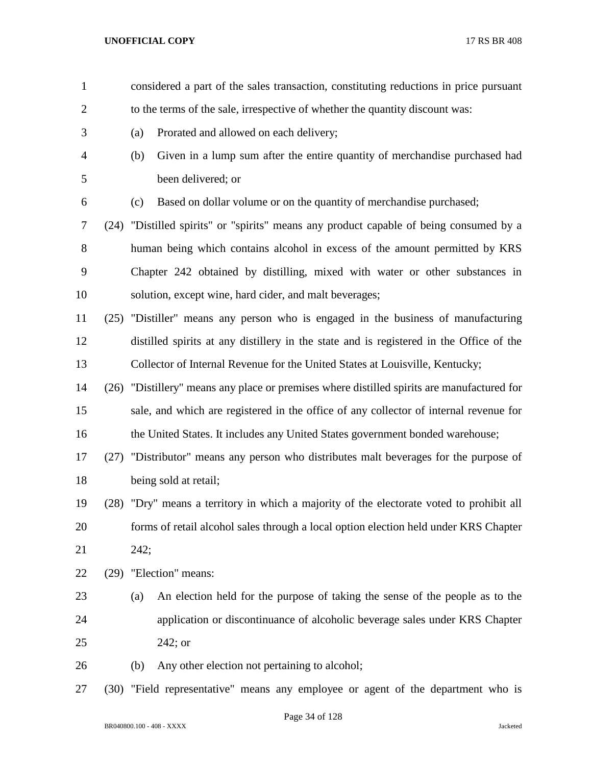considered a part of the sales transaction, constituting reductions in price pursuant to the terms of the sale, irrespective of whether the quantity discount was:

(a) Prorated and allowed on each delivery;

(b) Given in a lump sum after the entire quantity of merchandise purchased had been delivered; or

(c) Based on dollar volume or on the quantity of merchandise purchased;

(24) "Distilled spirits" or "spirits" means any product capable of being consumed by a human being which contains alcohol in excess of the amount permitted by KRS Chapter 242 obtained by distilling, mixed with water or other substances in solution, except wine, hard cider, and malt beverages;

(25) "Distiller" means any person who is engaged in the business of manufacturing distilled spirits at any distillery in the state and is registered in the Office of the Collector of Internal Revenue for the United States at Louisville, Kentucky;

(26) "Distillery" means any place or premises where distilled spirits are manufactured for sale, and which are registered in the office of any collector of internal revenue for the United States. It includes any United States government bonded warehouse;

(27) "Distributor" means any person who distributes malt beverages for the purpose of being sold at retail;

(28) "Dry" means a territory in which a majority of the electorate voted to prohibit all forms of retail alcohol sales through a local option election held under KRS Chapter 242;

(29) "Election" means:

(a) An election held for the purpose of taking the sense of the people as to the application or discontinuance of alcoholic beverage sales under KRS Chapter 242; or

(b) Any other election not pertaining to alcohol;

(30) "Field representative" means any employee or agent of the department who is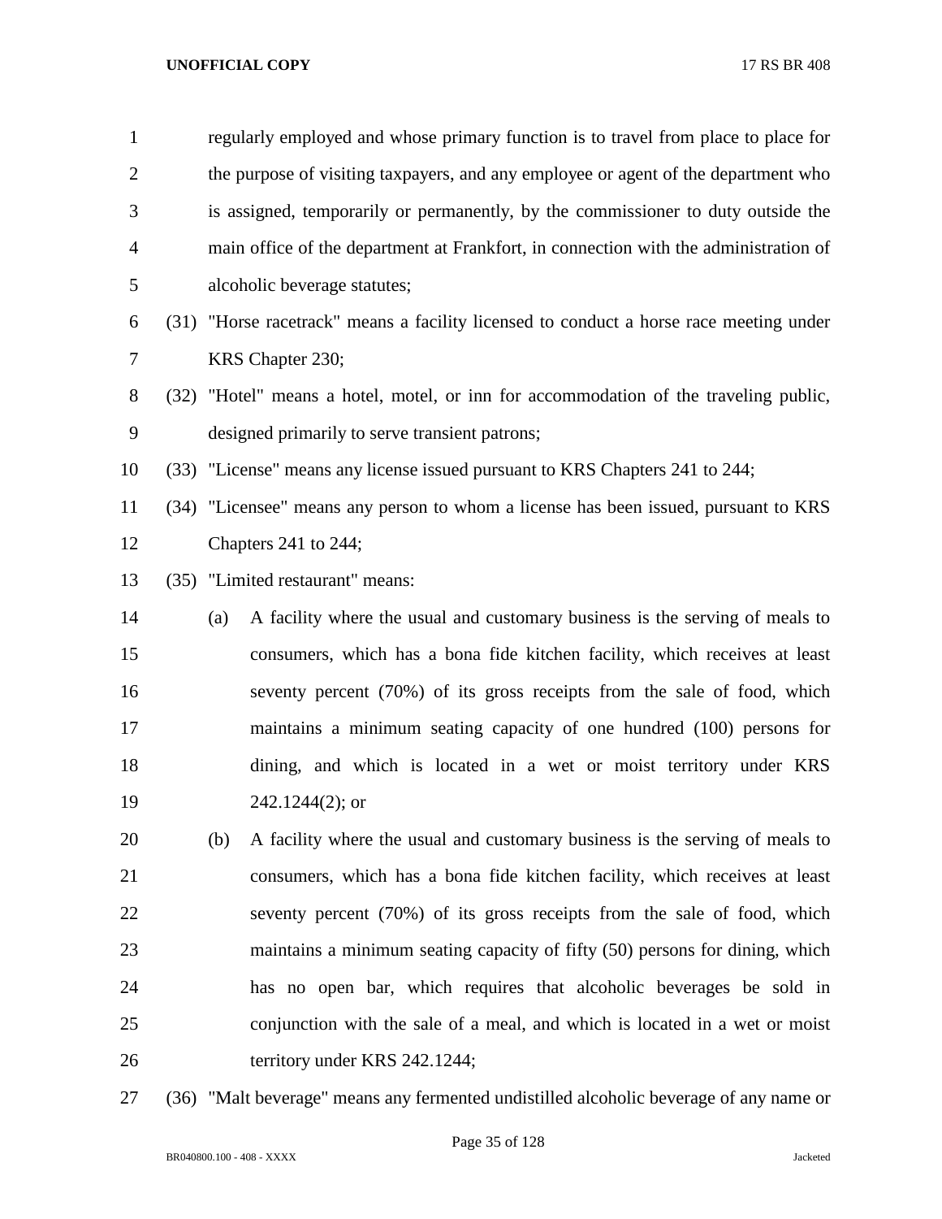regularly employed and whose primary function is to travel from place to place for the purpose of visiting taxpayers, and any employee or agent of the department who is assigned, temporarily or permanently, by the commissioner to duty outside the main office of the department at Frankfort, in connection with the administration of alcoholic beverage statutes;

(31) "Horse racetrack" means a facility licensed to conduct a horse race meeting under KRS Chapter 230;

(32) "Hotel" means a hotel, motel, or inn for accommodation of the traveling public, designed primarily to serve transient patrons;

(33) "License" means any license issued pursuant to KRS Chapters 241 to 244;

(34) "Licensee" means any person to whom a license has been issued, pursuant to KRS Chapters 241 to 244;

(35) "Limited restaurant" means:

(a) A facility where the usual and customary business is the serving of meals to consumers, which has a bona fide kitchen facility, which receives at least seventy percent (70%) of its gross receipts from the sale of food, which maintains a minimum seating capacity of one hundred (100) persons for dining, and which is located in a wet or moist territory under KRS 242.1244(2); or

(b) A facility where the usual and customary business is the serving of meals to consumers, which has a bona fide kitchen facility, which receives at least seventy percent (70%) of its gross receipts from the sale of food, which maintains a minimum seating capacity of fifty (50) persons for dining, which has no open bar, which requires that alcoholic beverages be sold in conjunction with the sale of a meal, and which is located in a wet or moist territory under KRS 242.1244;

(36) "Malt beverage" means any fermented undistilled alcoholic beverage of any name or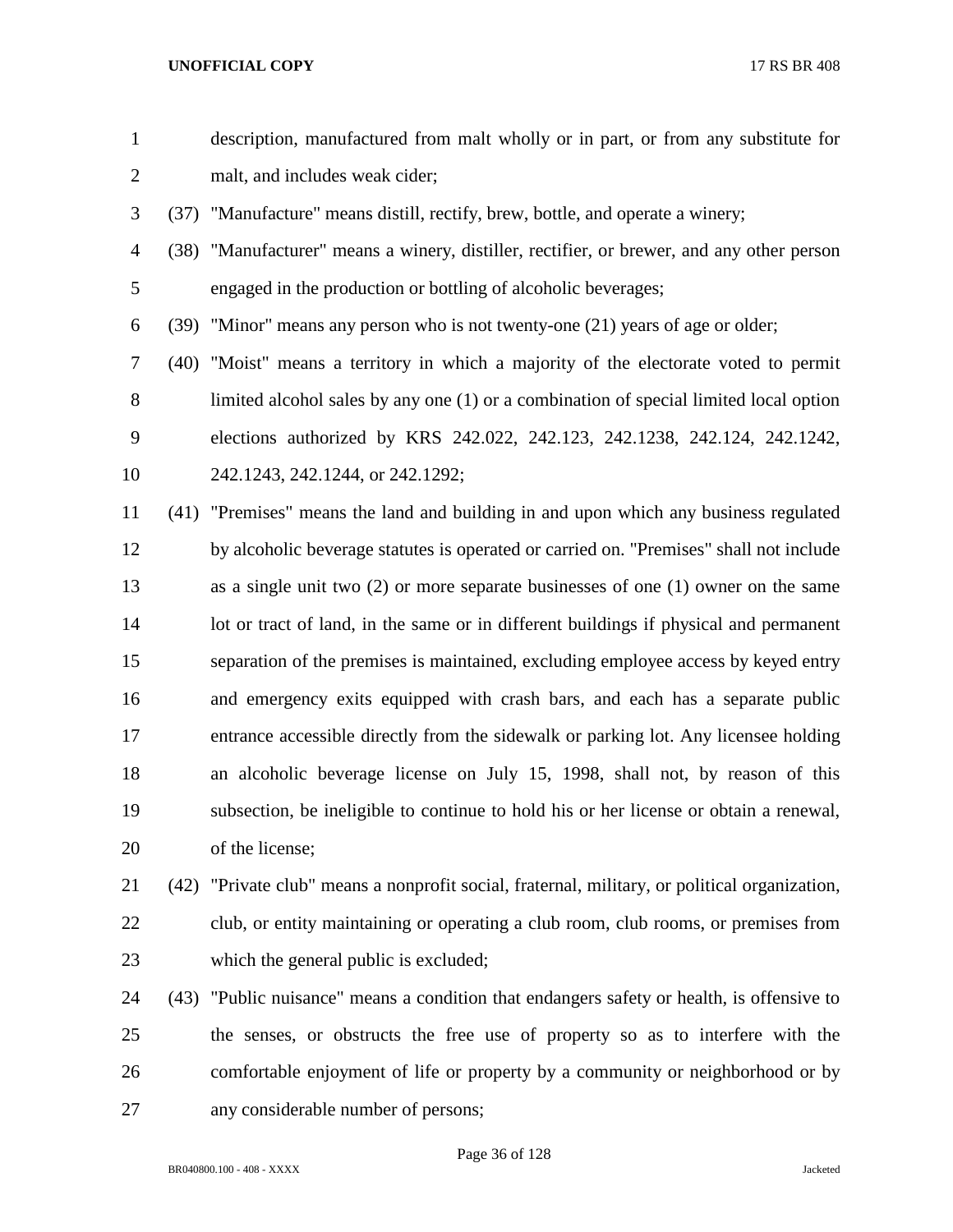description, manufactured from malt wholly or in part, or from any substitute for malt, and includes weak cider;

(37) "Manufacture" means distill, rectify, brew, bottle, and operate a winery;

(38) "Manufacturer" means a winery, distiller, rectifier, or brewer, and any other person engaged in the production or bottling of alcoholic beverages;

(39) "Minor" means any person who is not twenty-one (21) years of age or older;

(40) "Moist" means a territory in which a majority of the electorate voted to permit limited alcohol sales by any one (1) or a combination of special limited local option elections authorized by KRS 242.022, 242.123, 242.1238, 242.124, 242.1242, 242.1243, 242.1244, or 242.1292;

(41) "Premises" means the land and building in and upon which any business regulated by alcoholic beverage statutes is operated or carried on. "Premises" shall not include as a single unit two (2) or more separate businesses of one (1) owner on the same lot or tract of land, in the same or in different buildings if physical and permanent separation of the premises is maintained, excluding employee access by keyed entry and emergency exits equipped with crash bars, and each has a separate public entrance accessible directly from the sidewalk or parking lot. Any licensee holding an alcoholic beverage license on July 15, 1998, shall not, by reason of this subsection, be ineligible to continue to hold his or her license or obtain a renewal, of the license;

(42) "Private club" means a nonprofit social, fraternal, military, or political organization, club, or entity maintaining or operating a club room, club rooms, or premises from which the general public is excluded;

(43) "Public nuisance" means a condition that endangers safety or health, is offensive to the senses, or obstructs the free use of property so as to interfere with the comfortable enjoyment of life or property by a community or neighborhood or by any considerable number of persons;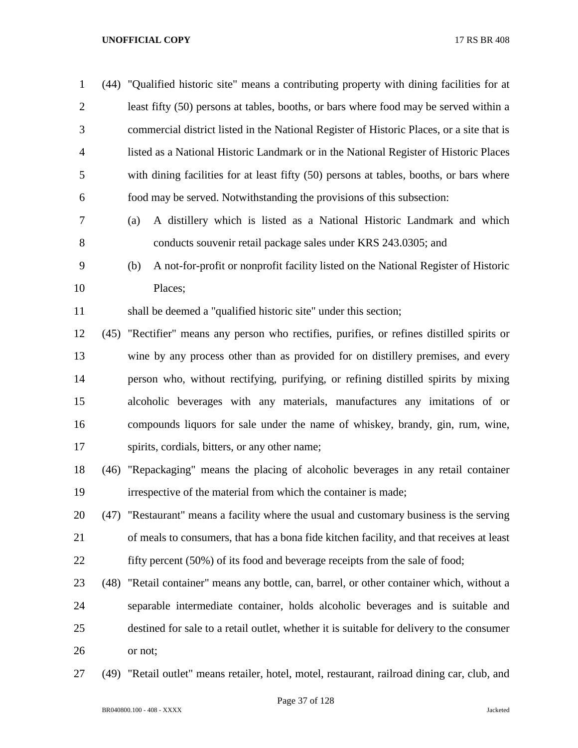(44) "Qualified historic site" means a contributing property with dining facilities for at least fifty (50) persons at tables, booths, or bars where food may be served within a commercial district listed in the National Register of Historic Places, or a site that is listed as a National Historic Landmark or in the National Register of Historic Places with dining facilities for at least fifty (50) persons at tables, booths, or bars where food may be served. Notwithstanding the provisions of this subsection:

(a) A distillery which is listed as a National Historic Landmark and which conducts souvenir retail package sales under KRS 243.0305; and

(b) A not-for-profit or nonprofit facility listed on the National Register of Historic Places;

shall be deemed a "qualified historic site" under this section;

(45) "Rectifier" means any person who rectifies, purifies, or refines distilled spirits or wine by any process other than as provided for on distillery premises, and every person who, without rectifying, purifying, or refining distilled spirits by mixing alcoholic beverages with any materials, manufactures any imitations of or compounds liquors for sale under the name of whiskey, brandy, gin, rum, wine, spirits, cordials, bitters, or any other name;

(46) "Repackaging" means the placing of alcoholic beverages in any retail container irrespective of the material from which the container is made;

(47) "Restaurant" means a facility where the usual and customary business is the serving of meals to consumers, that has a bona fide kitchen facility, and that receives at least fifty percent (50%) of its food and beverage receipts from the sale of food;

(48) "Retail container" means any bottle, can, barrel, or other container which, without a separable intermediate container, holds alcoholic beverages and is suitable and destined for sale to a retail outlet, whether it is suitable for delivery to the consumer or not;

(49) "Retail outlet" means retailer, hotel, motel, restaurant, railroad dining car, club, and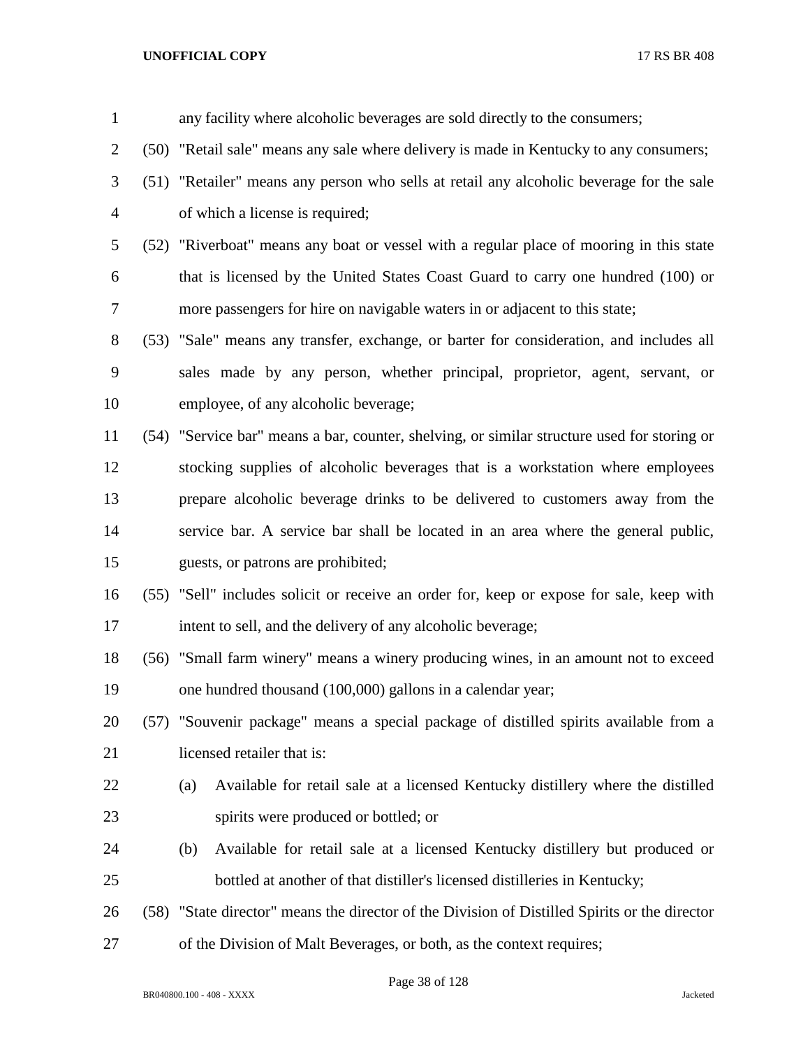any facility where alcoholic beverages are sold directly to the consumers;

(50) "Retail sale" means any sale where delivery is made in Kentucky to any consumers;

(51) "Retailer" means any person who sells at retail any alcoholic beverage for the sale of which a license is required;

(52) "Riverboat" means any boat or vessel with a regular place of mooring in this state that is licensed by the United States Coast Guard to carry one hundred (100) or more passengers for hire on navigable waters in or adjacent to this state;

(53) "Sale" means any transfer, exchange, or barter for consideration, and includes all sales made by any person, whether principal, proprietor, agent, servant, or employee, of any alcoholic beverage;

(54) "Service bar" means a bar, counter, shelving, or similar structure used for storing or stocking supplies of alcoholic beverages that is a workstation where employees prepare alcoholic beverage drinks to be delivered to customers away from the service bar. A service bar shall be located in an area where the general public, guests, or patrons are prohibited;

(55) "Sell" includes solicit or receive an order for, keep or expose for sale, keep with intent to sell, and the delivery of any alcoholic beverage;

(56) "Small farm winery" means a winery producing wines, in an amount not to exceed one hundred thousand (100,000) gallons in a calendar year;

(57) "Souvenir package" means a special package of distilled spirits available from a licensed retailer that is:

(a) Available for retail sale at a licensed Kentucky distillery where the distilled spirits were produced or bottled; or

(b) Available for retail sale at a licensed Kentucky distillery but produced or bottled at another of that distiller's licensed distilleries in Kentucky;

(58) "State director" means the director of the Division of Distilled Spirits or the director of the Division of Malt Beverages, or both, as the context requires;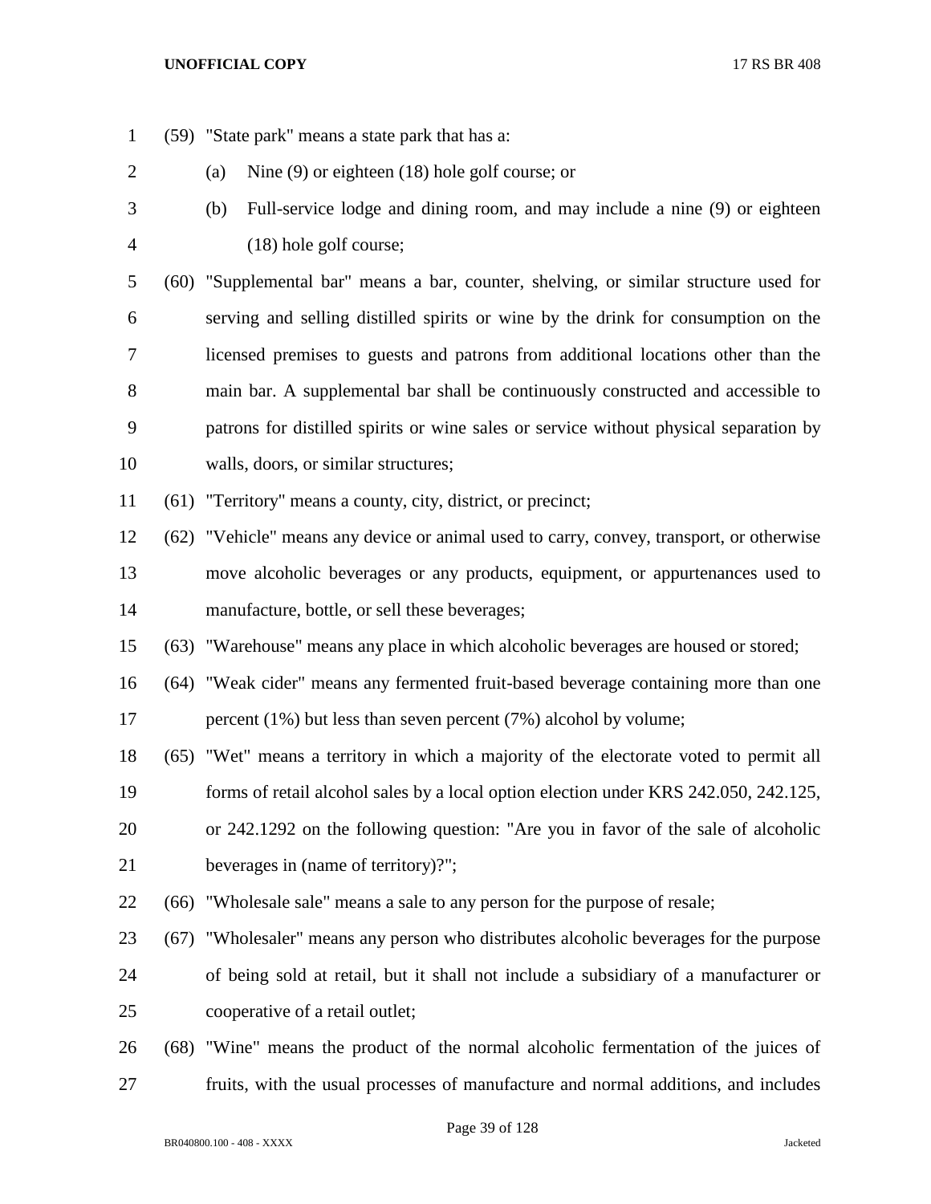(59) "State park" means a state park that has a:

(a) Nine (9) or eighteen (18) hole golf course; or

(b) Full-service lodge and dining room, and may include a nine (9) or eighteen (18) hole golf course;

(60) "Supplemental bar" means a bar, counter, shelving, or similar structure used for serving and selling distilled spirits or wine by the drink for consumption on the licensed premises to guests and patrons from additional locations other than the main bar. A supplemental bar shall be continuously constructed and accessible to patrons for distilled spirits or wine sales or service without physical separation by walls, doors, or similar structures;

(61) "Territory" means a county, city, district, or precinct;

(62) "Vehicle" means any device or animal used to carry, convey, transport, or otherwise move alcoholic beverages or any products, equipment, or appurtenances used to manufacture, bottle, or sell these beverages;

(63) "Warehouse" means any place in which alcoholic beverages are housed or stored;

(64) "Weak cider" means any fermented fruit-based beverage containing more than one percent (1%) but less than seven percent (7%) alcohol by volume;

(65) "Wet" means a territory in which a majority of the electorate voted to permit all forms of retail alcohol sales by a local option election under KRS 242.050, 242.125, or 242.1292 on the following question: "Are you in favor of the sale of alcoholic beverages in (name of territory)?";

(66) "Wholesale sale" means a sale to any person for the purpose of resale;

(67) "Wholesaler" means any person who distributes alcoholic beverages for the purpose of being sold at retail, but it shall not include a subsidiary of a manufacturer or cooperative of a retail outlet;

(68) "Wine" means the product of the normal alcoholic fermentation of the juices of fruits, with the usual processes of manufacture and normal additions, and includes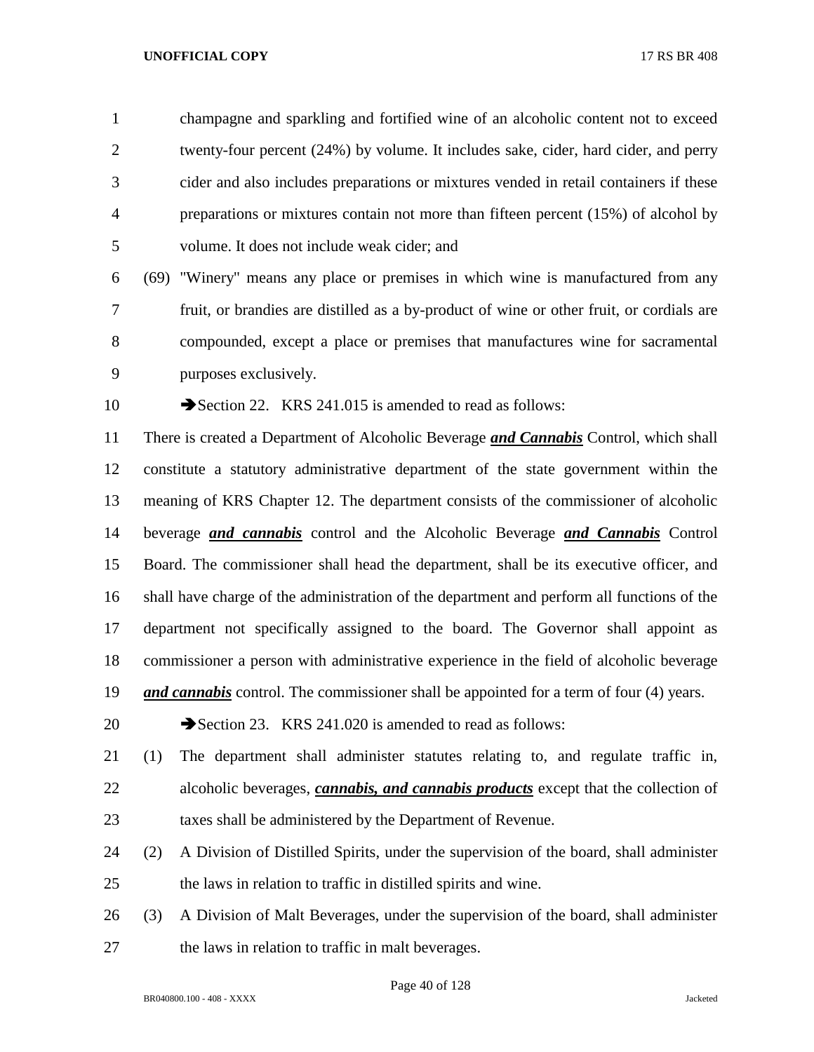champagne and sparkling and fortified wine of an alcoholic content not to exceed twenty-four percent (24%) by volume. It includes sake, cider, hard cider, and perry cider and also includes preparations or mixtures vended in retail containers if these preparations or mixtures contain not more than fifteen percent (15%) of alcohol by volume. It does not include weak cider; and

(69) "Winery" means any place or premises in which wine is manufactured from any fruit, or brandies are distilled as a by-product of wine or other fruit, or cordials are compounded, except a place or premises that manufactures wine for sacramental purposes exclusively.

➔Section 22. KRS 241.015 is amended to read as follows:

There is created a Department of Alcoholic Beverage ***and Cannabis*** Control, which shall constitute a statutory administrative department of the state government within the meaning of KRS Chapter 12. The department consists of the commissioner of alcoholic beverage ***and cannabis*** control and the Alcoholic Beverage ***and Cannabis*** Control Board. The commissioner shall head the department, shall be its executive officer, and shall have charge of the administration of the department and perform all functions of the department not specifically assigned to the board. The Governor shall appoint as commissioner a person with administrative experience in the field of alcoholic beverage ***and cannabis*** control. The commissioner shall be appointed for a term of four (4) years.

➔Section 23. KRS 241.020 is amended to read as follows:

(1) The department shall administer statutes relating to, and regulate traffic in, alcoholic beverages, ***cannabis, and cannabis products*** except that the collection of taxes shall be administered by the Department of Revenue.

(2) A Division of Distilled Spirits, under the supervision of the board, shall administer the laws in relation to traffic in distilled spirits and wine.

(3) A Division of Malt Beverages, under the supervision of the board, shall administer the laws in relation to traffic in malt beverages.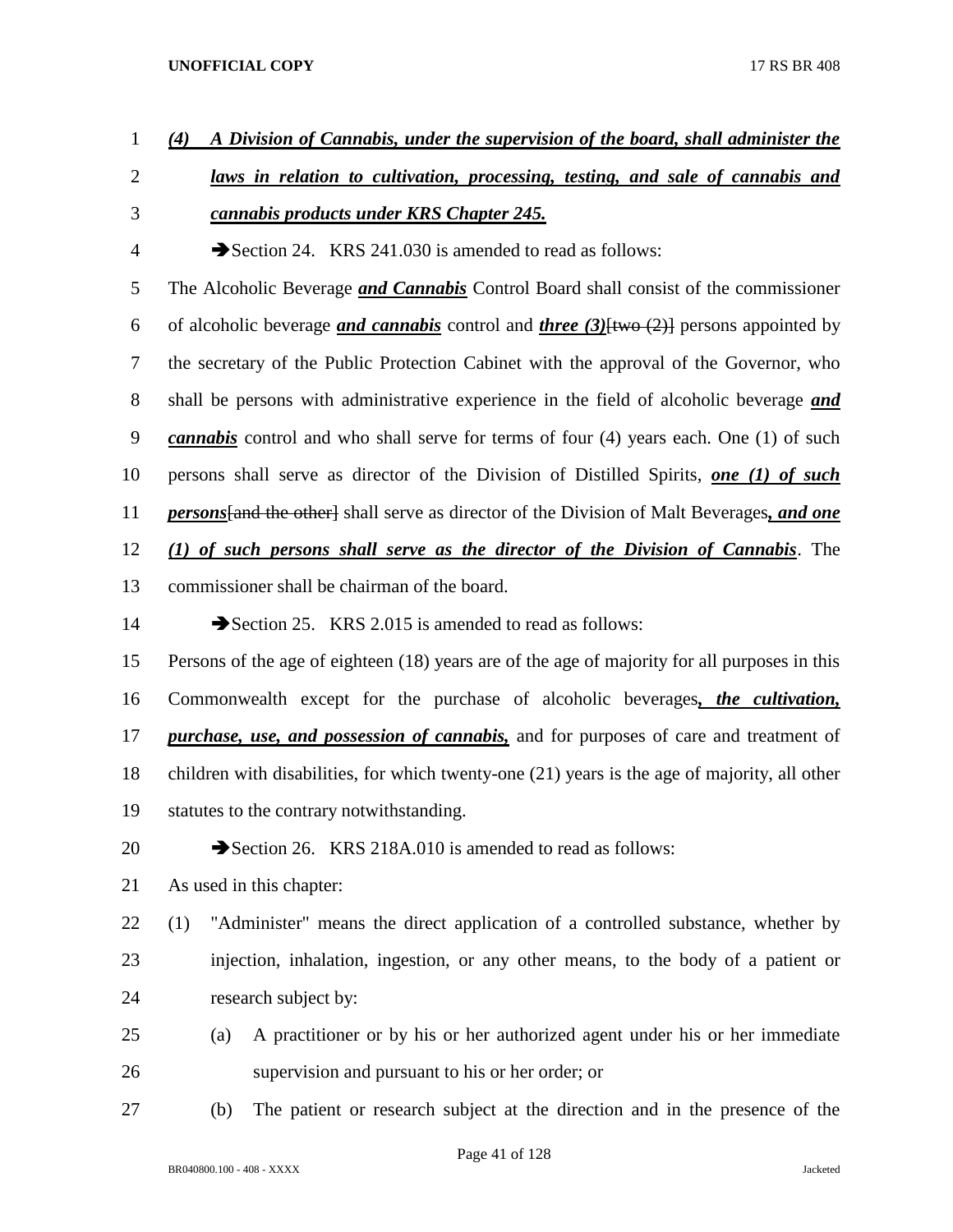***(4) A Division of Cannabis, under the supervision of the board, shall administer the laws in relation to cultivation, processing, testing, and sale of cannabis and cannabis products under KRS Chapter 245.***

➔Section 24. KRS 241.030 is amended to read as follows:

The Alcoholic Beverage ***and Cannabis*** Control Board shall consist of the commissioner of alcoholic beverage ***and cannabis*** control and ***three (3)***~~[two (2)]~~ persons appointed by the secretary of the Public Protection Cabinet with the approval of the Governor, who shall be persons with administrative experience in the field of alcoholic beverage ***and cannabis*** control and who shall serve for terms of four (4) years each. One (1) of such persons shall serve as director of the Division of Distilled Spirits, ***one (1) of such persons***~~[and the other]~~ shall serve as director of the Division of Malt Beverages***, and one (1) of such persons shall serve as the director of the Division of Cannabis***. The commissioner shall be chairman of the board.

➔Section 25. KRS 2.015 is amended to read as follows:

Persons of the age of eighteen (18) years are of the age of majority for all purposes in this Commonwealth except for the purchase of alcoholic beverages***, the cultivation, purchase, use, and possession of cannabis,*** and for purposes of care and treatment of children with disabilities, for which twenty-one (21) years is the age of majority, all other statutes to the contrary notwithstanding.

➔Section 26. KRS 218A.010 is amended to read as follows:

As used in this chapter:

(1) "Administer" means the direct application of a controlled substance, whether by injection, inhalation, ingestion, or any other means, to the body of a patient or research subject by:

(a) A practitioner or by his or her authorized agent under his or her immediate supervision and pursuant to his or her order; or

(b) The patient or research subject at the direction and in the presence of the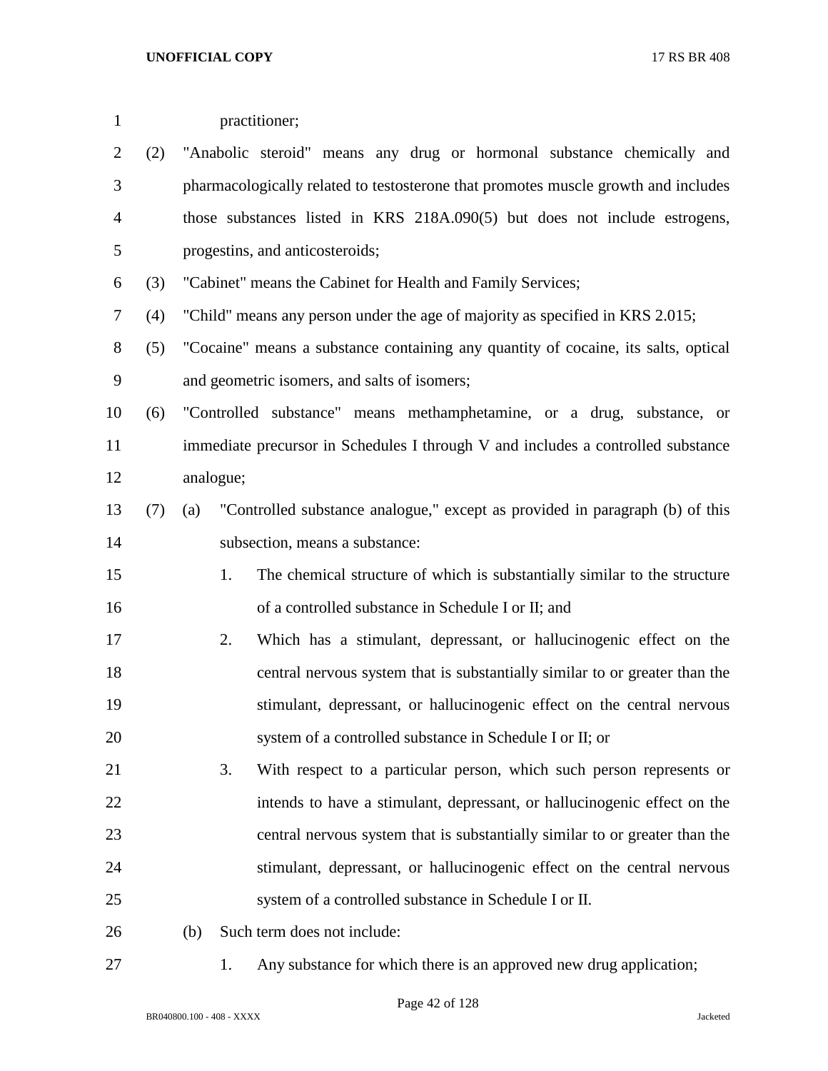practitioner;

(2) "Anabolic steroid" means any drug or hormonal substance chemically and pharmacologically related to testosterone that promotes muscle growth and includes those substances listed in KRS 218A.090(5) but does not include estrogens, progestins, and anticosteroids;

(3) "Cabinet" means the Cabinet for Health and Family Services;

(4) "Child" means any person under the age of majority as specified in KRS 2.015;

(5) "Cocaine" means a substance containing any quantity of cocaine, its salts, optical and geometric isomers, and salts of isomers;

(6) "Controlled substance" means methamphetamine, or a drug, substance, or immediate precursor in Schedules I through V and includes a controlled substance analogue;

(7) (a) "Controlled substance analogue," except as provided in paragraph (b) of this subsection, means a substance:

1. The chemical structure of which is substantially similar to the structure of a controlled substance in Schedule I or II; and

2. Which has a stimulant, depressant, or hallucinogenic effect on the central nervous system that is substantially similar to or greater than the stimulant, depressant, or hallucinogenic effect on the central nervous system of a controlled substance in Schedule I or II; or

3. With respect to a particular person, which such person represents or intends to have a stimulant, depressant, or hallucinogenic effect on the central nervous system that is substantially similar to or greater than the stimulant, depressant, or hallucinogenic effect on the central nervous system of a controlled substance in Schedule I or II.

(b) Such term does not include:

1. Any substance for which there is an approved new drug application;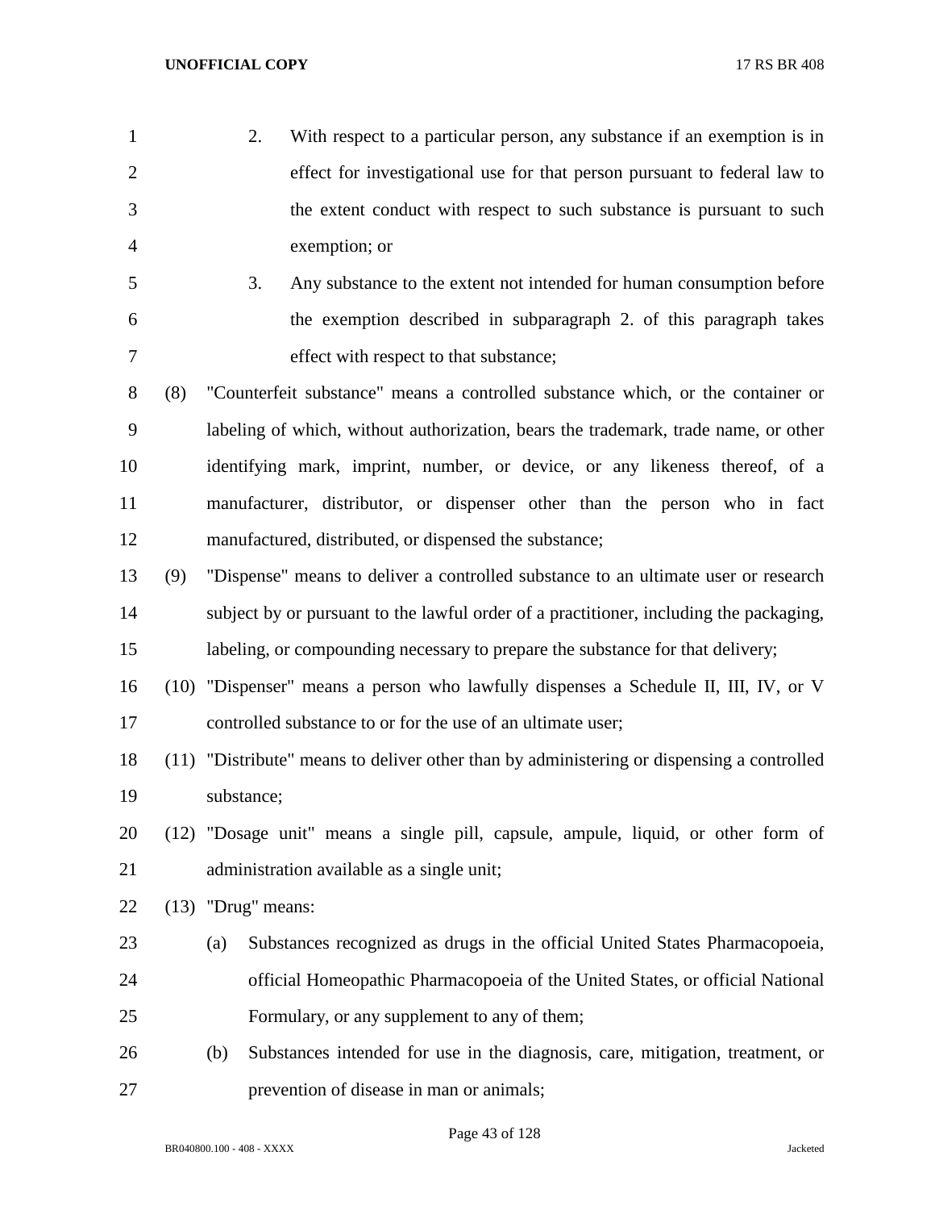2. With respect to a particular person, any substance if an exemption is in effect for investigational use for that person pursuant to federal law to the extent conduct with respect to such substance is pursuant to such exemption; or

3. Any substance to the extent not intended for human consumption before the exemption described in subparagraph 2. of this paragraph takes effect with respect to that substance;

(8) "Counterfeit substance" means a controlled substance which, or the container or labeling of which, without authorization, bears the trademark, trade name, or other identifying mark, imprint, number, or device, or any likeness thereof, of a manufacturer, distributor, or dispenser other than the person who in fact manufactured, distributed, or dispensed the substance;

(9) "Dispense" means to deliver a controlled substance to an ultimate user or research subject by or pursuant to the lawful order of a practitioner, including the packaging, labeling, or compounding necessary to prepare the substance for that delivery;

(10) "Dispenser" means a person who lawfully dispenses a Schedule II, III, IV, or V controlled substance to or for the use of an ultimate user;

(11) "Distribute" means to deliver other than by administering or dispensing a controlled substance;

(12) "Dosage unit" means a single pill, capsule, ampule, liquid, or other form of administration available as a single unit;

(13) "Drug" means:

(a) Substances recognized as drugs in the official United States Pharmacopoeia, official Homeopathic Pharmacopoeia of the United States, or official National Formulary, or any supplement to any of them;

(b) Substances intended for use in the diagnosis, care, mitigation, treatment, or prevention of disease in man or animals;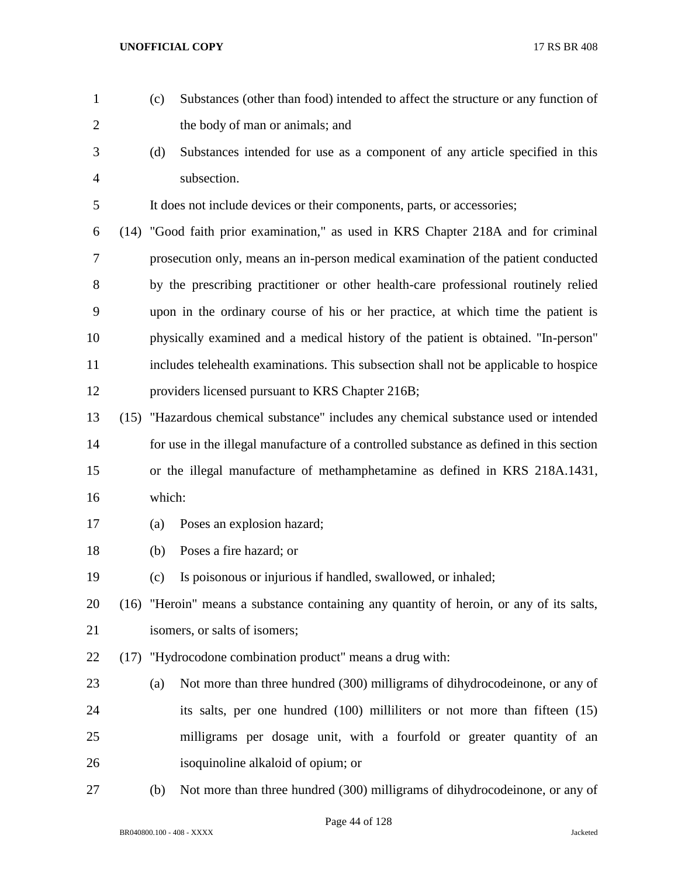(c) Substances (other than food) intended to affect the structure or any function of the body of man or animals; and

(d) Substances intended for use as a component of any article specified in this subsection.

It does not include devices or their components, parts, or accessories;

(14) "Good faith prior examination," as used in KRS Chapter 218A and for criminal prosecution only, means an in-person medical examination of the patient conducted by the prescribing practitioner or other health-care professional routinely relied upon in the ordinary course of his or her practice, at which time the patient is physically examined and a medical history of the patient is obtained. "In-person" includes telehealth examinations. This subsection shall not be applicable to hospice providers licensed pursuant to KRS Chapter 216B;

(15) "Hazardous chemical substance" includes any chemical substance used or intended for use in the illegal manufacture of a controlled substance as defined in this section or the illegal manufacture of methamphetamine as defined in KRS 218A.1431, which:

(a) Poses an explosion hazard;

(b) Poses a fire hazard; or

(c) Is poisonous or injurious if handled, swallowed, or inhaled;

(16) "Heroin" means a substance containing any quantity of heroin, or any of its salts, isomers, or salts of isomers;

(17) "Hydrocodone combination product" means a drug with:

(a) Not more than three hundred (300) milligrams of dihydrocodeinone, or any of its salts, per one hundred (100) milliliters or not more than fifteen (15) milligrams per dosage unit, with a fourfold or greater quantity of an isoquinoline alkaloid of opium; or

(b) Not more than three hundred (300) milligrams of dihydrocodeinone, or any of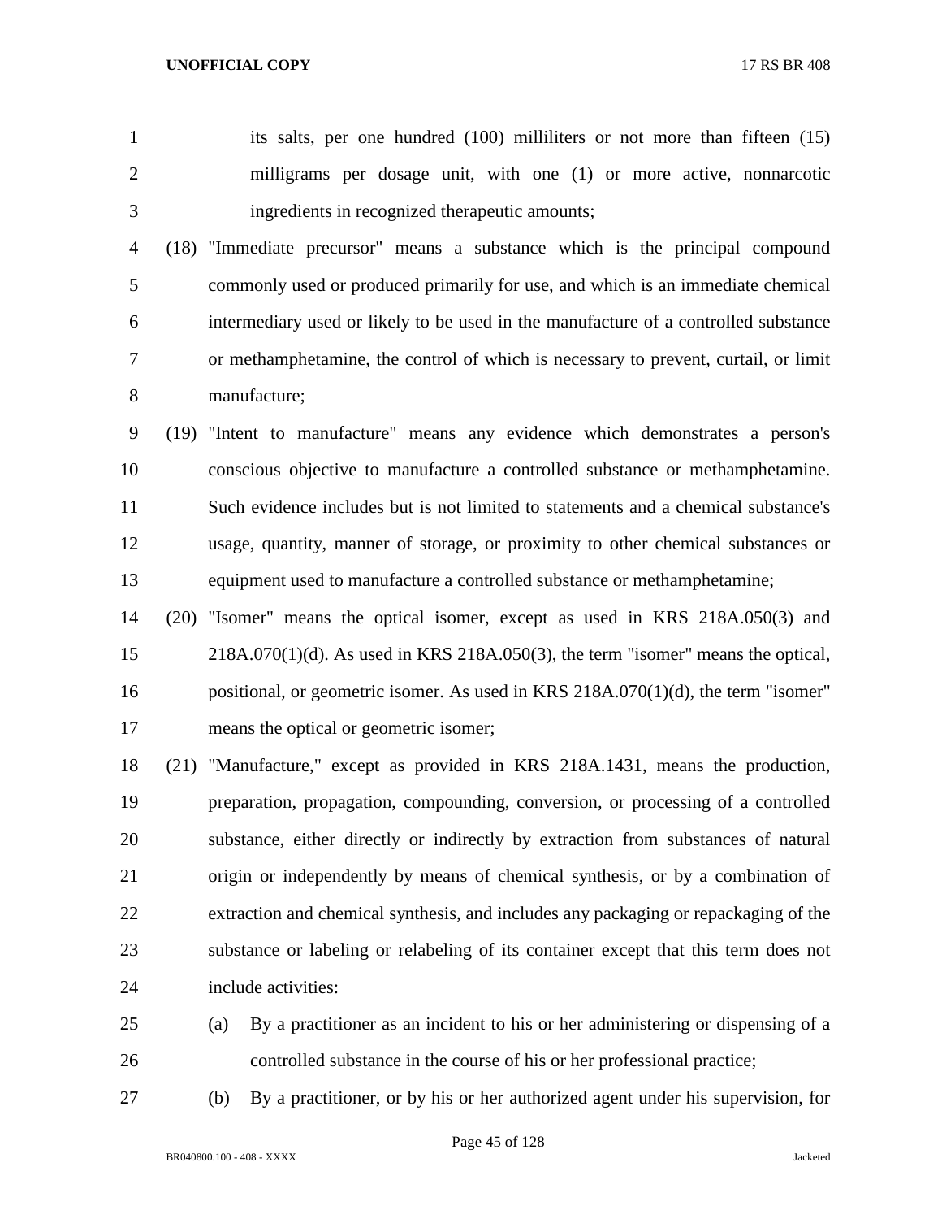its salts, per one hundred (100) milliliters or not more than fifteen (15) milligrams per dosage unit, with one (1) or more active, nonnarcotic ingredients in recognized therapeutic amounts;

(18) "Immediate precursor" means a substance which is the principal compound commonly used or produced primarily for use, and which is an immediate chemical intermediary used or likely to be used in the manufacture of a controlled substance or methamphetamine, the control of which is necessary to prevent, curtail, or limit manufacture;

(19) "Intent to manufacture" means any evidence which demonstrates a person's conscious objective to manufacture a controlled substance or methamphetamine. Such evidence includes but is not limited to statements and a chemical substance's usage, quantity, manner of storage, or proximity to other chemical substances or equipment used to manufacture a controlled substance or methamphetamine;

(20) "Isomer" means the optical isomer, except as used in KRS 218A.050(3) and 218A.070(1)(d). As used in KRS 218A.050(3), the term "isomer" means the optical, positional, or geometric isomer. As used in KRS 218A.070(1)(d), the term "isomer" means the optical or geometric isomer;

(21) "Manufacture," except as provided in KRS 218A.1431, means the production, preparation, propagation, compounding, conversion, or processing of a controlled substance, either directly or indirectly by extraction from substances of natural origin or independently by means of chemical synthesis, or by a combination of extraction and chemical synthesis, and includes any packaging or repackaging of the substance or labeling or relabeling of its container except that this term does not include activities:

(a) By a practitioner as an incident to his or her administering or dispensing of a controlled substance in the course of his or her professional practice;

(b) By a practitioner, or by his or her authorized agent under his supervision, for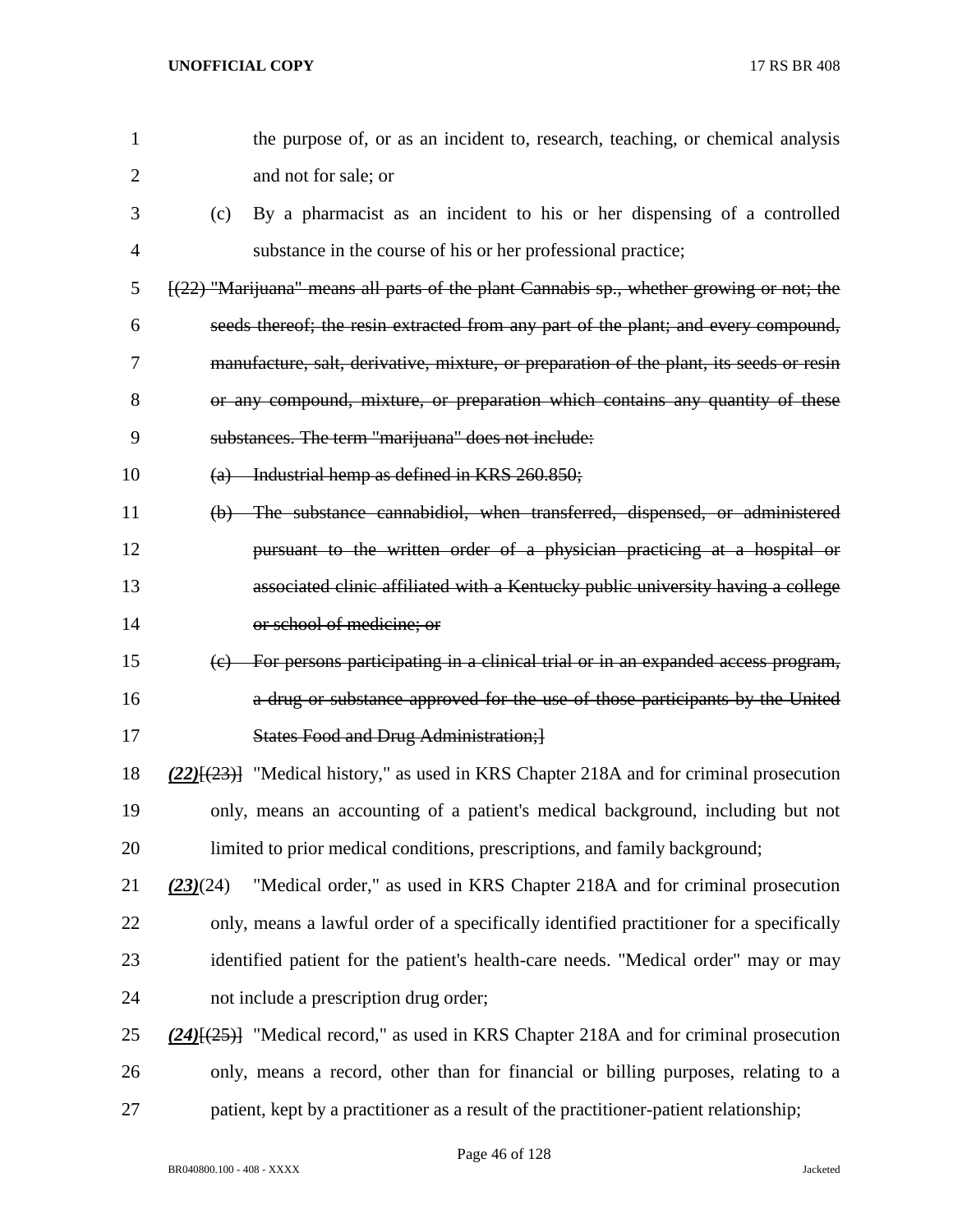the purpose of, or as an incident to, research, teaching, or chemical analysis and not for sale; or

(c) By a pharmacist as an incident to his or her dispensing of a controlled substance in the course of his or her professional practice;

~~[(22) "Marijuana" means all parts of the plant Cannabis sp., whether growing or not; the seeds thereof; the resin extracted from any part of the plant; and every compound, manufacture, salt, derivative, mixture, or preparation of the plant, its seeds or resin or any compound, mixture, or preparation which contains any quantity of these substances. The term "marijuana" does not include:~~

~~(a) Industrial hemp as defined in KRS 260.850;~~

~~(b) The substance cannabidiol, when transferred, dispensed, or administered pursuant to the written order of a physician practicing at a hospital or associated clinic affiliated with a Kentucky public university having a college or school of medicine; or~~

~~(c) For persons participating in a clinical trial or in an expanded access program, a drug or substance approved for the use of those participants by the United States Food and Drug Administration;]~~

***(22)***~~[(23)]~~ "Medical history," as used in KRS Chapter 218A and for criminal prosecution only, means an accounting of a patient's medical background, including but not limited to prior medical conditions, prescriptions, and family background;

***(23)***(24) "Medical order," as used in KRS Chapter 218A and for criminal prosecution only, means a lawful order of a specifically identified practitioner for a specifically identified patient for the patient's health-care needs. "Medical order" may or may not include a prescription drug order;

***(24)***~~[(25)]~~ "Medical record," as used in KRS Chapter 218A and for criminal prosecution only, means a record, other than for financial or billing purposes, relating to a patient, kept by a practitioner as a result of the practitioner-patient relationship;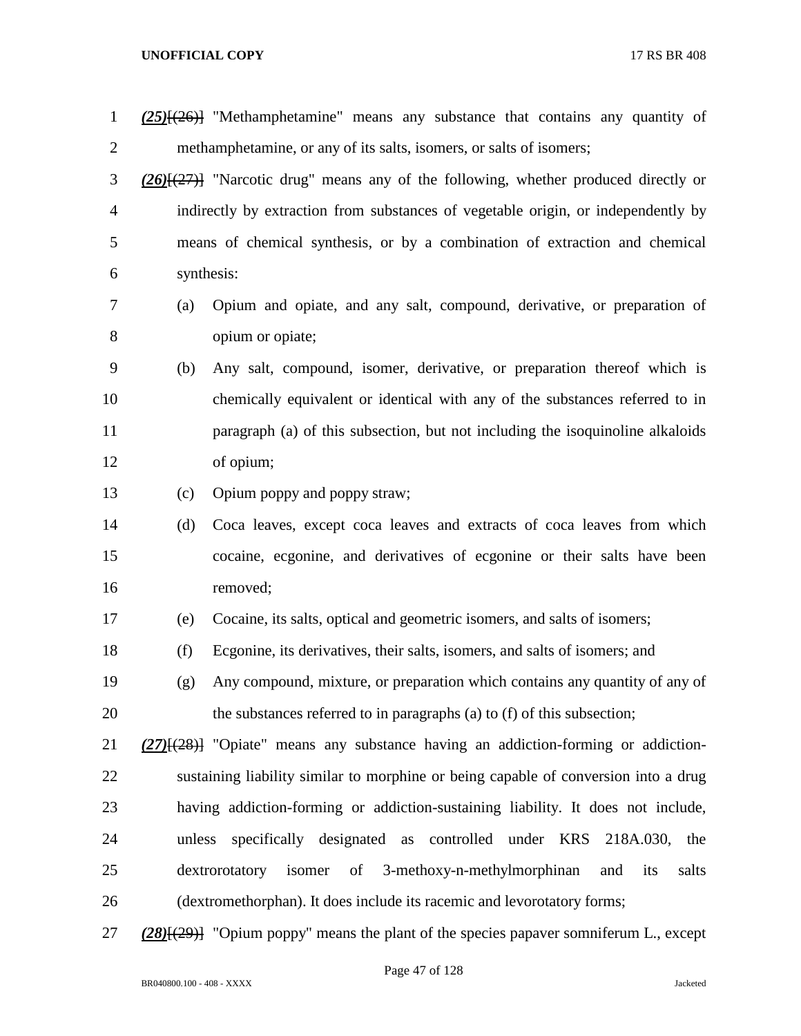*(25)*[(26)] "Methamphetamine" means any substance that contains any quantity of methamphetamine, or any of its salts, isomers, or salts of isomers;

*(26)*[(27)] "Narcotic drug" means any of the following, whether produced directly or indirectly by extraction from substances of vegetable origin, or independently by means of chemical synthesis, or by a combination of extraction and chemical synthesis:

(a) Opium and opiate, and any salt, compound, derivative, or preparation of opium or opiate;

(b) Any salt, compound, isomer, derivative, or preparation thereof which is chemically equivalent or identical with any of the substances referred to in paragraph (a) of this subsection, but not including the isoquinoline alkaloids of opium;

(c) Opium poppy and poppy straw;

(d) Coca leaves, except coca leaves and extracts of coca leaves from which cocaine, ecgonine, and derivatives of ecgonine or their salts have been removed;

(e) Cocaine, its salts, optical and geometric isomers, and salts of isomers;

(f) Ecgonine, its derivatives, their salts, isomers, and salts of isomers; and

(g) Any compound, mixture, or preparation which contains any quantity of any of the substances referred to in paragraphs (a) to (f) of this subsection;

*(27)*[(28)] "Opiate" means any substance having an addiction-forming or addiction-sustaining liability similar to morphine or being capable of conversion into a drug having addiction-forming or addiction-sustaining liability. It does not include, unless specifically designated as controlled under KRS 218A.030, the dextrorotatory isomer of 3-methoxy-n-methylmorphinan and its salts (dextromethorphan). It does include its racemic and levorotatory forms;

*(28)*[(29)] "Opium poppy" means the plant of the species papaver somniferum L., except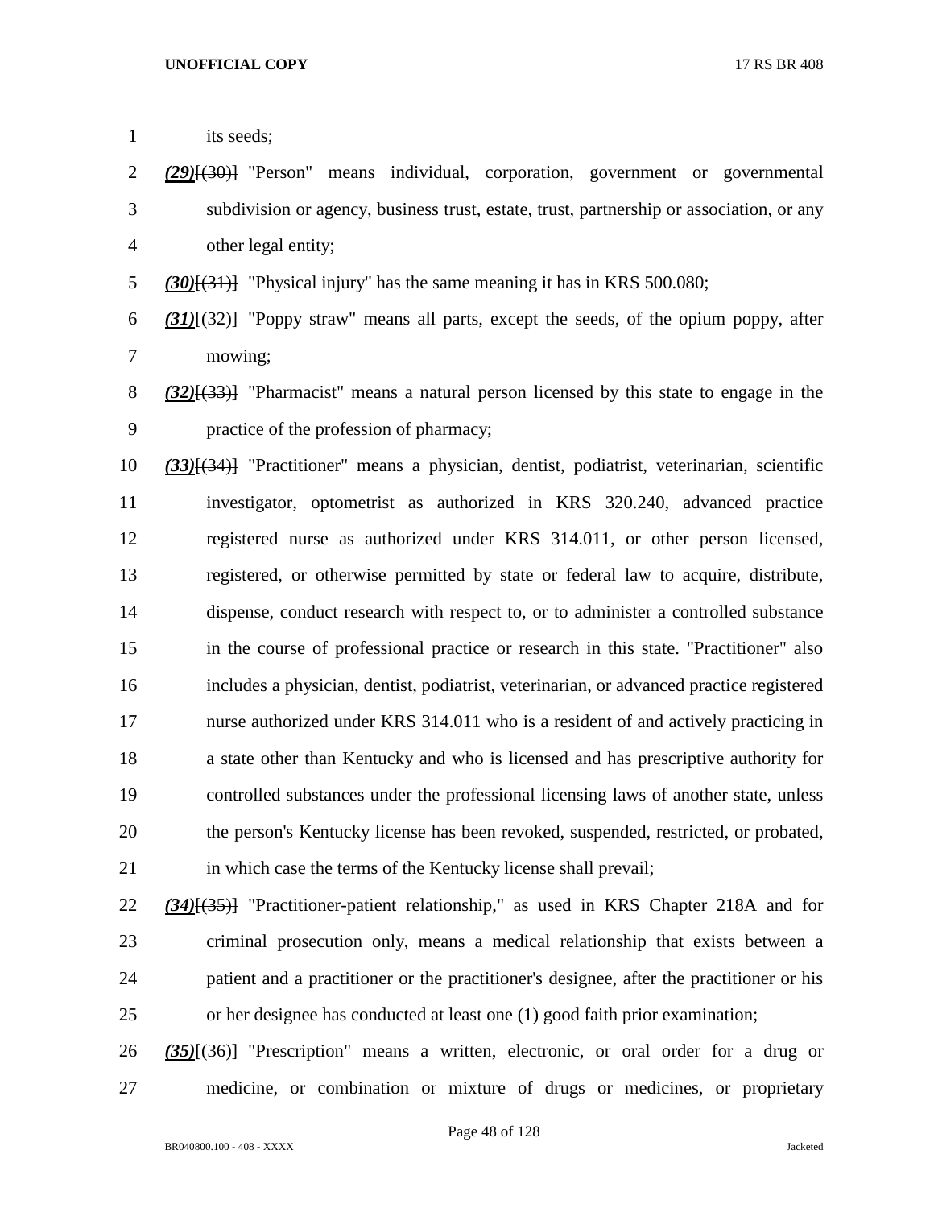its seeds;

***(29)***~~[(30)]~~ "Person" means individual, corporation, government or governmental subdivision or agency, business trust, estate, trust, partnership or association, or any other legal entity;

***(30)***~~[(31)]~~ "Physical injury" has the same meaning it has in KRS 500.080;

***(31)***~~[(32)]~~ "Poppy straw" means all parts, except the seeds, of the opium poppy, after mowing;

***(32)***~~[(33)]~~ "Pharmacist" means a natural person licensed by this state to engage in the practice of the profession of pharmacy;

***(33)***~~[(34)]~~ "Practitioner" means a physician, dentist, podiatrist, veterinarian, scientific investigator, optometrist as authorized in KRS 320.240, advanced practice registered nurse as authorized under KRS 314.011, or other person licensed, registered, or otherwise permitted by state or federal law to acquire, distribute, dispense, conduct research with respect to, or to administer a controlled substance in the course of professional practice or research in this state. "Practitioner" also includes a physician, dentist, podiatrist, veterinarian, or advanced practice registered nurse authorized under KRS 314.011 who is a resident of and actively practicing in a state other than Kentucky and who is licensed and has prescriptive authority for controlled substances under the professional licensing laws of another state, unless the person's Kentucky license has been revoked, suspended, restricted, or probated, in which case the terms of the Kentucky license shall prevail;

***(34)***~~[(35)]~~ "Practitioner-patient relationship," as used in KRS Chapter 218A and for criminal prosecution only, means a medical relationship that exists between a patient and a practitioner or the practitioner's designee, after the practitioner or his or her designee has conducted at least one (1) good faith prior examination;

***(35)***~~[(36)]~~ "Prescription" means a written, electronic, or oral order for a drug or medicine, or combination or mixture of drugs or medicines, or proprietary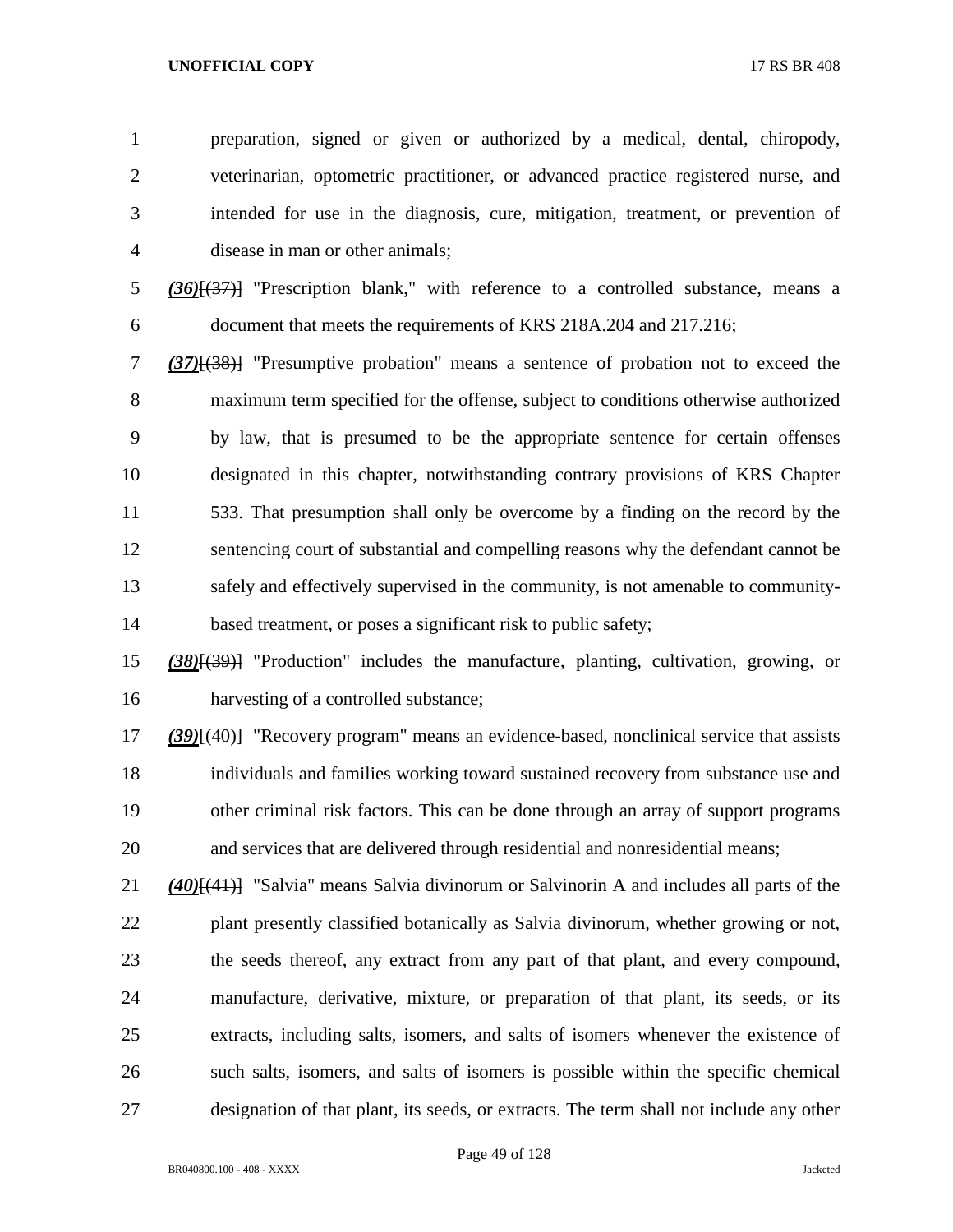preparation, signed or given or authorized by a medical, dental, chiropody, veterinarian, optometric practitioner, or advanced practice registered nurse, and intended for use in the diagnosis, cure, mitigation, treatment, or prevention of disease in man or other animals;

***(36)***[(37)] "Prescription blank," with reference to a controlled substance, means a document that meets the requirements of KRS 218A.204 and 217.216;

***(37)***[(38)] "Presumptive probation" means a sentence of probation not to exceed the maximum term specified for the offense, subject to conditions otherwise authorized by law, that is presumed to be the appropriate sentence for certain offenses designated in this chapter, notwithstanding contrary provisions of KRS Chapter 533. That presumption shall only be overcome by a finding on the record by the sentencing court of substantial and compelling reasons why the defendant cannot be safely and effectively supervised in the community, is not amenable to community-based treatment, or poses a significant risk to public safety;

***(38)***[(39)] "Production" includes the manufacture, planting, cultivation, growing, or harvesting of a controlled substance;

***(39)***[(40)] "Recovery program" means an evidence-based, nonclinical service that assists individuals and families working toward sustained recovery from substance use and other criminal risk factors. This can be done through an array of support programs and services that are delivered through residential and nonresidential means;

***(40)***[(41)] "Salvia" means Salvia divinorum or Salvinorin A and includes all parts of the plant presently classified botanically as Salvia divinorum, whether growing or not, the seeds thereof, any extract from any part of that plant, and every compound, manufacture, derivative, mixture, or preparation of that plant, its seeds, or its extracts, including salts, isomers, and salts of isomers whenever the existence of such salts, isomers, and salts of isomers is possible within the specific chemical designation of that plant, its seeds, or extracts. The term shall not include any other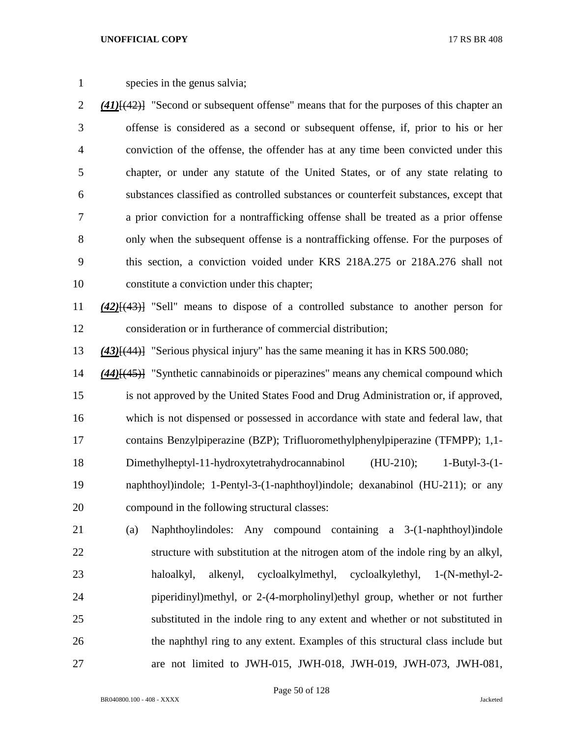species in the genus salvia;

***(41)***[(42)] "Second or subsequent offense" means that for the purposes of this chapter an offense is considered as a second or subsequent offense, if, prior to his or her conviction of the offense, the offender has at any time been convicted under this chapter, or under any statute of the United States, or of any state relating to substances classified as controlled substances or counterfeit substances, except that a prior conviction for a nontrafficking offense shall be treated as a prior offense only when the subsequent offense is a nontrafficking offense. For the purposes of this section, a conviction voided under KRS 218A.275 or 218A.276 shall not constitute a conviction under this chapter;

***(42)***[(43)] "Sell" means to dispose of a controlled substance to another person for consideration or in furtherance of commercial distribution;

***(43)***[(44)] "Serious physical injury" has the same meaning it has in KRS 500.080;

***(44)***[(45)] "Synthetic cannabinoids or piperazines" means any chemical compound which is not approved by the United States Food and Drug Administration or, if approved, which is not dispensed or possessed in accordance with state and federal law, that contains Benzylpiperazine (BZP); Trifluoromethylphenylpiperazine (TFMPP); 1,1-Dimethylheptyl-11-hydroxytetrahydrocannabinol (HU-210); 1-Butyl-3-(1-naphthoyl)indole; 1-Pentyl-3-(1-naphthoyl)indole; dexanabinol (HU-211); or any compound in the following structural classes:

(a) Naphthoylindoles: Any compound containing a 3-(1-naphthoyl)indole structure with substitution at the nitrogen atom of the indole ring by an alkyl, haloalkyl, alkenyl, cycloalkylmethyl, cycloalkylethyl, 1-(N-methyl-2-piperidinyl)methyl, or 2-(4-morpholinyl)ethyl group, whether or not further substituted in the indole ring to any extent and whether or not substituted in the naphthyl ring to any extent. Examples of this structural class include but are not limited to JWH-015, JWH-018, JWH-019, JWH-073, JWH-081,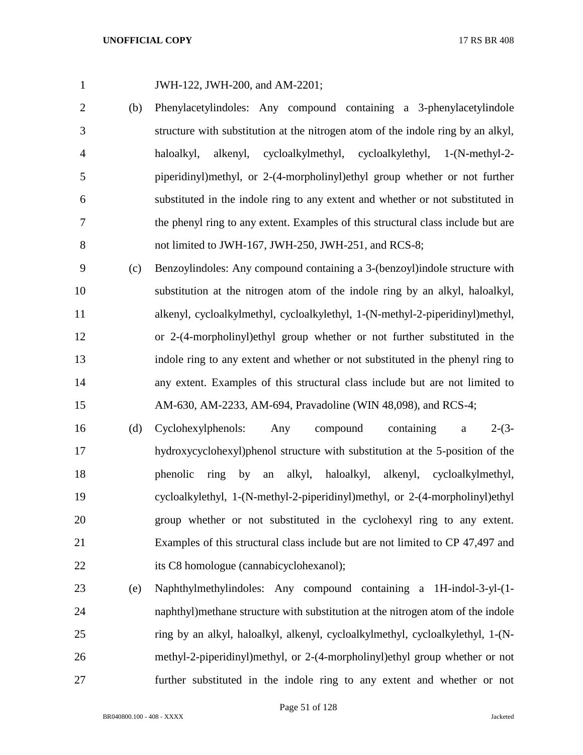JWH-122, JWH-200, and AM-2201;

(b) Phenylacetylindoles: Any compound containing a 3-phenylacetylindole structure with substitution at the nitrogen atom of the indole ring by an alkyl, haloalkyl, alkenyl, cycloalkylmethyl, cycloalkylethyl, 1-(N-methyl-2-piperidinyl)methyl, or 2-(4-morpholinyl)ethyl group whether or not further substituted in the indole ring to any extent and whether or not substituted in the phenyl ring to any extent. Examples of this structural class include but are not limited to JWH-167, JWH-250, JWH-251, and RCS-8;

(c) Benzoylindoles: Any compound containing a 3-(benzoyl)indole structure with substitution at the nitrogen atom of the indole ring by an alkyl, haloalkyl, alkenyl, cycloalkylmethyl, cycloalkylethyl, 1-(N-methyl-2-piperidinyl)methyl, or 2-(4-morpholinyl)ethyl group whether or not further substituted in the indole ring to any extent and whether or not substituted in the phenyl ring to any extent. Examples of this structural class include but are not limited to AM-630, AM-2233, AM-694, Pravadoline (WIN 48,098), and RCS-4;

(d) Cyclohexylphenols: Any compound containing a 2-(3-hydroxycyclohexyl)phenol structure with substitution at the 5-position of the phenolic ring by an alkyl, haloalkyl, alkenyl, cycloalkylmethyl, cycloalkylethyl, 1-(N-methyl-2-piperidinyl)methyl, or 2-(4-morpholinyl)ethyl group whether or not substituted in the cyclohexyl ring to any extent. Examples of this structural class include but are not limited to CP 47,497 and its C8 homologue (cannabicyclohexanol);

(e) Naphthylmethylindoles: Any compound containing a 1H-indol-3-yl-(1-naphthyl)methane structure with substitution at the nitrogen atom of the indole ring by an alkyl, haloalkyl, alkenyl, cycloalkylmethyl, cycloalkylethyl, 1-(N-methyl-2-piperidinyl)methyl, or 2-(4-morpholinyl)ethyl group whether or not further substituted in the indole ring to any extent and whether or not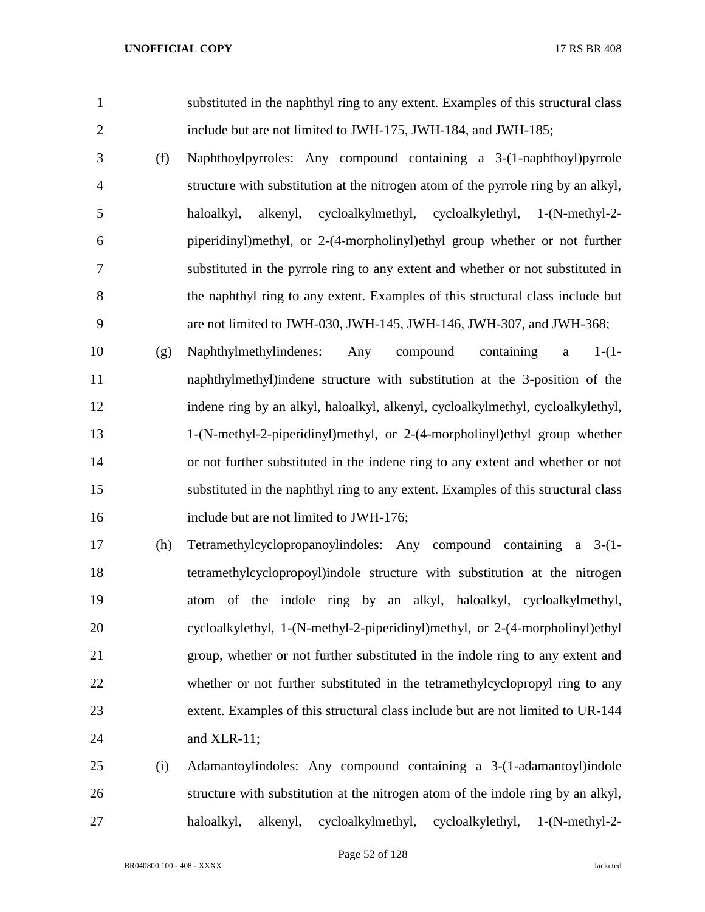substituted in the naphthyl ring to any extent. Examples of this structural class include but are not limited to JWH-175, JWH-184, and JWH-185;

(f) Naphthoylpyrroles: Any compound containing a 3-(1-naphthoyl)pyrrole structure with substitution at the nitrogen atom of the pyrrole ring by an alkyl, haloalkyl, alkenyl, cycloalkylmethyl, cycloalkylethyl, 1-(N-methyl-2-piperidinyl)methyl, or 2-(4-morpholinyl)ethyl group whether or not further substituted in the pyrrole ring to any extent and whether or not substituted in the naphthyl ring to any extent. Examples of this structural class include but are not limited to JWH-030, JWH-145, JWH-146, JWH-307, and JWH-368;

(g) Naphthylmethylindenes: Any compound containing a 1-(1-naphthylmethyl)indene structure with substitution at the 3-position of the indene ring by an alkyl, haloalkyl, alkenyl, cycloalkylmethyl, cycloalkylethyl, 1-(N-methyl-2-piperidinyl)methyl, or 2-(4-morpholinyl)ethyl group whether or not further substituted in the indene ring to any extent and whether or not substituted in the naphthyl ring to any extent. Examples of this structural class include but are not limited to JWH-176;

(h) Tetramethylcyclopropanoylindoles: Any compound containing a 3-(1-tetramethylcyclopropoyl)indole structure with substitution at the nitrogen atom of the indole ring by an alkyl, haloalkyl, cycloalkylmethyl, cycloalkylethyl, 1-(N-methyl-2-piperidinyl)methyl, or 2-(4-morpholinyl)ethyl group, whether or not further substituted in the indole ring to any extent and whether or not further substituted in the tetramethylcyclopropyl ring to any extent. Examples of this structural class include but are not limited to UR-144 and XLR-11;

(i) Adamantoylindoles: Any compound containing a 3-(1-adamantoyl)indole structure with substitution at the nitrogen atom of the indole ring by an alkyl, haloalkyl, alkenyl, cycloalkylmethyl, cycloalkylethyl, 1-(N-methyl-2-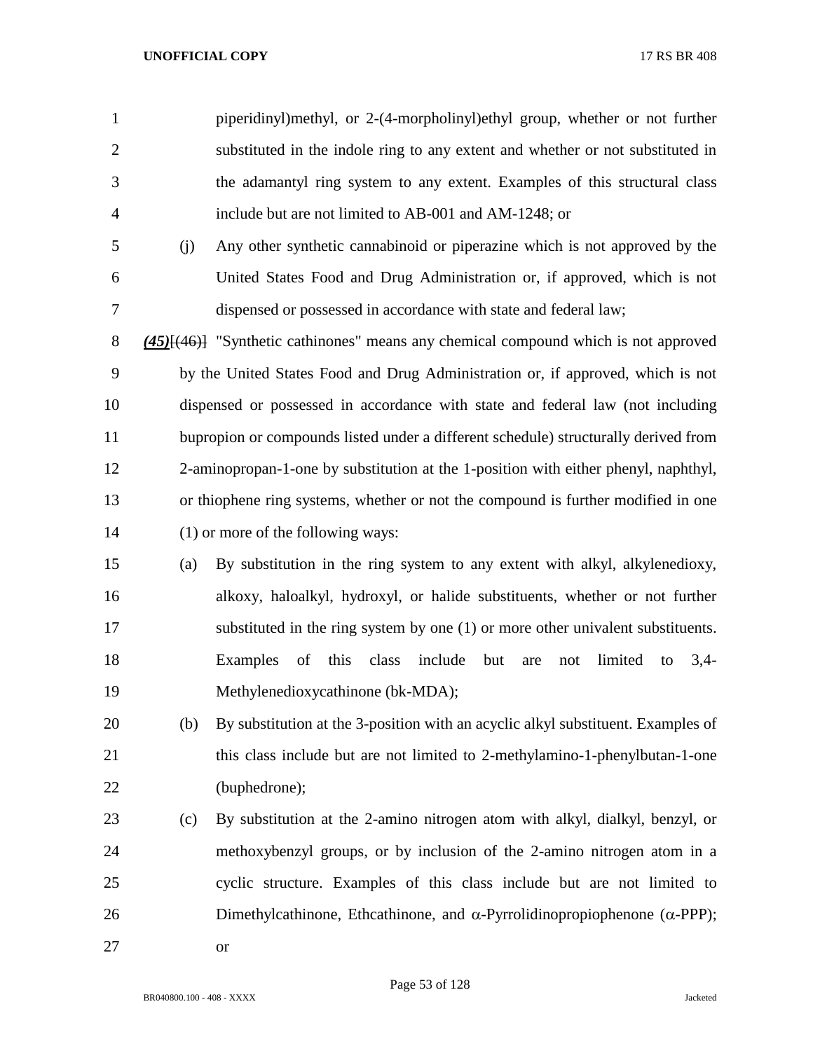piperidinyl)methyl, or 2-(4-morpholinyl)ethyl group, whether or not further substituted in the indole ring to any extent and whether or not substituted in the adamantyl ring system to any extent. Examples of this structural class include but are not limited to AB-001 and AM-1248; or

(j) Any other synthetic cannabinoid or piperazine which is not approved by the United States Food and Drug Administration or, if approved, which is not dispensed or possessed in accordance with state and federal law;

***(45)***~~[(46)]~~ "Synthetic cathinones" means any chemical compound which is not approved by the United States Food and Drug Administration or, if approved, which is not dispensed or possessed in accordance with state and federal law (not including bupropion or compounds listed under a different schedule) structurally derived from 2-aminopropan-1-one by substitution at the 1-position with either phenyl, naphthyl, or thiophene ring systems, whether or not the compound is further modified in one (1) or more of the following ways:

(a) By substitution in the ring system to any extent with alkyl, alkylenedioxy, alkoxy, haloalkyl, hydroxyl, or halide substituents, whether or not further substituted in the ring system by one (1) or more other univalent substituents. Examples of this class include but are not limited to 3,4-Methylenedioxycathinone (bk-MDA);

(b) By substitution at the 3-position with an acyclic alkyl substituent. Examples of this class include but are not limited to 2-methylamino-1-phenylbutan-1-one (buphedrone);

(c) By substitution at the 2-amino nitrogen atom with alkyl, dialkyl, benzyl, or methoxybenzyl groups, or by inclusion of the 2-amino nitrogen atom in a cyclic structure. Examples of this class include but are not limited to Dimethylcathinone, Ethcathinone, and α-Pyrrolidinopropiophenone (α-PPP); or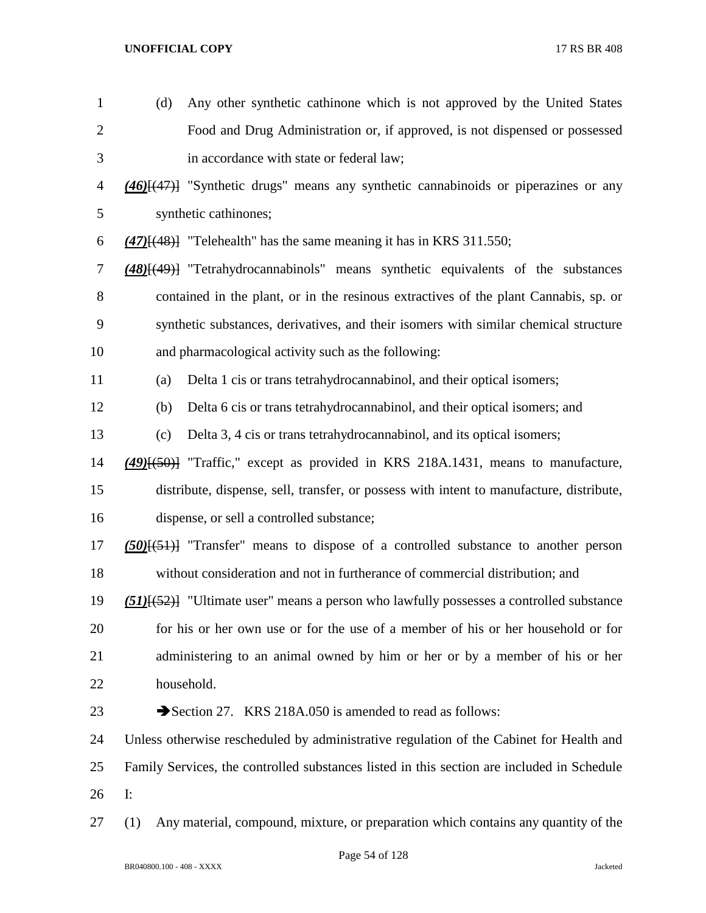(d) Any other synthetic cathinone which is not approved by the United States Food and Drug Administration or, if approved, is not dispensed or possessed in accordance with state or federal law;

***(46)***[(47)] "Synthetic drugs" means any synthetic cannabinoids or piperazines or any synthetic cathinones;

***(47)***[(48)] "Telehealth" has the same meaning it has in KRS 311.550;

***(48)***[(49)] "Tetrahydrocannabinols" means synthetic equivalents of the substances contained in the plant, or in the resinous extractives of the plant Cannabis, sp. or synthetic substances, derivatives, and their isomers with similar chemical structure and pharmacological activity such as the following:

(a) Delta 1 cis or trans tetrahydrocannabinol, and their optical isomers;

(b) Delta 6 cis or trans tetrahydrocannabinol, and their optical isomers; and

(c) Delta 3, 4 cis or trans tetrahydrocannabinol, and its optical isomers;

***(49)***[(50)] "Traffic," except as provided in KRS 218A.1431, means to manufacture, distribute, dispense, sell, transfer, or possess with intent to manufacture, distribute, dispense, or sell a controlled substance;

***(50)***[(51)] "Transfer" means to dispose of a controlled substance to another person without consideration and not in furtherance of commercial distribution; and

***(51)***[(52)] "Ultimate user" means a person who lawfully possesses a controlled substance for his or her own use or for the use of a member of his or her household or for administering to an animal owned by him or her or by a member of his or her household.

➔Section 27. KRS 218A.050 is amended to read as follows:

Unless otherwise rescheduled by administrative regulation of the Cabinet for Health and Family Services, the controlled substances listed in this section are included in Schedule I:

(1) Any material, compound, mixture, or preparation which contains any quantity of the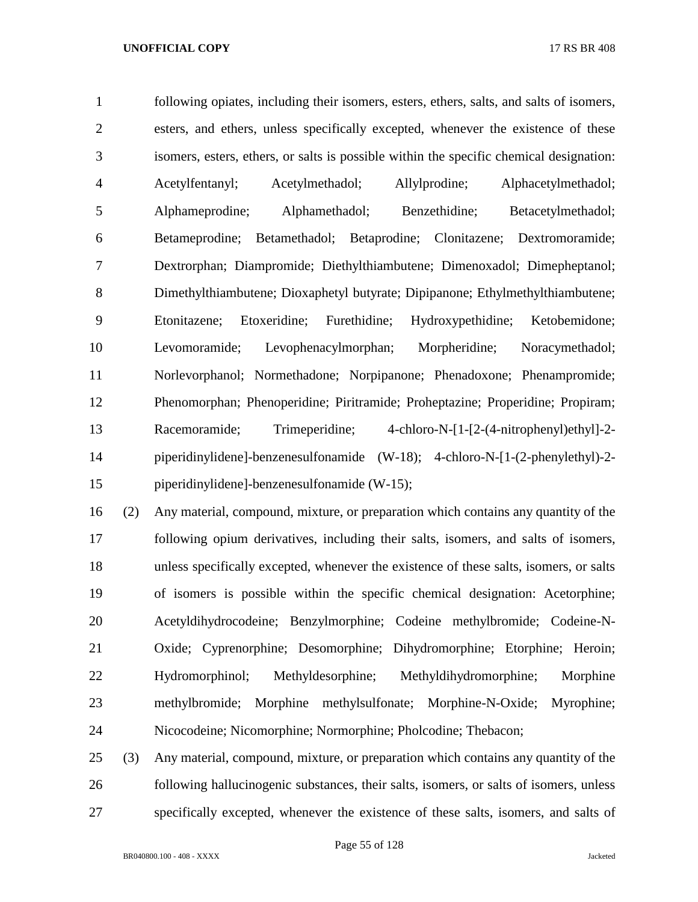following opiates, including their isomers, esters, ethers, salts, and salts of isomers, esters, and ethers, unless specifically excepted, whenever the existence of these isomers, esters, ethers, or salts is possible within the specific chemical designation: Acetylfentanyl; Acetylmethadol; Allylprodine; Alphacetylmethadol; Alphameprodine; Alphamethadol; Benzethidine; Betacetylmethadol; Betameprodine; Betamethadol; Betaprodine; Clonitazene; Dextromoramide; Dextrorphan; Diampromide; Diethylthiambutene; Dimenoxadol; Dimepheptanol; Dimethylthiambutene; Dioxaphetyl butyrate; Dipipanone; Ethylmethylthiambutene; Etonitazene; Etoxeridine; Furethidine; Hydroxypethidine; Ketobemidone; Levomoramide; Levophenacylmorphan; Morpheridine; Noracymethadol; Norlevorphanol; Normethadone; Norpipanone; Phenadoxone; Phenampromide; Phenomorphan; Phenoperidine; Piritramide; Proheptazine; Properidine; Propiram; Racemoramide; Trimeperidine; 4-chloro-N-[1-[2-(4-nitrophenyl)ethyl]-2-piperidinylidene]-benzenesulfonamide (W-18); 4-chloro-N-[1-(2-phenylethyl)-2-piperidinylidene]-benzenesulfonamide (W-15);

(2) Any material, compound, mixture, or preparation which contains any quantity of the following opium derivatives, including their salts, isomers, and salts of isomers, unless specifically excepted, whenever the existence of these salts, isomers, or salts of isomers is possible within the specific chemical designation: Acetorphine; Acetyldihydrocodeine; Benzylmorphine; Codeine methylbromide; Codeine-N-Oxide; Cyprenorphine; Desomorphine; Dihydromorphine; Etorphine; Heroin; Hydromorphinol; Methyldesorphine; Methyldihydromorphine; Morphine methylbromide; Morphine methylsulfonate; Morphine-N-Oxide; Myrophine; Nicocodeine; Nicomorphine; Normorphine; Pholcodine; Thebacon;

(3) Any material, compound, mixture, or preparation which contains any quantity of the following hallucinogenic substances, their salts, isomers, or salts of isomers, unless specifically excepted, whenever the existence of these salts, isomers, and salts of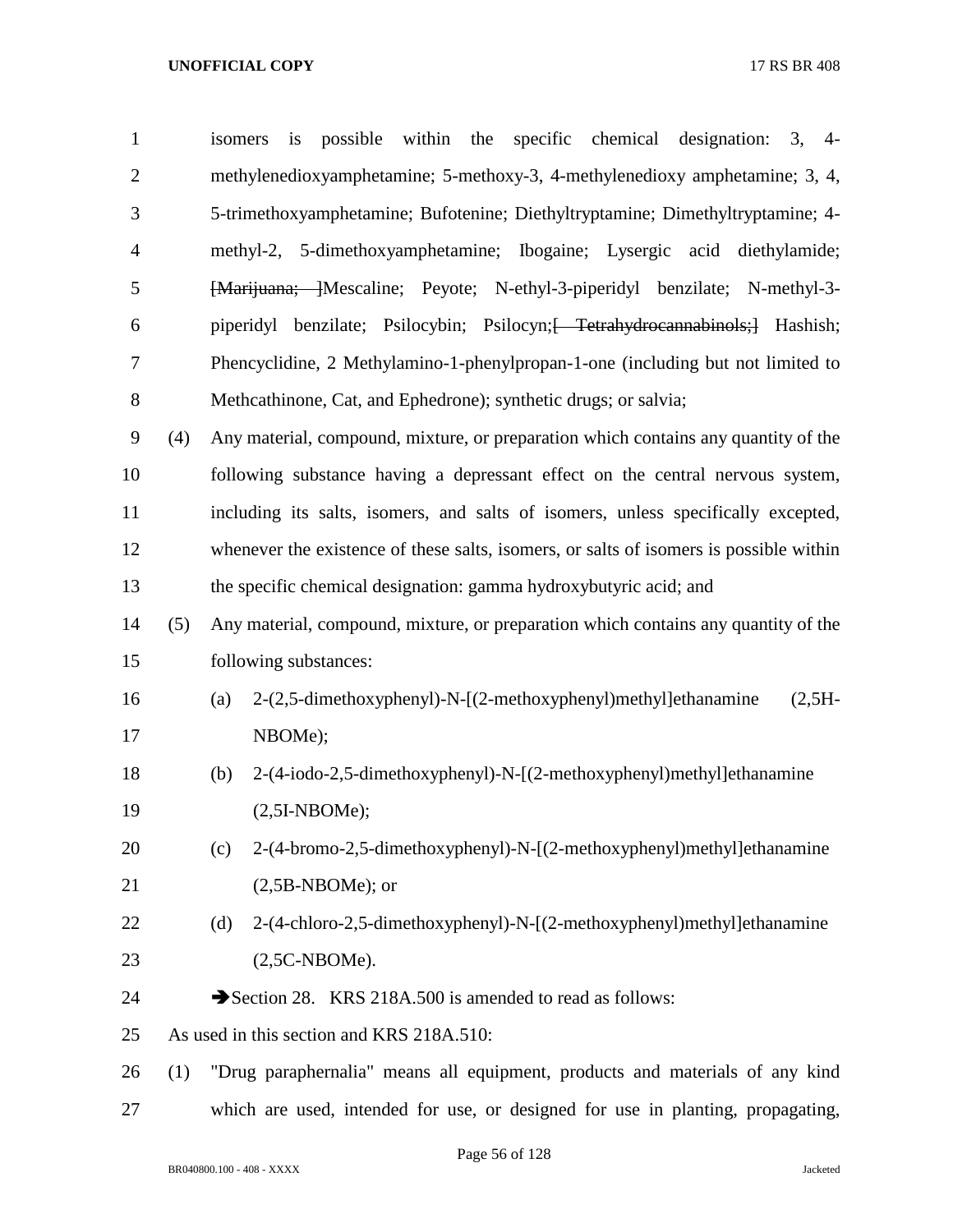isomers is possible within the specific chemical designation: 3, 4-methylenedioxyamphetamine; 5-methoxy-3, 4-methylenedioxy amphetamine; 3, 4, 5-trimethoxyamphetamine; Bufotenine; Diethyltryptamine; Dimethyltryptamine; 4-methyl-2, 5-dimethoxyamphetamine; Ibogaine; Lysergic acid diethylamide; ~~[Marijuana; ]~~Mescaline; Peyote; N-ethyl-3-piperidyl benzilate; N-methyl-3-piperidyl benzilate; Psilocybin; Psilocyn;~~[ Tetrahydrocannabinols;]~~ Hashish; Phencyclidine, 2 Methylamino-1-phenylpropan-1-one (including but not limited to Methcathinone, Cat, and Ephedrone); synthetic drugs; or salvia;

(4) Any material, compound, mixture, or preparation which contains any quantity of the following substance having a depressant effect on the central nervous system, including its salts, isomers, and salts of isomers, unless specifically excepted, whenever the existence of these salts, isomers, or salts of isomers is possible within the specific chemical designation: gamma hydroxybutyric acid; and

(5) Any material, compound, mixture, or preparation which contains any quantity of the following substances:

(a) 2-(2,5-dimethoxyphenyl)-N-[(2-methoxyphenyl)methyl]ethanamine (2,5H-NBOMe);

(b) 2-(4-iodo-2,5-dimethoxyphenyl)-N-[(2-methoxyphenyl)methyl]ethanamine (2,5I-NBOMe);

(c) 2-(4-bromo-2,5-dimethoxyphenyl)-N-[(2-methoxyphenyl)methyl]ethanamine (2,5B-NBOMe); or

(d) 2-(4-chloro-2,5-dimethoxyphenyl)-N-[(2-methoxyphenyl)methyl]ethanamine (2,5C-NBOMe).

➔Section 28. KRS 218A.500 is amended to read as follows:

As used in this section and KRS 218A.510:

(1) "Drug paraphernalia" means all equipment, products and materials of any kind which are used, intended for use, or designed for use in planting, propagating,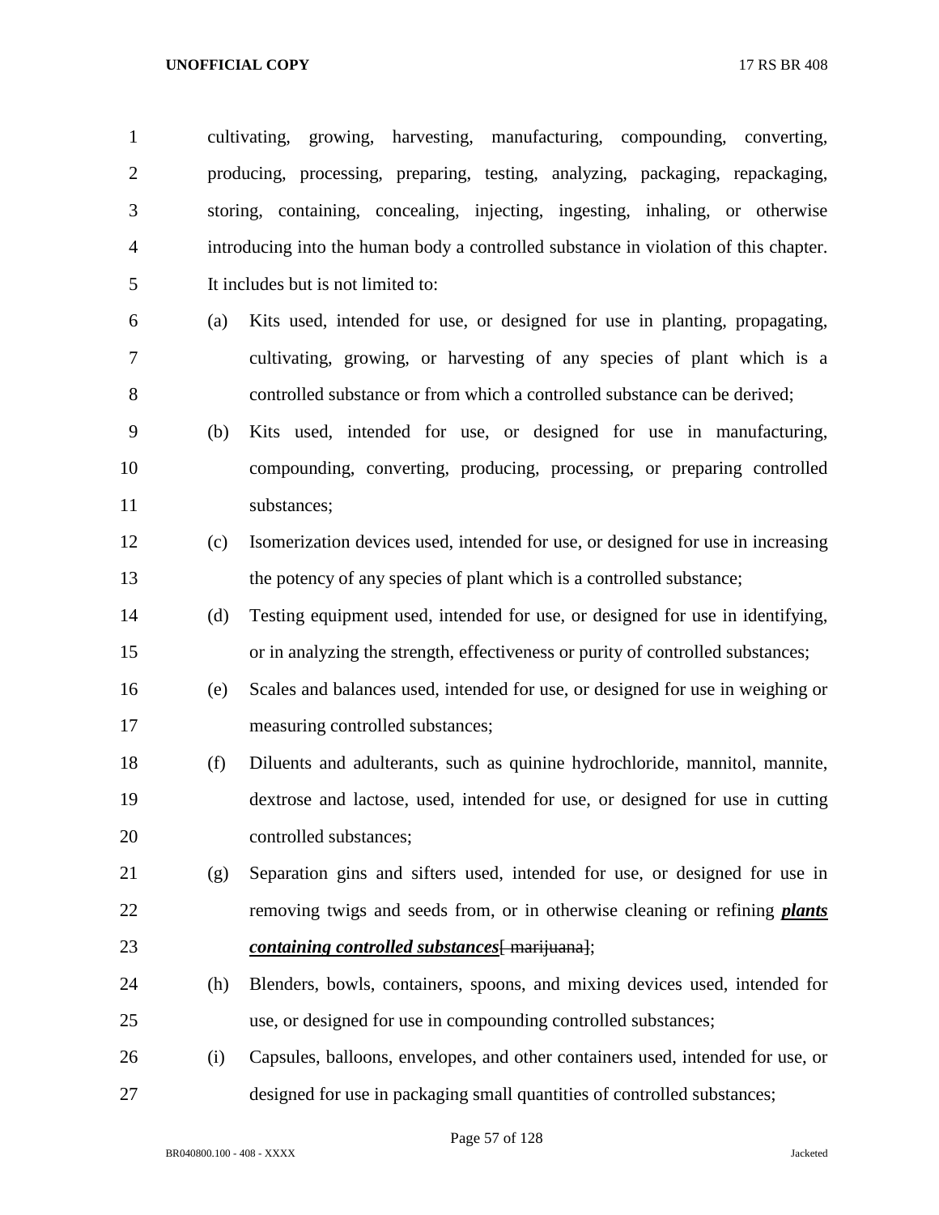cultivating, growing, harvesting, manufacturing, compounding, converting, producing, processing, preparing, testing, analyzing, packaging, repackaging, storing, containing, concealing, injecting, ingesting, inhaling, or otherwise introducing into the human body a controlled substance in violation of this chapter. It includes but is not limited to:

(a) Kits used, intended for use, or designed for use in planting, propagating, cultivating, growing, or harvesting of any species of plant which is a controlled substance or from which a controlled substance can be derived;

(b) Kits used, intended for use, or designed for use in manufacturing, compounding, converting, producing, processing, or preparing controlled substances;

(c) Isomerization devices used, intended for use, or designed for use in increasing the potency of any species of plant which is a controlled substance;

(d) Testing equipment used, intended for use, or designed for use in identifying, or in analyzing the strength, effectiveness or purity of controlled substances;

(e) Scales and balances used, intended for use, or designed for use in weighing or measuring controlled substances;

(f) Diluents and adulterants, such as quinine hydrochloride, mannitol, mannite, dextrose and lactose, used, intended for use, or designed for use in cutting controlled substances;

(g) Separation gins and sifters used, intended for use, or designed for use in removing twigs and seeds from, or in otherwise cleaning or refining ***plants containing controlled substances***[~~ marijuana~~];

(h) Blenders, bowls, containers, spoons, and mixing devices used, intended for use, or designed for use in compounding controlled substances;

(i) Capsules, balloons, envelopes, and other containers used, intended for use, or designed for use in packaging small quantities of controlled substances;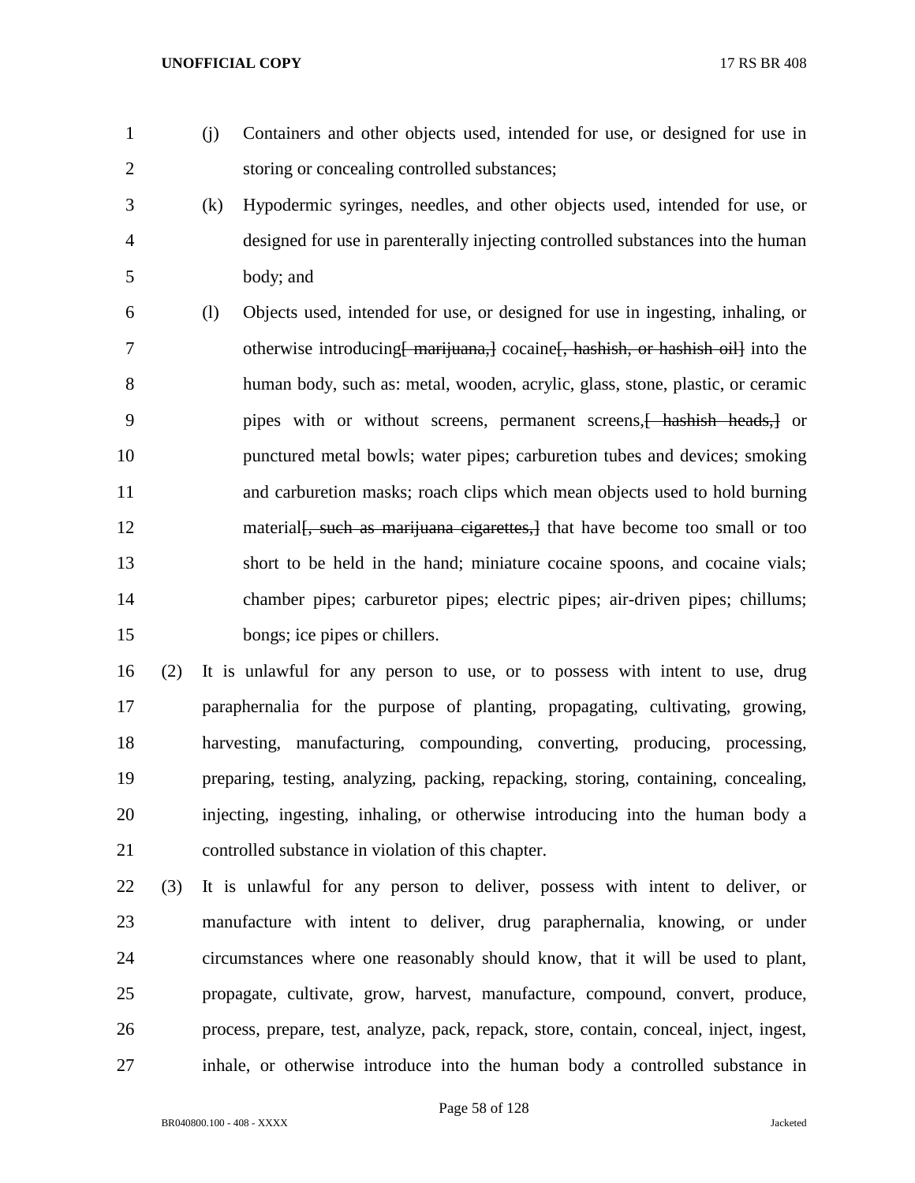(j) Containers and other objects used, intended for use, or designed for use in storing or concealing controlled substances;

(k) Hypodermic syringes, needles, and other objects used, intended for use, or designed for use in parenterally injecting controlled substances into the human body; and

(l) Objects used, intended for use, or designed for use in ingesting, inhaling, or otherwise introducing~~[ marijuana,]~~ cocaine~~[, hashish, or hashish oil]~~ into the human body, such as: metal, wooden, acrylic, glass, stone, plastic, or ceramic pipes with or without screens, permanent screens,~~[ hashish heads,]~~ or punctured metal bowls; water pipes; carburetion tubes and devices; smoking and carburetion masks; roach clips which mean objects used to hold burning material~~[, such as marijuana cigarettes,]~~ that have become too small or too short to be held in the hand; miniature cocaine spoons, and cocaine vials; chamber pipes; carburetor pipes; electric pipes; air-driven pipes; chillums; bongs; ice pipes or chillers.

(2) It is unlawful for any person to use, or to possess with intent to use, drug paraphernalia for the purpose of planting, propagating, cultivating, growing, harvesting, manufacturing, compounding, converting, producing, processing, preparing, testing, analyzing, packing, repacking, storing, containing, concealing, injecting, ingesting, inhaling, or otherwise introducing into the human body a controlled substance in violation of this chapter.

(3) It is unlawful for any person to deliver, possess with intent to deliver, or manufacture with intent to deliver, drug paraphernalia, knowing, or under circumstances where one reasonably should know, that it will be used to plant, propagate, cultivate, grow, harvest, manufacture, compound, convert, produce, process, prepare, test, analyze, pack, repack, store, contain, conceal, inject, ingest, inhale, or otherwise introduce into the human body a controlled substance in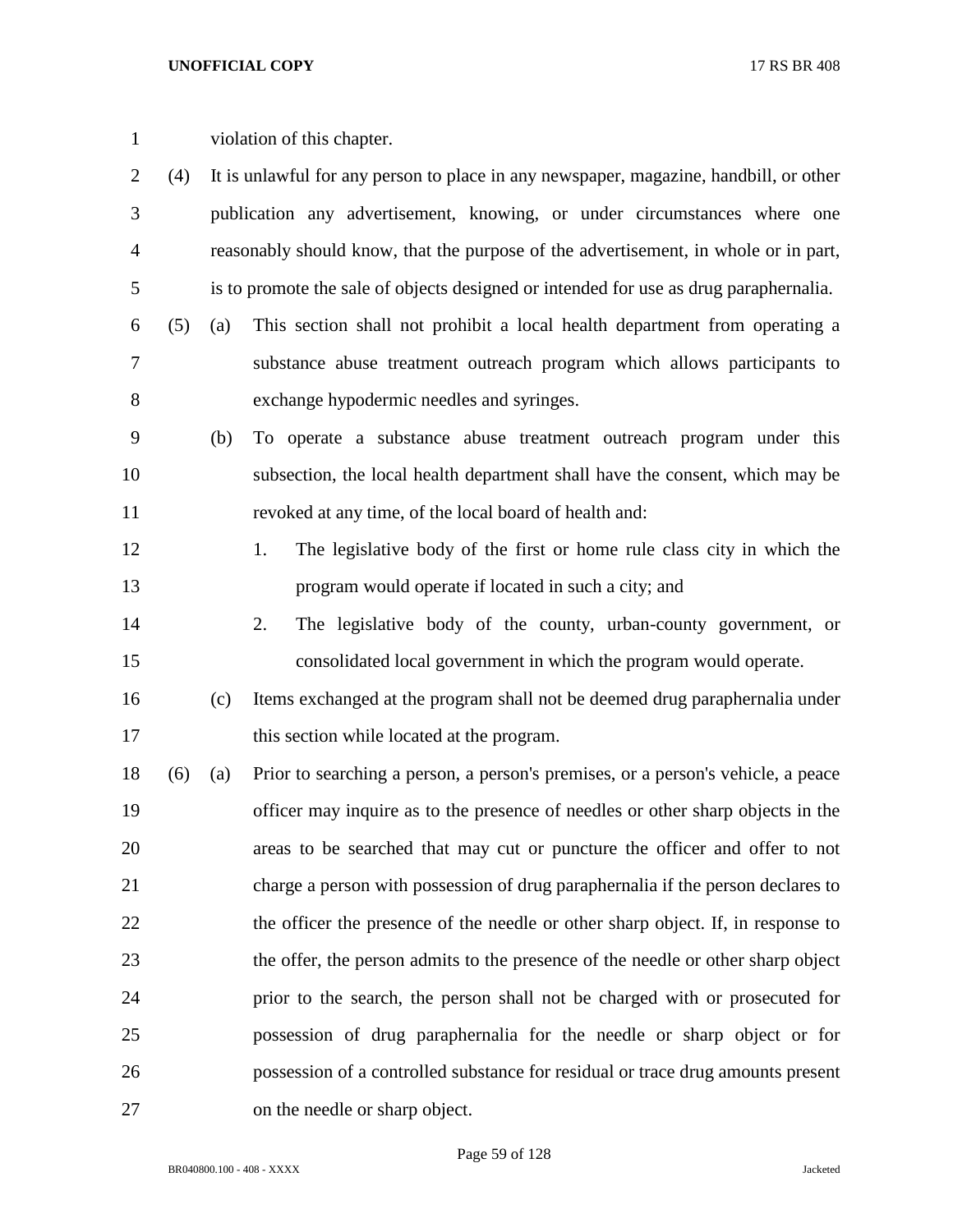violation of this chapter.

(4) It is unlawful for any person to place in any newspaper, magazine, handbill, or other publication any advertisement, knowing, or under circumstances where one reasonably should know, that the purpose of the advertisement, in whole or in part, is to promote the sale of objects designed or intended for use as drug paraphernalia.

(5) (a) This section shall not prohibit a local health department from operating a substance abuse treatment outreach program which allows participants to exchange hypodermic needles and syringes.

(b) To operate a substance abuse treatment outreach program under this subsection, the local health department shall have the consent, which may be revoked at any time, of the local board of health and:

1. The legislative body of the first or home rule class city in which the program would operate if located in such a city; and

2. The legislative body of the county, urban-county government, or consolidated local government in which the program would operate.

(c) Items exchanged at the program shall not be deemed drug paraphernalia under this section while located at the program.

(6) (a) Prior to searching a person, a person's premises, or a person's vehicle, a peace officer may inquire as to the presence of needles or other sharp objects in the areas to be searched that may cut or puncture the officer and offer to not charge a person with possession of drug paraphernalia if the person declares to the officer the presence of the needle or other sharp object. If, in response to the offer, the person admits to the presence of the needle or other sharp object prior to the search, the person shall not be charged with or prosecuted for possession of drug paraphernalia for the needle or sharp object or for possession of a controlled substance for residual or trace drug amounts present on the needle or sharp object.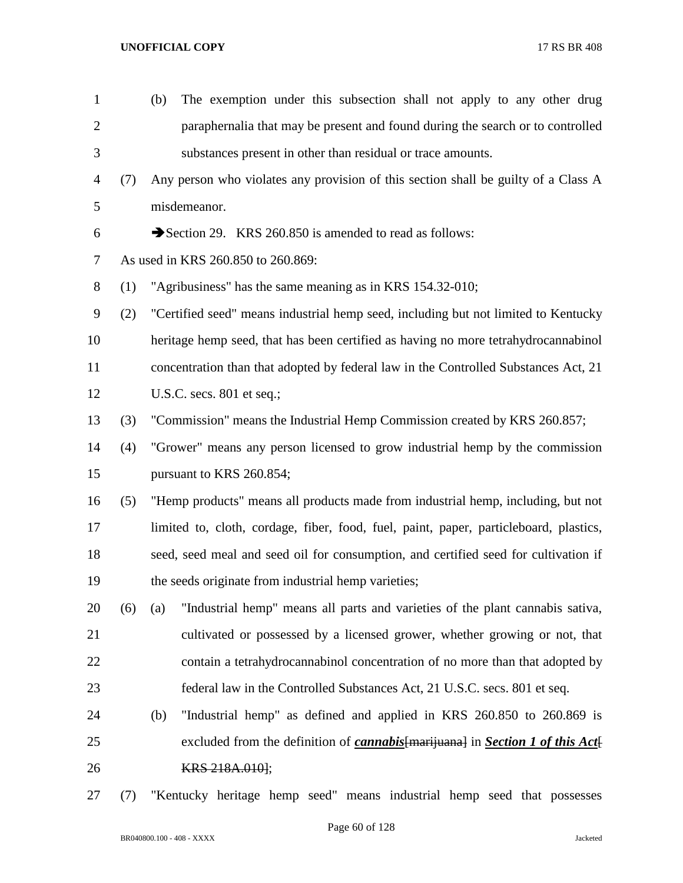(b) The exemption under this subsection shall not apply to any other drug paraphernalia that may be present and found during the search or to controlled substances present in other than residual or trace amounts.

(7) Any person who violates any provision of this section shall be guilty of a Class A misdemeanor.

➔Section 29. KRS 260.850 is amended to read as follows:

As used in KRS 260.850 to 260.869:

(1) "Agribusiness" has the same meaning as in KRS 154.32-010;

(2) "Certified seed" means industrial hemp seed, including but not limited to Kentucky heritage hemp seed, that has been certified as having no more tetrahydrocannabinol concentration than that adopted by federal law in the Controlled Substances Act, 21 U.S.C. secs. 801 et seq.;

(3) "Commission" means the Industrial Hemp Commission created by KRS 260.857;

(4) "Grower" means any person licensed to grow industrial hemp by the commission pursuant to KRS 260.854;

(5) "Hemp products" means all products made from industrial hemp, including, but not limited to, cloth, cordage, fiber, food, fuel, paint, paper, particleboard, plastics, seed, seed meal and seed oil for consumption, and certified seed for cultivation if the seeds originate from industrial hemp varieties;

(6) (a) "Industrial hemp" means all parts and varieties of the plant cannabis sativa, cultivated or possessed by a licensed grower, whether growing or not, that contain a tetrahydrocannabinol concentration of no more than that adopted by federal law in the Controlled Substances Act, 21 U.S.C. secs. 801 et seq.

(b) "Industrial hemp" as defined and applied in KRS 260.850 to 260.869 is excluded from the definition of ***cannabis***~~[marijuana]~~ in ***Section 1 of this Act***~~[ KRS 218A.010]~~;

(7) "Kentucky heritage hemp seed" means industrial hemp seed that possesses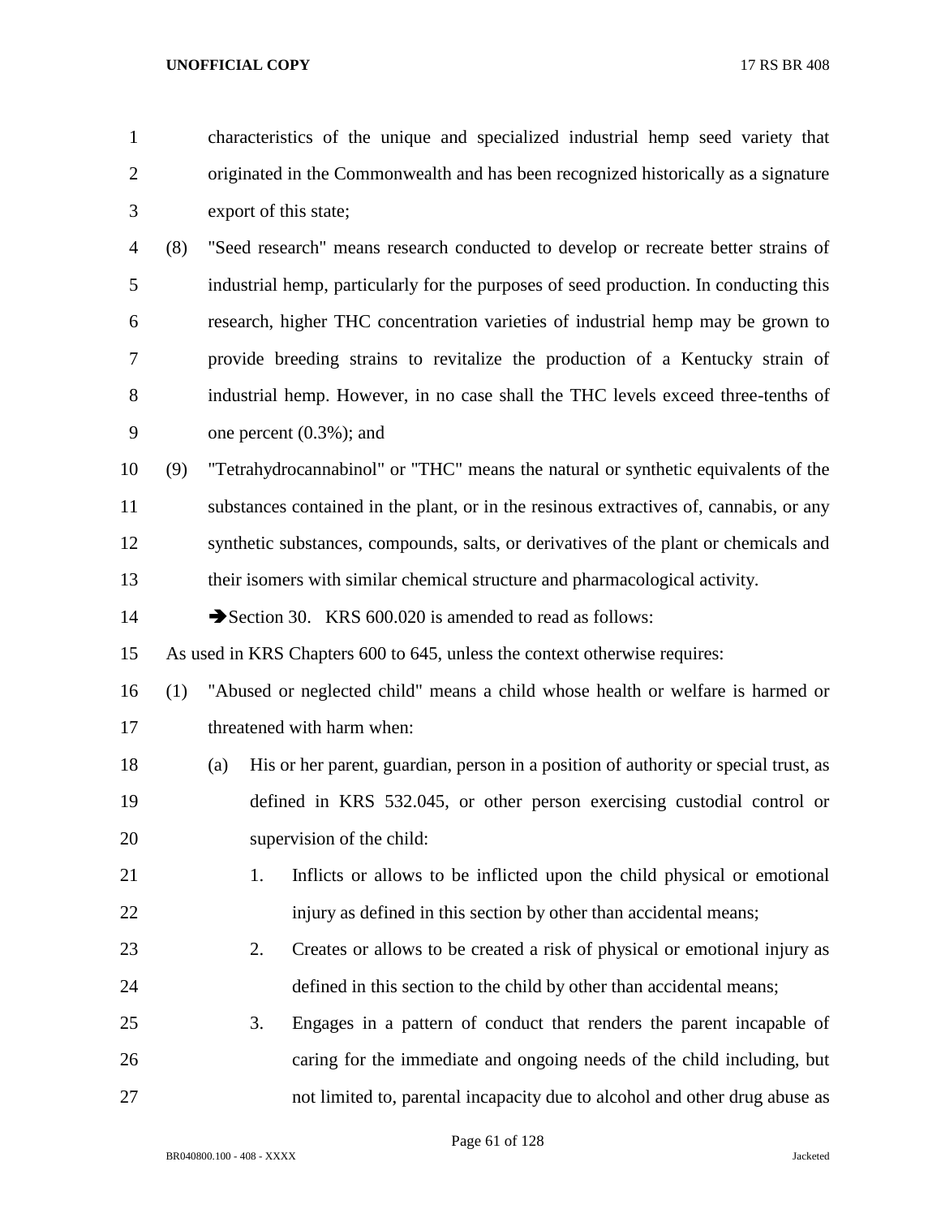characteristics of the unique and specialized industrial hemp seed variety that originated in the Commonwealth and has been recognized historically as a signature export of this state;

(8) "Seed research" means research conducted to develop or recreate better strains of industrial hemp, particularly for the purposes of seed production. In conducting this research, higher THC concentration varieties of industrial hemp may be grown to provide breeding strains to revitalize the production of a Kentucky strain of industrial hemp. However, in no case shall the THC levels exceed three-tenths of one percent (0.3%); and

(9) "Tetrahydrocannabinol" or "THC" means the natural or synthetic equivalents of the substances contained in the plant, or in the resinous extractives of, cannabis, or any synthetic substances, compounds, salts, or derivatives of the plant or chemicals and their isomers with similar chemical structure and pharmacological activity.

➔Section 30. KRS 600.020 is amended to read as follows:

As used in KRS Chapters 600 to 645, unless the context otherwise requires:

(1) "Abused or neglected child" means a child whose health or welfare is harmed or threatened with harm when:

(a) His or her parent, guardian, person in a position of authority or special trust, as defined in KRS 532.045, or other person exercising custodial control or supervision of the child:

1. Inflicts or allows to be inflicted upon the child physical or emotional injury as defined in this section by other than accidental means;

2. Creates or allows to be created a risk of physical or emotional injury as defined in this section to the child by other than accidental means;

3. Engages in a pattern of conduct that renders the parent incapable of caring for the immediate and ongoing needs of the child including, but not limited to, parental incapacity due to alcohol and other drug abuse as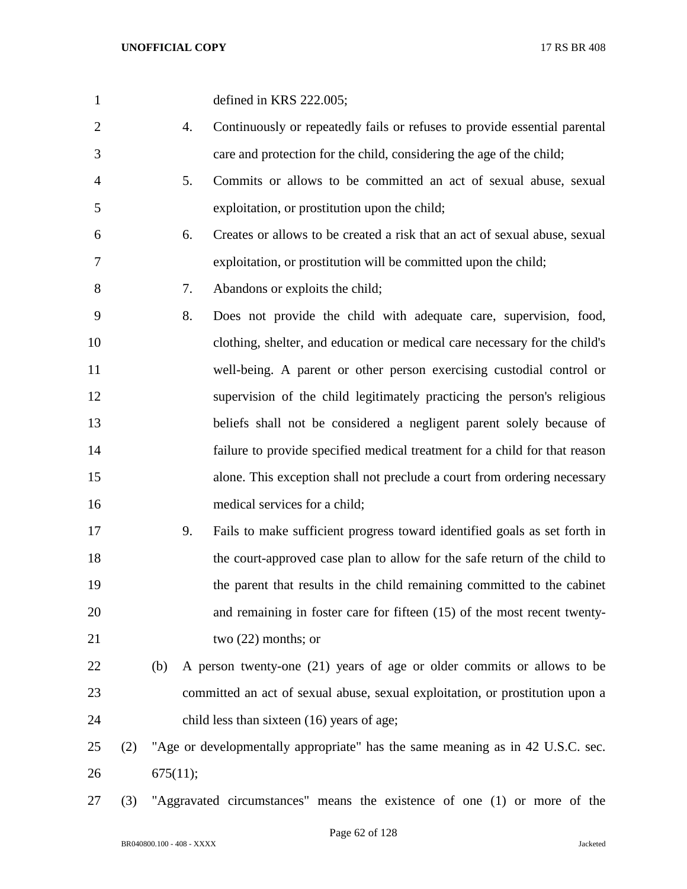defined in KRS 222.005;

4. Continuously or repeatedly fails or refuses to provide essential parental care and protection for the child, considering the age of the child;

5. Commits or allows to be committed an act of sexual abuse, sexual exploitation, or prostitution upon the child;

6. Creates or allows to be created a risk that an act of sexual abuse, sexual exploitation, or prostitution will be committed upon the child;

7. Abandons or exploits the child;

8. Does not provide the child with adequate care, supervision, food, clothing, shelter, and education or medical care necessary for the child's well-being. A parent or other person exercising custodial control or supervision of the child legitimately practicing the person's religious beliefs shall not be considered a negligent parent solely because of failure to provide specified medical treatment for a child for that reason alone. This exception shall not preclude a court from ordering necessary medical services for a child;

9. Fails to make sufficient progress toward identified goals as set forth in the court-approved case plan to allow for the safe return of the child to the parent that results in the child remaining committed to the cabinet and remaining in foster care for fifteen (15) of the most recent twenty-two (22) months; or

(b) A person twenty-one (21) years of age or older commits or allows to be committed an act of sexual abuse, sexual exploitation, or prostitution upon a child less than sixteen (16) years of age;

(2) "Age or developmentally appropriate" has the same meaning as in 42 U.S.C. sec. 675(11);

(3) "Aggravated circumstances" means the existence of one (1) or more of the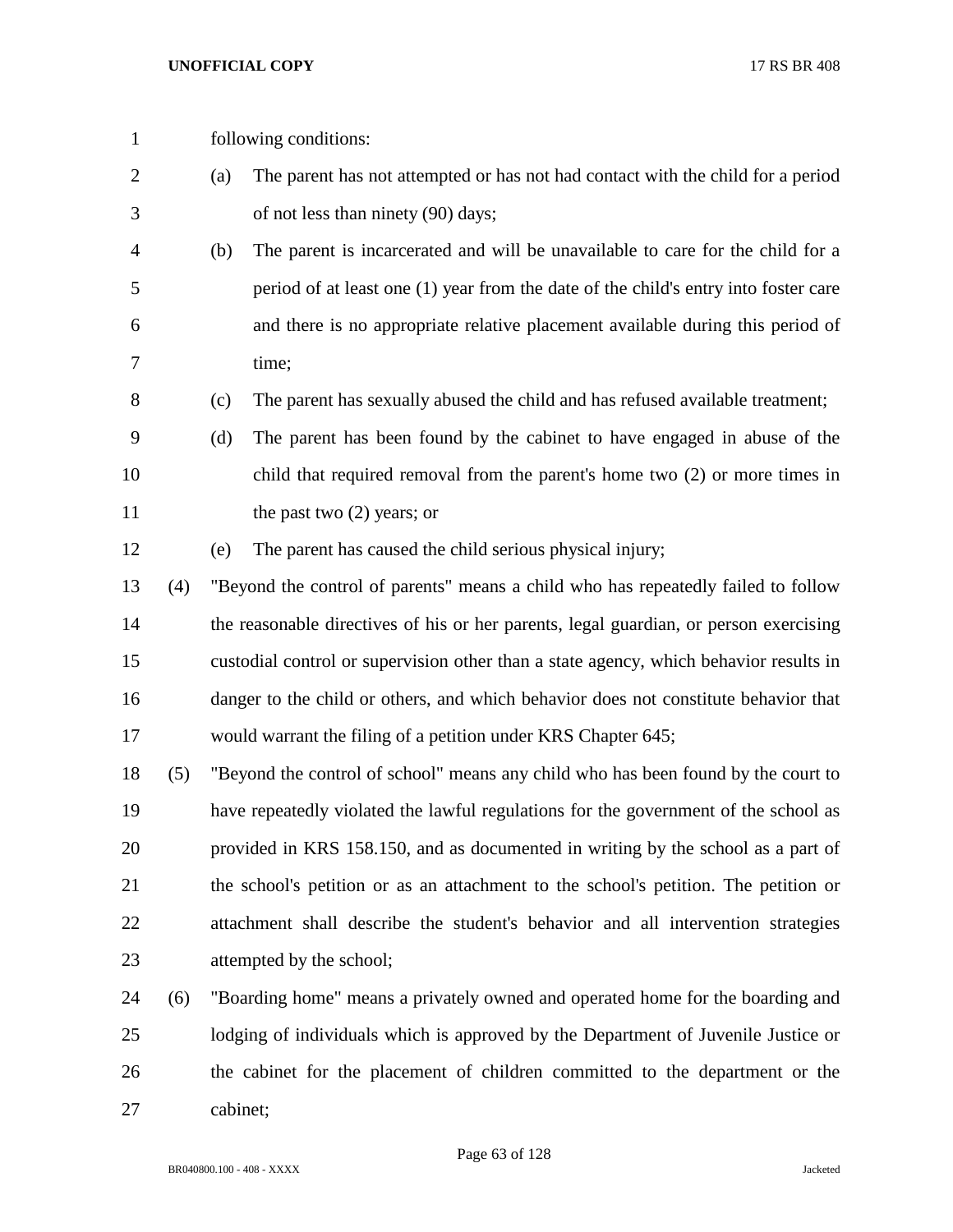following conditions:

(a) The parent has not attempted or has not had contact with the child for a period of not less than ninety (90) days;

(b) The parent is incarcerated and will be unavailable to care for the child for a period of at least one (1) year from the date of the child's entry into foster care and there is no appropriate relative placement available during this period of time;

(c) The parent has sexually abused the child and has refused available treatment;

(d) The parent has been found by the cabinet to have engaged in abuse of the child that required removal from the parent's home two (2) or more times in the past two (2) years; or

(e) The parent has caused the child serious physical injury;

(4) "Beyond the control of parents" means a child who has repeatedly failed to follow the reasonable directives of his or her parents, legal guardian, or person exercising custodial control or supervision other than a state agency, which behavior results in danger to the child or others, and which behavior does not constitute behavior that would warrant the filing of a petition under KRS Chapter 645;

(5) "Beyond the control of school" means any child who has been found by the court to have repeatedly violated the lawful regulations for the government of the school as provided in KRS 158.150, and as documented in writing by the school as a part of the school's petition or as an attachment to the school's petition. The petition or attachment shall describe the student's behavior and all intervention strategies attempted by the school;

(6) "Boarding home" means a privately owned and operated home for the boarding and lodging of individuals which is approved by the Department of Juvenile Justice or the cabinet for the placement of children committed to the department or the cabinet;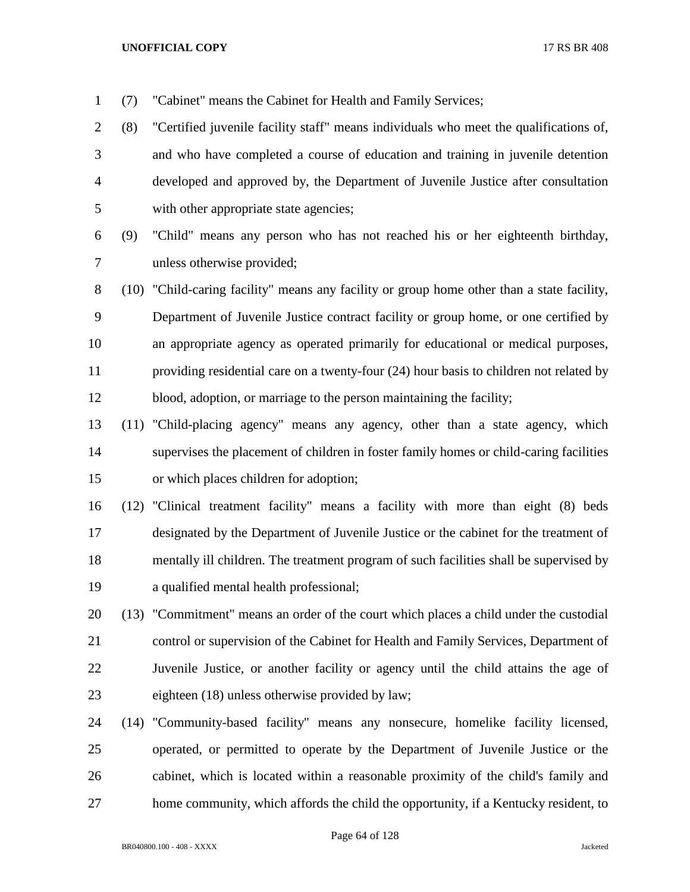(7) "Cabinet" means the Cabinet for Health and Family Services;

(8) "Certified juvenile facility staff" means individuals who meet the qualifications of, and who have completed a course of education and training in juvenile detention developed and approved by, the Department of Juvenile Justice after consultation with other appropriate state agencies;

(9) "Child" means any person who has not reached his or her eighteenth birthday, unless otherwise provided;

(10) "Child-caring facility" means any facility or group home other than a state facility, Department of Juvenile Justice contract facility or group home, or one certified by an appropriate agency as operated primarily for educational or medical purposes, providing residential care on a twenty-four (24) hour basis to children not related by blood, adoption, or marriage to the person maintaining the facility;

(11) "Child-placing agency" means any agency, other than a state agency, which supervises the placement of children in foster family homes or child-caring facilities or which places children for adoption;

(12) "Clinical treatment facility" means a facility with more than eight (8) beds designated by the Department of Juvenile Justice or the cabinet for the treatment of mentally ill children. The treatment program of such facilities shall be supervised by a qualified mental health professional;

(13) "Commitment" means an order of the court which places a child under the custodial control or supervision of the Cabinet for Health and Family Services, Department of Juvenile Justice, or another facility or agency until the child attains the age of eighteen (18) unless otherwise provided by law;

(14) "Community-based facility" means any nonsecure, homelike facility licensed, operated, or permitted to operate by the Department of Juvenile Justice or the cabinet, which is located within a reasonable proximity of the child's family and home community, which affords the child the opportunity, if a Kentucky resident, to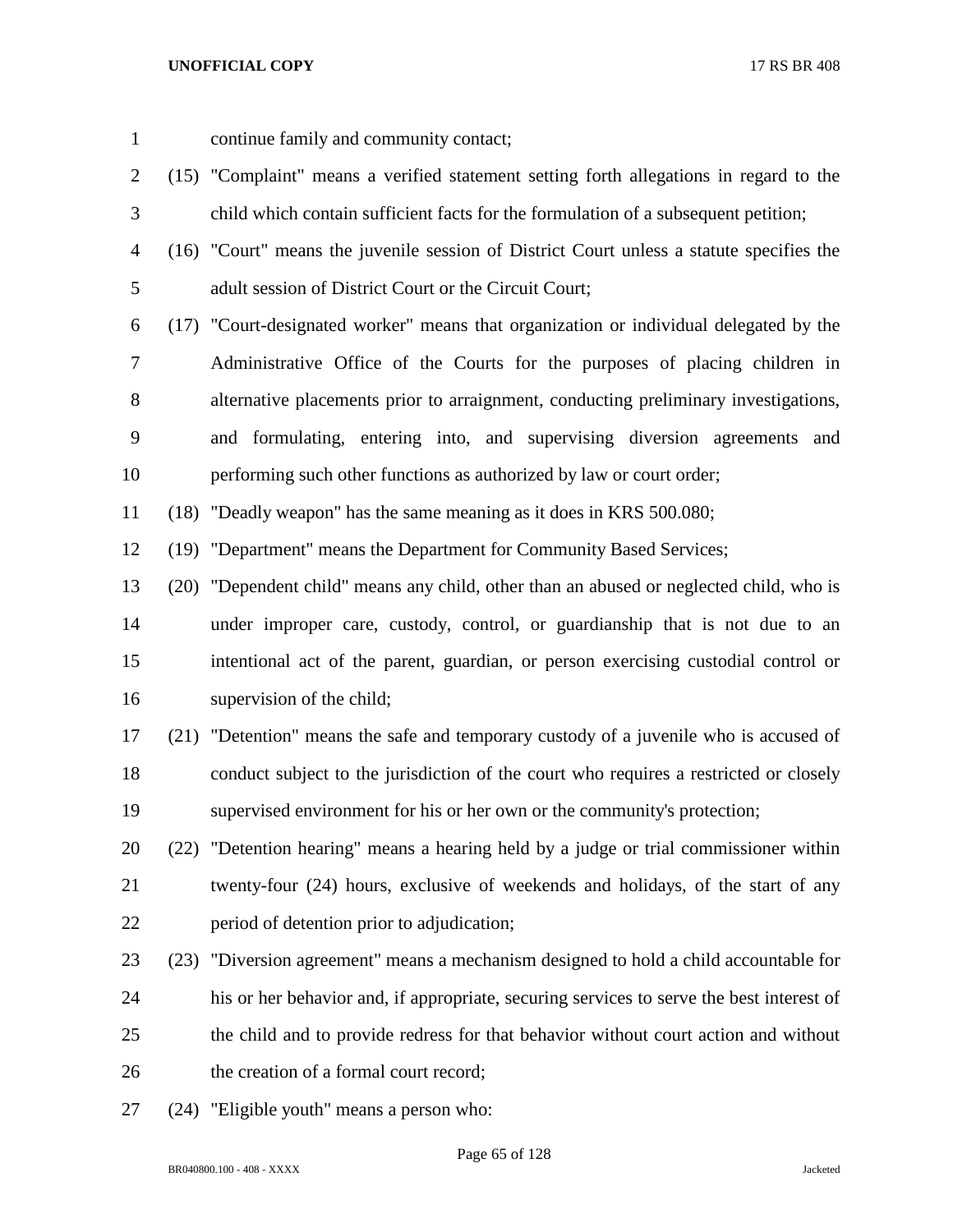continue family and community contact;

(15) "Complaint" means a verified statement setting forth allegations in regard to the child which contain sufficient facts for the formulation of a subsequent petition;

(16) "Court" means the juvenile session of District Court unless a statute specifies the adult session of District Court or the Circuit Court;

(17) "Court-designated worker" means that organization or individual delegated by the Administrative Office of the Courts for the purposes of placing children in alternative placements prior to arraignment, conducting preliminary investigations, and formulating, entering into, and supervising diversion agreements and performing such other functions as authorized by law or court order;

(18) "Deadly weapon" has the same meaning as it does in KRS 500.080;

(19) "Department" means the Department for Community Based Services;

(20) "Dependent child" means any child, other than an abused or neglected child, who is under improper care, custody, control, or guardianship that is not due to an intentional act of the parent, guardian, or person exercising custodial control or supervision of the child;

(21) "Detention" means the safe and temporary custody of a juvenile who is accused of conduct subject to the jurisdiction of the court who requires a restricted or closely supervised environment for his or her own or the community's protection;

(22) "Detention hearing" means a hearing held by a judge or trial commissioner within twenty-four (24) hours, exclusive of weekends and holidays, of the start of any period of detention prior to adjudication;

(23) "Diversion agreement" means a mechanism designed to hold a child accountable for his or her behavior and, if appropriate, securing services to serve the best interest of the child and to provide redress for that behavior without court action and without the creation of a formal court record;

(24) "Eligible youth" means a person who: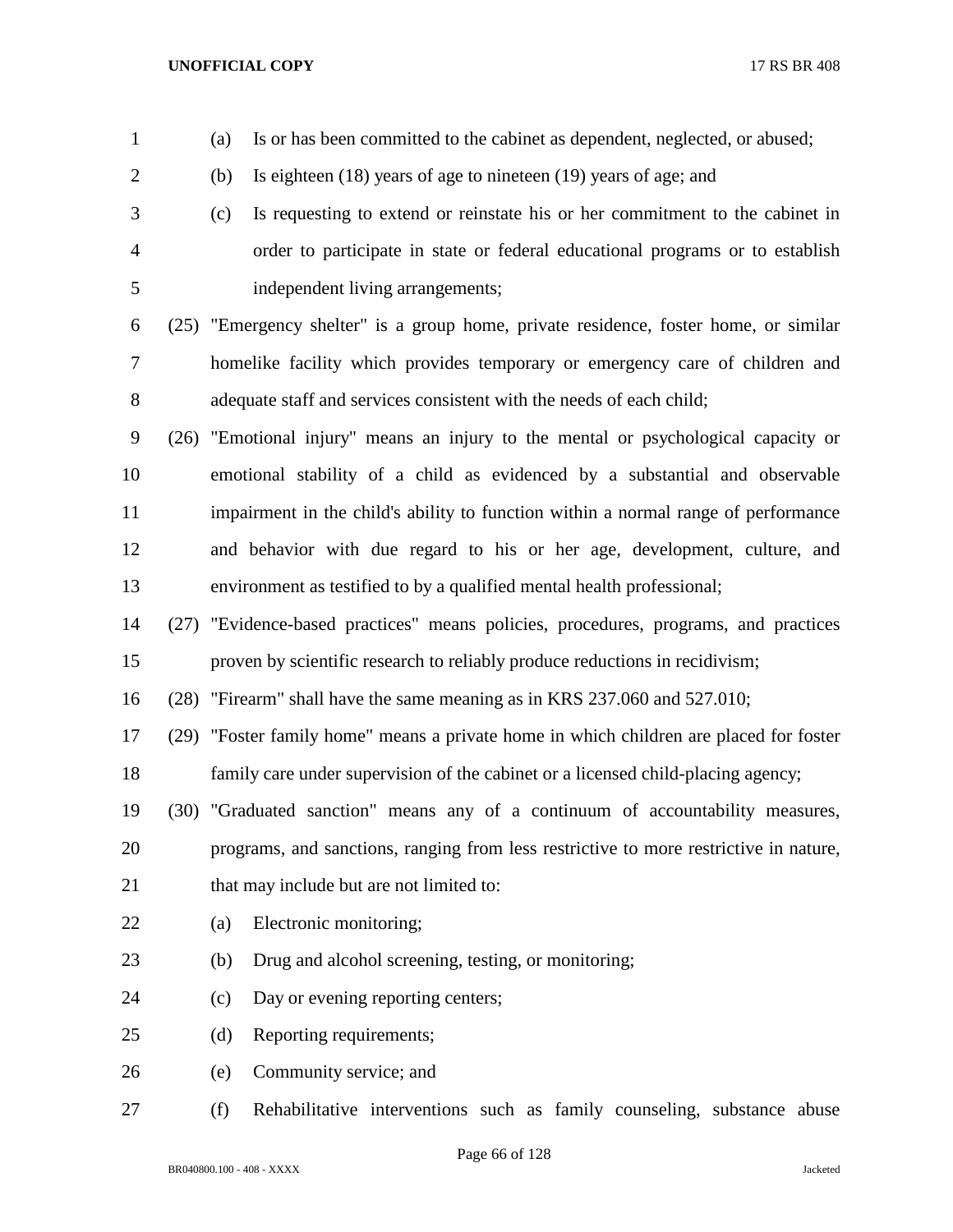(a) Is or has been committed to the cabinet as dependent, neglected, or abused;

(b) Is eighteen (18) years of age to nineteen (19) years of age; and

(c) Is requesting to extend or reinstate his or her commitment to the cabinet in order to participate in state or federal educational programs or to establish independent living arrangements;

(25) "Emergency shelter" is a group home, private residence, foster home, or similar homelike facility which provides temporary or emergency care of children and adequate staff and services consistent with the needs of each child;

(26) "Emotional injury" means an injury to the mental or psychological capacity or emotional stability of a child as evidenced by a substantial and observable impairment in the child's ability to function within a normal range of performance and behavior with due regard to his or her age, development, culture, and environment as testified to by a qualified mental health professional;

(27) "Evidence-based practices" means policies, procedures, programs, and practices proven by scientific research to reliably produce reductions in recidivism;

(28) "Firearm" shall have the same meaning as in KRS 237.060 and 527.010;

(29) "Foster family home" means a private home in which children are placed for foster family care under supervision of the cabinet or a licensed child-placing agency;

(30) "Graduated sanction" means any of a continuum of accountability measures, programs, and sanctions, ranging from less restrictive to more restrictive in nature, that may include but are not limited to:

(a) Electronic monitoring;

(b) Drug and alcohol screening, testing, or monitoring;

(c) Day or evening reporting centers;

(d) Reporting requirements;

(e) Community service; and

(f) Rehabilitative interventions such as family counseling, substance abuse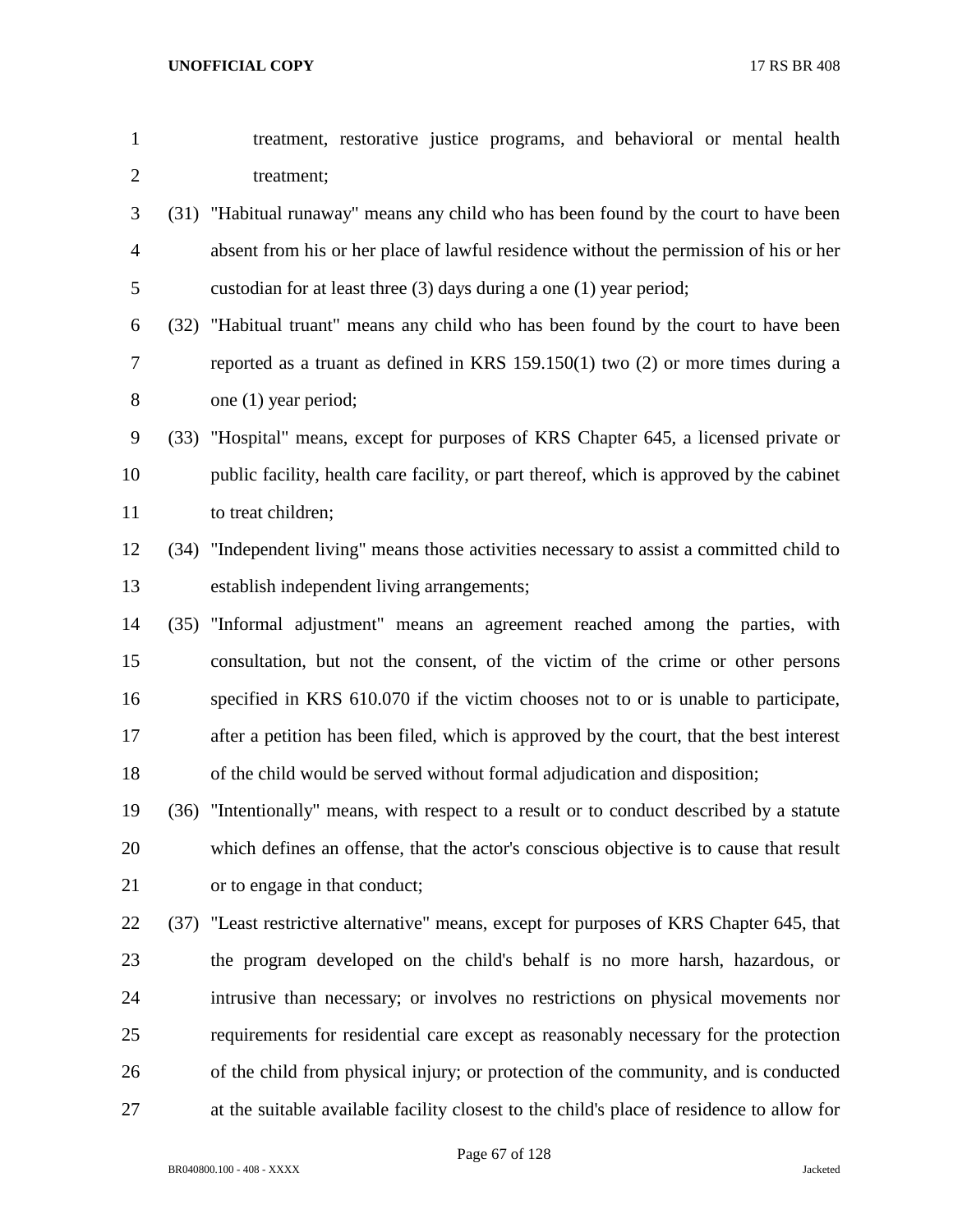treatment, restorative justice programs, and behavioral or mental health treatment;

(31) "Habitual runaway" means any child who has been found by the court to have been absent from his or her place of lawful residence without the permission of his or her custodian for at least three (3) days during a one (1) year period;

(32) "Habitual truant" means any child who has been found by the court to have been reported as a truant as defined in KRS 159.150(1) two (2) or more times during a one (1) year period;

(33) "Hospital" means, except for purposes of KRS Chapter 645, a licensed private or public facility, health care facility, or part thereof, which is approved by the cabinet to treat children;

(34) "Independent living" means those activities necessary to assist a committed child to establish independent living arrangements;

(35) "Informal adjustment" means an agreement reached among the parties, with consultation, but not the consent, of the victim of the crime or other persons specified in KRS 610.070 if the victim chooses not to or is unable to participate, after a petition has been filed, which is approved by the court, that the best interest of the child would be served without formal adjudication and disposition;

(36) "Intentionally" means, with respect to a result or to conduct described by a statute which defines an offense, that the actor's conscious objective is to cause that result or to engage in that conduct;

(37) "Least restrictive alternative" means, except for purposes of KRS Chapter 645, that the program developed on the child's behalf is no more harsh, hazardous, or intrusive than necessary; or involves no restrictions on physical movements nor requirements for residential care except as reasonably necessary for the protection of the child from physical injury; or protection of the community, and is conducted at the suitable available facility closest to the child's place of residence to allow for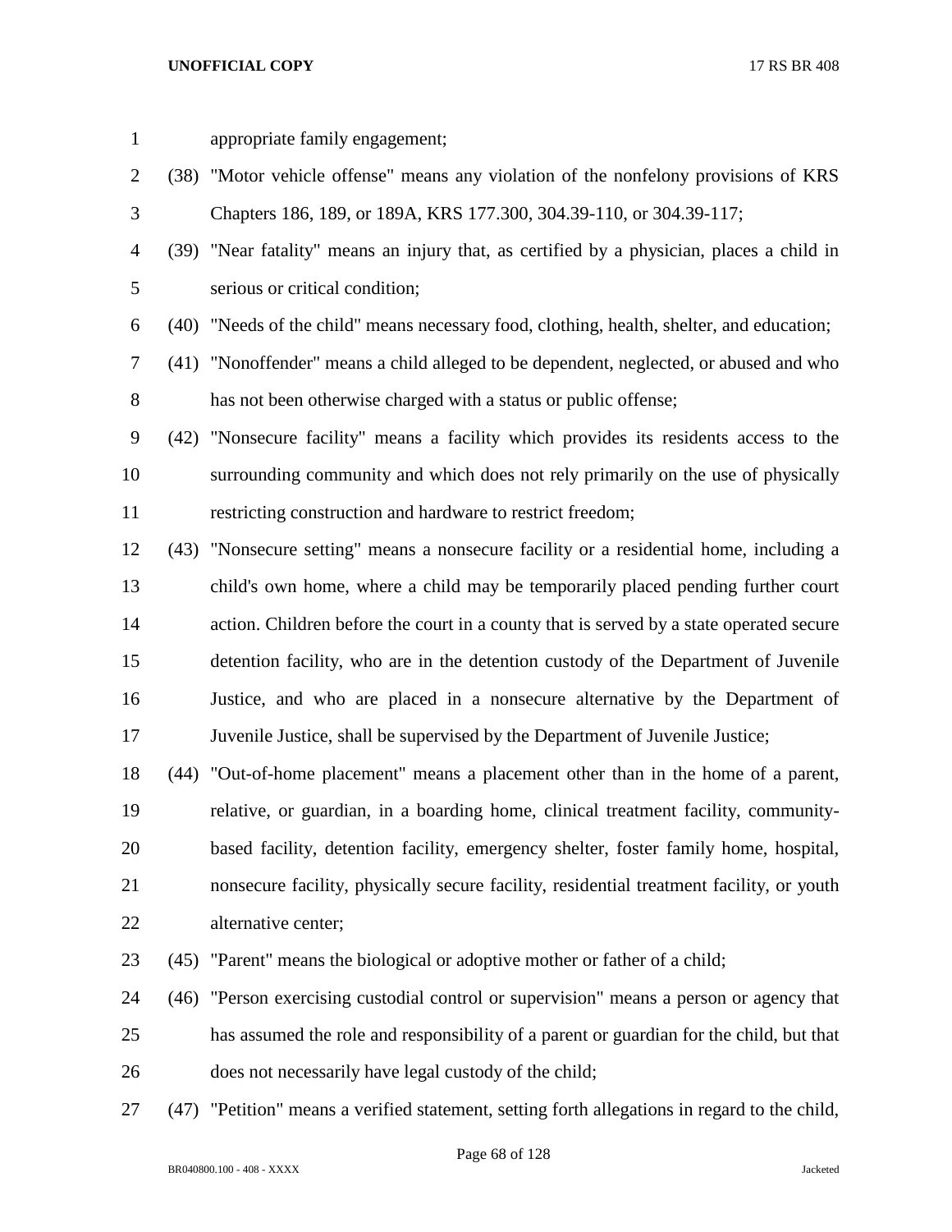appropriate family engagement;

(38) "Motor vehicle offense" means any violation of the nonfelony provisions of KRS Chapters 186, 189, or 189A, KRS 177.300, 304.39-110, or 304.39-117;

(39) "Near fatality" means an injury that, as certified by a physician, places a child in serious or critical condition;

(40) "Needs of the child" means necessary food, clothing, health, shelter, and education;

(41) "Nonoffender" means a child alleged to be dependent, neglected, or abused and who has not been otherwise charged with a status or public offense;

(42) "Nonsecure facility" means a facility which provides its residents access to the surrounding community and which does not rely primarily on the use of physically restricting construction and hardware to restrict freedom;

(43) "Nonsecure setting" means a nonsecure facility or a residential home, including a child's own home, where a child may be temporarily placed pending further court action. Children before the court in a county that is served by a state operated secure detention facility, who are in the detention custody of the Department of Juvenile Justice, and who are placed in a nonsecure alternative by the Department of Juvenile Justice, shall be supervised by the Department of Juvenile Justice;

(44) "Out-of-home placement" means a placement other than in the home of a parent, relative, or guardian, in a boarding home, clinical treatment facility, community-based facility, detention facility, emergency shelter, foster family home, hospital, nonsecure facility, physically secure facility, residential treatment facility, or youth alternative center;

(45) "Parent" means the biological or adoptive mother or father of a child;

(46) "Person exercising custodial control or supervision" means a person or agency that has assumed the role and responsibility of a parent or guardian for the child, but that does not necessarily have legal custody of the child;

(47) "Petition" means a verified statement, setting forth allegations in regard to the child,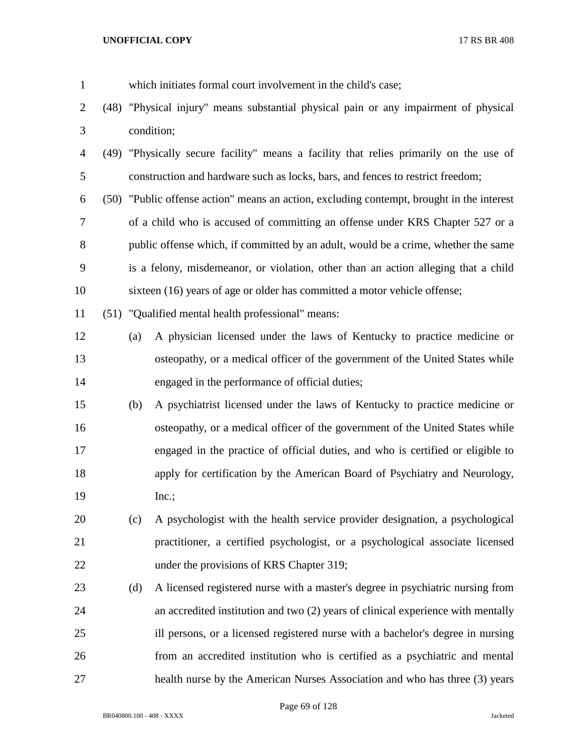which initiates formal court involvement in the child's case;

(48) "Physical injury" means substantial physical pain or any impairment of physical condition;

(49) "Physically secure facility" means a facility that relies primarily on the use of construction and hardware such as locks, bars, and fences to restrict freedom;

(50) "Public offense action" means an action, excluding contempt, brought in the interest of a child who is accused of committing an offense under KRS Chapter 527 or a public offense which, if committed by an adult, would be a crime, whether the same is a felony, misdemeanor, or violation, other than an action alleging that a child sixteen (16) years of age or older has committed a motor vehicle offense;

(51) "Qualified mental health professional" means:

(a) A physician licensed under the laws of Kentucky to practice medicine or osteopathy, or a medical officer of the government of the United States while engaged in the performance of official duties;

(b) A psychiatrist licensed under the laws of Kentucky to practice medicine or osteopathy, or a medical officer of the government of the United States while engaged in the practice of official duties, and who is certified or eligible to apply for certification by the American Board of Psychiatry and Neurology, Inc.;

(c) A psychologist with the health service provider designation, a psychological practitioner, a certified psychologist, or a psychological associate licensed under the provisions of KRS Chapter 319;

(d) A licensed registered nurse with a master's degree in psychiatric nursing from an accredited institution and two (2) years of clinical experience with mentally ill persons, or a licensed registered nurse with a bachelor's degree in nursing from an accredited institution who is certified as a psychiatric and mental health nurse by the American Nurses Association and who has three (3) years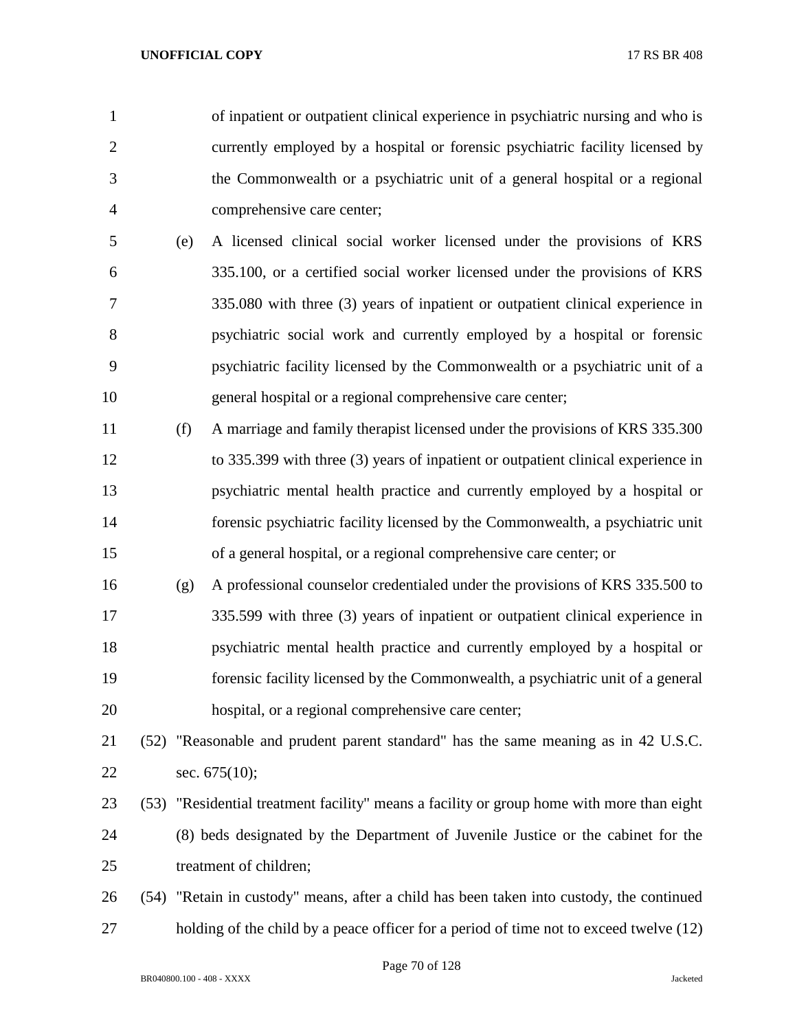of inpatient or outpatient clinical experience in psychiatric nursing and who is currently employed by a hospital or forensic psychiatric facility licensed by the Commonwealth or a psychiatric unit of a general hospital or a regional comprehensive care center;

(e) A licensed clinical social worker licensed under the provisions of KRS 335.100, or a certified social worker licensed under the provisions of KRS 335.080 with three (3) years of inpatient or outpatient clinical experience in psychiatric social work and currently employed by a hospital or forensic psychiatric facility licensed by the Commonwealth or a psychiatric unit of a general hospital or a regional comprehensive care center;

(f) A marriage and family therapist licensed under the provisions of KRS 335.300 to 335.399 with three (3) years of inpatient or outpatient clinical experience in psychiatric mental health practice and currently employed by a hospital or forensic psychiatric facility licensed by the Commonwealth, a psychiatric unit of a general hospital, or a regional comprehensive care center; or

(g) A professional counselor credentialed under the provisions of KRS 335.500 to 335.599 with three (3) years of inpatient or outpatient clinical experience in psychiatric mental health practice and currently employed by a hospital or forensic facility licensed by the Commonwealth, a psychiatric unit of a general hospital, or a regional comprehensive care center;

(52) "Reasonable and prudent parent standard" has the same meaning as in 42 U.S.C. sec. 675(10);

(53) "Residential treatment facility" means a facility or group home with more than eight (8) beds designated by the Department of Juvenile Justice or the cabinet for the treatment of children;

(54) "Retain in custody" means, after a child has been taken into custody, the continued holding of the child by a peace officer for a period of time not to exceed twelve (12)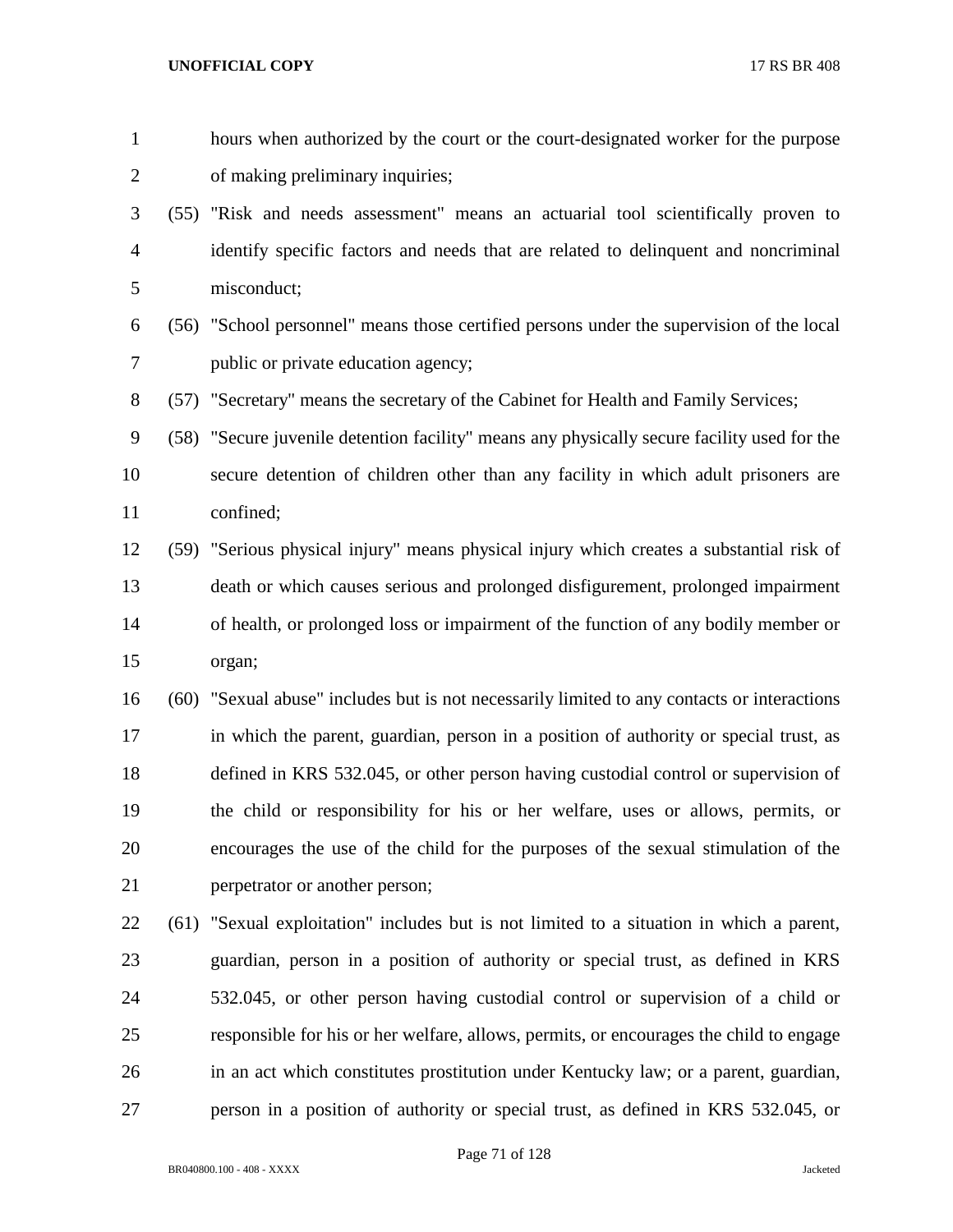hours when authorized by the court or the court-designated worker for the purpose of making preliminary inquiries;

(55) "Risk and needs assessment" means an actuarial tool scientifically proven to identify specific factors and needs that are related to delinquent and noncriminal misconduct;

(56) "School personnel" means those certified persons under the supervision of the local public or private education agency;

(57) "Secretary" means the secretary of the Cabinet for Health and Family Services;

(58) "Secure juvenile detention facility" means any physically secure facility used for the secure detention of children other than any facility in which adult prisoners are confined;

(59) "Serious physical injury" means physical injury which creates a substantial risk of death or which causes serious and prolonged disfigurement, prolonged impairment of health, or prolonged loss or impairment of the function of any bodily member or organ;

(60) "Sexual abuse" includes but is not necessarily limited to any contacts or interactions in which the parent, guardian, person in a position of authority or special trust, as defined in KRS 532.045, or other person having custodial control or supervision of the child or responsibility for his or her welfare, uses or allows, permits, or encourages the use of the child for the purposes of the sexual stimulation of the perpetrator or another person;

(61) "Sexual exploitation" includes but is not limited to a situation in which a parent, guardian, person in a position of authority or special trust, as defined in KRS 532.045, or other person having custodial control or supervision of a child or responsible for his or her welfare, allows, permits, or encourages the child to engage in an act which constitutes prostitution under Kentucky law; or a parent, guardian, person in a position of authority or special trust, as defined in KRS 532.045, or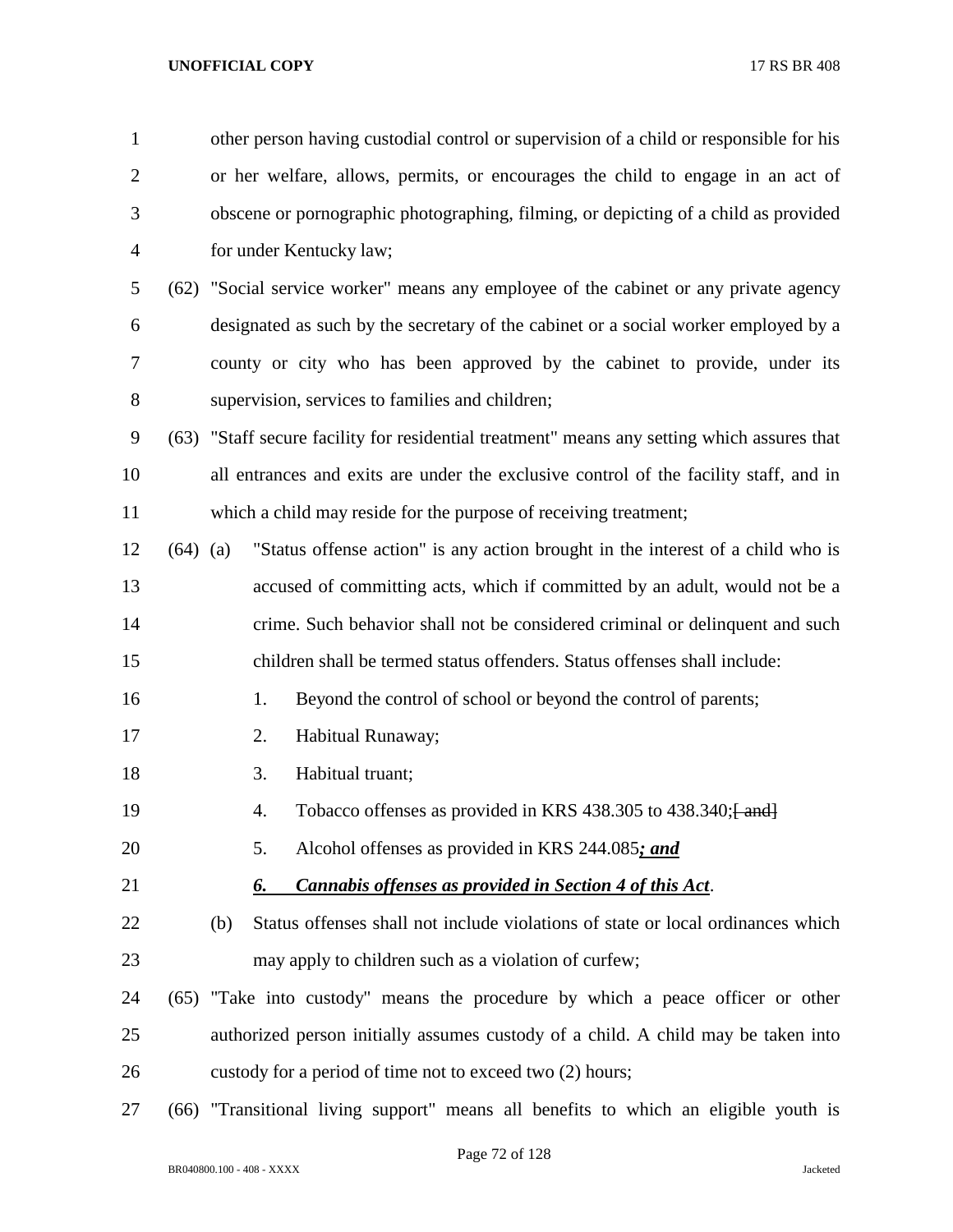other person having custodial control or supervision of a child or responsible for his or her welfare, allows, permits, or encourages the child to engage in an act of obscene or pornographic photographing, filming, or depicting of a child as provided for under Kentucky law;

(62) "Social service worker" means any employee of the cabinet or any private agency designated as such by the secretary of the cabinet or a social worker employed by a county or city who has been approved by the cabinet to provide, under its supervision, services to families and children;

(63) "Staff secure facility for residential treatment" means any setting which assures that all entrances and exits are under the exclusive control of the facility staff, and in which a child may reside for the purpose of receiving treatment;

(64) (a) "Status offense action" is any action brought in the interest of a child who is accused of committing acts, which if committed by an adult, would not be a crime. Such behavior shall not be considered criminal or delinquent and such children shall be termed status offenders. Status offenses shall include:

1. Beyond the control of school or beyond the control of parents;
2. Habitual Runaway;
3. Habitual truant;
4. Tobacco offenses as provided in KRS 438.305 to 438.340;~~[ and]~~
5. Alcohol offenses as provided in KRS 244.085***; and***
6. ***Cannabis offenses as provided in Section 4 of this Act***.

(b) Status offenses shall not include violations of state or local ordinances which may apply to children such as a violation of curfew;

(65) "Take into custody" means the procedure by which a peace officer or other authorized person initially assumes custody of a child. A child may be taken into custody for a period of time not to exceed two (2) hours;

(66) "Transitional living support" means all benefits to which an eligible youth is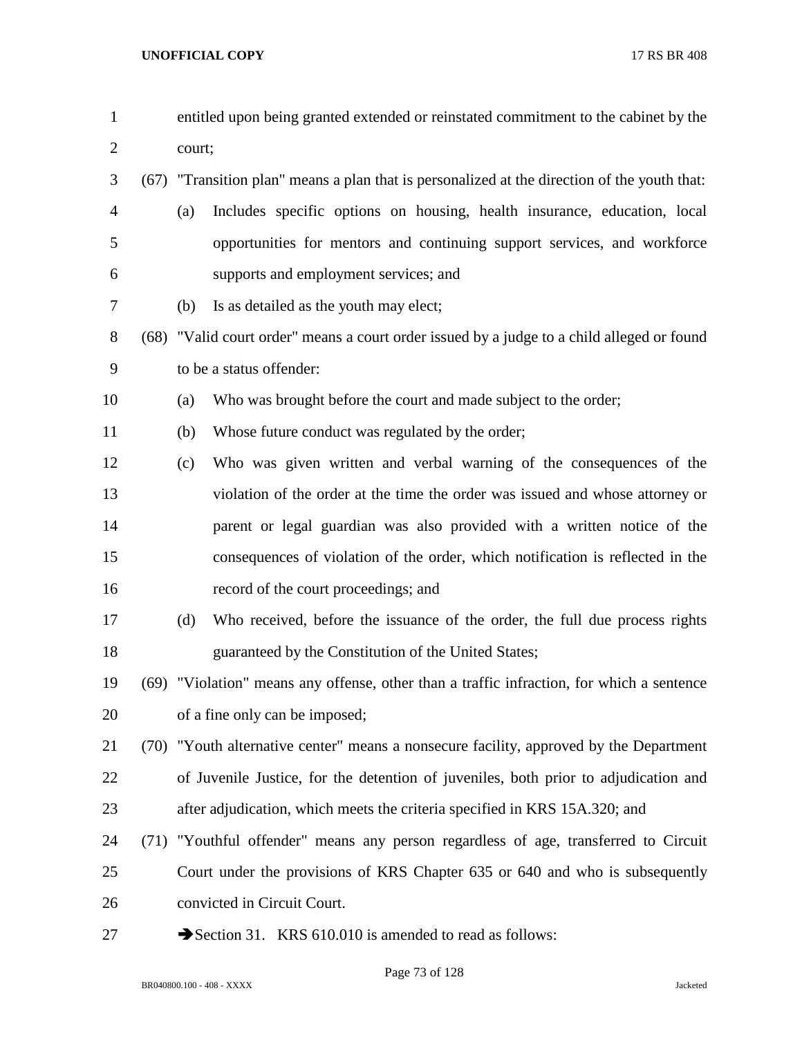entitled upon being granted extended or reinstated commitment to the cabinet by the court;

(67) "Transition plan" means a plan that is personalized at the direction of the youth that:

(a) Includes specific options on housing, health insurance, education, local opportunities for mentors and continuing support services, and workforce supports and employment services; and

(b) Is as detailed as the youth may elect;

(68) "Valid court order" means a court order issued by a judge to a child alleged or found to be a status offender:

(a) Who was brought before the court and made subject to the order;

(b) Whose future conduct was regulated by the order;

(c) Who was given written and verbal warning of the consequences of the violation of the order at the time the order was issued and whose attorney or parent or legal guardian was also provided with a written notice of the consequences of violation of the order, which notification is reflected in the record of the court proceedings; and

(d) Who received, before the issuance of the order, the full due process rights guaranteed by the Constitution of the United States;

(69) "Violation" means any offense, other than a traffic infraction, for which a sentence of a fine only can be imposed;

(70) "Youth alternative center" means a nonsecure facility, approved by the Department of Juvenile Justice, for the detention of juveniles, both prior to adjudication and after adjudication, which meets the criteria specified in KRS 15A.320; and

(71) "Youthful offender" means any person regardless of age, transferred to Circuit Court under the provisions of KRS Chapter 635 or 640 and who is subsequently convicted in Circuit Court.

➔Section 31. KRS 610.010 is amended to read as follows: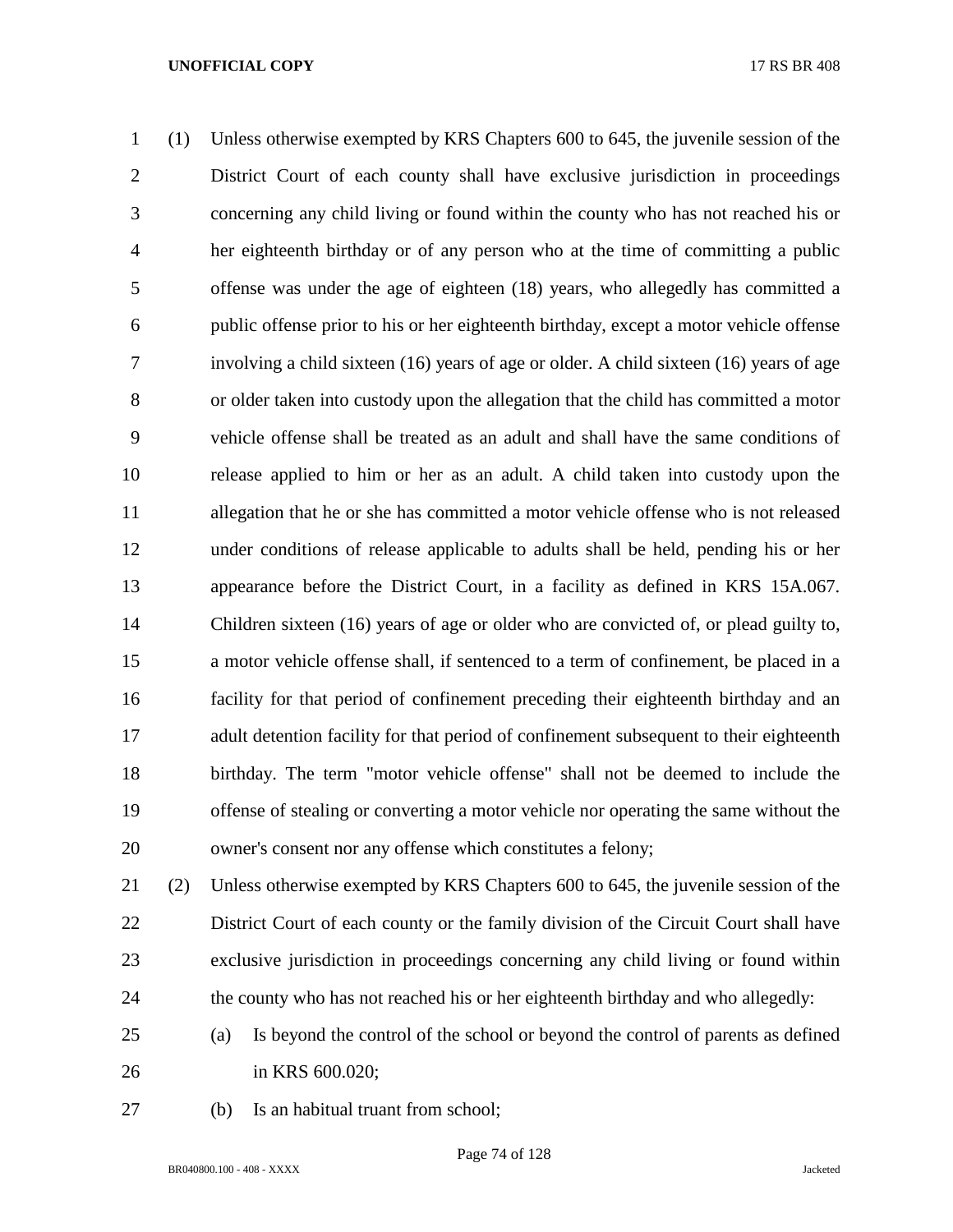(1) Unless otherwise exempted by KRS Chapters 600 to 645, the juvenile session of the District Court of each county shall have exclusive jurisdiction in proceedings concerning any child living or found within the county who has not reached his or her eighteenth birthday or of any person who at the time of committing a public offense was under the age of eighteen (18) years, who allegedly has committed a public offense prior to his or her eighteenth birthday, except a motor vehicle offense involving a child sixteen (16) years of age or older. A child sixteen (16) years of age or older taken into custody upon the allegation that the child has committed a motor vehicle offense shall be treated as an adult and shall have the same conditions of release applied to him or her as an adult. A child taken into custody upon the allegation that he or she has committed a motor vehicle offense who is not released under conditions of release applicable to adults shall be held, pending his or her appearance before the District Court, in a facility as defined in KRS 15A.067. Children sixteen (16) years of age or older who are convicted of, or plead guilty to, a motor vehicle offense shall, if sentenced to a term of confinement, be placed in a facility for that period of confinement preceding their eighteenth birthday and an adult detention facility for that period of confinement subsequent to their eighteenth birthday. The term "motor vehicle offense" shall not be deemed to include the offense of stealing or converting a motor vehicle nor operating the same without the owner's consent nor any offense which constitutes a felony;

(2) Unless otherwise exempted by KRS Chapters 600 to 645, the juvenile session of the District Court of each county or the family division of the Circuit Court shall have exclusive jurisdiction in proceedings concerning any child living or found within the county who has not reached his or her eighteenth birthday and who allegedly:

(a) Is beyond the control of the school or beyond the control of parents as defined in KRS 600.020;

(b) Is an habitual truant from school;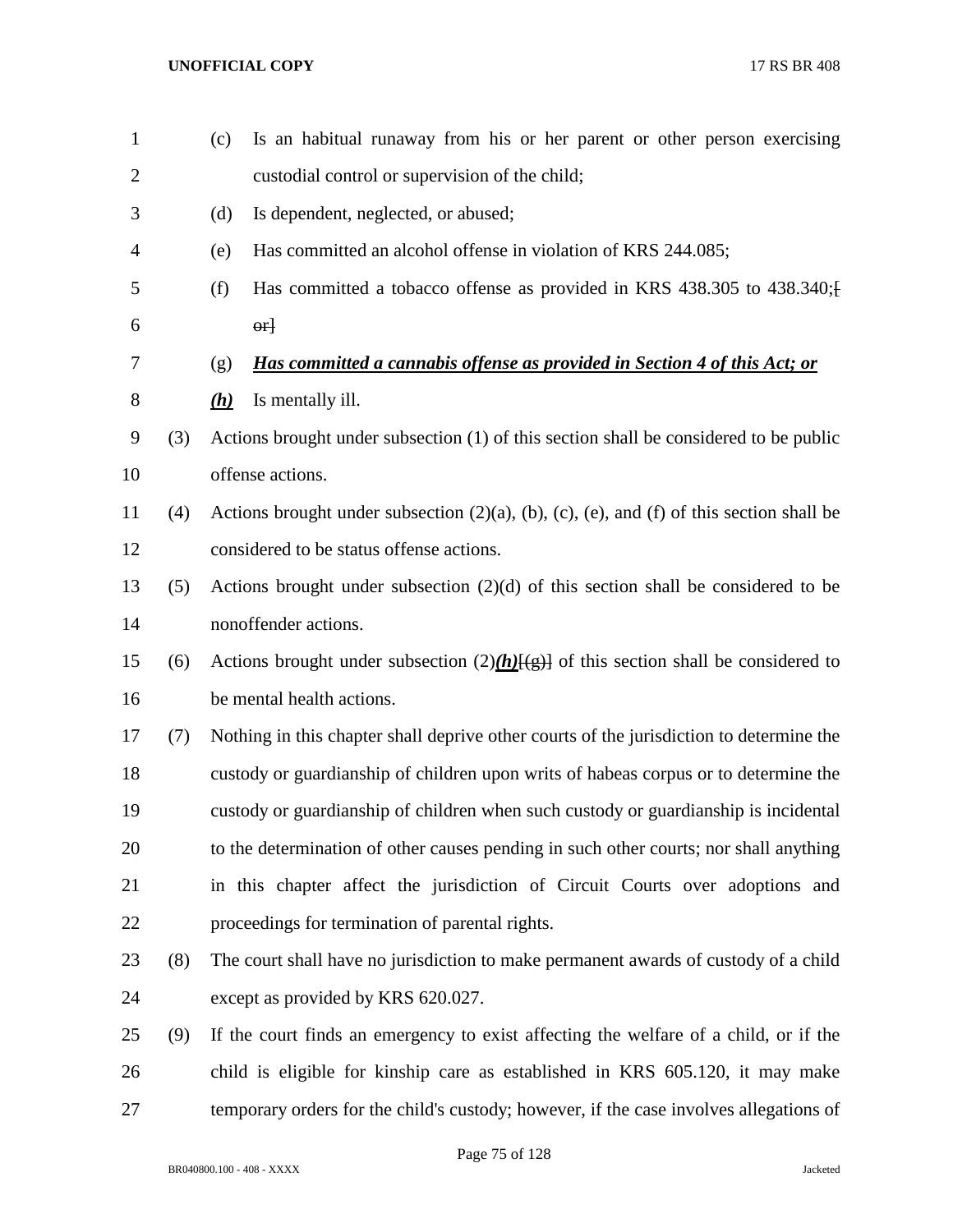(c) Is an habitual runaway from his or her parent or other person exercising custodial control or supervision of the child;

(d) Is dependent, neglected, or abused;

(e) Has committed an alcohol offense in violation of KRS 244.085;

(f) Has committed a tobacco offense as provided in KRS 438.305 to 438.340;~~[ or]~~

(g) ***<u>Has committed a cannabis offense as provided in Section 4 of this Act; or</u>***

***<u>(h)</u>*** Is mentally ill.

(3) Actions brought under subsection (1) of this section shall be considered to be public offense actions.

(4) Actions brought under subsection (2)(a), (b), (c), (e), and (f) of this section shall be considered to be status offense actions.

(5) Actions brought under subsection (2)(d) of this section shall be considered to be nonoffender actions.

(6) Actions brought under subsection (2)***<u>(h)</u>***~~[(g)]~~ of this section shall be considered to be mental health actions.

(7) Nothing in this chapter shall deprive other courts of the jurisdiction to determine the custody or guardianship of children upon writs of habeas corpus or to determine the custody or guardianship of children when such custody or guardianship is incidental to the determination of other causes pending in such other courts; nor shall anything in this chapter affect the jurisdiction of Circuit Courts over adoptions and proceedings for termination of parental rights.

(8) The court shall have no jurisdiction to make permanent awards of custody of a child except as provided by KRS 620.027.

(9) If the court finds an emergency to exist affecting the welfare of a child, or if the child is eligible for kinship care as established in KRS 605.120, it may make temporary orders for the child's custody; however, if the case involves allegations of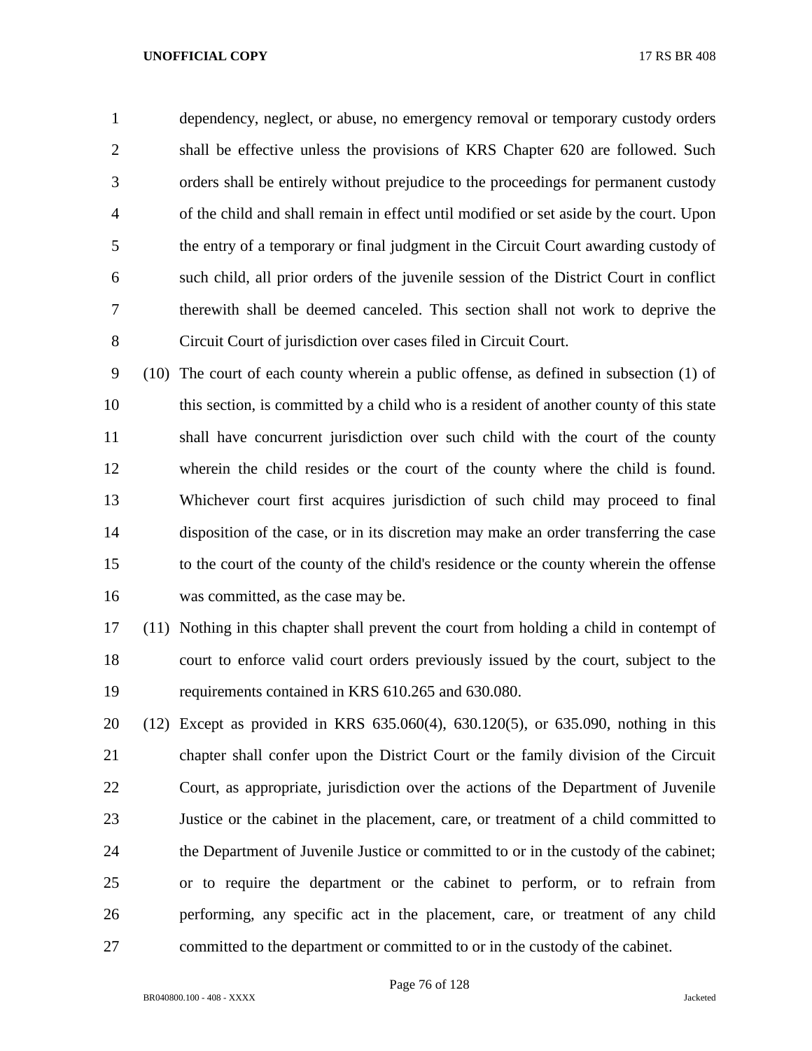dependency, neglect, or abuse, no emergency removal or temporary custody orders shall be effective unless the provisions of KRS Chapter 620 are followed. Such orders shall be entirely without prejudice to the proceedings for permanent custody of the child and shall remain in effect until modified or set aside by the court. Upon the entry of a temporary or final judgment in the Circuit Court awarding custody of such child, all prior orders of the juvenile session of the District Court in conflict therewith shall be deemed canceled. This section shall not work to deprive the Circuit Court of jurisdiction over cases filed in Circuit Court.

(10) The court of each county wherein a public offense, as defined in subsection (1) of this section, is committed by a child who is a resident of another county of this state shall have concurrent jurisdiction over such child with the court of the county wherein the child resides or the court of the county where the child is found. Whichever court first acquires jurisdiction of such child may proceed to final disposition of the case, or in its discretion may make an order transferring the case to the court of the county of the child's residence or the county wherein the offense was committed, as the case may be.

(11) Nothing in this chapter shall prevent the court from holding a child in contempt of court to enforce valid court orders previously issued by the court, subject to the requirements contained in KRS 610.265 and 630.080.

(12) Except as provided in KRS 635.060(4), 630.120(5), or 635.090, nothing in this chapter shall confer upon the District Court or the family division of the Circuit Court, as appropriate, jurisdiction over the actions of the Department of Juvenile Justice or the cabinet in the placement, care, or treatment of a child committed to the Department of Juvenile Justice or committed to or in the custody of the cabinet; or to require the department or the cabinet to perform, or to refrain from performing, any specific act in the placement, care, or treatment of any child committed to the department or committed to or in the custody of the cabinet.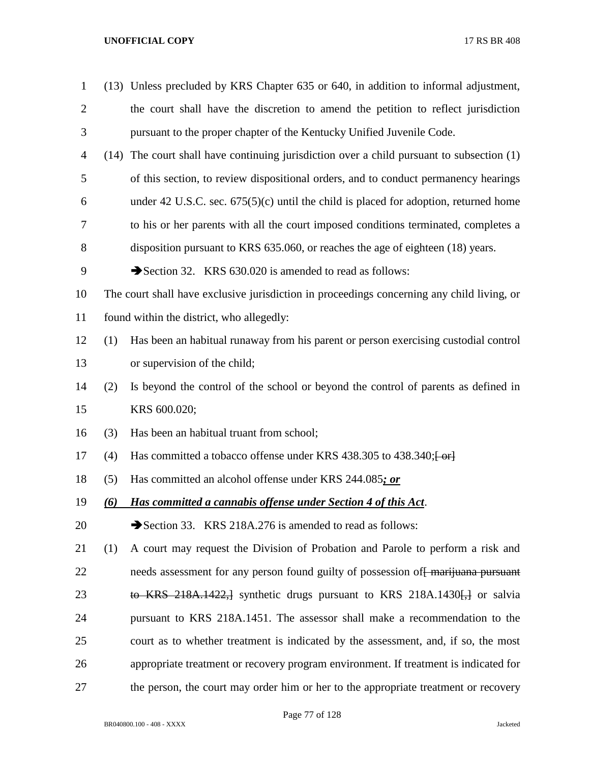(13) Unless precluded by KRS Chapter 635 or 640, in addition to informal adjustment, the court shall have the discretion to amend the petition to reflect jurisdiction pursuant to the proper chapter of the Kentucky Unified Juvenile Code.

(14) The court shall have continuing jurisdiction over a child pursuant to subsection (1) of this section, to review dispositional orders, and to conduct permanency hearings under 42 U.S.C. sec. 675(5)(c) until the child is placed for adoption, returned home to his or her parents with all the court imposed conditions terminated, completes a disposition pursuant to KRS 635.060, or reaches the age of eighteen (18) years.

➔Section 32. KRS 630.020 is amended to read as follows:

The court shall have exclusive jurisdiction in proceedings concerning any child living, or found within the district, who allegedly:

(1) Has been an habitual runaway from his parent or person exercising custodial control or supervision of the child;

(2) Is beyond the control of the school or beyond the control of parents as defined in KRS 600.020;

(3) Has been an habitual truant from school;

(4) Has committed a tobacco offense under KRS 438.305 to 438.340;~~[ or]~~

(5) Has committed an alcohol offense under KRS 244.085***; or***

***(6) Has committed a cannabis offense under Section 4 of this Act***.

➔Section 33. KRS 218A.276 is amended to read as follows:

(1) A court may request the Division of Probation and Parole to perform a risk and needs assessment for any person found guilty of possession of~~[ marijuana pursuant to KRS 218A.1422,]~~ synthetic drugs pursuant to KRS 218A.1430~~[,]~~ or salvia pursuant to KRS 218A.1451. The assessor shall make a recommendation to the court as to whether treatment is indicated by the assessment, and, if so, the most appropriate treatment or recovery program environment. If treatment is indicated for the person, the court may order him or her to the appropriate treatment or recovery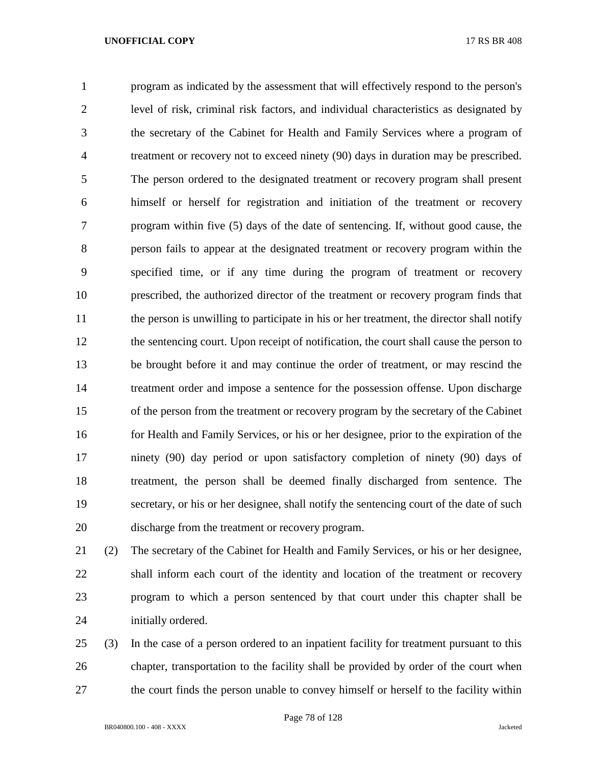program as indicated by the assessment that will effectively respond to the person's level of risk, criminal risk factors, and individual characteristics as designated by the secretary of the Cabinet for Health and Family Services where a program of treatment or recovery not to exceed ninety (90) days in duration may be prescribed. The person ordered to the designated treatment or recovery program shall present himself or herself for registration and initiation of the treatment or recovery program within five (5) days of the date of sentencing. If, without good cause, the person fails to appear at the designated treatment or recovery program within the specified time, or if any time during the program of treatment or recovery prescribed, the authorized director of the treatment or recovery program finds that the person is unwilling to participate in his or her treatment, the director shall notify the sentencing court. Upon receipt of notification, the court shall cause the person to be brought before it and may continue the order of treatment, or may rescind the treatment order and impose a sentence for the possession offense. Upon discharge of the person from the treatment or recovery program by the secretary of the Cabinet for Health and Family Services, or his or her designee, prior to the expiration of the ninety (90) day period or upon satisfactory completion of ninety (90) days of treatment, the person shall be deemed finally discharged from sentence. The secretary, or his or her designee, shall notify the sentencing court of the date of such discharge from the treatment or recovery program.

(2) The secretary of the Cabinet for Health and Family Services, or his or her designee, shall inform each court of the identity and location of the treatment or recovery program to which a person sentenced by that court under this chapter shall be initially ordered.

(3) In the case of a person ordered to an inpatient facility for treatment pursuant to this chapter, transportation to the facility shall be provided by order of the court when the court finds the person unable to convey himself or herself to the facility within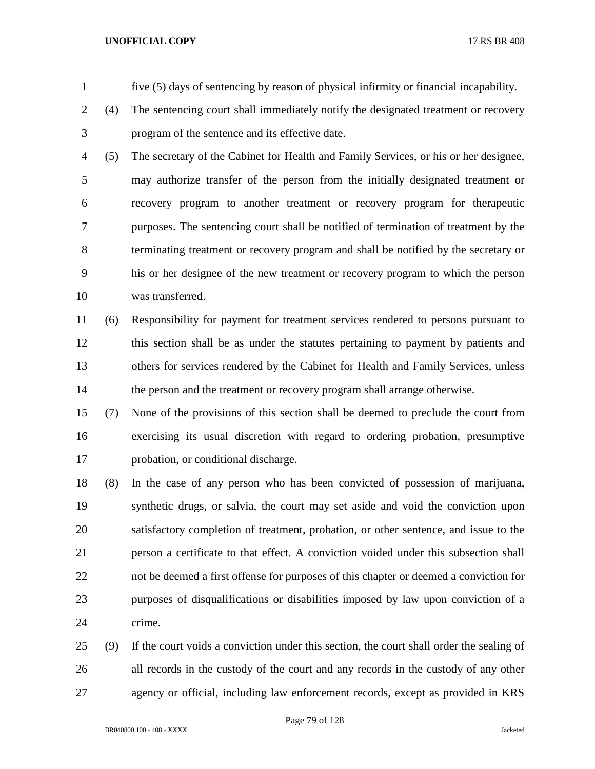five (5) days of sentencing by reason of physical infirmity or financial incapability.

(4) The sentencing court shall immediately notify the designated treatment or recovery program of the sentence and its effective date.

(5) The secretary of the Cabinet for Health and Family Services, or his or her designee, may authorize transfer of the person from the initially designated treatment or recovery program to another treatment or recovery program for therapeutic purposes. The sentencing court shall be notified of termination of treatment by the terminating treatment or recovery program and shall be notified by the secretary or his or her designee of the new treatment or recovery program to which the person was transferred.

(6) Responsibility for payment for treatment services rendered to persons pursuant to this section shall be as under the statutes pertaining to payment by patients and others for services rendered by the Cabinet for Health and Family Services, unless the person and the treatment or recovery program shall arrange otherwise.

(7) None of the provisions of this section shall be deemed to preclude the court from exercising its usual discretion with regard to ordering probation, presumptive probation, or conditional discharge.

(8) In the case of any person who has been convicted of possession of marijuana, synthetic drugs, or salvia, the court may set aside and void the conviction upon satisfactory completion of treatment, probation, or other sentence, and issue to the person a certificate to that effect. A conviction voided under this subsection shall not be deemed a first offense for purposes of this chapter or deemed a conviction for purposes of disqualifications or disabilities imposed by law upon conviction of a crime.

(9) If the court voids a conviction under this section, the court shall order the sealing of all records in the custody of the court and any records in the custody of any other agency or official, including law enforcement records, except as provided in KRS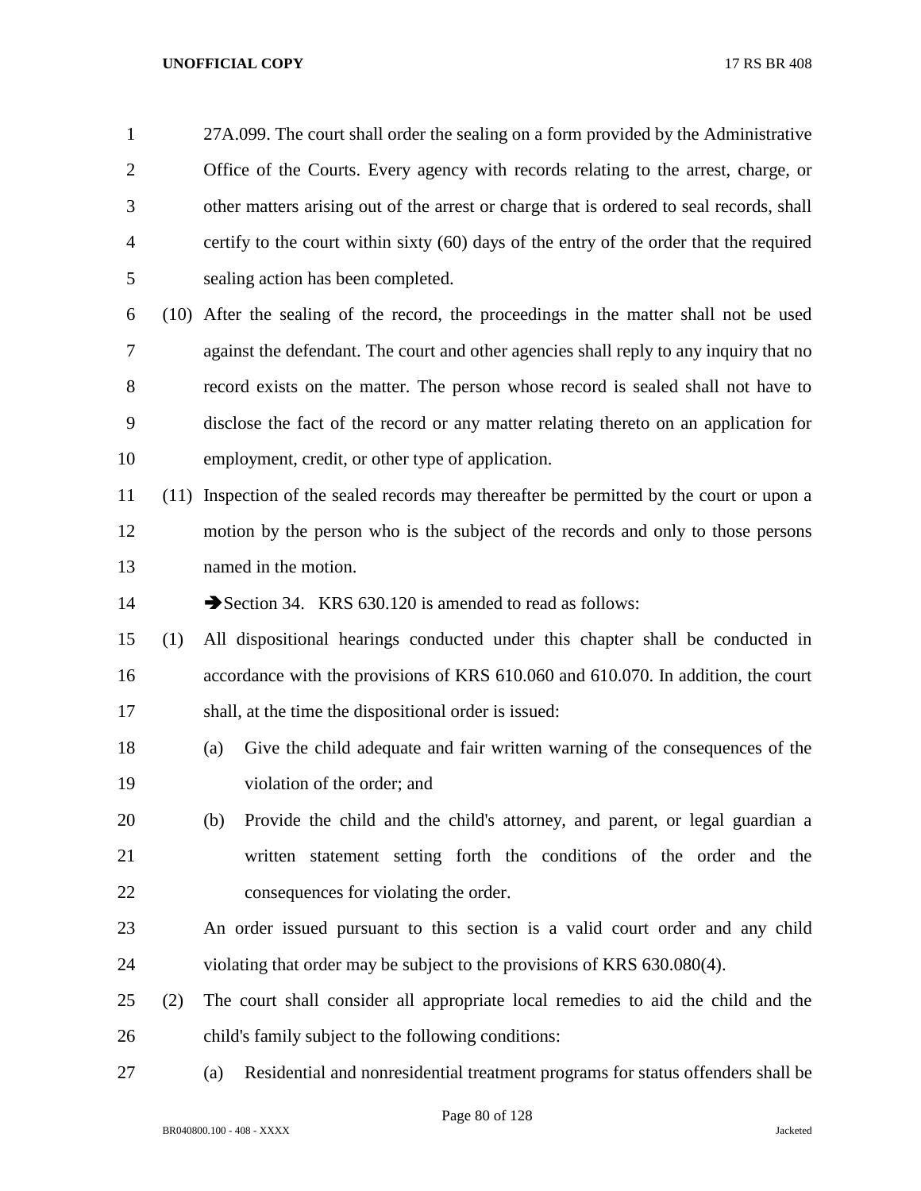27A.099. The court shall order the sealing on a form provided by the Administrative Office of the Courts. Every agency with records relating to the arrest, charge, or other matters arising out of the arrest or charge that is ordered to seal records, shall certify to the court within sixty (60) days of the entry of the order that the required sealing action has been completed.

(10) After the sealing of the record, the proceedings in the matter shall not be used against the defendant. The court and other agencies shall reply to any inquiry that no record exists on the matter. The person whose record is sealed shall not have to disclose the fact of the record or any matter relating thereto on an application for employment, credit, or other type of application.

(11) Inspection of the sealed records may thereafter be permitted by the court or upon a motion by the person who is the subject of the records and only to those persons named in the motion.

➔Section 34. KRS 630.120 is amended to read as follows:

(1) All dispositional hearings conducted under this chapter shall be conducted in accordance with the provisions of KRS 610.060 and 610.070. In addition, the court shall, at the time the dispositional order is issued:

(a) Give the child adequate and fair written warning of the consequences of the violation of the order; and

(b) Provide the child and the child's attorney, and parent, or legal guardian a written statement setting forth the conditions of the order and the consequences for violating the order.

An order issued pursuant to this section is a valid court order and any child violating that order may be subject to the provisions of KRS 630.080(4).

(2) The court shall consider all appropriate local remedies to aid the child and the child's family subject to the following conditions:

(a) Residential and nonresidential treatment programs for status offenders shall be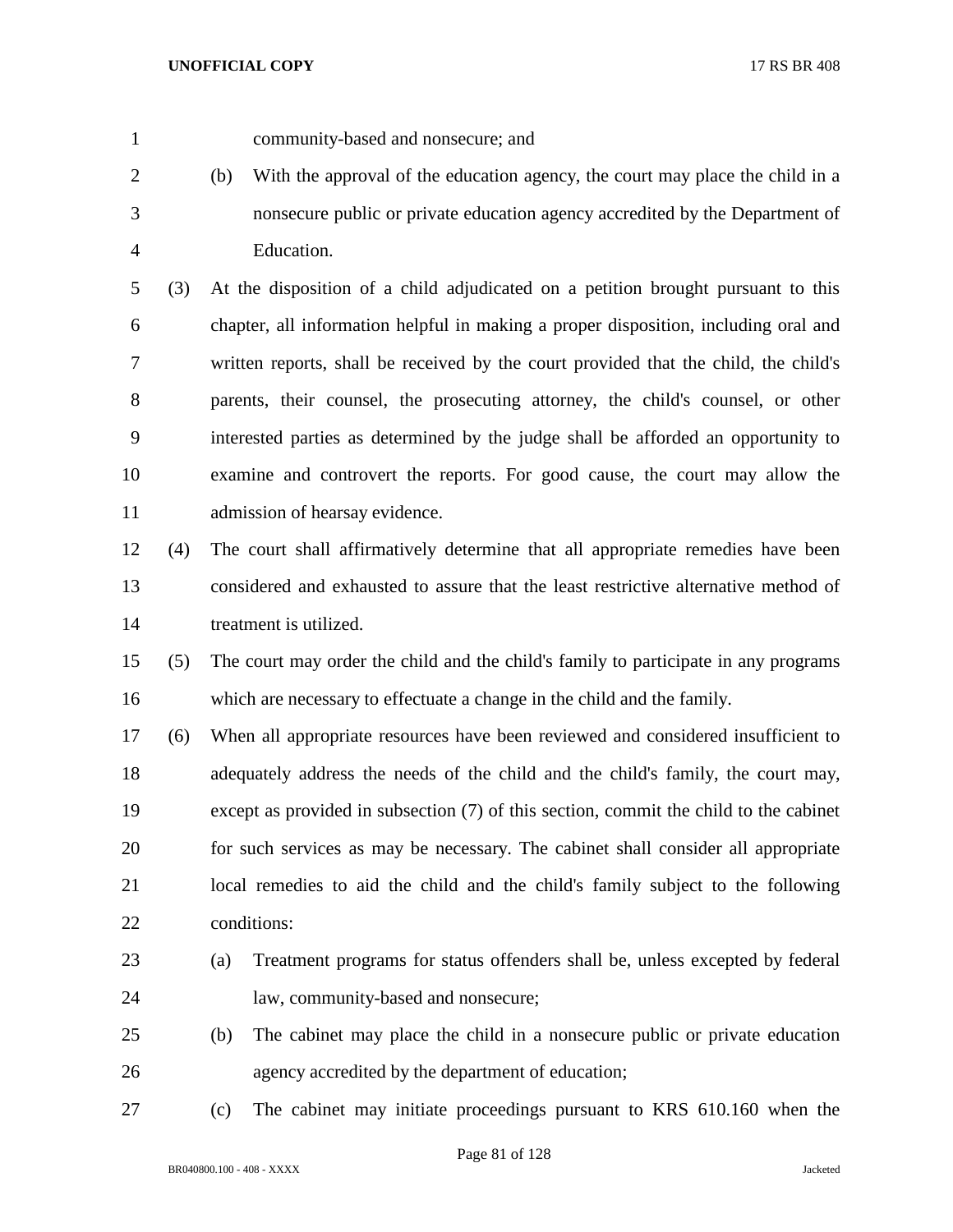community-based and nonsecure; and

(b) With the approval of the education agency, the court may place the child in a nonsecure public or private education agency accredited by the Department of Education.

(3) At the disposition of a child adjudicated on a petition brought pursuant to this chapter, all information helpful in making a proper disposition, including oral and written reports, shall be received by the court provided that the child, the child's parents, their counsel, the prosecuting attorney, the child's counsel, or other interested parties as determined by the judge shall be afforded an opportunity to examine and controvert the reports. For good cause, the court may allow the admission of hearsay evidence.

(4) The court shall affirmatively determine that all appropriate remedies have been considered and exhausted to assure that the least restrictive alternative method of treatment is utilized.

(5) The court may order the child and the child's family to participate in any programs which are necessary to effectuate a change in the child and the family.

(6) When all appropriate resources have been reviewed and considered insufficient to adequately address the needs of the child and the child's family, the court may, except as provided in subsection (7) of this section, commit the child to the cabinet for such services as may be necessary. The cabinet shall consider all appropriate local remedies to aid the child and the child's family subject to the following conditions:

(a) Treatment programs for status offenders shall be, unless excepted by federal law, community-based and nonsecure;

(b) The cabinet may place the child in a nonsecure public or private education agency accredited by the department of education;

(c) The cabinet may initiate proceedings pursuant to KRS 610.160 when the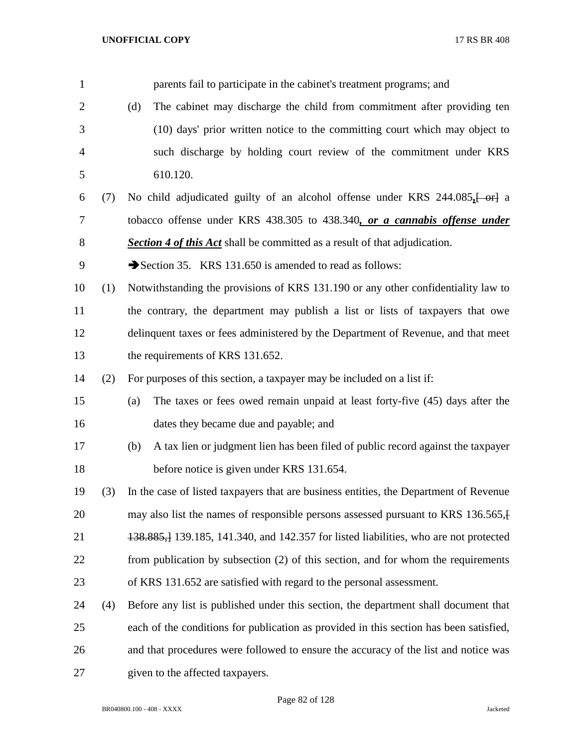parents fail to participate in the cabinet's treatment programs; and

(d) The cabinet may discharge the child from commitment after providing ten (10) days' prior written notice to the committing court which may object to such discharge by holding court review of the commitment under KRS 610.120.

(7) No child adjudicated guilty of an alcohol offense under KRS 244.085**,**[ or] a tobacco offense under KRS 438.305 to 438.340***, or a cannabis offense under Section 4 of this Act*** shall be committed as a result of that adjudication.

➔Section 35. KRS 131.650 is amended to read as follows:

(1) Notwithstanding the provisions of KRS 131.190 or any other confidentiality law to the contrary, the department may publish a list or lists of taxpayers that owe delinquent taxes or fees administered by the Department of Revenue, and that meet the requirements of KRS 131.652.

(2) For purposes of this section, a taxpayer may be included on a list if:

(a) The taxes or fees owed remain unpaid at least forty-five (45) days after the dates they became due and payable; and

(b) A tax lien or judgment lien has been filed of public record against the taxpayer before notice is given under KRS 131.654.

(3) In the case of listed taxpayers that are business entities, the Department of Revenue may also list the names of responsible persons assessed pursuant to KRS 136.565,[ 138.885,] 139.185, 141.340, and 142.357 for listed liabilities, who are not protected from publication by subsection (2) of this section, and for whom the requirements of KRS 131.652 are satisfied with regard to the personal assessment.

(4) Before any list is published under this section, the department shall document that each of the conditions for publication as provided in this section has been satisfied, and that procedures were followed to ensure the accuracy of the list and notice was given to the affected taxpayers.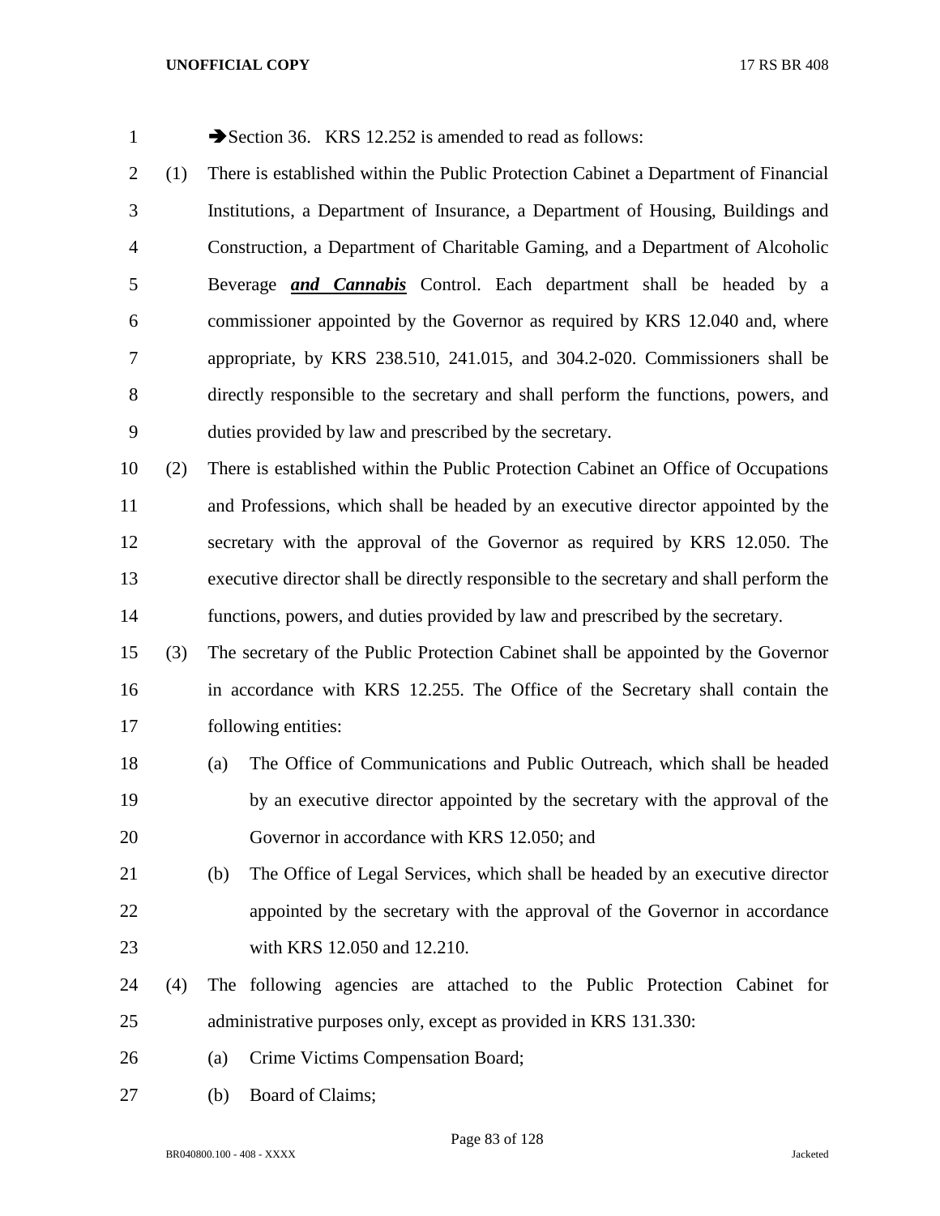➔Section 36. KRS 12.252 is amended to read as follows:

(1) There is established within the Public Protection Cabinet a Department of Financial Institutions, a Department of Insurance, a Department of Housing, Buildings and Construction, a Department of Charitable Gaming, and a Department of Alcoholic Beverage ***and Cannabis*** Control. Each department shall be headed by a commissioner appointed by the Governor as required by KRS 12.040 and, where appropriate, by KRS 238.510, 241.015, and 304.2-020. Commissioners shall be directly responsible to the secretary and shall perform the functions, powers, and duties provided by law and prescribed by the secretary.

(2) There is established within the Public Protection Cabinet an Office of Occupations and Professions, which shall be headed by an executive director appointed by the secretary with the approval of the Governor as required by KRS 12.050. The executive director shall be directly responsible to the secretary and shall perform the functions, powers, and duties provided by law and prescribed by the secretary.

(3) The secretary of the Public Protection Cabinet shall be appointed by the Governor in accordance with KRS 12.255. The Office of the Secretary shall contain the following entities:

(a) The Office of Communications and Public Outreach, which shall be headed by an executive director appointed by the secretary with the approval of the Governor in accordance with KRS 12.050; and

(b) The Office of Legal Services, which shall be headed by an executive director appointed by the secretary with the approval of the Governor in accordance with KRS 12.050 and 12.210.

(4) The following agencies are attached to the Public Protection Cabinet for administrative purposes only, except as provided in KRS 131.330:

(a) Crime Victims Compensation Board;

(b) Board of Claims;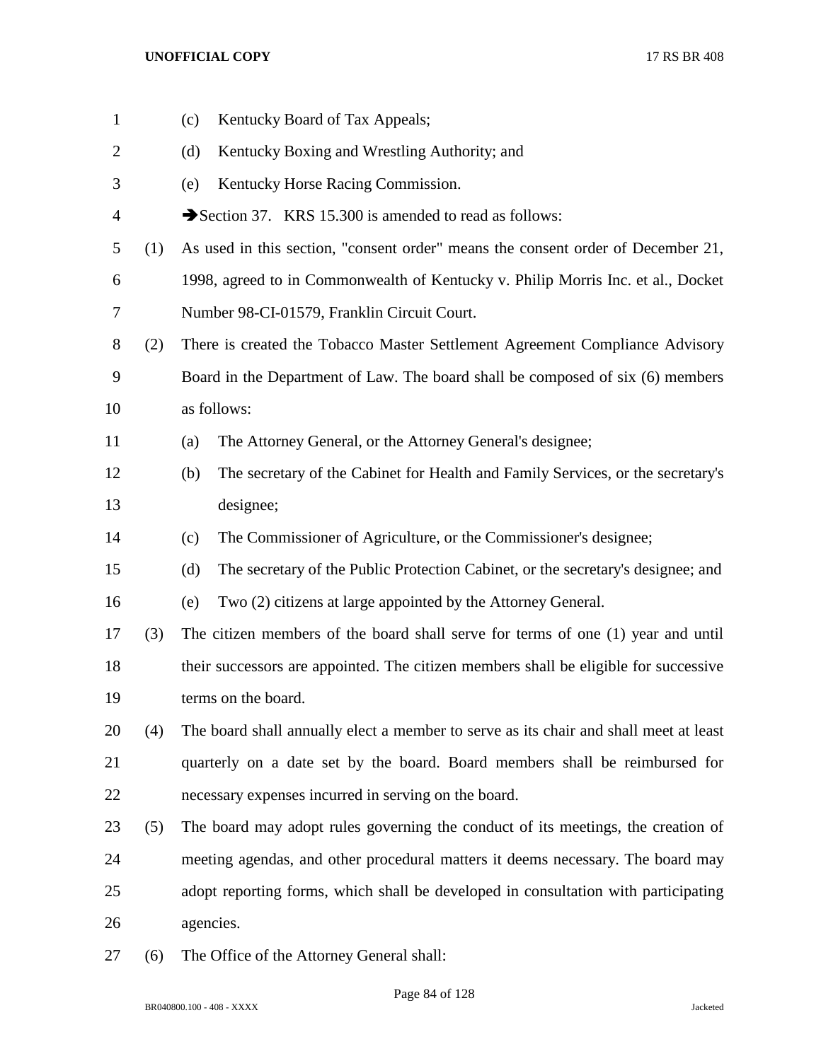(c) Kentucky Board of Tax Appeals;

(d) Kentucky Boxing and Wrestling Authority; and

(e) Kentucky Horse Racing Commission.

➔Section 37. KRS 15.300 is amended to read as follows:

(1) As used in this section, "consent order" means the consent order of December 21, 1998, agreed to in Commonwealth of Kentucky v. Philip Morris Inc. et al., Docket Number 98-CI-01579, Franklin Circuit Court.

(2) There is created the Tobacco Master Settlement Agreement Compliance Advisory Board in the Department of Law. The board shall be composed of six (6) members as follows:

(a) The Attorney General, or the Attorney General's designee;

(b) The secretary of the Cabinet for Health and Family Services, or the secretary's designee;

(c) The Commissioner of Agriculture, or the Commissioner's designee;

(d) The secretary of the Public Protection Cabinet, or the secretary's designee; and

(e) Two (2) citizens at large appointed by the Attorney General.

(3) The citizen members of the board shall serve for terms of one (1) year and until their successors are appointed. The citizen members shall be eligible for successive terms on the board.

(4) The board shall annually elect a member to serve as its chair and shall meet at least quarterly on a date set by the board. Board members shall be reimbursed for necessary expenses incurred in serving on the board.

(5) The board may adopt rules governing the conduct of its meetings, the creation of meeting agendas, and other procedural matters it deems necessary. The board may adopt reporting forms, which shall be developed in consultation with participating agencies.

(6) The Office of the Attorney General shall: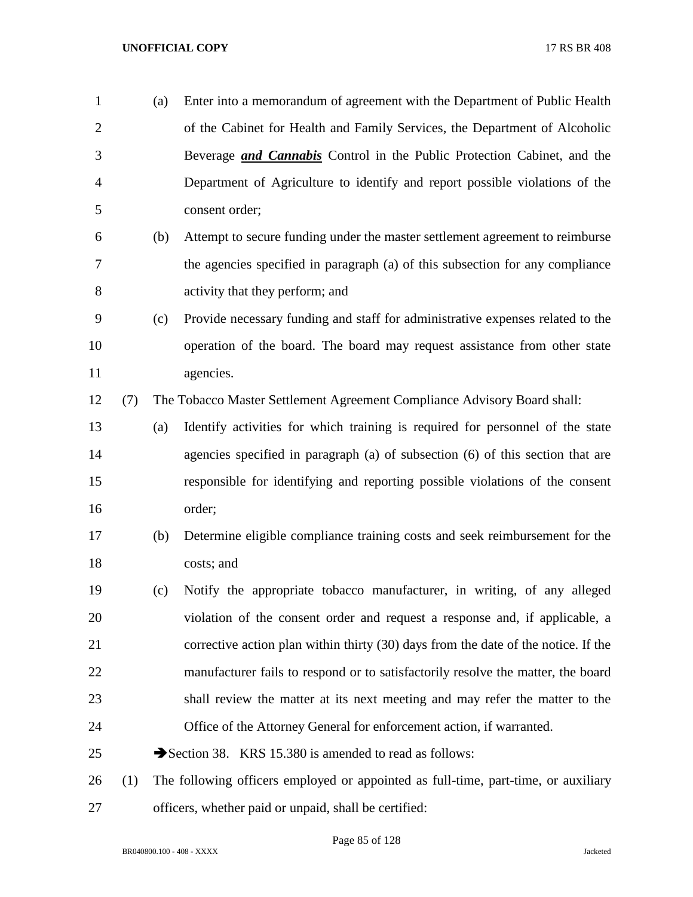(a) Enter into a memorandum of agreement with the Department of Public Health of the Cabinet for Health and Family Services, the Department of Alcoholic Beverage ***and Cannabis*** Control in the Public Protection Cabinet, and the Department of Agriculture to identify and report possible violations of the consent order;

(b) Attempt to secure funding under the master settlement agreement to reimburse the agencies specified in paragraph (a) of this subsection for any compliance activity that they perform; and

(c) Provide necessary funding and staff for administrative expenses related to the operation of the board. The board may request assistance from other state agencies.

(7) The Tobacco Master Settlement Agreement Compliance Advisory Board shall:

(a) Identify activities for which training is required for personnel of the state agencies specified in paragraph (a) of subsection (6) of this section that are responsible for identifying and reporting possible violations of the consent order;

(b) Determine eligible compliance training costs and seek reimbursement for the costs; and

(c) Notify the appropriate tobacco manufacturer, in writing, of any alleged violation of the consent order and request a response and, if applicable, a corrective action plan within thirty (30) days from the date of the notice. If the manufacturer fails to respond or to satisfactorily resolve the matter, the board shall review the matter at its next meeting and may refer the matter to the Office of the Attorney General for enforcement action, if warranted.

➔Section 38. KRS 15.380 is amended to read as follows:

(1) The following officers employed or appointed as full-time, part-time, or auxiliary officers, whether paid or unpaid, shall be certified: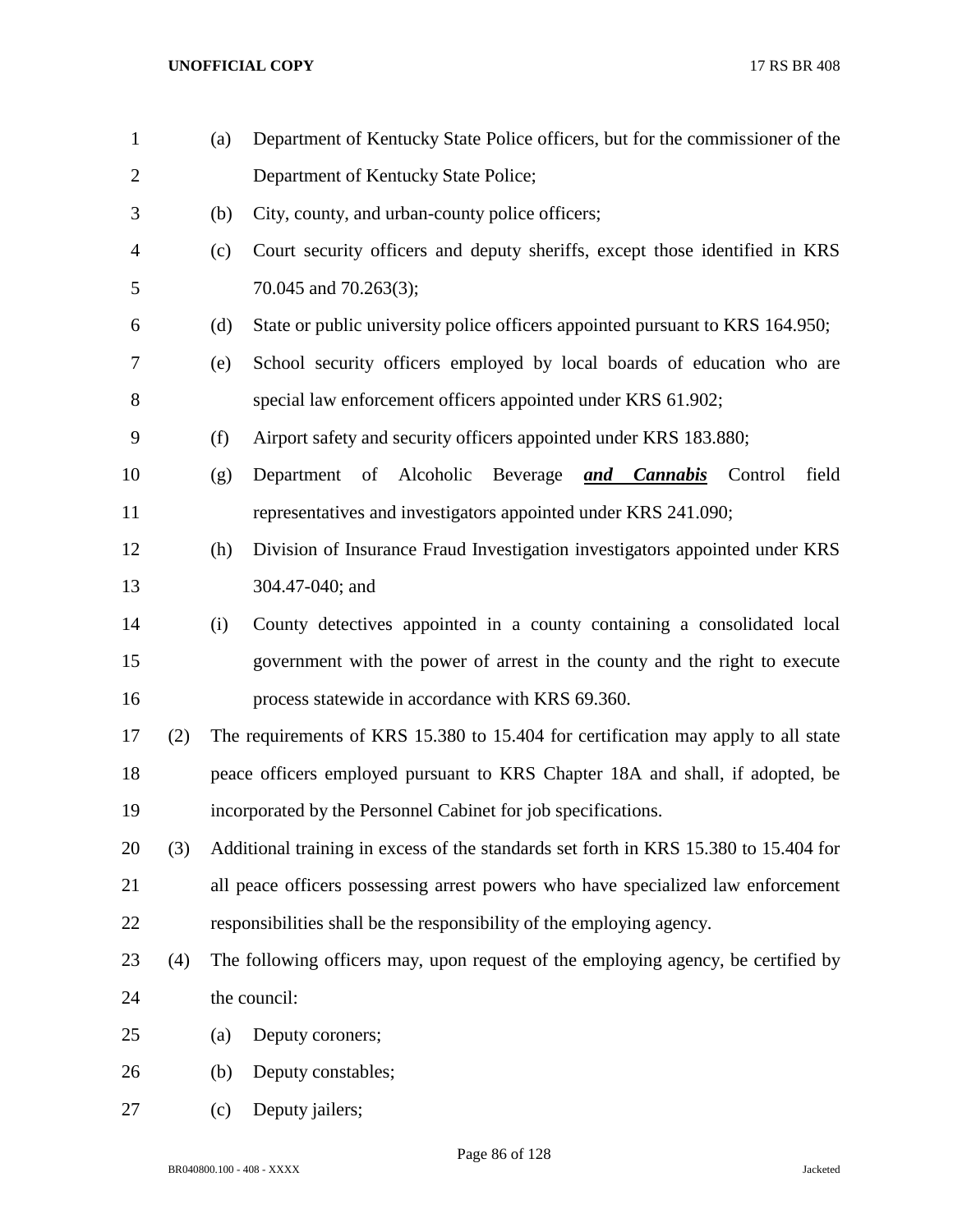(a) Department of Kentucky State Police officers, but for the commissioner of the Department of Kentucky State Police;

(b) City, county, and urban-county police officers;

(c) Court security officers and deputy sheriffs, except those identified in KRS 70.045 and 70.263(3);

(d) State or public university police officers appointed pursuant to KRS 164.950;

(e) School security officers employed by local boards of education who are special law enforcement officers appointed under KRS 61.902;

(f) Airport safety and security officers appointed under KRS 183.880;

(g) Department of Alcoholic Beverage ***and Cannabis*** Control field representatives and investigators appointed under KRS 241.090;

(h) Division of Insurance Fraud Investigation investigators appointed under KRS 304.47-040; and

(i) County detectives appointed in a county containing a consolidated local government with the power of arrest in the county and the right to execute process statewide in accordance with KRS 69.360.

(2) The requirements of KRS 15.380 to 15.404 for certification may apply to all state peace officers employed pursuant to KRS Chapter 18A and shall, if adopted, be incorporated by the Personnel Cabinet for job specifications.

(3) Additional training in excess of the standards set forth in KRS 15.380 to 15.404 for all peace officers possessing arrest powers who have specialized law enforcement responsibilities shall be the responsibility of the employing agency.

(4) The following officers may, upon request of the employing agency, be certified by the council:

(a) Deputy coroners;

(b) Deputy constables;

(c) Deputy jailers;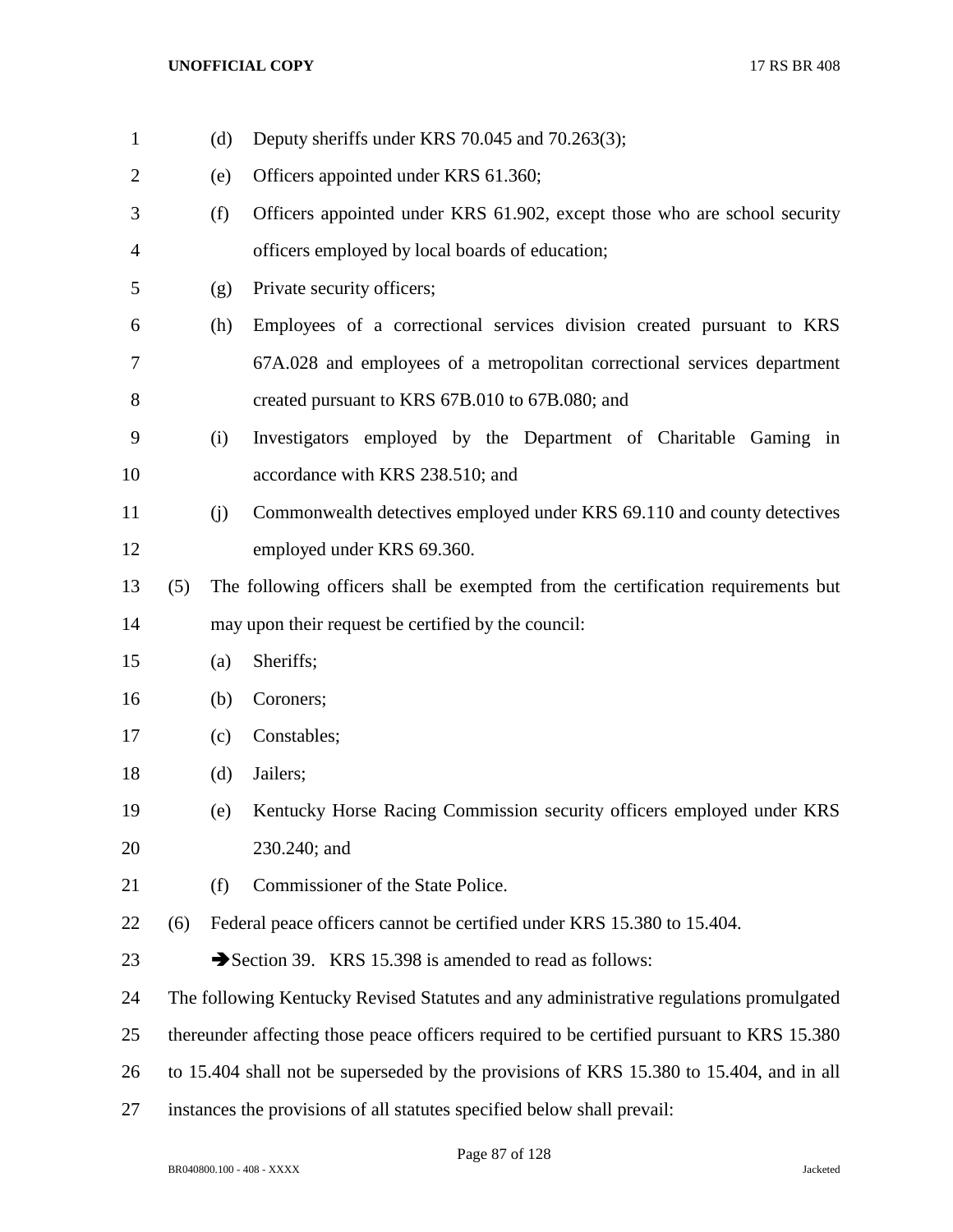(d) Deputy sheriffs under KRS 70.045 and 70.263(3);

(e) Officers appointed under KRS 61.360;

(f) Officers appointed under KRS 61.902, except those who are school security officers employed by local boards of education;

(g) Private security officers;

(h) Employees of a correctional services division created pursuant to KRS 67A.028 and employees of a metropolitan correctional services department created pursuant to KRS 67B.010 to 67B.080; and

(i) Investigators employed by the Department of Charitable Gaming in accordance with KRS 238.510; and

(j) Commonwealth detectives employed under KRS 69.110 and county detectives employed under KRS 69.360.

(5) The following officers shall be exempted from the certification requirements but may upon their request be certified by the council:

(a) Sheriffs;

(b) Coroners;

(c) Constables;

(d) Jailers;

(e) Kentucky Horse Racing Commission security officers employed under KRS 230.240; and

(f) Commissioner of the State Police.

(6) Federal peace officers cannot be certified under KRS 15.380 to 15.404.

➔Section 39. KRS 15.398 is amended to read as follows:

The following Kentucky Revised Statutes and any administrative regulations promulgated thereunder affecting those peace officers required to be certified pursuant to KRS 15.380 to 15.404 shall not be superseded by the provisions of KRS 15.380 to 15.404, and in all instances the provisions of all statutes specified below shall prevail: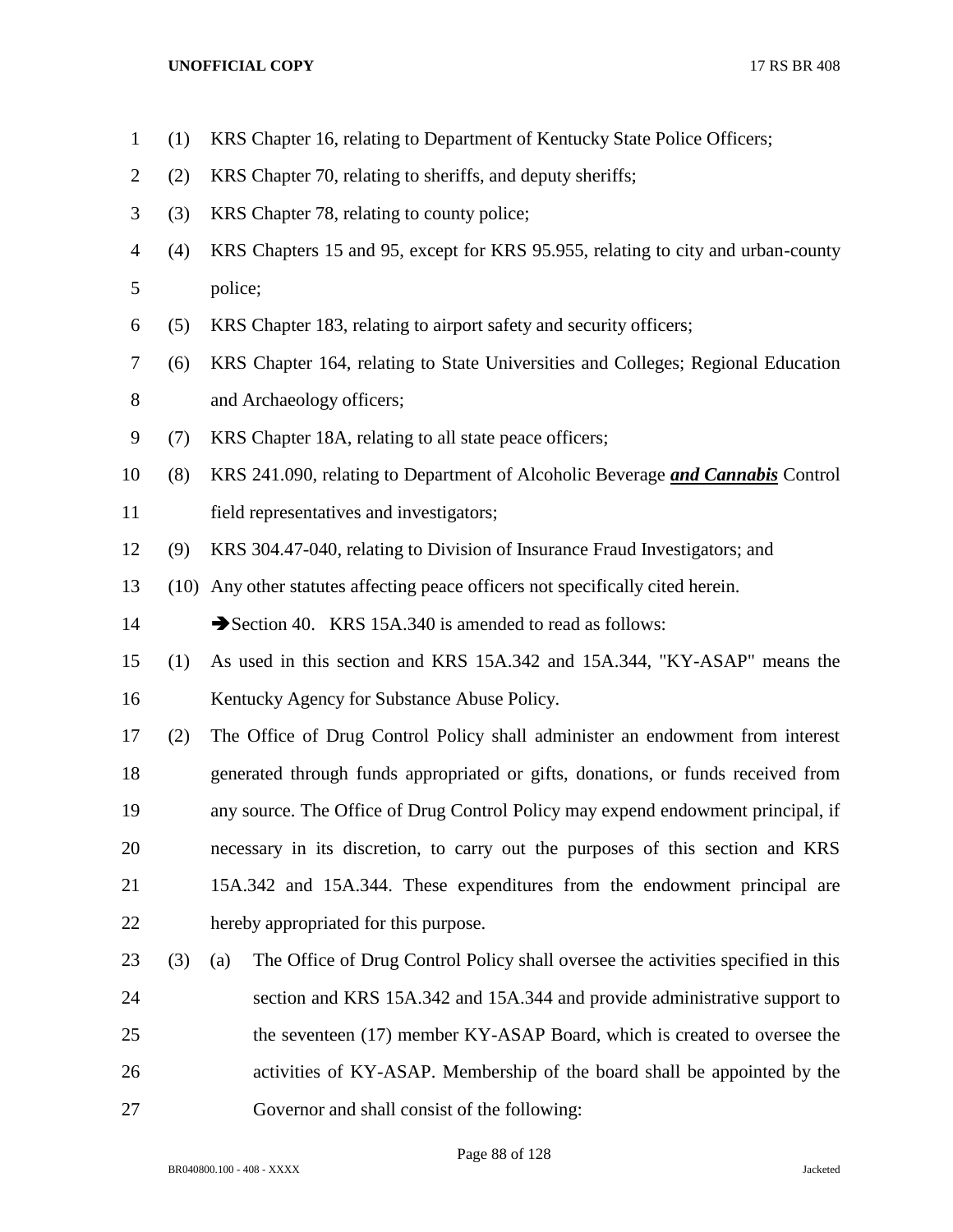(1) KRS Chapter 16, relating to Department of Kentucky State Police Officers;

(2) KRS Chapter 70, relating to sheriffs, and deputy sheriffs;

(3) KRS Chapter 78, relating to county police;

(4) KRS Chapters 15 and 95, except for KRS 95.955, relating to city and urban-county police;

(5) KRS Chapter 183, relating to airport safety and security officers;

(6) KRS Chapter 164, relating to State Universities and Colleges; Regional Education and Archaeology officers;

(7) KRS Chapter 18A, relating to all state peace officers;

(8) KRS 241.090, relating to Department of Alcoholic Beverage ***and Cannabis*** Control field representatives and investigators;

(9) KRS 304.47-040, relating to Division of Insurance Fraud Investigators; and

(10) Any other statutes affecting peace officers not specifically cited herein.

➔Section 40. KRS 15A.340 is amended to read as follows:

(1) As used in this section and KRS 15A.342 and 15A.344, "KY-ASAP" means the Kentucky Agency for Substance Abuse Policy.

(2) The Office of Drug Control Policy shall administer an endowment from interest generated through funds appropriated or gifts, donations, or funds received from any source. The Office of Drug Control Policy may expend endowment principal, if necessary in its discretion, to carry out the purposes of this section and KRS 15A.342 and 15A.344. These expenditures from the endowment principal are hereby appropriated for this purpose.

(3) (a) The Office of Drug Control Policy shall oversee the activities specified in this section and KRS 15A.342 and 15A.344 and provide administrative support to the seventeen (17) member KY-ASAP Board, which is created to oversee the activities of KY-ASAP. Membership of the board shall be appointed by the Governor and shall consist of the following: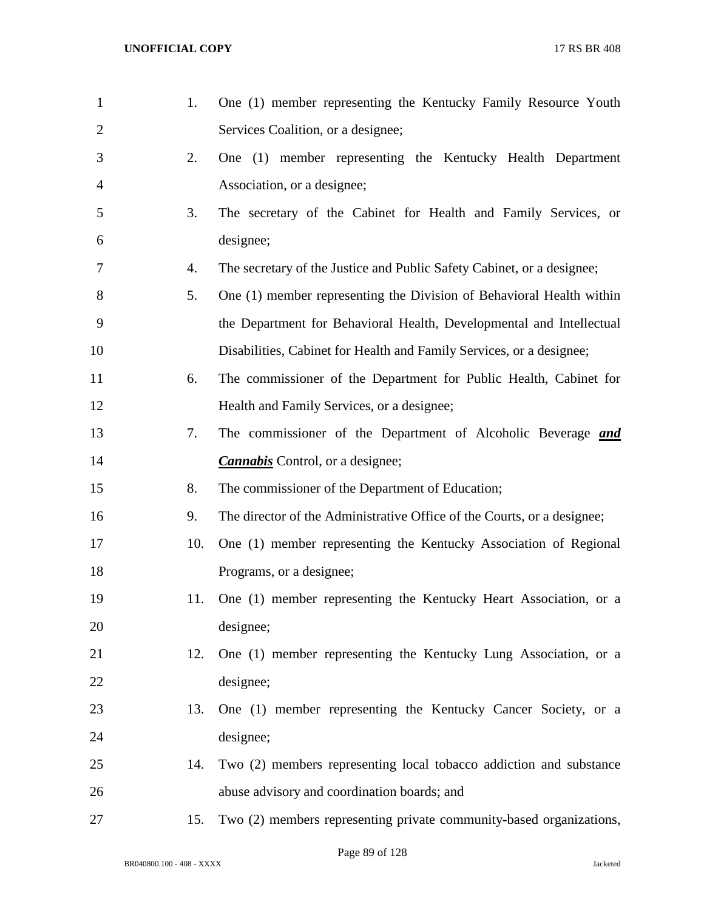1. One (1) member representing the Kentucky Family Resource Youth Services Coalition, or a designee;
2. One (1) member representing the Kentucky Health Department Association, or a designee;
3. The secretary of the Cabinet for Health and Family Services, or designee;
4. The secretary of the Justice and Public Safety Cabinet, or a designee;
5. One (1) member representing the Division of Behavioral Health within the Department for Behavioral Health, Developmental and Intellectual Disabilities, Cabinet for Health and Family Services, or a designee;
6. The commissioner of the Department for Public Health, Cabinet for Health and Family Services, or a designee;
7. The commissioner of the Department of Alcoholic Beverage ***and Cannabis*** Control, or a designee;
8. The commissioner of the Department of Education;
9. The director of the Administrative Office of the Courts, or a designee;
10. One (1) member representing the Kentucky Association of Regional Programs, or a designee;
11. One (1) member representing the Kentucky Heart Association, or a designee;
12. One (1) member representing the Kentucky Lung Association, or a designee;
13. One (1) member representing the Kentucky Cancer Society, or a designee;
14. Two (2) members representing local tobacco addiction and substance abuse advisory and coordination boards; and
15. Two (2) members representing private community-based organizations,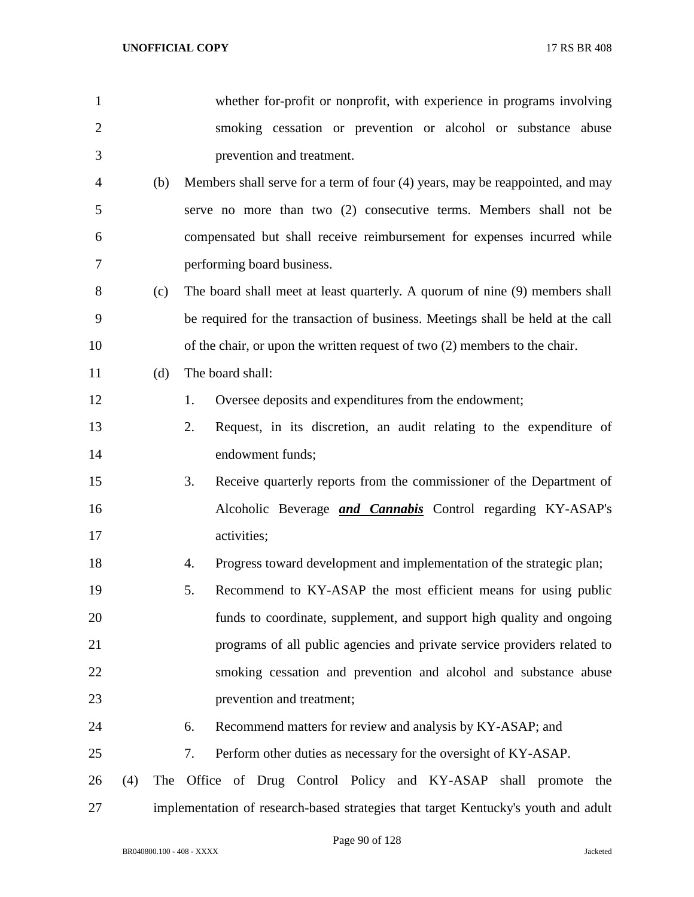whether for-profit or nonprofit, with experience in programs involving smoking cessation or prevention or alcohol or substance abuse prevention and treatment.

(b) Members shall serve for a term of four (4) years, may be reappointed, and may serve no more than two (2) consecutive terms. Members shall not be compensated but shall receive reimbursement for expenses incurred while performing board business.

(c) The board shall meet at least quarterly. A quorum of nine (9) members shall be required for the transaction of business. Meetings shall be held at the call of the chair, or upon the written request of two (2) members to the chair.

(d) The board shall:

1. Oversee deposits and expenditures from the endowment;
2. Request, in its discretion, an audit relating to the expenditure of endowment funds;
3. Receive quarterly reports from the commissioner of the Department of Alcoholic Beverage ***and Cannabis*** Control regarding KY-ASAP's activities;
4. Progress toward development and implementation of the strategic plan;
5. Recommend to KY-ASAP the most efficient means for using public funds to coordinate, supplement, and support high quality and ongoing programs of all public agencies and private service providers related to smoking cessation and prevention and alcohol and substance abuse prevention and treatment;
6. Recommend matters for review and analysis by KY-ASAP; and
7. Perform other duties as necessary for the oversight of KY-ASAP.

(4) The Office of Drug Control Policy and KY-ASAP shall promote the implementation of research-based strategies that target Kentucky's youth and adult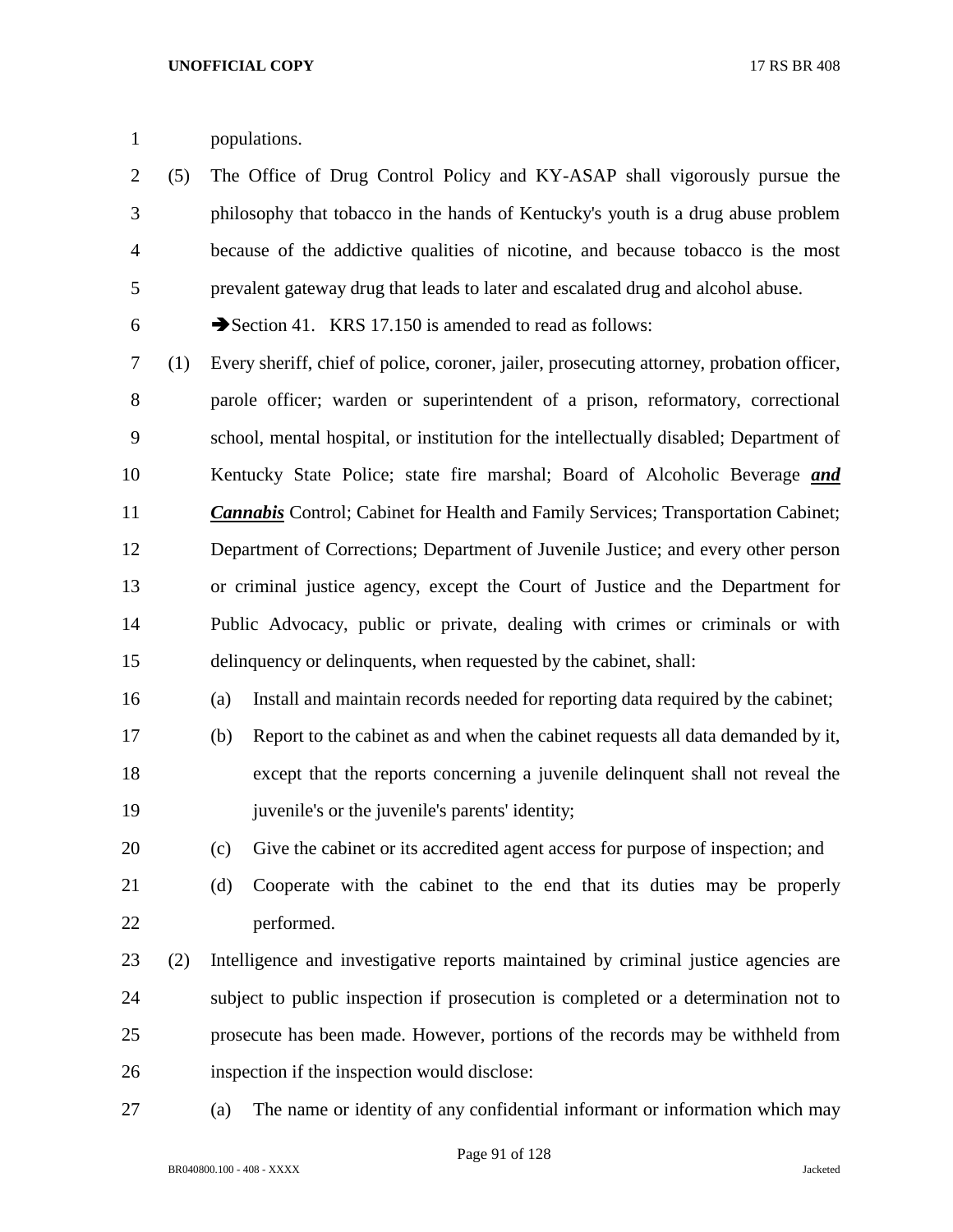populations.

(5) The Office of Drug Control Policy and KY-ASAP shall vigorously pursue the philosophy that tobacco in the hands of Kentucky's youth is a drug abuse problem because of the addictive qualities of nicotine, and because tobacco is the most prevalent gateway drug that leads to later and escalated drug and alcohol abuse.

➔Section 41. KRS 17.150 is amended to read as follows:

(1) Every sheriff, chief of police, coroner, jailer, prosecuting attorney, probation officer, parole officer; warden or superintendent of a prison, reformatory, correctional school, mental hospital, or institution for the intellectually disabled; Department of Kentucky State Police; state fire marshal; Board of Alcoholic Beverage ***and Cannabis*** Control; Cabinet for Health and Family Services; Transportation Cabinet; Department of Corrections; Department of Juvenile Justice; and every other person or criminal justice agency, except the Court of Justice and the Department for Public Advocacy, public or private, dealing with crimes or criminals or with delinquency or delinquents, when requested by the cabinet, shall:

(a) Install and maintain records needed for reporting data required by the cabinet;

(b) Report to the cabinet as and when the cabinet requests all data demanded by it, except that the reports concerning a juvenile delinquent shall not reveal the juvenile's or the juvenile's parents' identity;

(c) Give the cabinet or its accredited agent access for purpose of inspection; and

(d) Cooperate with the cabinet to the end that its duties may be properly performed.

(2) Intelligence and investigative reports maintained by criminal justice agencies are subject to public inspection if prosecution is completed or a determination not to prosecute has been made. However, portions of the records may be withheld from inspection if the inspection would disclose:

(a) The name or identity of any confidential informant or information which may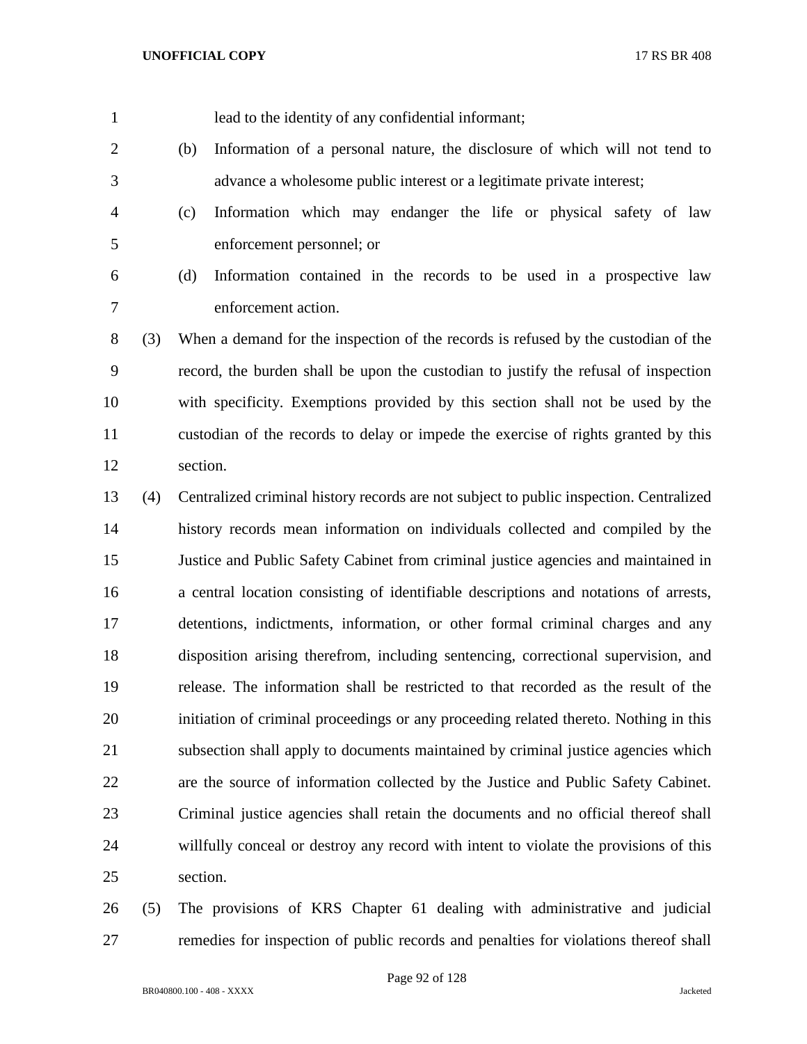lead to the identity of any confidential informant;

(b) Information of a personal nature, the disclosure of which will not tend to advance a wholesome public interest or a legitimate private interest;

(c) Information which may endanger the life or physical safety of law enforcement personnel; or

(d) Information contained in the records to be used in a prospective law enforcement action.

(3) When a demand for the inspection of the records is refused by the custodian of the record, the burden shall be upon the custodian to justify the refusal of inspection with specificity. Exemptions provided by this section shall not be used by the custodian of the records to delay or impede the exercise of rights granted by this section.

(4) Centralized criminal history records are not subject to public inspection. Centralized history records mean information on individuals collected and compiled by the Justice and Public Safety Cabinet from criminal justice agencies and maintained in a central location consisting of identifiable descriptions and notations of arrests, detentions, indictments, information, or other formal criminal charges and any disposition arising therefrom, including sentencing, correctional supervision, and release. The information shall be restricted to that recorded as the result of the initiation of criminal proceedings or any proceeding related thereto. Nothing in this subsection shall apply to documents maintained by criminal justice agencies which are the source of information collected by the Justice and Public Safety Cabinet. Criminal justice agencies shall retain the documents and no official thereof shall willfully conceal or destroy any record with intent to violate the provisions of this section.

(5) The provisions of KRS Chapter 61 dealing with administrative and judicial remedies for inspection of public records and penalties for violations thereof shall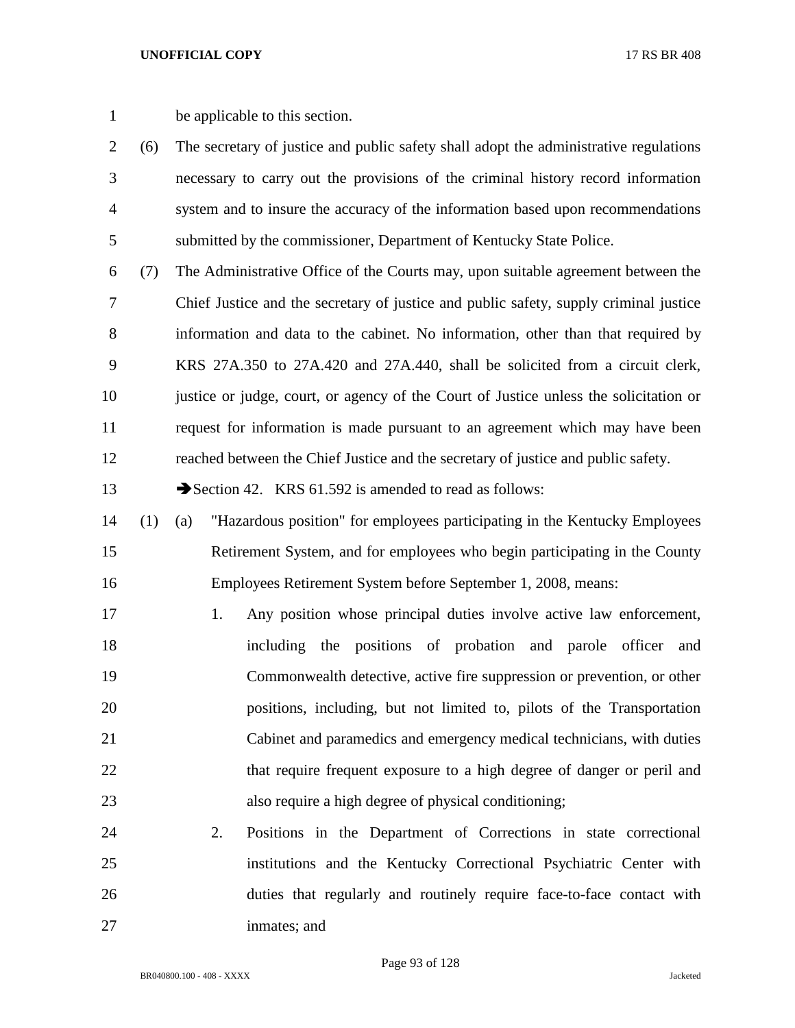be applicable to this section.

(6) The secretary of justice and public safety shall adopt the administrative regulations necessary to carry out the provisions of the criminal history record information system and to insure the accuracy of the information based upon recommendations submitted by the commissioner, Department of Kentucky State Police.

(7) The Administrative Office of the Courts may, upon suitable agreement between the Chief Justice and the secretary of justice and public safety, supply criminal justice information and data to the cabinet. No information, other than that required by KRS 27A.350 to 27A.420 and 27A.440, shall be solicited from a circuit clerk, justice or judge, court, or agency of the Court of Justice unless the solicitation or request for information is made pursuant to an agreement which may have been reached between the Chief Justice and the secretary of justice and public safety.

➔Section 42. KRS 61.592 is amended to read as follows:

(1) (a) "Hazardous position" for employees participating in the Kentucky Employees Retirement System, and for employees who begin participating in the County Employees Retirement System before September 1, 2008, means:

1. Any position whose principal duties involve active law enforcement, including the positions of probation and parole officer and Commonwealth detective, active fire suppression or prevention, or other positions, including, but not limited to, pilots of the Transportation Cabinet and paramedics and emergency medical technicians, with duties that require frequent exposure to a high degree of danger or peril and also require a high degree of physical conditioning;

2. Positions in the Department of Corrections in state correctional institutions and the Kentucky Correctional Psychiatric Center with duties that regularly and routinely require face-to-face contact with inmates; and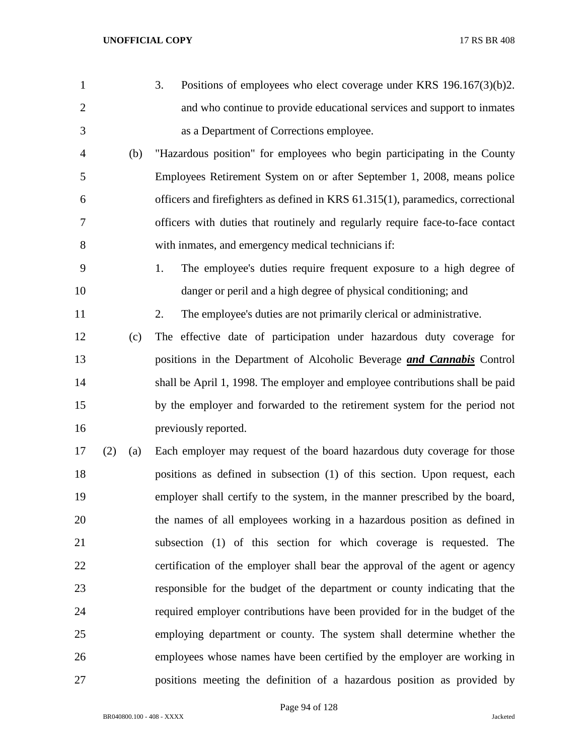3. Positions of employees who elect coverage under KRS 196.167(3)(b)2. and who continue to provide educational services and support to inmates as a Department of Corrections employee.

(b) "Hazardous position" for employees who begin participating in the County Employees Retirement System on or after September 1, 2008, means police officers and firefighters as defined in KRS 61.315(1), paramedics, correctional officers with duties that routinely and regularly require face-to-face contact with inmates, and emergency medical technicians if:

1. The employee's duties require frequent exposure to a high degree of danger or peril and a high degree of physical conditioning; and

2. The employee's duties are not primarily clerical or administrative.

(c) The effective date of participation under hazardous duty coverage for positions in the Department of Alcoholic Beverage ***and Cannabis*** Control shall be April 1, 1998. The employer and employee contributions shall be paid by the employer and forwarded to the retirement system for the period not previously reported.

(2) (a) Each employer may request of the board hazardous duty coverage for those positions as defined in subsection (1) of this section. Upon request, each employer shall certify to the system, in the manner prescribed by the board, the names of all employees working in a hazardous position as defined in subsection (1) of this section for which coverage is requested. The certification of the employer shall bear the approval of the agent or agency responsible for the budget of the department or county indicating that the required employer contributions have been provided for in the budget of the employing department or county. The system shall determine whether the employees whose names have been certified by the employer are working in positions meeting the definition of a hazardous position as provided by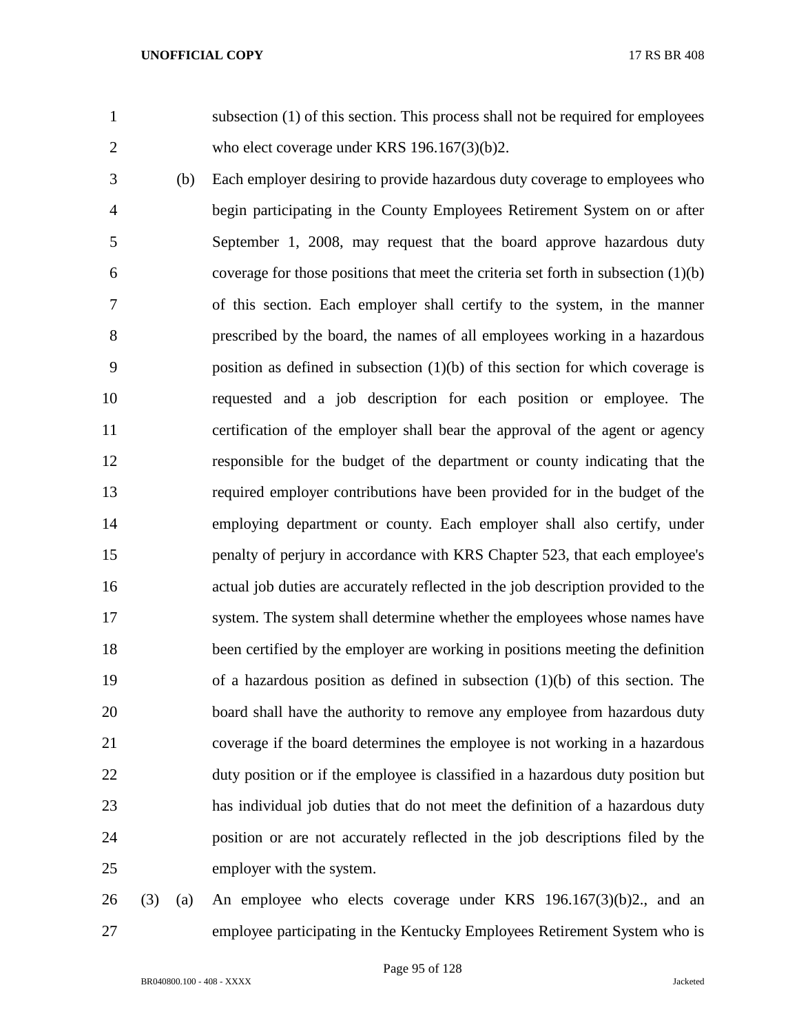subsection (1) of this section. This process shall not be required for employees who elect coverage under KRS 196.167(3)(b)2.

(b) Each employer desiring to provide hazardous duty coverage to employees who begin participating in the County Employees Retirement System on or after September 1, 2008, may request that the board approve hazardous duty coverage for those positions that meet the criteria set forth in subsection (1)(b) of this section. Each employer shall certify to the system, in the manner prescribed by the board, the names of all employees working in a hazardous position as defined in subsection (1)(b) of this section for which coverage is requested and a job description for each position or employee. The certification of the employer shall bear the approval of the agent or agency responsible for the budget of the department or county indicating that the required employer contributions have been provided for in the budget of the employing department or county. Each employer shall also certify, under penalty of perjury in accordance with KRS Chapter 523, that each employee's actual job duties are accurately reflected in the job description provided to the system. The system shall determine whether the employees whose names have been certified by the employer are working in positions meeting the definition of a hazardous position as defined in subsection (1)(b) of this section. The board shall have the authority to remove any employee from hazardous duty coverage if the board determines the employee is not working in a hazardous duty position or if the employee is classified in a hazardous duty position but has individual job duties that do not meet the definition of a hazardous duty position or are not accurately reflected in the job descriptions filed by the employer with the system.

(3) (a) An employee who elects coverage under KRS 196.167(3)(b)2., and an employee participating in the Kentucky Employees Retirement System who is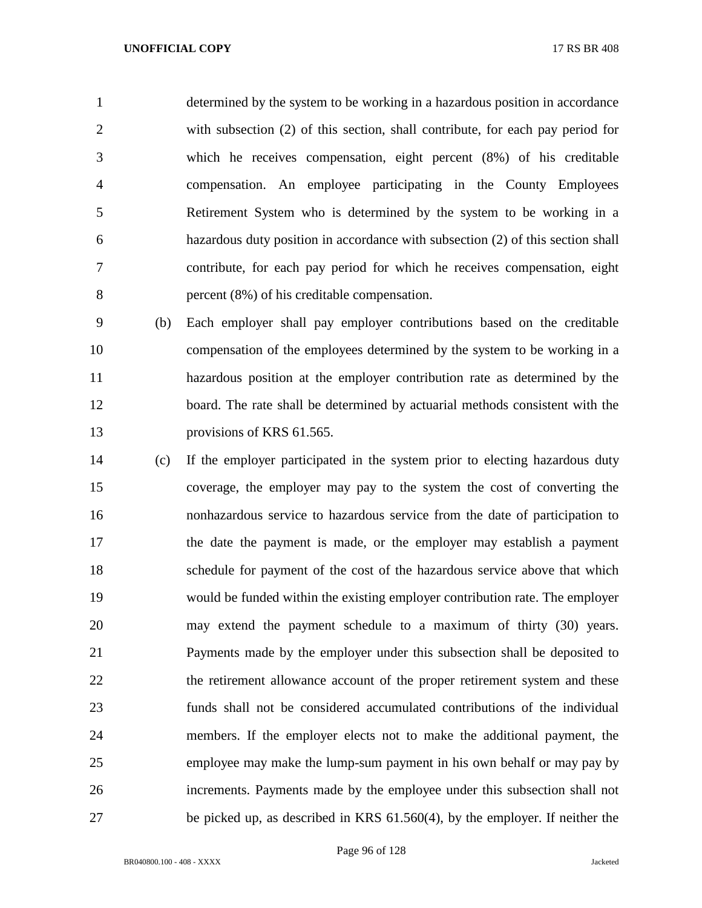determined by the system to be working in a hazardous position in accordance with subsection (2) of this section, shall contribute, for each pay period for which he receives compensation, eight percent (8%) of his creditable compensation. An employee participating in the County Employees Retirement System who is determined by the system to be working in a hazardous duty position in accordance with subsection (2) of this section shall contribute, for each pay period for which he receives compensation, eight percent (8%) of his creditable compensation.

(b) Each employer shall pay employer contributions based on the creditable compensation of the employees determined by the system to be working in a hazardous position at the employer contribution rate as determined by the board. The rate shall be determined by actuarial methods consistent with the provisions of KRS 61.565.

(c) If the employer participated in the system prior to electing hazardous duty coverage, the employer may pay to the system the cost of converting the nonhazardous service to hazardous service from the date of participation to the date the payment is made, or the employer may establish a payment schedule for payment of the cost of the hazardous service above that which would be funded within the existing employer contribution rate. The employer may extend the payment schedule to a maximum of thirty (30) years. Payments made by the employer under this subsection shall be deposited to the retirement allowance account of the proper retirement system and these funds shall not be considered accumulated contributions of the individual members. If the employer elects not to make the additional payment, the employee may make the lump-sum payment in his own behalf or may pay by increments. Payments made by the employee under this subsection shall not be picked up, as described in KRS 61.560(4), by the employer. If neither the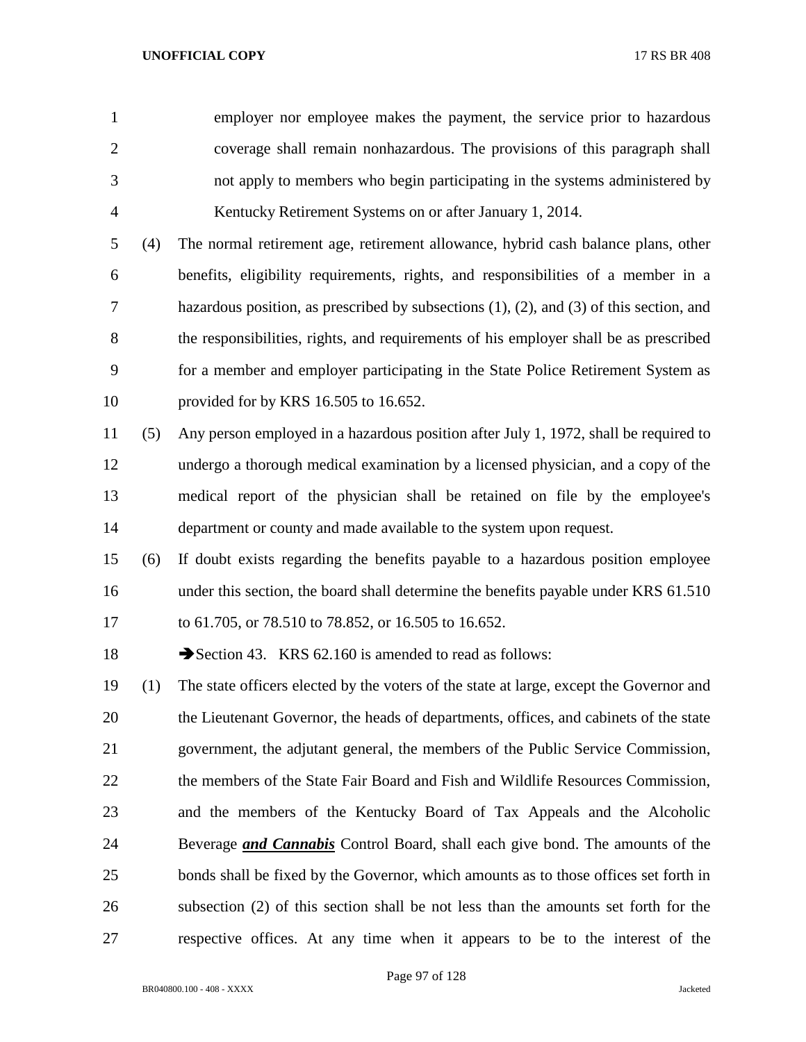employer nor employee makes the payment, the service prior to hazardous coverage shall remain nonhazardous. The provisions of this paragraph shall not apply to members who begin participating in the systems administered by Kentucky Retirement Systems on or after January 1, 2014.

(4) The normal retirement age, retirement allowance, hybrid cash balance plans, other benefits, eligibility requirements, rights, and responsibilities of a member in a hazardous position, as prescribed by subsections (1), (2), and (3) of this section, and the responsibilities, rights, and requirements of his employer shall be as prescribed for a member and employer participating in the State Police Retirement System as provided for by KRS 16.505 to 16.652.

(5) Any person employed in a hazardous position after July 1, 1972, shall be required to undergo a thorough medical examination by a licensed physician, and a copy of the medical report of the physician shall be retained on file by the employee's department or county and made available to the system upon request.

(6) If doubt exists regarding the benefits payable to a hazardous position employee under this section, the board shall determine the benefits payable under KRS 61.510 to 61.705, or 78.510 to 78.852, or 16.505 to 16.652.

➔Section 43. KRS 62.160 is amended to read as follows:

(1) The state officers elected by the voters of the state at large, except the Governor and the Lieutenant Governor, the heads of departments, offices, and cabinets of the state government, the adjutant general, the members of the Public Service Commission, the members of the State Fair Board and Fish and Wildlife Resources Commission, and the members of the Kentucky Board of Tax Appeals and the Alcoholic Beverage ***and Cannabis*** Control Board, shall each give bond. The amounts of the bonds shall be fixed by the Governor, which amounts as to those offices set forth in subsection (2) of this section shall be not less than the amounts set forth for the respective offices. At any time when it appears to be to the interest of the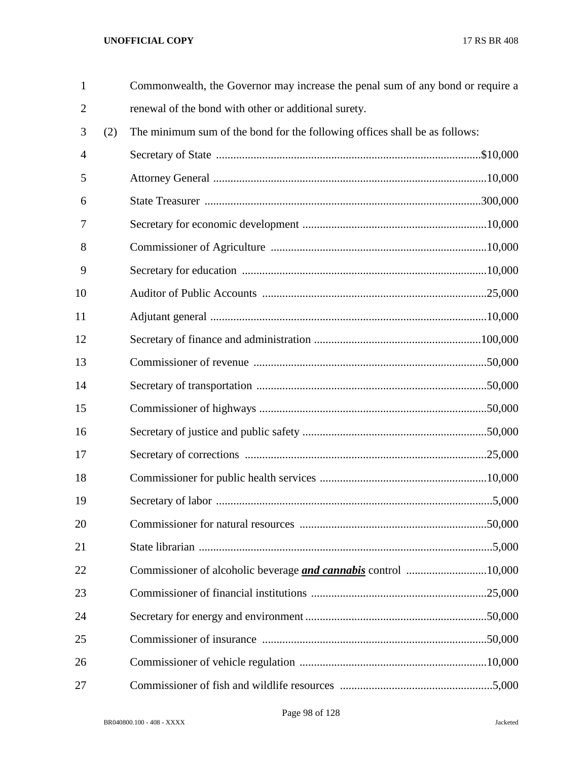Commonwealth, the Governor may increase the penal sum of any bond or require a renewal of the bond with other or additional surety.

(2) The minimum sum of the bond for the following offices shall be as follows:

| Office | Bond |
|---|---|
| Secretary of State | $10,000 |
| Attorney General | 10,000 |
| State Treasurer | 300,000 |
| Secretary for economic development | 10,000 |
| Commissioner of Agriculture | 10,000 |
| Secretary for education | 10,000 |
| Auditor of Public Accounts | 25,000 |
| Adjutant general | 10,000 |
| Secretary of finance and administration | 100,000 |
| Commissioner of revenue | 50,000 |
| Secretary of transportation | 50,000 |
| Commissioner of highways | 50,000 |
| Secretary of justice and public safety | 50,000 |
| Secretary of corrections | 25,000 |
| Commissioner for public health services | 10,000 |
| Secretary of labor | 5,000 |
| Commissioner for natural resources | 50,000 |
| State librarian | 5,000 |
| Commissioner of alcoholic beverage ***and cannabis*** control | 10,000 |
| Commissioner of financial institutions | 25,000 |
| Secretary for energy and environment | 50,000 |
| Commissioner of insurance | 50,000 |
| Commissioner of vehicle regulation | 10,000 |
| Commissioner of fish and wildlife resources | 5,000 |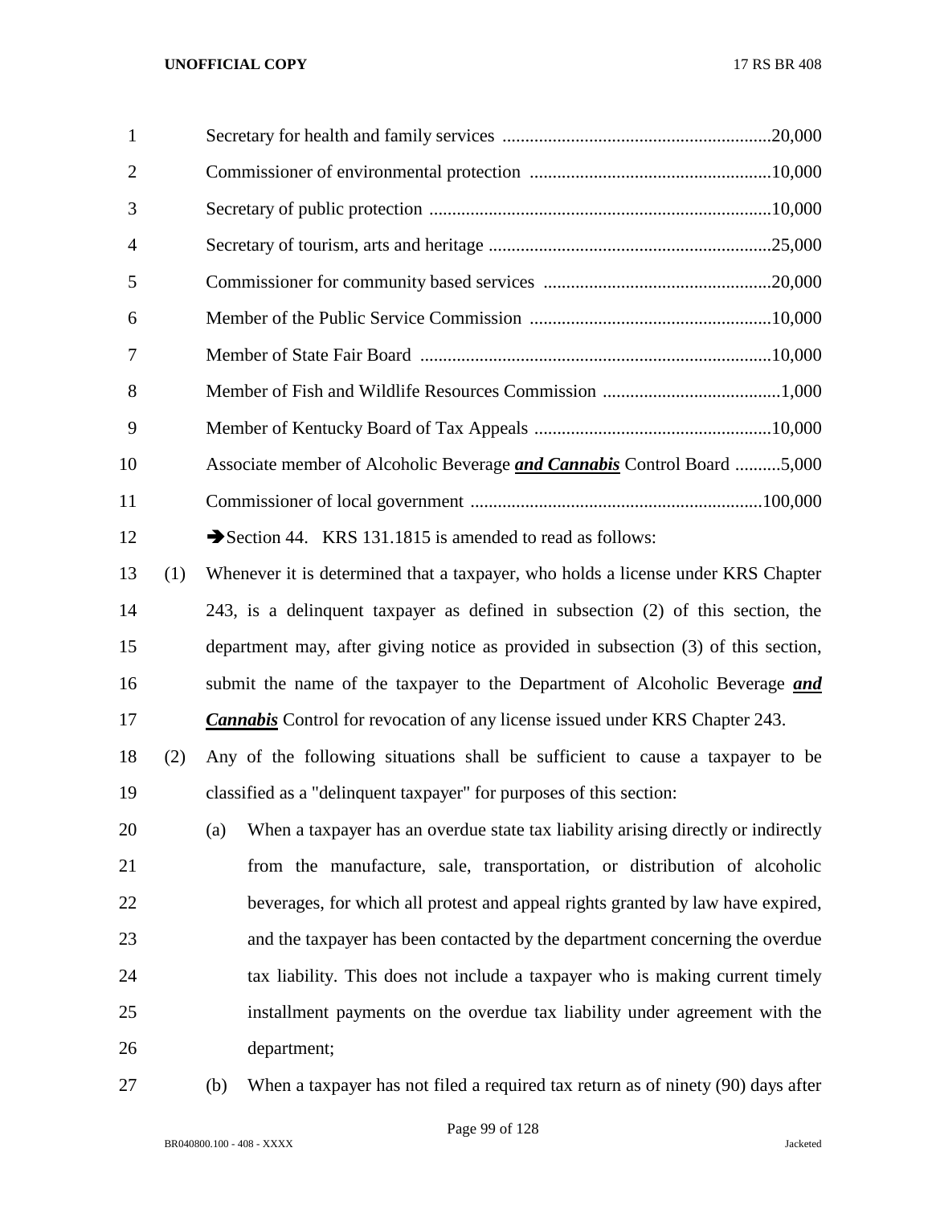Secretary for health and family services ..........................................................20,000

Commissioner of environmental protection ....................................................10,000

Secretary of public protection ..........................................................................10,000

Secretary of tourism, arts and heritage .............................................................25,000

Commissioner for community based services .................................................20,000

Member of the Public Service Commission ....................................................10,000

Member of State Fair Board ............................................................................10,000

Member of Fish and Wildlife Resources Commission .......................................1,000

Member of Kentucky Board of Tax Appeals ...................................................10,000

Associate member of Alcoholic Beverage ***and Cannabis*** Control Board ..........5,000

Commissioner of local government ................................................................100,000

➔Section 44. KRS 131.1815 is amended to read as follows:

(1) Whenever it is determined that a taxpayer, who holds a license under KRS Chapter 243, is a delinquent taxpayer as defined in subsection (2) of this section, the department may, after giving notice as provided in subsection (3) of this section, submit the name of the taxpayer to the Department of Alcoholic Beverage ***and Cannabis*** Control for revocation of any license issued under KRS Chapter 243.

(2) Any of the following situations shall be sufficient to cause a taxpayer to be classified as a "delinquent taxpayer" for purposes of this section:

(a) When a taxpayer has an overdue state tax liability arising directly or indirectly from the manufacture, sale, transportation, or distribution of alcoholic beverages, for which all protest and appeal rights granted by law have expired, and the taxpayer has been contacted by the department concerning the overdue tax liability. This does not include a taxpayer who is making current timely installment payments on the overdue tax liability under agreement with the department;

(b) When a taxpayer has not filed a required tax return as of ninety (90) days after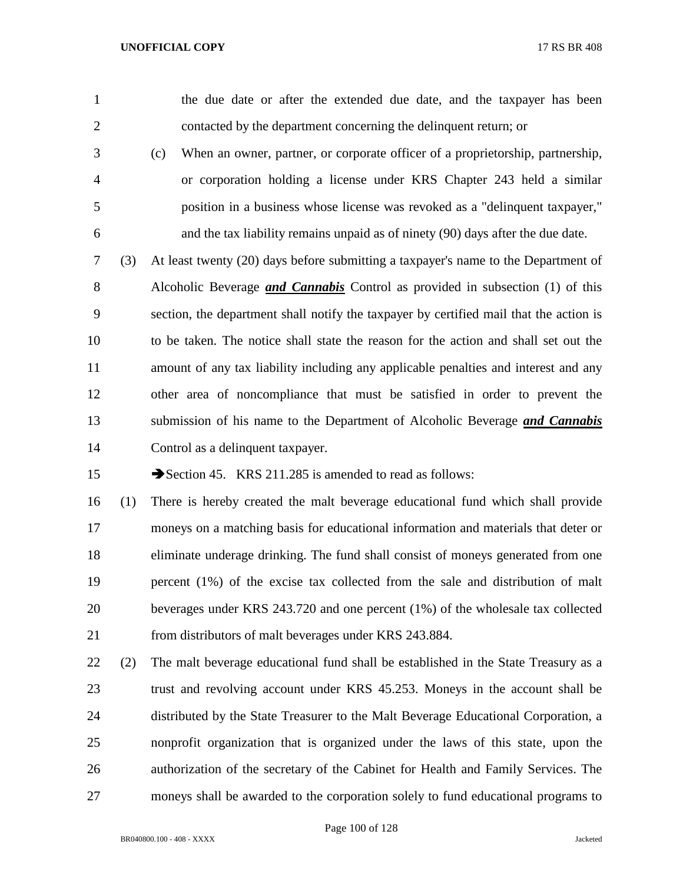the due date or after the extended due date, and the taxpayer has been contacted by the department concerning the delinquent return; or

(c) When an owner, partner, or corporate officer of a proprietorship, partnership, or corporation holding a license under KRS Chapter 243 held a similar position in a business whose license was revoked as a "delinquent taxpayer," and the tax liability remains unpaid as of ninety (90) days after the due date.

(3) At least twenty (20) days before submitting a taxpayer's name to the Department of Alcoholic Beverage ***and Cannabis*** Control as provided in subsection (1) of this section, the department shall notify the taxpayer by certified mail that the action is to be taken. The notice shall state the reason for the action and shall set out the amount of any tax liability including any applicable penalties and interest and any other area of noncompliance that must be satisfied in order to prevent the submission of his name to the Department of Alcoholic Beverage ***and Cannabis*** Control as a delinquent taxpayer.

➔Section 45. KRS 211.285 is amended to read as follows:

(1) There is hereby created the malt beverage educational fund which shall provide moneys on a matching basis for educational information and materials that deter or eliminate underage drinking. The fund shall consist of moneys generated from one percent (1%) of the excise tax collected from the sale and distribution of malt beverages under KRS 243.720 and one percent (1%) of the wholesale tax collected from distributors of malt beverages under KRS 243.884.

(2) The malt beverage educational fund shall be established in the State Treasury as a trust and revolving account under KRS 45.253. Moneys in the account shall be distributed by the State Treasurer to the Malt Beverage Educational Corporation, a nonprofit organization that is organized under the laws of this state, upon the authorization of the secretary of the Cabinet for Health and Family Services. The moneys shall be awarded to the corporation solely to fund educational programs to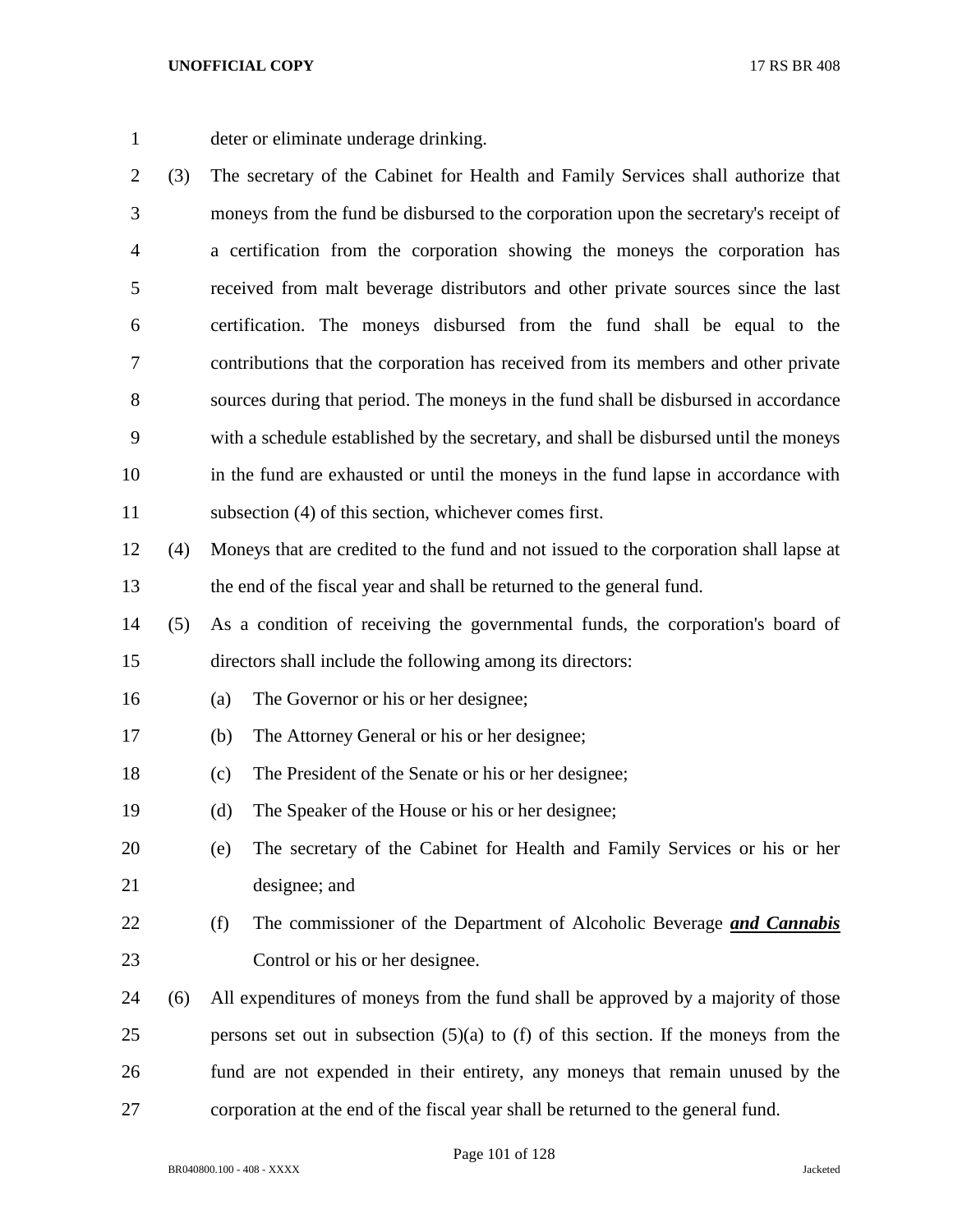deter or eliminate underage drinking.

(3) The secretary of the Cabinet for Health and Family Services shall authorize that moneys from the fund be disbursed to the corporation upon the secretary's receipt of a certification from the corporation showing the moneys the corporation has received from malt beverage distributors and other private sources since the last certification. The moneys disbursed from the fund shall be equal to the contributions that the corporation has received from its members and other private sources during that period. The moneys in the fund shall be disbursed in accordance with a schedule established by the secretary, and shall be disbursed until the moneys in the fund are exhausted or until the moneys in the fund lapse in accordance with subsection (4) of this section, whichever comes first.

(4) Moneys that are credited to the fund and not issued to the corporation shall lapse at the end of the fiscal year and shall be returned to the general fund.

(5) As a condition of receiving the governmental funds, the corporation's board of directors shall include the following among its directors:

(a) The Governor or his or her designee;

(b) The Attorney General or his or her designee;

(c) The President of the Senate or his or her designee;

(d) The Speaker of the House or his or her designee;

(e) The secretary of the Cabinet for Health and Family Services or his or her designee; and

(f) The commissioner of the Department of Alcoholic Beverage ***and Cannabis*** Control or his or her designee.

(6) All expenditures of moneys from the fund shall be approved by a majority of those persons set out in subsection (5)(a) to (f) of this section. If the moneys from the fund are not expended in their entirety, any moneys that remain unused by the corporation at the end of the fiscal year shall be returned to the general fund.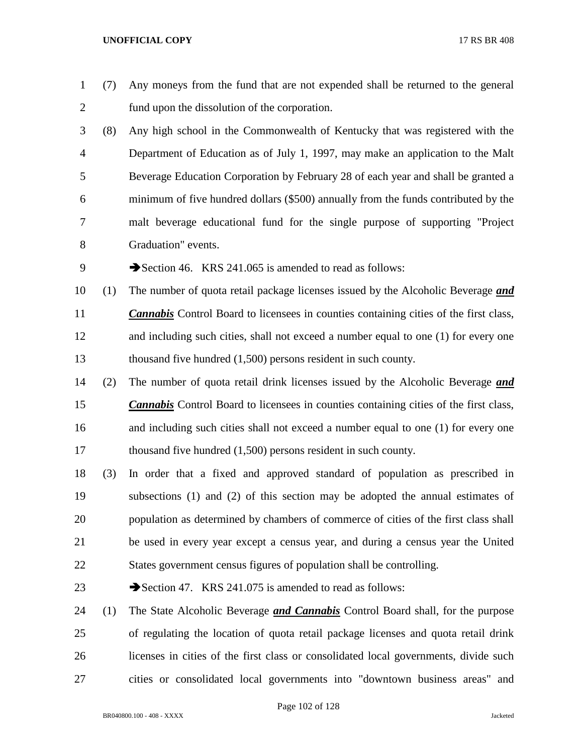(7) Any moneys from the fund that are not expended shall be returned to the general fund upon the dissolution of the corporation.

(8) Any high school in the Commonwealth of Kentucky that was registered with the Department of Education as of July 1, 1997, may make an application to the Malt Beverage Education Corporation by February 28 of each year and shall be granted a minimum of five hundred dollars ($500) annually from the funds contributed by the malt beverage educational fund for the single purpose of supporting "Project Graduation" events.

➔Section 46. KRS 241.065 is amended to read as follows:

(1) The number of quota retail package licenses issued by the Alcoholic Beverage ***and Cannabis*** Control Board to licensees in counties containing cities of the first class, and including such cities, shall not exceed a number equal to one (1) for every one thousand five hundred (1,500) persons resident in such county.

(2) The number of quota retail drink licenses issued by the Alcoholic Beverage ***and Cannabis*** Control Board to licensees in counties containing cities of the first class, and including such cities shall not exceed a number equal to one (1) for every one thousand five hundred (1,500) persons resident in such county.

(3) In order that a fixed and approved standard of population as prescribed in subsections (1) and (2) of this section may be adopted the annual estimates of population as determined by chambers of commerce of cities of the first class shall be used in every year except a census year, and during a census year the United States government census figures of population shall be controlling.

➔Section 47. KRS 241.075 is amended to read as follows:

(1) The State Alcoholic Beverage ***and Cannabis*** Control Board shall, for the purpose of regulating the location of quota retail package licenses and quota retail drink licenses in cities of the first class or consolidated local governments, divide such cities or consolidated local governments into "downtown business areas" and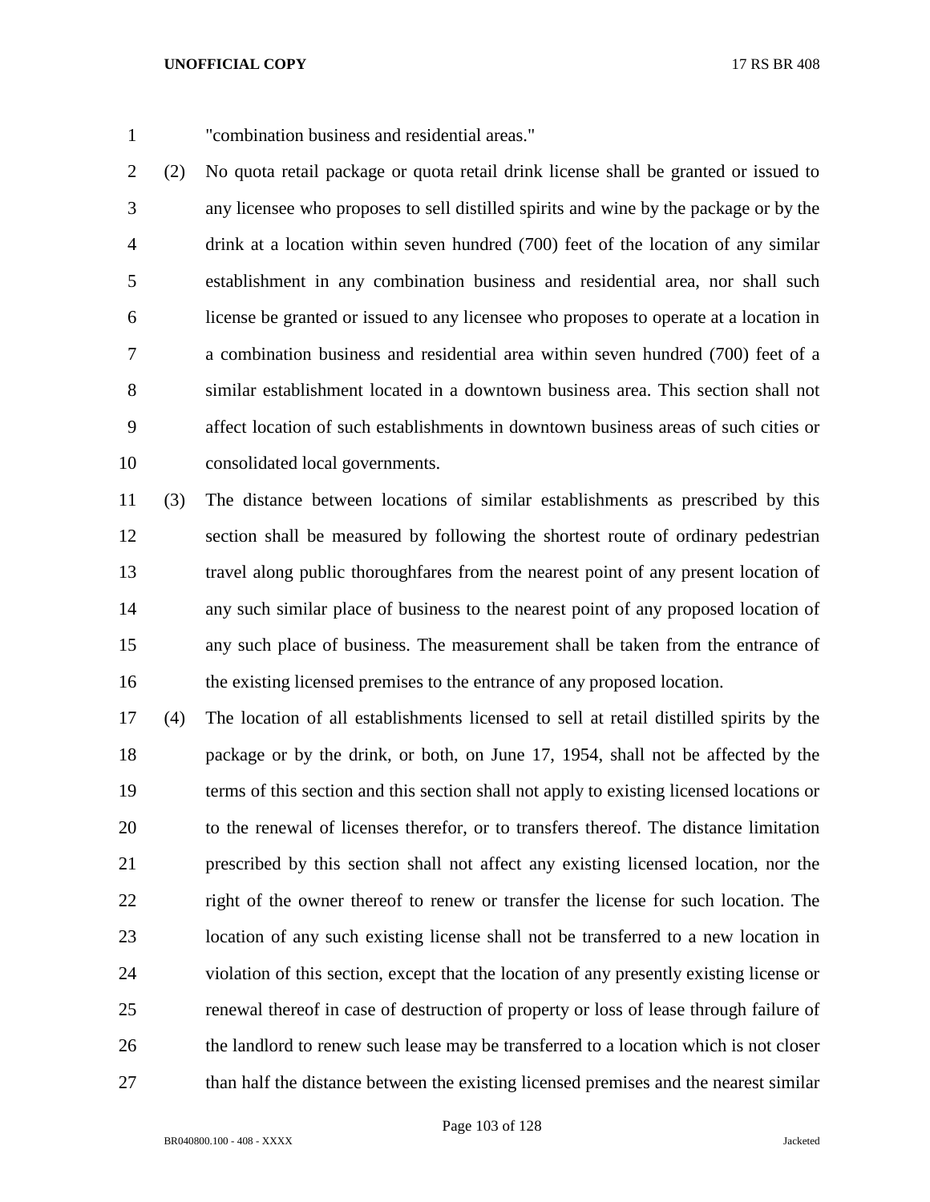"combination business and residential areas."

(2) No quota retail package or quota retail drink license shall be granted or issued to any licensee who proposes to sell distilled spirits and wine by the package or by the drink at a location within seven hundred (700) feet of the location of any similar establishment in any combination business and residential area, nor shall such license be granted or issued to any licensee who proposes to operate at a location in a combination business and residential area within seven hundred (700) feet of a similar establishment located in a downtown business area. This section shall not affect location of such establishments in downtown business areas of such cities or consolidated local governments.

(3) The distance between locations of similar establishments as prescribed by this section shall be measured by following the shortest route of ordinary pedestrian travel along public thoroughfares from the nearest point of any present location of any such similar place of business to the nearest point of any proposed location of any such place of business. The measurement shall be taken from the entrance of the existing licensed premises to the entrance of any proposed location.

(4) The location of all establishments licensed to sell at retail distilled spirits by the package or by the drink, or both, on June 17, 1954, shall not be affected by the terms of this section and this section shall not apply to existing licensed locations or to the renewal of licenses therefor, or to transfers thereof. The distance limitation prescribed by this section shall not affect any existing licensed location, nor the right of the owner thereof to renew or transfer the license for such location. The location of any such existing license shall not be transferred to a new location in violation of this section, except that the location of any presently existing license or renewal thereof in case of destruction of property or loss of lease through failure of the landlord to renew such lease may be transferred to a location which is not closer than half the distance between the existing licensed premises and the nearest similar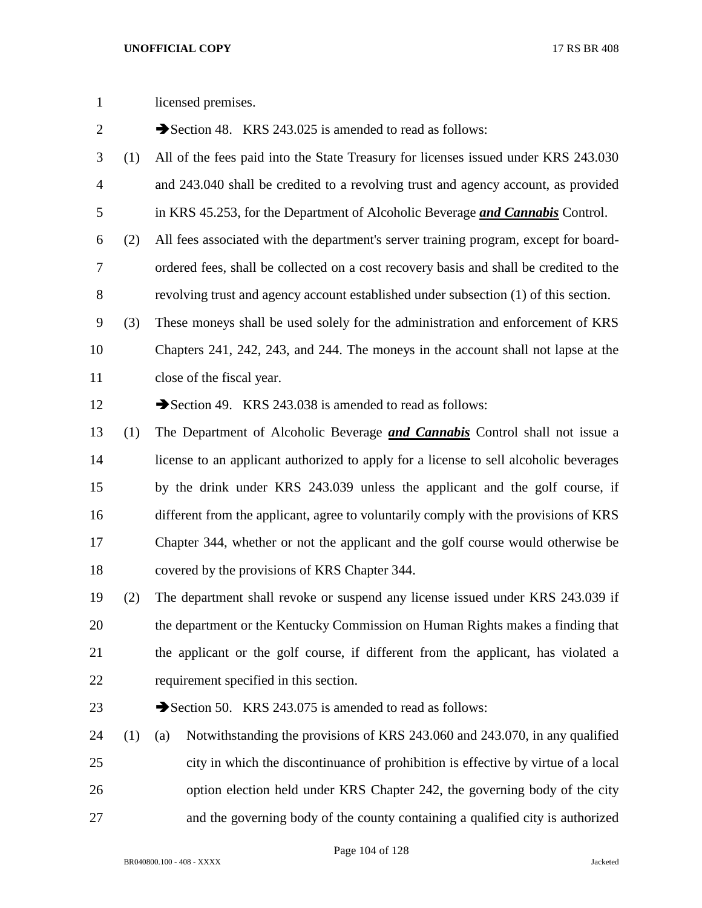licensed premises.

➔Section 48. KRS 243.025 is amended to read as follows:

(1) All of the fees paid into the State Treasury for licenses issued under KRS 243.030 and 243.040 shall be credited to a revolving trust and agency account, as provided in KRS 45.253, for the Department of Alcoholic Beverage ***and Cannabis*** Control.

(2) All fees associated with the department's server training program, except for board-ordered fees, shall be collected on a cost recovery basis and shall be credited to the revolving trust and agency account established under subsection (1) of this section.

(3) These moneys shall be used solely for the administration and enforcement of KRS Chapters 241, 242, 243, and 244. The moneys in the account shall not lapse at the close of the fiscal year.

➔Section 49. KRS 243.038 is amended to read as follows:

(1) The Department of Alcoholic Beverage ***and Cannabis*** Control shall not issue a license to an applicant authorized to apply for a license to sell alcoholic beverages by the drink under KRS 243.039 unless the applicant and the golf course, if different from the applicant, agree to voluntarily comply with the provisions of KRS Chapter 344, whether or not the applicant and the golf course would otherwise be covered by the provisions of KRS Chapter 344.

(2) The department shall revoke or suspend any license issued under KRS 243.039 if the department or the Kentucky Commission on Human Rights makes a finding that the applicant or the golf course, if different from the applicant, has violated a requirement specified in this section.

➔Section 50. KRS 243.075 is amended to read as follows:

(1) (a) Notwithstanding the provisions of KRS 243.060 and 243.070, in any qualified city in which the discontinuance of prohibition is effective by virtue of a local option election held under KRS Chapter 242, the governing body of the city and the governing body of the county containing a qualified city is authorized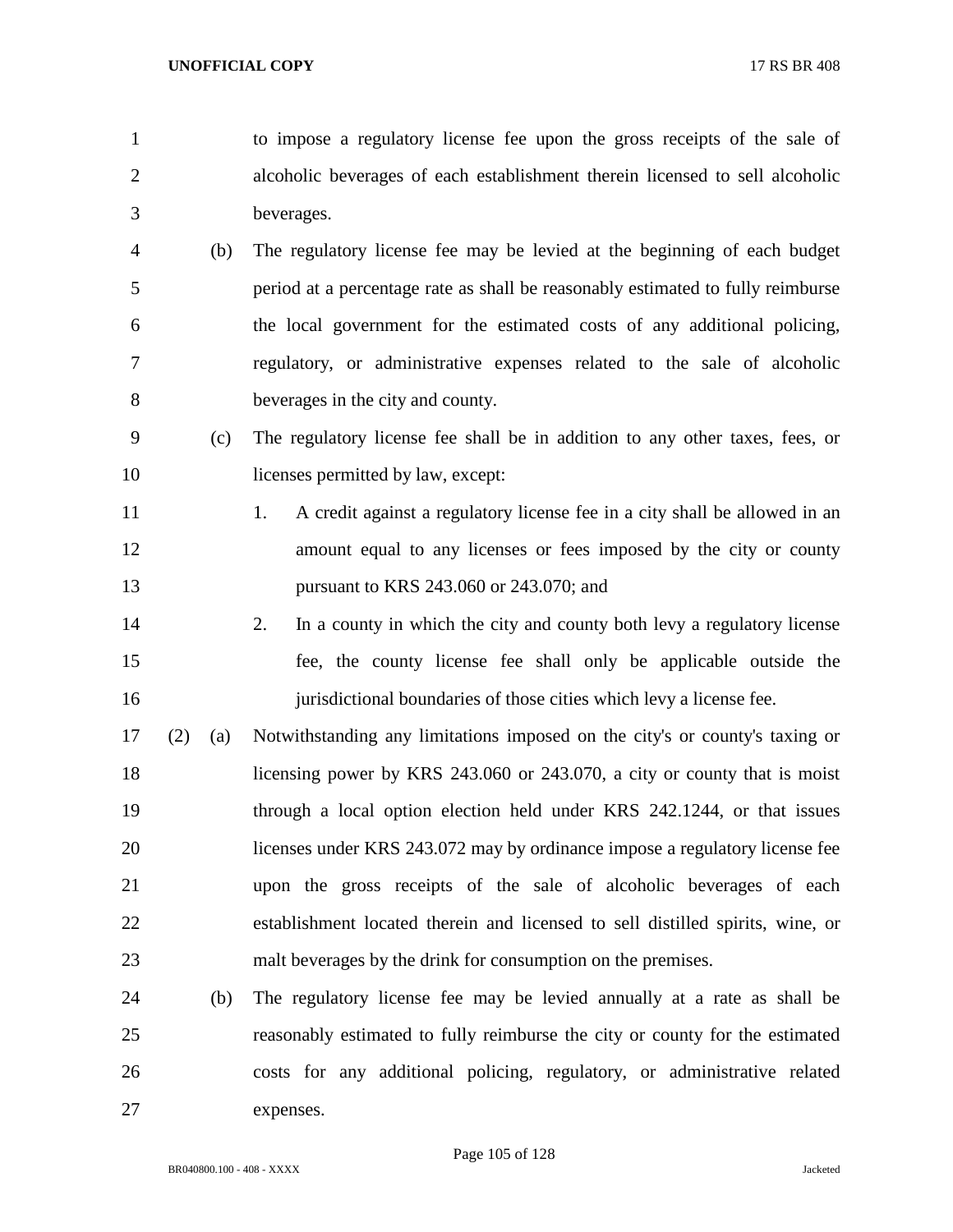to impose a regulatory license fee upon the gross receipts of the sale of alcoholic beverages of each establishment therein licensed to sell alcoholic beverages.

(b) The regulatory license fee may be levied at the beginning of each budget period at a percentage rate as shall be reasonably estimated to fully reimburse the local government for the estimated costs of any additional policing, regulatory, or administrative expenses related to the sale of alcoholic beverages in the city and county.

(c) The regulatory license fee shall be in addition to any other taxes, fees, or licenses permitted by law, except:

1. A credit against a regulatory license fee in a city shall be allowed in an amount equal to any licenses or fees imposed by the city or county pursuant to KRS 243.060 or 243.070; and

2. In a county in which the city and county both levy a regulatory license fee, the county license fee shall only be applicable outside the jurisdictional boundaries of those cities which levy a license fee.

(2) (a) Notwithstanding any limitations imposed on the city's or county's taxing or licensing power by KRS 243.060 or 243.070, a city or county that is moist through a local option election held under KRS 242.1244, or that issues licenses under KRS 243.072 may by ordinance impose a regulatory license fee upon the gross receipts of the sale of alcoholic beverages of each establishment located therein and licensed to sell distilled spirits, wine, or malt beverages by the drink for consumption on the premises.

(b) The regulatory license fee may be levied annually at a rate as shall be reasonably estimated to fully reimburse the city or county for the estimated costs for any additional policing, regulatory, or administrative related expenses.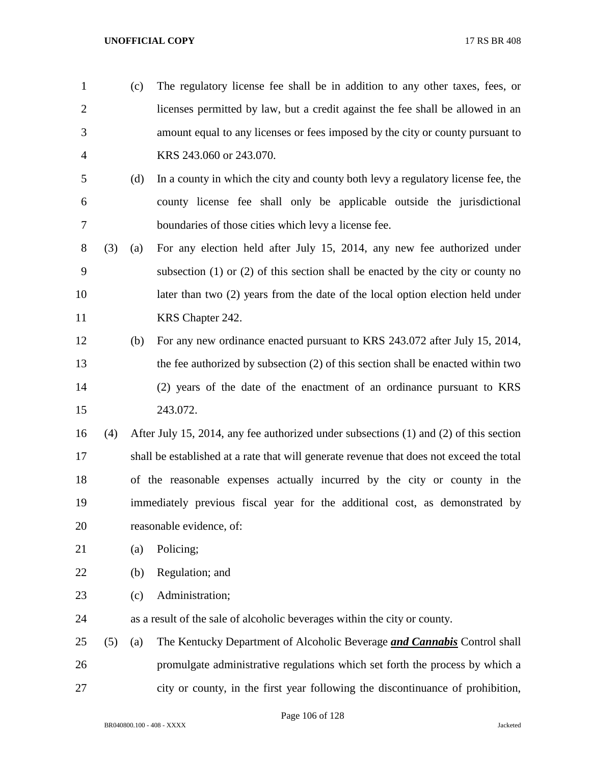(c) The regulatory license fee shall be in addition to any other taxes, fees, or licenses permitted by law, but a credit against the fee shall be allowed in an amount equal to any licenses or fees imposed by the city or county pursuant to KRS 243.060 or 243.070.

(d) In a county in which the city and county both levy a regulatory license fee, the county license fee shall only be applicable outside the jurisdictional boundaries of those cities which levy a license fee.

(3) (a) For any election held after July 15, 2014, any new fee authorized under subsection (1) or (2) of this section shall be enacted by the city or county no later than two (2) years from the date of the local option election held under KRS Chapter 242.

(b) For any new ordinance enacted pursuant to KRS 243.072 after July 15, 2014, the fee authorized by subsection (2) of this section shall be enacted within two (2) years of the date of the enactment of an ordinance pursuant to KRS 243.072.

(4) After July 15, 2014, any fee authorized under subsections (1) and (2) of this section shall be established at a rate that will generate revenue that does not exceed the total of the reasonable expenses actually incurred by the city or county in the immediately previous fiscal year for the additional cost, as demonstrated by reasonable evidence, of:

(a) Policing;

(b) Regulation; and

(c) Administration;

as a result of the sale of alcoholic beverages within the city or county.

(5) (a) The Kentucky Department of Alcoholic Beverage ***and Cannabis*** Control shall promulgate administrative regulations which set forth the process by which a city or county, in the first year following the discontinuance of prohibition,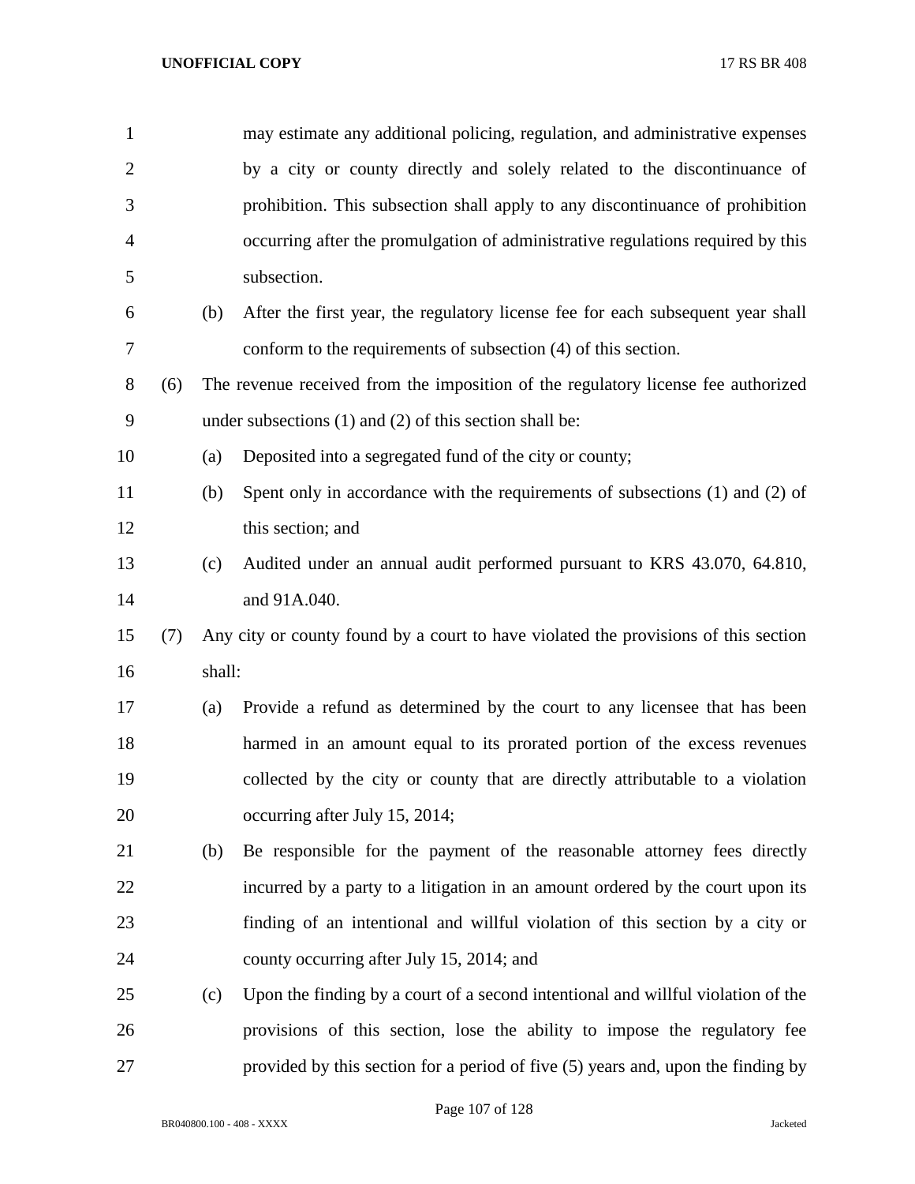may estimate any additional policing, regulation, and administrative expenses by a city or county directly and solely related to the discontinuance of prohibition. This subsection shall apply to any discontinuance of prohibition occurring after the promulgation of administrative regulations required by this subsection.

(b) After the first year, the regulatory license fee for each subsequent year shall conform to the requirements of subsection (4) of this section.

(6) The revenue received from the imposition of the regulatory license fee authorized under subsections (1) and (2) of this section shall be:

(a) Deposited into a segregated fund of the city or county;

(b) Spent only in accordance with the requirements of subsections (1) and (2) of this section; and

(c) Audited under an annual audit performed pursuant to KRS 43.070, 64.810, and 91A.040.

(7) Any city or county found by a court to have violated the provisions of this section shall:

(a) Provide a refund as determined by the court to any licensee that has been harmed in an amount equal to its prorated portion of the excess revenues collected by the city or county that are directly attributable to a violation occurring after July 15, 2014;

(b) Be responsible for the payment of the reasonable attorney fees directly incurred by a party to a litigation in an amount ordered by the court upon its finding of an intentional and willful violation of this section by a city or county occurring after July 15, 2014; and

(c) Upon the finding by a court of a second intentional and willful violation of the provisions of this section, lose the ability to impose the regulatory fee provided by this section for a period of five (5) years and, upon the finding by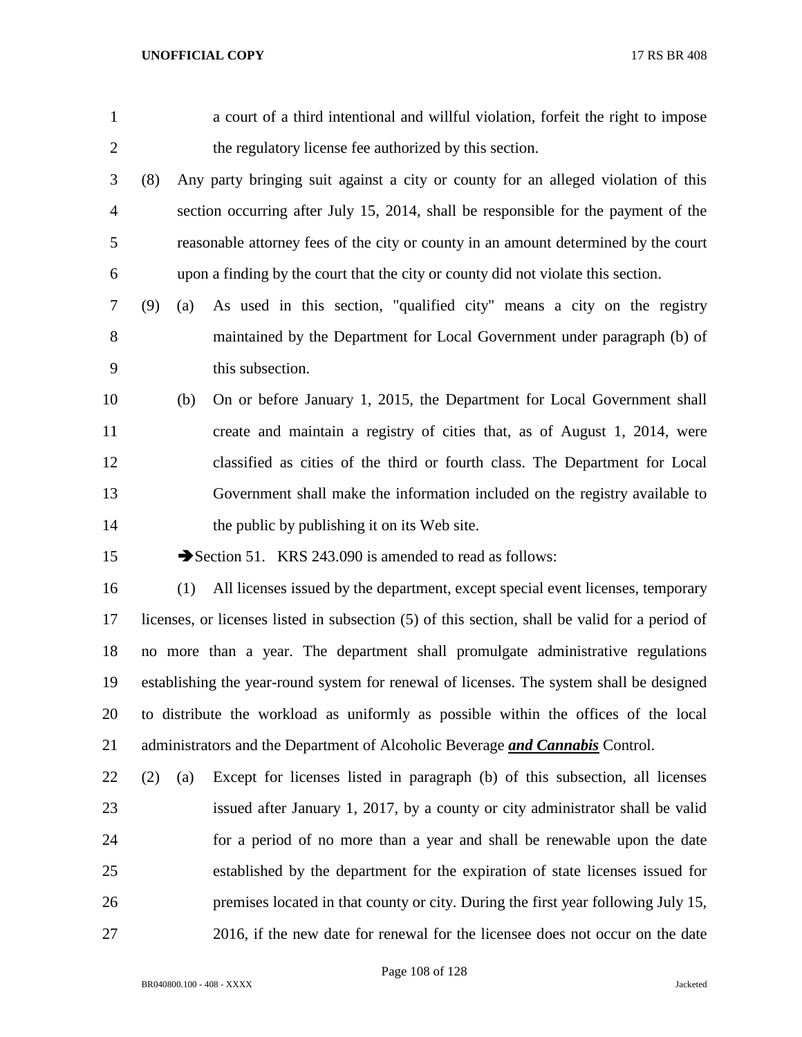a court of a third intentional and willful violation, forfeit the right to impose the regulatory license fee authorized by this section.

(8) Any party bringing suit against a city or county for an alleged violation of this section occurring after July 15, 2014, shall be responsible for the payment of the reasonable attorney fees of the city or county in an amount determined by the court upon a finding by the court that the city or county did not violate this section.

(9) (a) As used in this section, "qualified city" means a city on the registry maintained by the Department for Local Government under paragraph (b) of this subsection.

(b) On or before January 1, 2015, the Department for Local Government shall create and maintain a registry of cities that, as of August 1, 2014, were classified as cities of the third or fourth class. The Department for Local Government shall make the information included on the registry available to the public by publishing it on its Web site.

➔Section 51. KRS 243.090 is amended to read as follows:

(1) All licenses issued by the department, except special event licenses, temporary licenses, or licenses listed in subsection (5) of this section, shall be valid for a period of no more than a year. The department shall promulgate administrative regulations establishing the year-round system for renewal of licenses. The system shall be designed to distribute the workload as uniformly as possible within the offices of the local administrators and the Department of Alcoholic Beverage ***and Cannabis*** Control.

(2) (a) Except for licenses listed in paragraph (b) of this subsection, all licenses issued after January 1, 2017, by a county or city administrator shall be valid for a period of no more than a year and shall be renewable upon the date established by the department for the expiration of state licenses issued for premises located in that county or city. During the first year following July 15, 2016, if the new date for renewal for the licensee does not occur on the date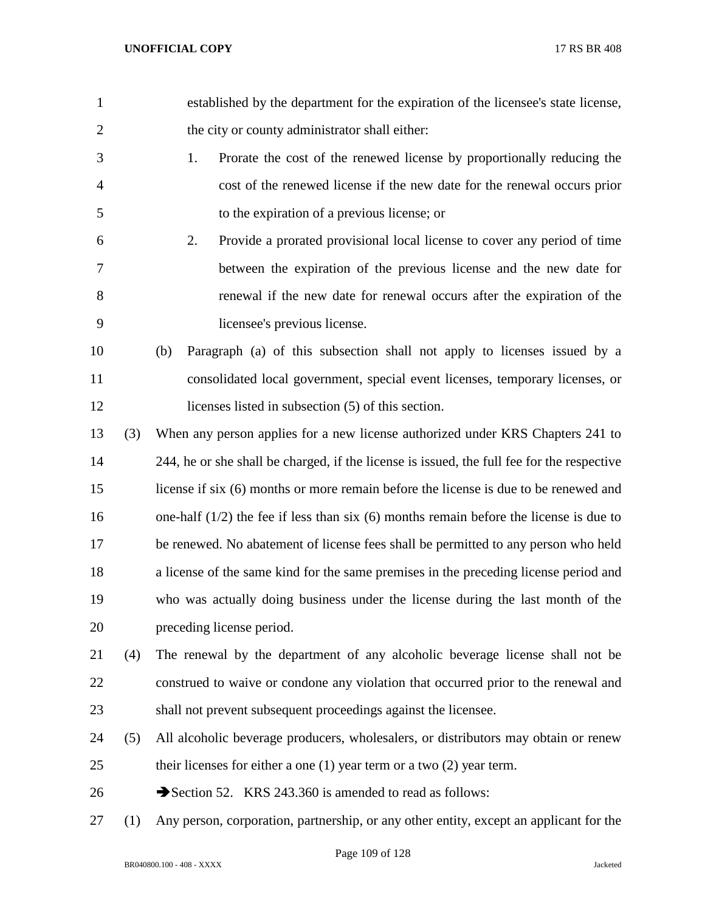established by the department for the expiration of the licensee's state license, the city or county administrator shall either:

1. Prorate the cost of the renewed license by proportionally reducing the cost of the renewed license if the new date for the renewal occurs prior to the expiration of a previous license; or
2. Provide a prorated provisional local license to cover any period of time between the expiration of the previous license and the new date for renewal if the new date for renewal occurs after the expiration of the licensee's previous license.

(b) Paragraph (a) of this subsection shall not apply to licenses issued by a consolidated local government, special event licenses, temporary licenses, or licenses listed in subsection (5) of this section.

(3) When any person applies for a new license authorized under KRS Chapters 241 to 244, he or she shall be charged, if the license is issued, the full fee for the respective license if six (6) months or more remain before the license is due to be renewed and one-half (1/2) the fee if less than six (6) months remain before the license is due to be renewed. No abatement of license fees shall be permitted to any person who held a license of the same kind for the same premises in the preceding license period and who was actually doing business under the license during the last month of the preceding license period.

(4) The renewal by the department of any alcoholic beverage license shall not be construed to waive or condone any violation that occurred prior to the renewal and shall not prevent subsequent proceedings against the licensee.

(5) All alcoholic beverage producers, wholesalers, or distributors may obtain or renew their licenses for either a one (1) year term or a two (2) year term.

➔Section 52. KRS 243.360 is amended to read as follows:

(1) Any person, corporation, partnership, or any other entity, except an applicant for the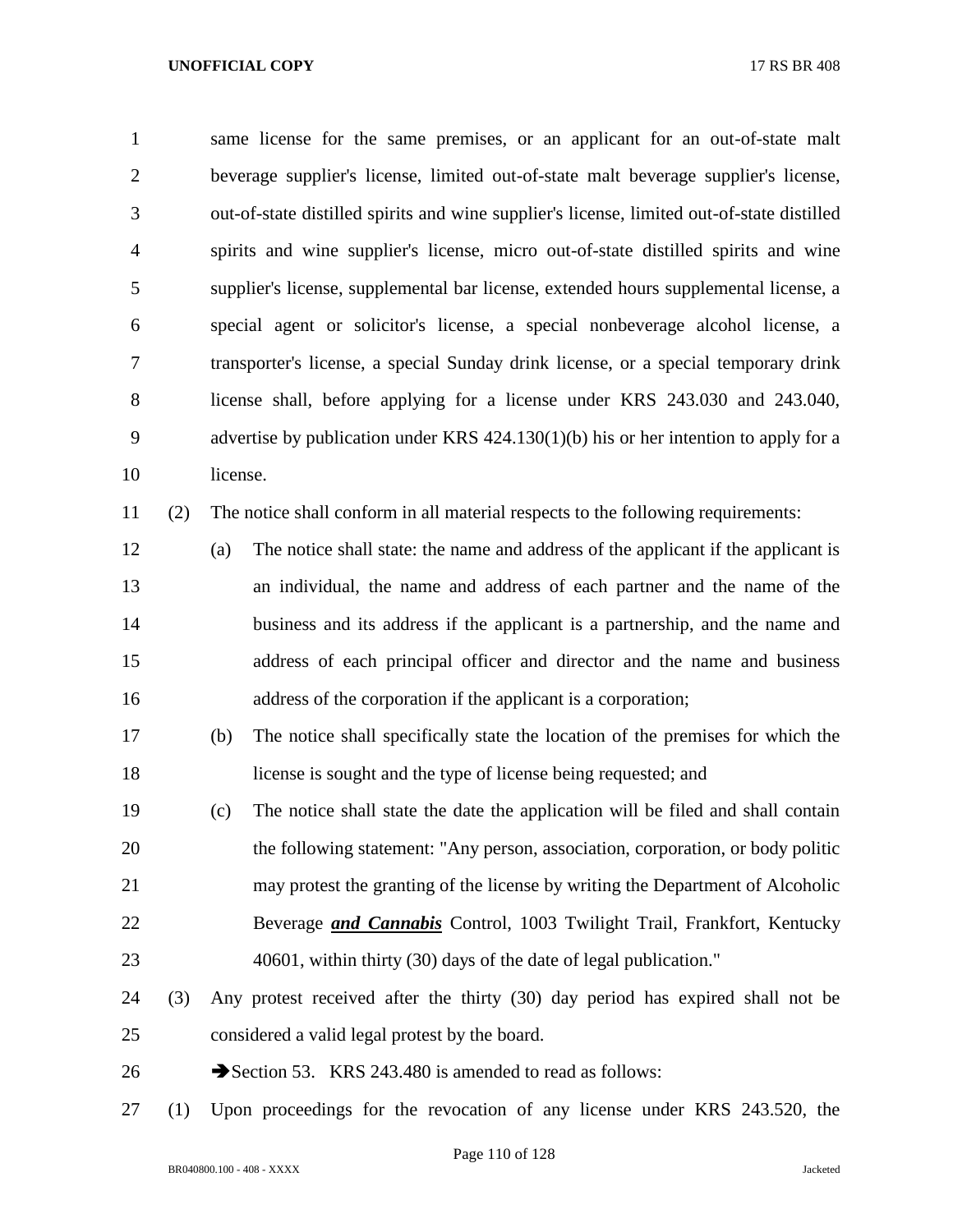same license for the same premises, or an applicant for an out-of-state malt beverage supplier's license, limited out-of-state malt beverage supplier's license, out-of-state distilled spirits and wine supplier's license, limited out-of-state distilled spirits and wine supplier's license, micro out-of-state distilled spirits and wine supplier's license, supplemental bar license, extended hours supplemental license, a special agent or solicitor's license, a special nonbeverage alcohol license, a transporter's license, a special Sunday drink license, or a special temporary drink license shall, before applying for a license under KRS 243.030 and 243.040, advertise by publication under KRS 424.130(1)(b) his or her intention to apply for a license.

(2) The notice shall conform in all material respects to the following requirements:

(a) The notice shall state: the name and address of the applicant if the applicant is an individual, the name and address of each partner and the name of the business and its address if the applicant is a partnership, and the name and address of each principal officer and director and the name and business address of the corporation if the applicant is a corporation;

(b) The notice shall specifically state the location of the premises for which the license is sought and the type of license being requested; and

(c) The notice shall state the date the application will be filed and shall contain the following statement: "Any person, association, corporation, or body politic may protest the granting of the license by writing the Department of Alcoholic Beverage ***and Cannabis*** Control, 1003 Twilight Trail, Frankfort, Kentucky 40601, within thirty (30) days of the date of legal publication."

(3) Any protest received after the thirty (30) day period has expired shall not be considered a valid legal protest by the board.

➔Section 53. KRS 243.480 is amended to read as follows:

(1) Upon proceedings for the revocation of any license under KRS 243.520, the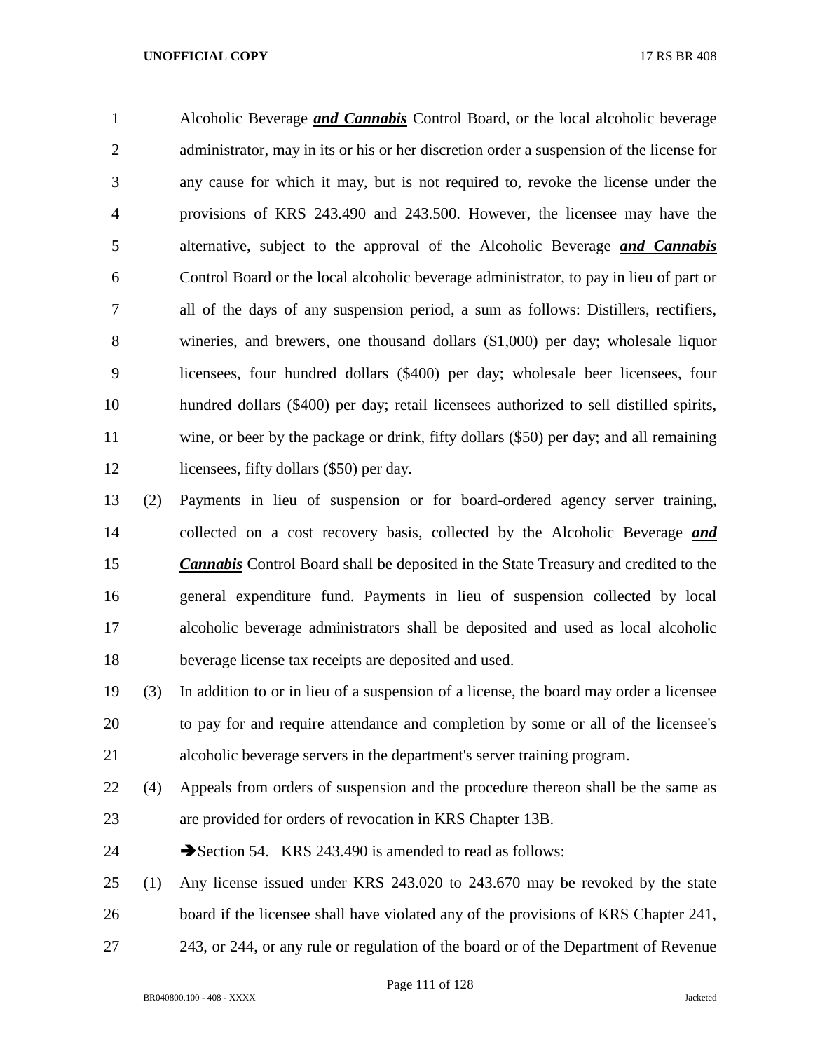Alcoholic Beverage ***and Cannabis*** Control Board, or the local alcoholic beverage administrator, may in its or his or her discretion order a suspension of the license for any cause for which it may, but is not required to, revoke the license under the provisions of KRS 243.490 and 243.500. However, the licensee may have the alternative, subject to the approval of the Alcoholic Beverage ***and Cannabis*** Control Board or the local alcoholic beverage administrator, to pay in lieu of part or all of the days of any suspension period, a sum as follows: Distillers, rectifiers, wineries, and brewers, one thousand dollars ($1,000) per day; wholesale liquor licensees, four hundred dollars ($400) per day; wholesale beer licensees, four hundred dollars ($400) per day; retail licensees authorized to sell distilled spirits, wine, or beer by the package or drink, fifty dollars ($50) per day; and all remaining licensees, fifty dollars ($50) per day.

(2) Payments in lieu of suspension or for board-ordered agency server training, collected on a cost recovery basis, collected by the Alcoholic Beverage ***and Cannabis*** Control Board shall be deposited in the State Treasury and credited to the general expenditure fund. Payments in lieu of suspension collected by local alcoholic beverage administrators shall be deposited and used as local alcoholic beverage license tax receipts are deposited and used.

(3) In addition to or in lieu of a suspension of a license, the board may order a licensee to pay for and require attendance and completion by some or all of the licensee's alcoholic beverage servers in the department's server training program.

(4) Appeals from orders of suspension and the procedure thereon shall be the same as are provided for orders of revocation in KRS Chapter 13B.

➔Section 54. KRS 243.490 is amended to read as follows:

(1) Any license issued under KRS 243.020 to 243.670 may be revoked by the state board if the licensee shall have violated any of the provisions of KRS Chapter 241, 243, or 244, or any rule or regulation of the board or of the Department of Revenue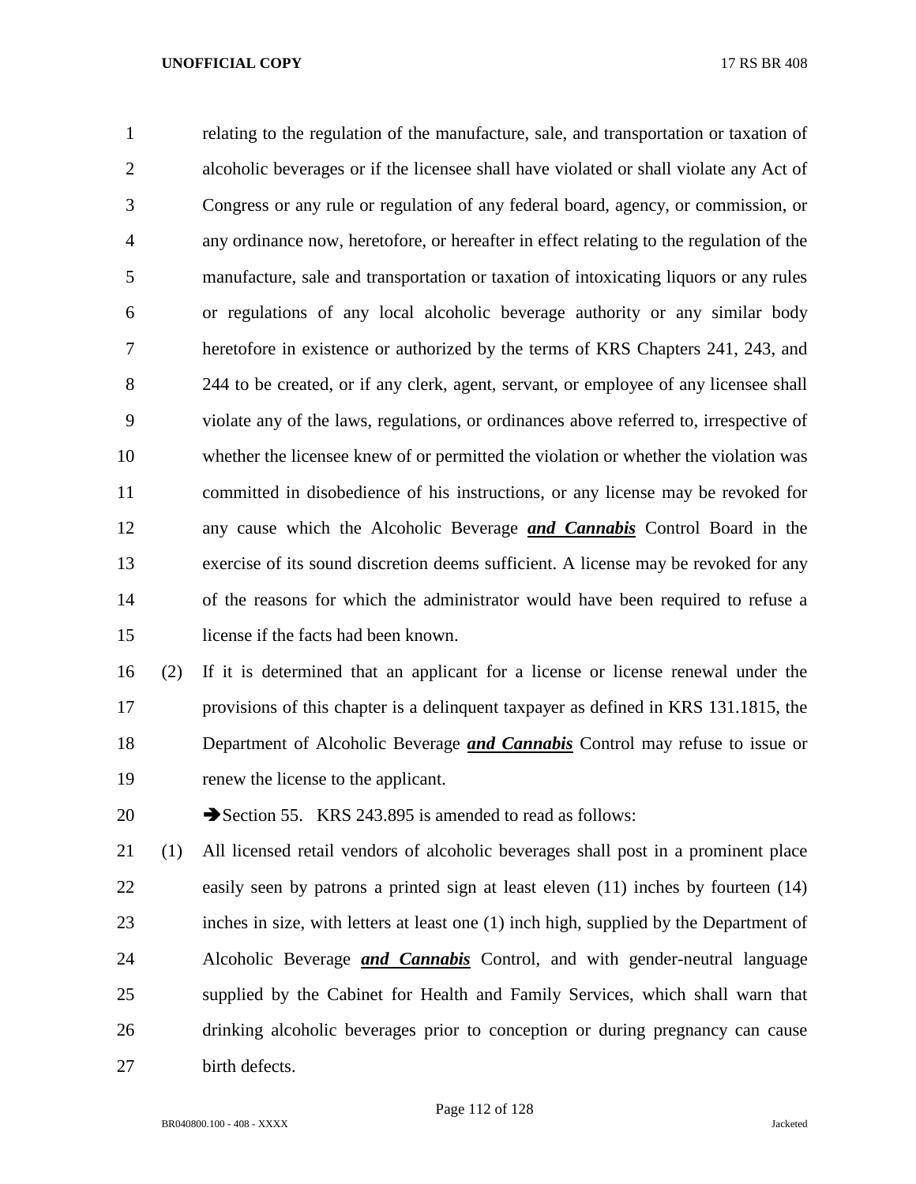relating to the regulation of the manufacture, sale, and transportation or taxation of alcoholic beverages or if the licensee shall have violated or shall violate any Act of Congress or any rule or regulation of any federal board, agency, or commission, or any ordinance now, heretofore, or hereafter in effect relating to the regulation of the manufacture, sale and transportation or taxation of intoxicating liquors or any rules or regulations of any local alcoholic beverage authority or any similar body heretofore in existence or authorized by the terms of KRS Chapters 241, 243, and 244 to be created, or if any clerk, agent, servant, or employee of any licensee shall violate any of the laws, regulations, or ordinances above referred to, irrespective of whether the licensee knew of or permitted the violation or whether the violation was committed in disobedience of his instructions, or any license may be revoked for any cause which the Alcoholic Beverage ***and Cannabis*** Control Board in the exercise of its sound discretion deems sufficient. A license may be revoked for any of the reasons for which the administrator would have been required to refuse a license if the facts had been known.

(2) If it is determined that an applicant for a license or license renewal under the provisions of this chapter is a delinquent taxpayer as defined in KRS 131.1815, the Department of Alcoholic Beverage ***and Cannabis*** Control may refuse to issue or renew the license to the applicant.

➔Section 55. KRS 243.895 is amended to read as follows:

(1) All licensed retail vendors of alcoholic beverages shall post in a prominent place easily seen by patrons a printed sign at least eleven (11) inches by fourteen (14) inches in size, with letters at least one (1) inch high, supplied by the Department of Alcoholic Beverage ***and Cannabis*** Control, and with gender-neutral language supplied by the Cabinet for Health and Family Services, which shall warn that drinking alcoholic beverages prior to conception or during pregnancy can cause birth defects.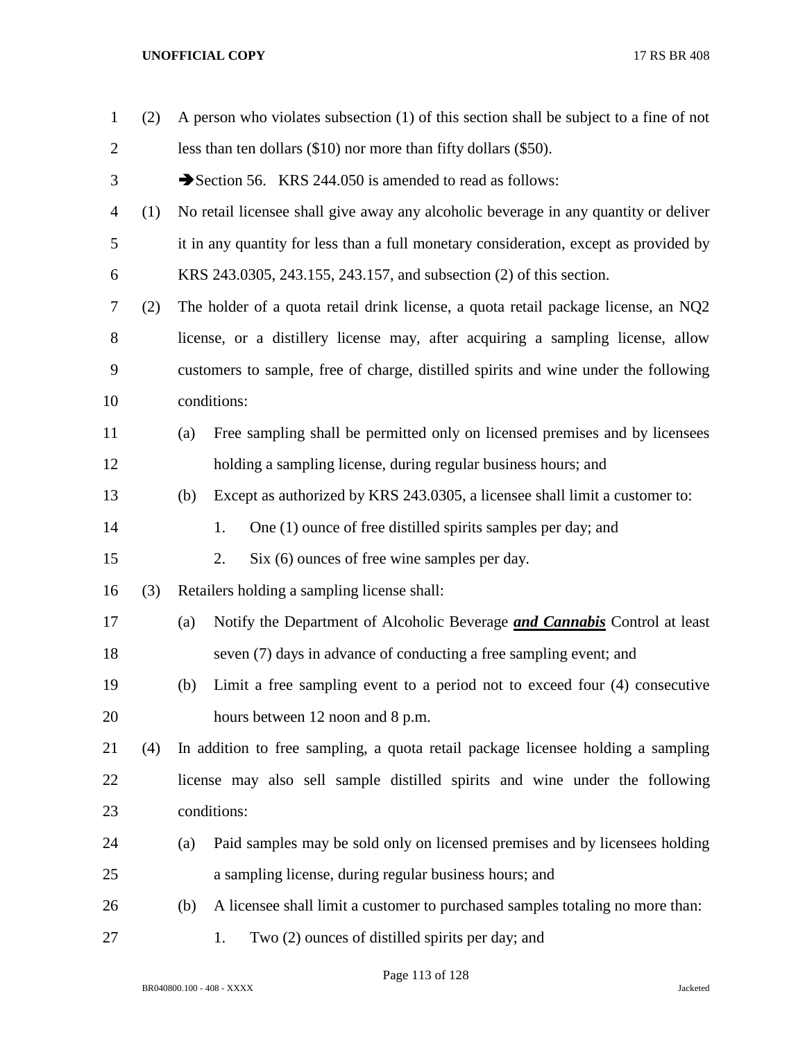(2) A person who violates subsection (1) of this section shall be subject to a fine of not less than ten dollars ($10) nor more than fifty dollars ($50).

➔Section 56. KRS 244.050 is amended to read as follows:

(1) No retail licensee shall give away any alcoholic beverage in any quantity or deliver it in any quantity for less than a full monetary consideration, except as provided by KRS 243.0305, 243.155, 243.157, and subsection (2) of this section.

(2) The holder of a quota retail drink license, a quota retail package license, an NQ2 license, or a distillery license may, after acquiring a sampling license, allow customers to sample, free of charge, distilled spirits and wine under the following conditions:

   (a) Free sampling shall be permitted only on licensed premises and by licensees holding a sampling license, during regular business hours; and

   (b) Except as authorized by KRS 243.0305, a licensee shall limit a customer to:

      1. One (1) ounce of free distilled spirits samples per day; and

      2. Six (6) ounces of free wine samples per day.

(3) Retailers holding a sampling license shall:

   (a) Notify the Department of Alcoholic Beverage ***and Cannabis*** Control at least seven (7) days in advance of conducting a free sampling event; and

   (b) Limit a free sampling event to a period not to exceed four (4) consecutive hours between 12 noon and 8 p.m.

(4) In addition to free sampling, a quota retail package licensee holding a sampling license may also sell sample distilled spirits and wine under the following conditions:

   (a) Paid samples may be sold only on licensed premises and by licensees holding a sampling license, during regular business hours; and

   (b) A licensee shall limit a customer to purchased samples totaling no more than:

      1. Two (2) ounces of distilled spirits per day; and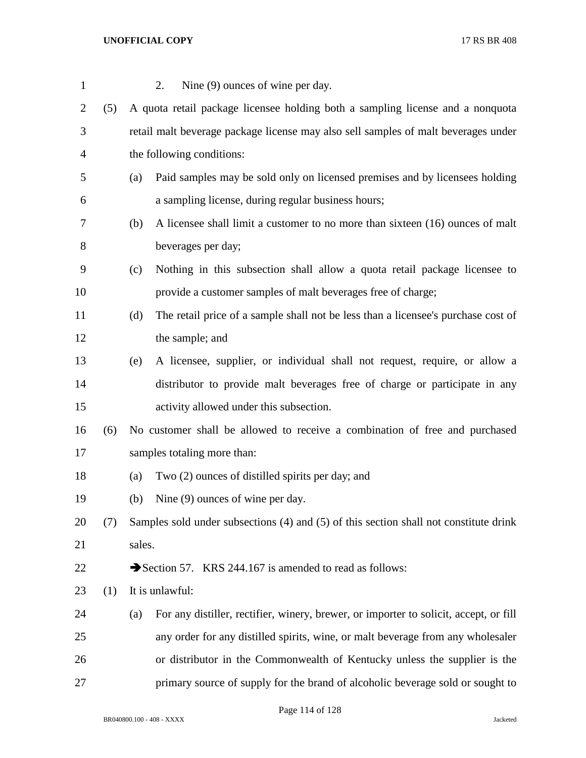2. Nine (9) ounces of wine per day.

(5) A quota retail package licensee holding both a sampling license and a nonquota retail malt beverage package license may also sell samples of malt beverages under the following conditions:

(a) Paid samples may be sold only on licensed premises and by licensees holding a sampling license, during regular business hours;

(b) A licensee shall limit a customer to no more than sixteen (16) ounces of malt beverages per day;

(c) Nothing in this subsection shall allow a quota retail package licensee to provide a customer samples of malt beverages free of charge;

(d) The retail price of a sample shall not be less than a licensee's purchase cost of the sample; and

(e) A licensee, supplier, or individual shall not request, require, or allow a distributor to provide malt beverages free of charge or participate in any activity allowed under this subsection.

(6) No customer shall be allowed to receive a combination of free and purchased samples totaling more than:

(a) Two (2) ounces of distilled spirits per day; and

(b) Nine (9) ounces of wine per day.

(7) Samples sold under subsections (4) and (5) of this section shall not constitute drink sales.

➔Section 57. KRS 244.167 is amended to read as follows:

(1) It is unlawful:

(a) For any distiller, rectifier, winery, brewer, or importer to solicit, accept, or fill any order for any distilled spirits, wine, or malt beverage from any wholesaler or distributor in the Commonwealth of Kentucky unless the supplier is the primary source of supply for the brand of alcoholic beverage sold or sought to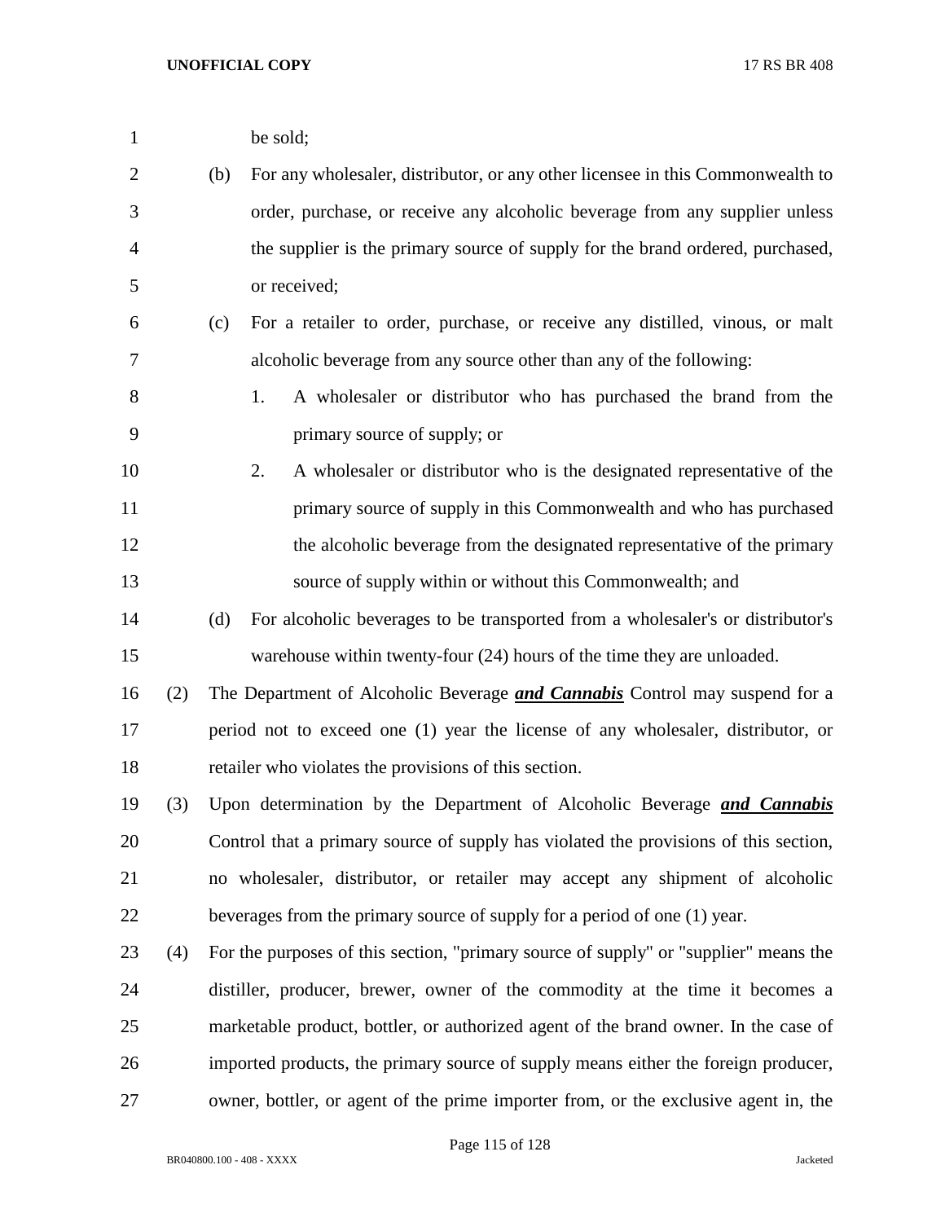be sold;

(b) For any wholesaler, distributor, or any other licensee in this Commonwealth to order, purchase, or receive any alcoholic beverage from any supplier unless the supplier is the primary source of supply for the brand ordered, purchased, or received;

(c) For a retailer to order, purchase, or receive any distilled, vinous, or malt alcoholic beverage from any source other than any of the following:

1. A wholesaler or distributor who has purchased the brand from the primary source of supply; or

2. A wholesaler or distributor who is the designated representative of the primary source of supply in this Commonwealth and who has purchased the alcoholic beverage from the designated representative of the primary source of supply within or without this Commonwealth; and

(d) For alcoholic beverages to be transported from a wholesaler's or distributor's warehouse within twenty-four (24) hours of the time they are unloaded.

(2) The Department of Alcoholic Beverage ***and Cannabis*** Control may suspend for a period not to exceed one (1) year the license of any wholesaler, distributor, or retailer who violates the provisions of this section.

(3) Upon determination by the Department of Alcoholic Beverage ***and Cannabis*** Control that a primary source of supply has violated the provisions of this section, no wholesaler, distributor, or retailer may accept any shipment of alcoholic beverages from the primary source of supply for a period of one (1) year.

(4) For the purposes of this section, "primary source of supply" or "supplier" means the distiller, producer, brewer, owner of the commodity at the time it becomes a marketable product, bottler, or authorized agent of the brand owner. In the case of imported products, the primary source of supply means either the foreign producer, owner, bottler, or agent of the prime importer from, or the exclusive agent in, the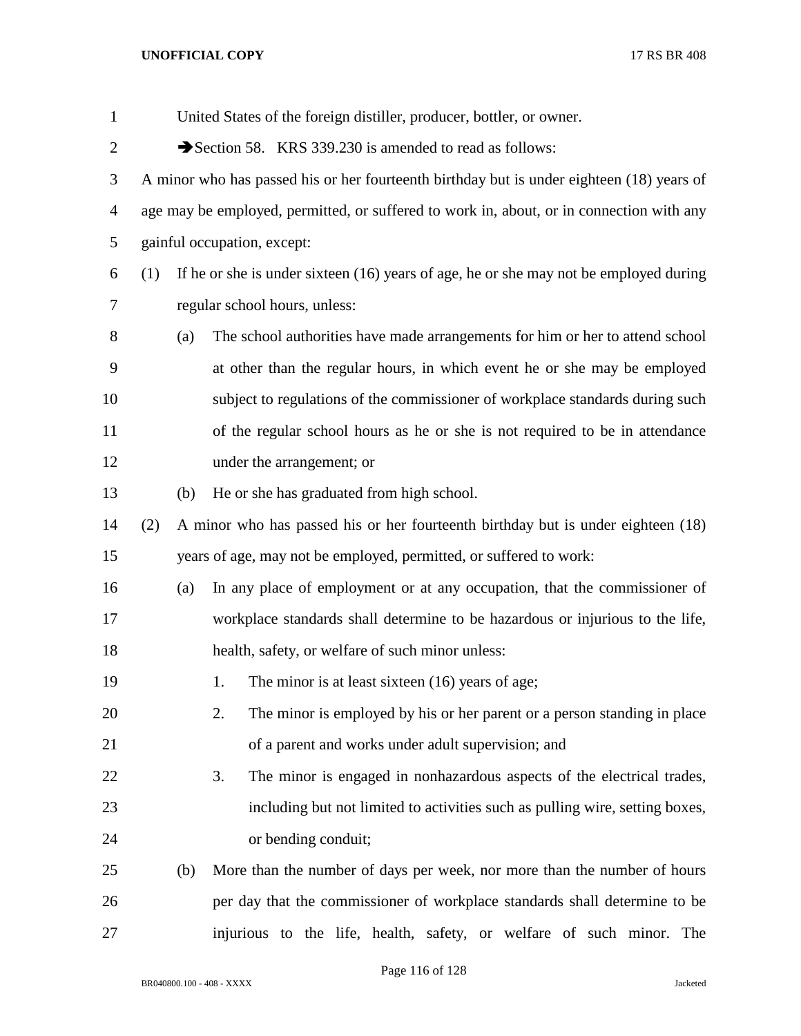United States of the foreign distiller, producer, bottler, or owner.

➔Section 58. KRS 339.230 is amended to read as follows:

A minor who has passed his or her fourteenth birthday but is under eighteen (18) years of age may be employed, permitted, or suffered to work in, about, or in connection with any gainful occupation, except:

(1) If he or she is under sixteen (16) years of age, he or she may not be employed during regular school hours, unless:

(a) The school authorities have made arrangements for him or her to attend school at other than the regular hours, in which event he or she may be employed subject to regulations of the commissioner of workplace standards during such of the regular school hours as he or she is not required to be in attendance under the arrangement; or

(b) He or she has graduated from high school.

(2) A minor who has passed his or her fourteenth birthday but is under eighteen (18) years of age, may not be employed, permitted, or suffered to work:

(a) In any place of employment or at any occupation, that the commissioner of workplace standards shall determine to be hazardous or injurious to the life, health, safety, or welfare of such minor unless:

1. The minor is at least sixteen (16) years of age;

2. The minor is employed by his or her parent or a person standing in place of a parent and works under adult supervision; and

3. The minor is engaged in nonhazardous aspects of the electrical trades, including but not limited to activities such as pulling wire, setting boxes, or bending conduit;

(b) More than the number of days per week, nor more than the number of hours per day that the commissioner of workplace standards shall determine to be injurious to the life, health, safety, or welfare of such minor. The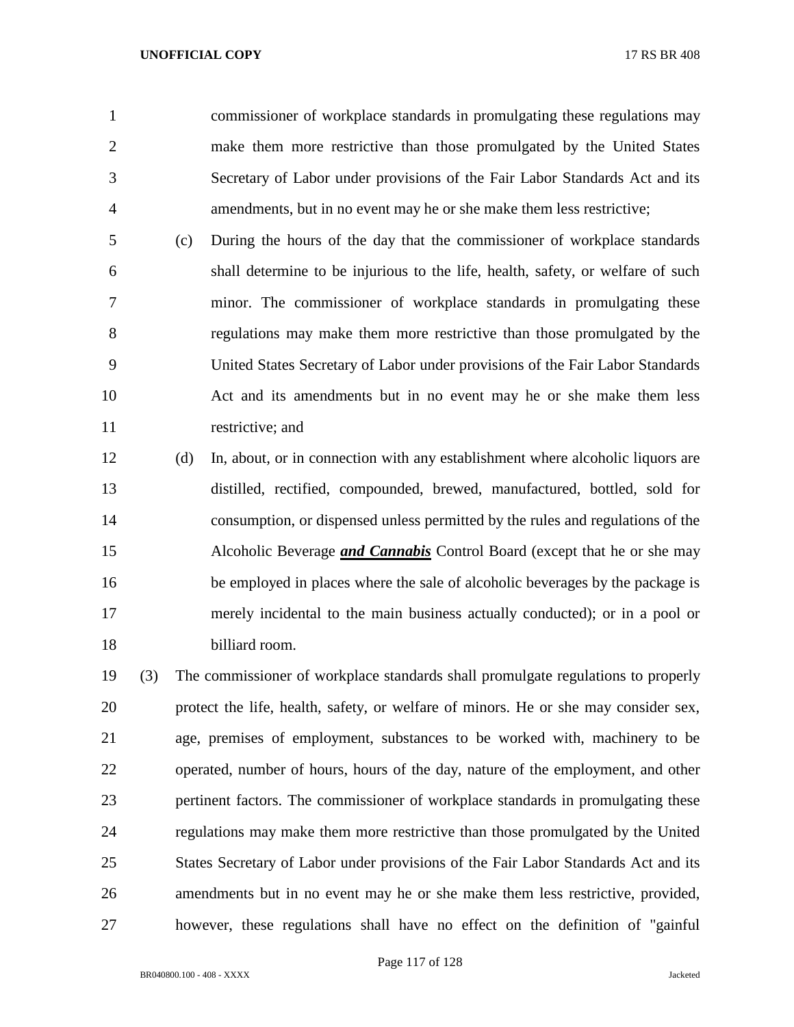commissioner of workplace standards in promulgating these regulations may make them more restrictive than those promulgated by the United States Secretary of Labor under provisions of the Fair Labor Standards Act and its amendments, but in no event may he or she make them less restrictive;

(c) During the hours of the day that the commissioner of workplace standards shall determine to be injurious to the life, health, safety, or welfare of such minor. The commissioner of workplace standards in promulgating these regulations may make them more restrictive than those promulgated by the United States Secretary of Labor under provisions of the Fair Labor Standards Act and its amendments but in no event may he or she make them less restrictive; and

(d) In, about, or in connection with any establishment where alcoholic liquors are distilled, rectified, compounded, brewed, manufactured, bottled, sold for consumption, or dispensed unless permitted by the rules and regulations of the Alcoholic Beverage ***and Cannabis*** Control Board (except that he or she may be employed in places where the sale of alcoholic beverages by the package is merely incidental to the main business actually conducted); or in a pool or billiard room.

(3) The commissioner of workplace standards shall promulgate regulations to properly protect the life, health, safety, or welfare of minors. He or she may consider sex, age, premises of employment, substances to be worked with, machinery to be operated, number of hours, hours of the day, nature of the employment, and other pertinent factors. The commissioner of workplace standards in promulgating these regulations may make them more restrictive than those promulgated by the United States Secretary of Labor under provisions of the Fair Labor Standards Act and its amendments but in no event may he or she make them less restrictive, provided, however, these regulations shall have no effect on the definition of "gainful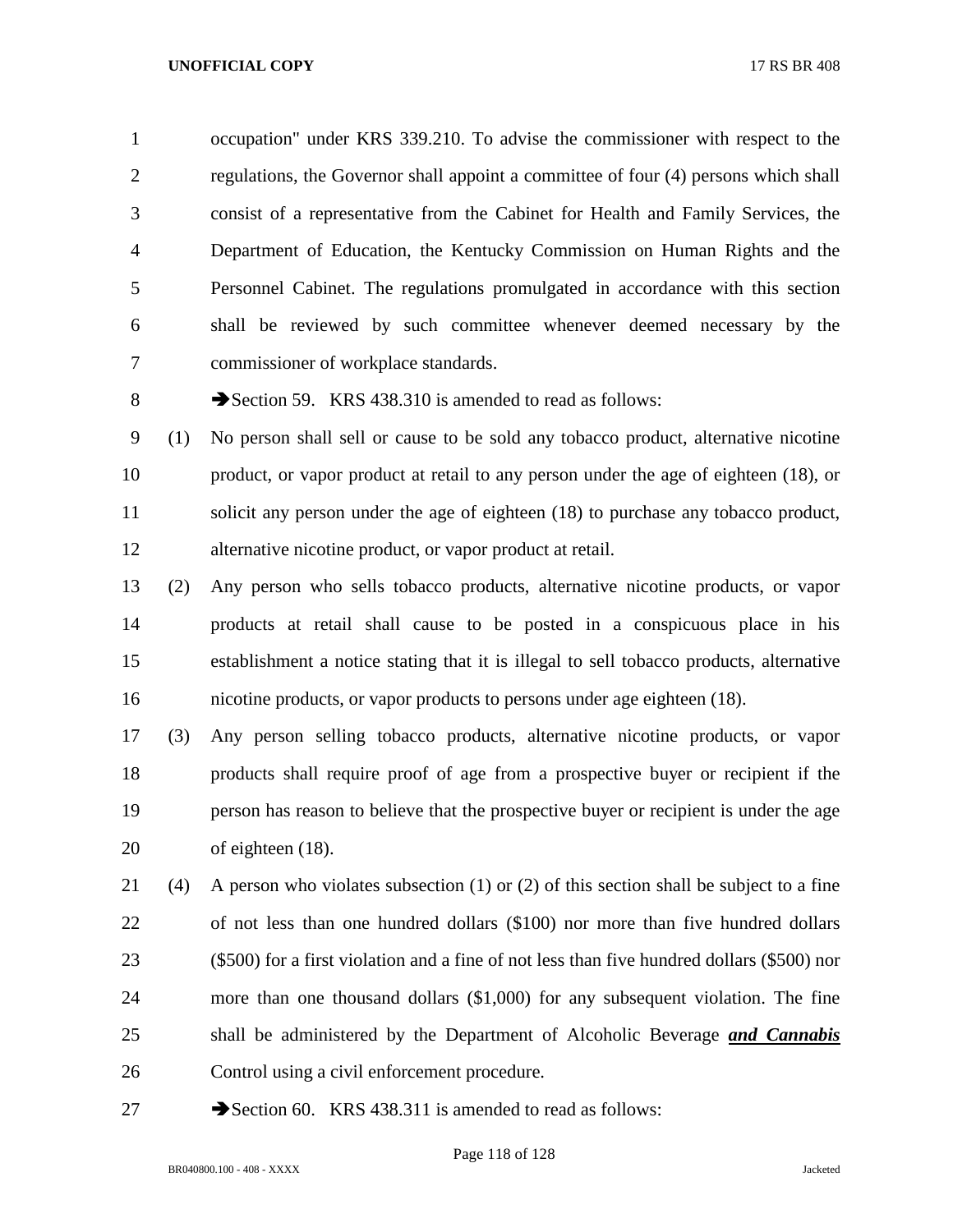occupation" under KRS 339.210. To advise the commissioner with respect to the regulations, the Governor shall appoint a committee of four (4) persons which shall consist of a representative from the Cabinet for Health and Family Services, the Department of Education, the Kentucky Commission on Human Rights and the Personnel Cabinet. The regulations promulgated in accordance with this section shall be reviewed by such committee whenever deemed necessary by the commissioner of workplace standards.

➔Section 59. KRS 438.310 is amended to read as follows:

(1) No person shall sell or cause to be sold any tobacco product, alternative nicotine product, or vapor product at retail to any person under the age of eighteen (18), or solicit any person under the age of eighteen (18) to purchase any tobacco product, alternative nicotine product, or vapor product at retail.

(2) Any person who sells tobacco products, alternative nicotine products, or vapor products at retail shall cause to be posted in a conspicuous place in his establishment a notice stating that it is illegal to sell tobacco products, alternative nicotine products, or vapor products to persons under age eighteen (18).

(3) Any person selling tobacco products, alternative nicotine products, or vapor products shall require proof of age from a prospective buyer or recipient if the person has reason to believe that the prospective buyer or recipient is under the age of eighteen (18).

(4) A person who violates subsection (1) or (2) of this section shall be subject to a fine of not less than one hundred dollars ($100) nor more than five hundred dollars ($500) for a first violation and a fine of not less than five hundred dollars ($500) nor more than one thousand dollars ($1,000) for any subsequent violation. The fine shall be administered by the Department of Alcoholic Beverage ***and Cannabis*** Control using a civil enforcement procedure.

➔Section 60. KRS 438.311 is amended to read as follows: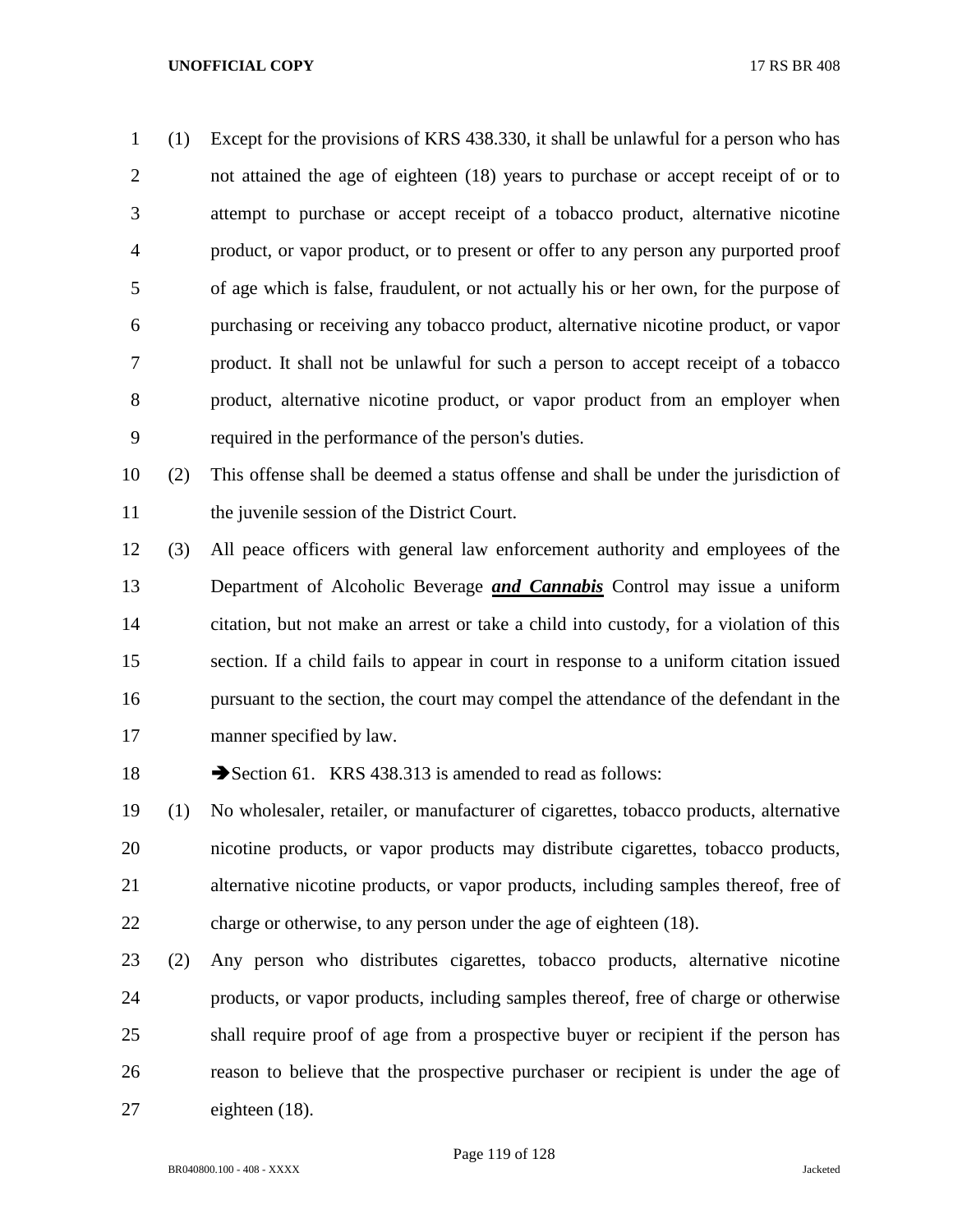(1) Except for the provisions of KRS 438.330, it shall be unlawful for a person who has not attained the age of eighteen (18) years to purchase or accept receipt of or to attempt to purchase or accept receipt of a tobacco product, alternative nicotine product, or vapor product, or to present or offer to any person any purported proof of age which is false, fraudulent, or not actually his or her own, for the purpose of purchasing or receiving any tobacco product, alternative nicotine product, or vapor product. It shall not be unlawful for such a person to accept receipt of a tobacco product, alternative nicotine product, or vapor product from an employer when required in the performance of the person's duties.

(2) This offense shall be deemed a status offense and shall be under the jurisdiction of the juvenile session of the District Court.

(3) All peace officers with general law enforcement authority and employees of the Department of Alcoholic Beverage ***and Cannabis*** Control may issue a uniform citation, but not make an arrest or take a child into custody, for a violation of this section. If a child fails to appear in court in response to a uniform citation issued pursuant to the section, the court may compel the attendance of the defendant in the manner specified by law.

➔Section 61. KRS 438.313 is amended to read as follows:

(1) No wholesaler, retailer, or manufacturer of cigarettes, tobacco products, alternative nicotine products, or vapor products may distribute cigarettes, tobacco products, alternative nicotine products, or vapor products, including samples thereof, free of charge or otherwise, to any person under the age of eighteen (18).

(2) Any person who distributes cigarettes, tobacco products, alternative nicotine products, or vapor products, including samples thereof, free of charge or otherwise shall require proof of age from a prospective buyer or recipient if the person has reason to believe that the prospective purchaser or recipient is under the age of eighteen (18).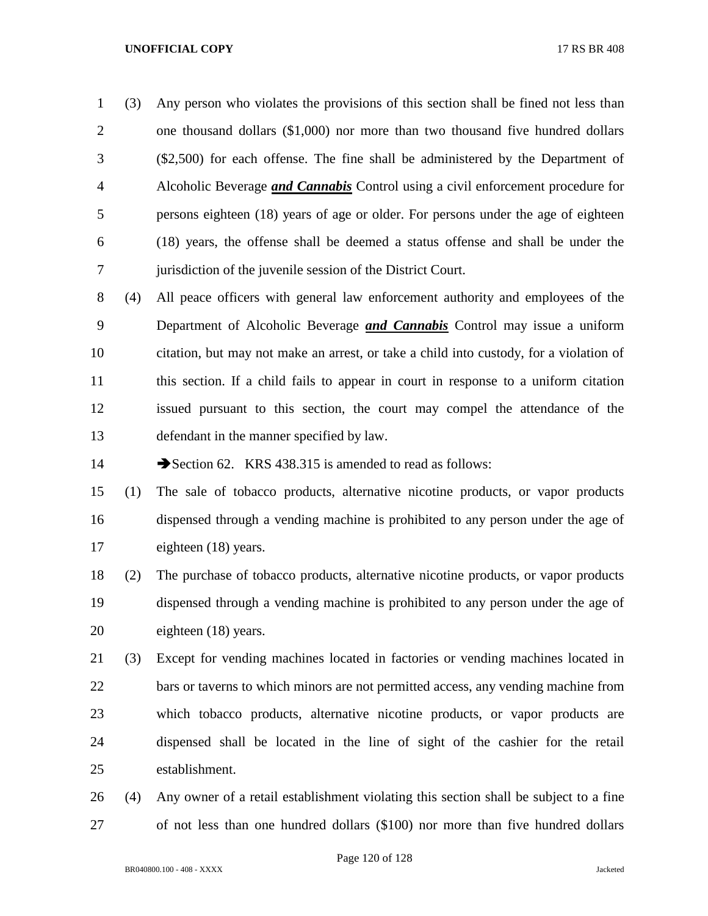(3) Any person who violates the provisions of this section shall be fined not less than one thousand dollars ($1,000) nor more than two thousand five hundred dollars ($2,500) for each offense. The fine shall be administered by the Department of Alcoholic Beverage ***and Cannabis*** Control using a civil enforcement procedure for persons eighteen (18) years of age or older. For persons under the age of eighteen (18) years, the offense shall be deemed a status offense and shall be under the jurisdiction of the juvenile session of the District Court.

(4) All peace officers with general law enforcement authority and employees of the Department of Alcoholic Beverage ***and Cannabis*** Control may issue a uniform citation, but may not make an arrest, or take a child into custody, for a violation of this section. If a child fails to appear in court in response to a uniform citation issued pursuant to this section, the court may compel the attendance of the defendant in the manner specified by law.

➔Section 62. KRS 438.315 is amended to read as follows:

(1) The sale of tobacco products, alternative nicotine products, or vapor products dispensed through a vending machine is prohibited to any person under the age of eighteen (18) years.

(2) The purchase of tobacco products, alternative nicotine products, or vapor products dispensed through a vending machine is prohibited to any person under the age of eighteen (18) years.

(3) Except for vending machines located in factories or vending machines located in bars or taverns to which minors are not permitted access, any vending machine from which tobacco products, alternative nicotine products, or vapor products are dispensed shall be located in the line of sight of the cashier for the retail establishment.

(4) Any owner of a retail establishment violating this section shall be subject to a fine of not less than one hundred dollars ($100) nor more than five hundred dollars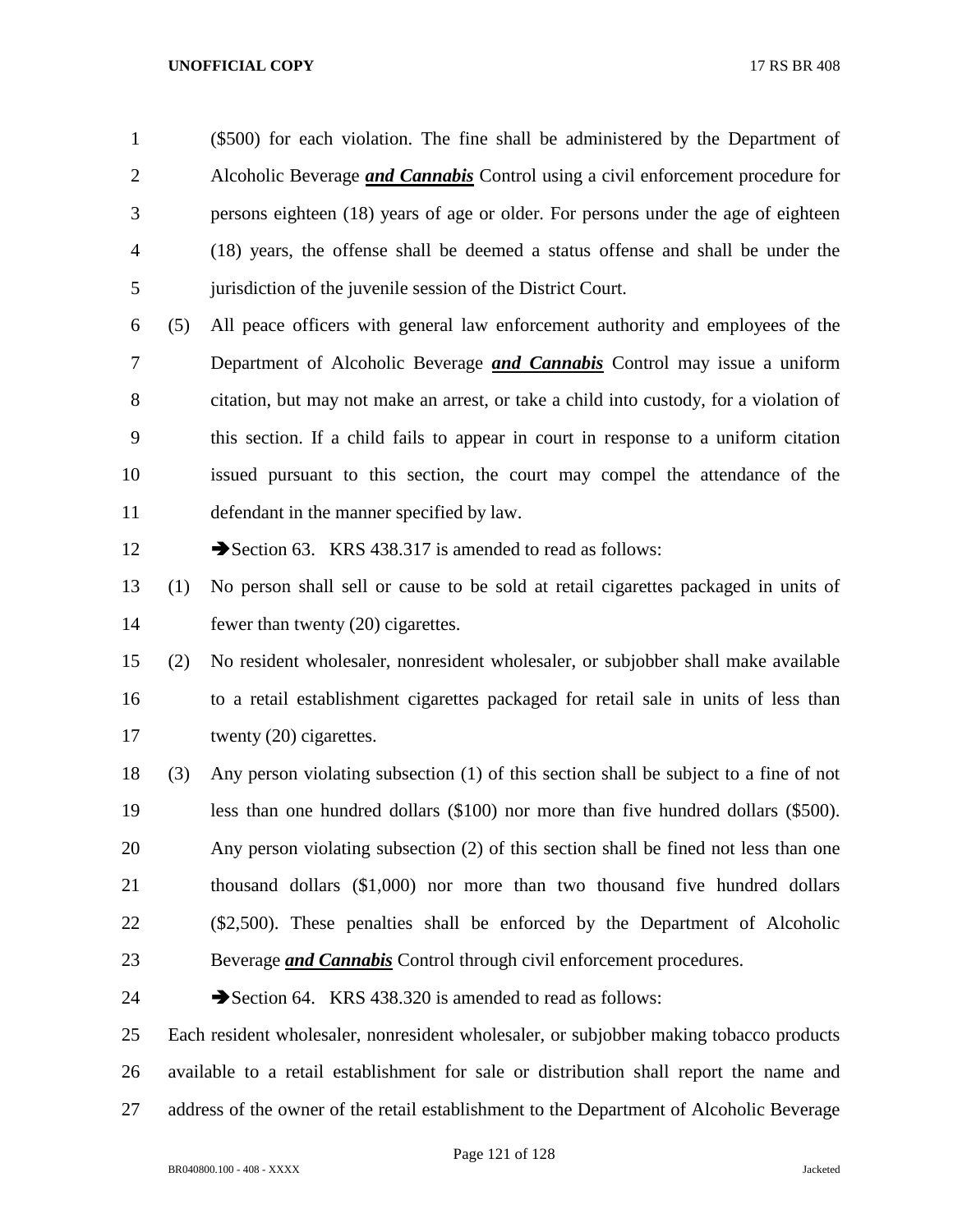($500) for each violation. The fine shall be administered by the Department of Alcoholic Beverage ***and Cannabis*** Control using a civil enforcement procedure for persons eighteen (18) years of age or older. For persons under the age of eighteen (18) years, the offense shall be deemed a status offense and shall be under the jurisdiction of the juvenile session of the District Court.

(5) All peace officers with general law enforcement authority and employees of the Department of Alcoholic Beverage ***and Cannabis*** Control may issue a uniform citation, but may not make an arrest, or take a child into custody, for a violation of this section. If a child fails to appear in court in response to a uniform citation issued pursuant to this section, the court may compel the attendance of the defendant in the manner specified by law.

➔Section 63. KRS 438.317 is amended to read as follows:

(1) No person shall sell or cause to be sold at retail cigarettes packaged in units of fewer than twenty (20) cigarettes.

(2) No resident wholesaler, nonresident wholesaler, or subjobber shall make available to a retail establishment cigarettes packaged for retail sale in units of less than twenty (20) cigarettes.

(3) Any person violating subsection (1) of this section shall be subject to a fine of not less than one hundred dollars ($100) nor more than five hundred dollars ($500). Any person violating subsection (2) of this section shall be fined not less than one thousand dollars ($1,000) nor more than two thousand five hundred dollars ($2,500). These penalties shall be enforced by the Department of Alcoholic Beverage ***and Cannabis*** Control through civil enforcement procedures.

➔Section 64. KRS 438.320 is amended to read as follows:

Each resident wholesaler, nonresident wholesaler, or subjobber making tobacco products available to a retail establishment for sale or distribution shall report the name and address of the owner of the retail establishment to the Department of Alcoholic Beverage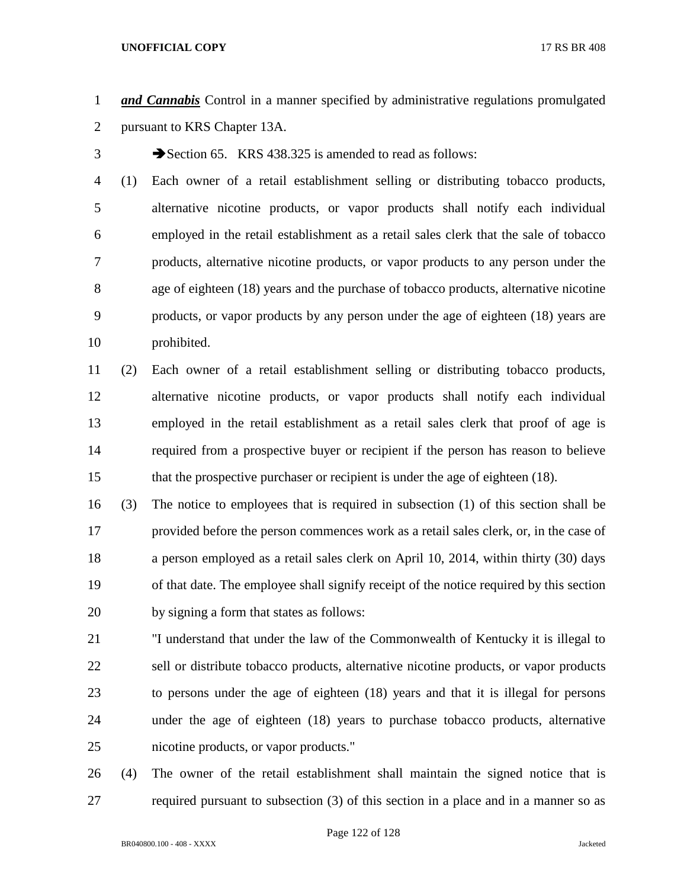***and Cannabis*** Control in a manner specified by administrative regulations promulgated pursuant to KRS Chapter 13A.

➔Section 65. KRS 438.325 is amended to read as follows:

(1) Each owner of a retail establishment selling or distributing tobacco products, alternative nicotine products, or vapor products shall notify each individual employed in the retail establishment as a retail sales clerk that the sale of tobacco products, alternative nicotine products, or vapor products to any person under the age of eighteen (18) years and the purchase of tobacco products, alternative nicotine products, or vapor products by any person under the age of eighteen (18) years are prohibited.

(2) Each owner of a retail establishment selling or distributing tobacco products, alternative nicotine products, or vapor products shall notify each individual employed in the retail establishment as a retail sales clerk that proof of age is required from a prospective buyer or recipient if the person has reason to believe that the prospective purchaser or recipient is under the age of eighteen (18).

(3) The notice to employees that is required in subsection (1) of this section shall be provided before the person commences work as a retail sales clerk, or, in the case of a person employed as a retail sales clerk on April 10, 2014, within thirty (30) days of that date. The employee shall signify receipt of the notice required by this section by signing a form that states as follows:

"I understand that under the law of the Commonwealth of Kentucky it is illegal to sell or distribute tobacco products, alternative nicotine products, or vapor products to persons under the age of eighteen (18) years and that it is illegal for persons under the age of eighteen (18) years to purchase tobacco products, alternative nicotine products, or vapor products."

(4) The owner of the retail establishment shall maintain the signed notice that is required pursuant to subsection (3) of this section in a place and in a manner so as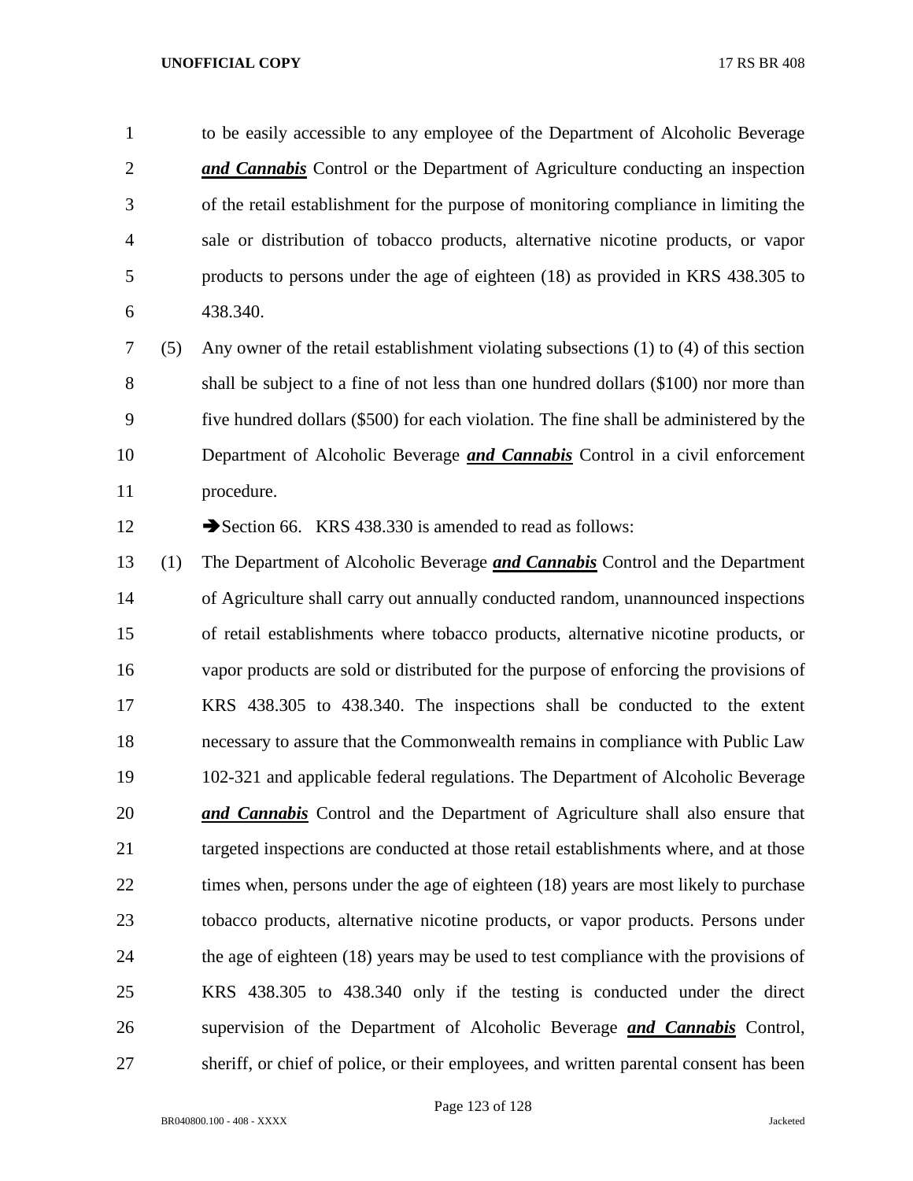to be easily accessible to any employee of the Department of Alcoholic Beverage ***and Cannabis*** Control or the Department of Agriculture conducting an inspection of the retail establishment for the purpose of monitoring compliance in limiting the sale or distribution of tobacco products, alternative nicotine products, or vapor products to persons under the age of eighteen (18) as provided in KRS 438.305 to 438.340.

(5) Any owner of the retail establishment violating subsections (1) to (4) of this section shall be subject to a fine of not less than one hundred dollars ($100) nor more than five hundred dollars ($500) for each violation. The fine shall be administered by the Department of Alcoholic Beverage ***and Cannabis*** Control in a civil enforcement procedure.

➔Section 66. KRS 438.330 is amended to read as follows:

(1) The Department of Alcoholic Beverage ***and Cannabis*** Control and the Department of Agriculture shall carry out annually conducted random, unannounced inspections of retail establishments where tobacco products, alternative nicotine products, or vapor products are sold or distributed for the purpose of enforcing the provisions of KRS 438.305 to 438.340. The inspections shall be conducted to the extent necessary to assure that the Commonwealth remains in compliance with Public Law 102-321 and applicable federal regulations. The Department of Alcoholic Beverage ***and Cannabis*** Control and the Department of Agriculture shall also ensure that targeted inspections are conducted at those retail establishments where, and at those times when, persons under the age of eighteen (18) years are most likely to purchase tobacco products, alternative nicotine products, or vapor products. Persons under the age of eighteen (18) years may be used to test compliance with the provisions of KRS 438.305 to 438.340 only if the testing is conducted under the direct supervision of the Department of Alcoholic Beverage ***and Cannabis*** Control, sheriff, or chief of police, or their employees, and written parental consent has been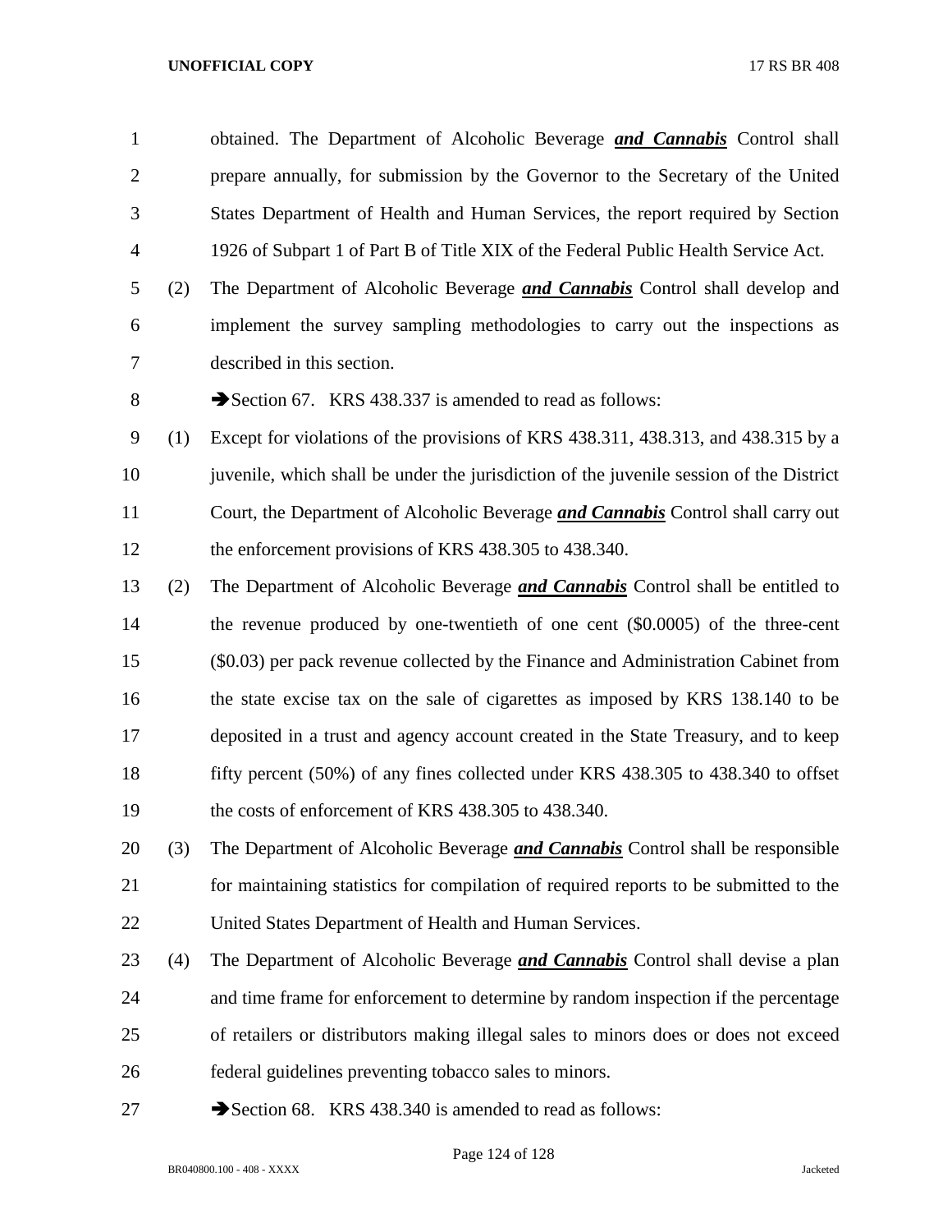obtained. The Department of Alcoholic Beverage ***and Cannabis*** Control shall prepare annually, for submission by the Governor to the Secretary of the United States Department of Health and Human Services, the report required by Section 1926 of Subpart 1 of Part B of Title XIX of the Federal Public Health Service Act.

(2) The Department of Alcoholic Beverage ***and Cannabis*** Control shall develop and implement the survey sampling methodologies to carry out the inspections as described in this section.

➔Section 67. KRS 438.337 is amended to read as follows:

(1) Except for violations of the provisions of KRS 438.311, 438.313, and 438.315 by a juvenile, which shall be under the jurisdiction of the juvenile session of the District Court, the Department of Alcoholic Beverage ***and Cannabis*** Control shall carry out the enforcement provisions of KRS 438.305 to 438.340.

(2) The Department of Alcoholic Beverage ***and Cannabis*** Control shall be entitled to the revenue produced by one-twentieth of one cent ($0.0005) of the three-cent ($0.03) per pack revenue collected by the Finance and Administration Cabinet from the state excise tax on the sale of cigarettes as imposed by KRS 138.140 to be deposited in a trust and agency account created in the State Treasury, and to keep fifty percent (50%) of any fines collected under KRS 438.305 to 438.340 to offset the costs of enforcement of KRS 438.305 to 438.340.

(3) The Department of Alcoholic Beverage ***and Cannabis*** Control shall be responsible for maintaining statistics for compilation of required reports to be submitted to the United States Department of Health and Human Services.

(4) The Department of Alcoholic Beverage ***and Cannabis*** Control shall devise a plan and time frame for enforcement to determine by random inspection if the percentage of retailers or distributors making illegal sales to minors does or does not exceed federal guidelines preventing tobacco sales to minors.

➔Section 68. KRS 438.340 is amended to read as follows: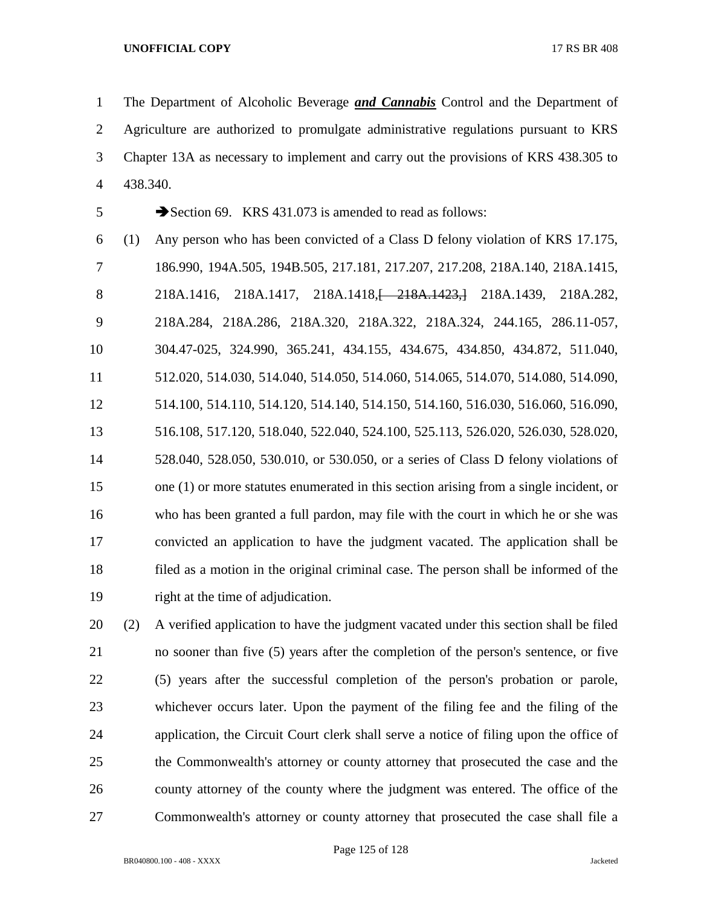The Department of Alcoholic Beverage ***and Cannabis*** Control and the Department of Agriculture are authorized to promulgate administrative regulations pursuant to KRS Chapter 13A as necessary to implement and carry out the provisions of KRS 438.305 to 438.340.

➔Section 69. KRS 431.073 is amended to read as follows:

(1) Any person who has been convicted of a Class D felony violation of KRS 17.175, 186.990, 194A.505, 194B.505, 217.181, 217.207, 217.208, 218A.140, 218A.1415, 218A.1416, 218A.1417, 218A.1418,[~~ 218A.1423,~~] 218A.1439, 218A.282, 218A.284, 218A.286, 218A.320, 218A.322, 218A.324, 244.165, 286.11-057, 304.47-025, 324.990, 365.241, 434.155, 434.675, 434.850, 434.872, 511.040, 512.020, 514.030, 514.040, 514.050, 514.060, 514.065, 514.070, 514.080, 514.090, 514.100, 514.110, 514.120, 514.140, 514.150, 514.160, 516.030, 516.060, 516.090, 516.108, 517.120, 518.040, 522.040, 524.100, 525.113, 526.020, 526.030, 528.020, 528.040, 528.050, 530.010, or 530.050, or a series of Class D felony violations of one (1) or more statutes enumerated in this section arising from a single incident, or who has been granted a full pardon, may file with the court in which he or she was convicted an application to have the judgment vacated. The application shall be filed as a motion in the original criminal case. The person shall be informed of the right at the time of adjudication.

(2) A verified application to have the judgment vacated under this section shall be filed no sooner than five (5) years after the completion of the person's sentence, or five (5) years after the successful completion of the person's probation or parole, whichever occurs later. Upon the payment of the filing fee and the filing of the application, the Circuit Court clerk shall serve a notice of filing upon the office of the Commonwealth's attorney or county attorney that prosecuted the case and the county attorney of the county where the judgment was entered. The office of the Commonwealth's attorney or county attorney that prosecuted the case shall file a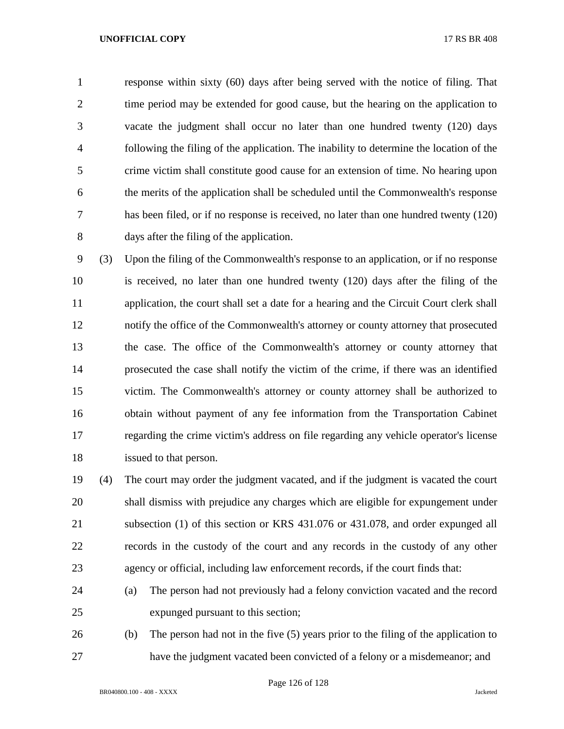response within sixty (60) days after being served with the notice of filing. That time period may be extended for good cause, but the hearing on the application to vacate the judgment shall occur no later than one hundred twenty (120) days following the filing of the application. The inability to determine the location of the crime victim shall constitute good cause for an extension of time. No hearing upon the merits of the application shall be scheduled until the Commonwealth's response has been filed, or if no response is received, no later than one hundred twenty (120) days after the filing of the application.

(3) Upon the filing of the Commonwealth's response to an application, or if no response is received, no later than one hundred twenty (120) days after the filing of the application, the court shall set a date for a hearing and the Circuit Court clerk shall notify the office of the Commonwealth's attorney or county attorney that prosecuted the case. The office of the Commonwealth's attorney or county attorney that prosecuted the case shall notify the victim of the crime, if there was an identified victim. The Commonwealth's attorney or county attorney shall be authorized to obtain without payment of any fee information from the Transportation Cabinet regarding the crime victim's address on file regarding any vehicle operator's license issued to that person.

(4) The court may order the judgment vacated, and if the judgment is vacated the court shall dismiss with prejudice any charges which are eligible for expungement under subsection (1) of this section or KRS 431.076 or 431.078, and order expunged all records in the custody of the court and any records in the custody of any other agency or official, including law enforcement records, if the court finds that:

(a) The person had not previously had a felony conviction vacated and the record expunged pursuant to this section;

(b) The person had not in the five (5) years prior to the filing of the application to have the judgment vacated been convicted of a felony or a misdemeanor; and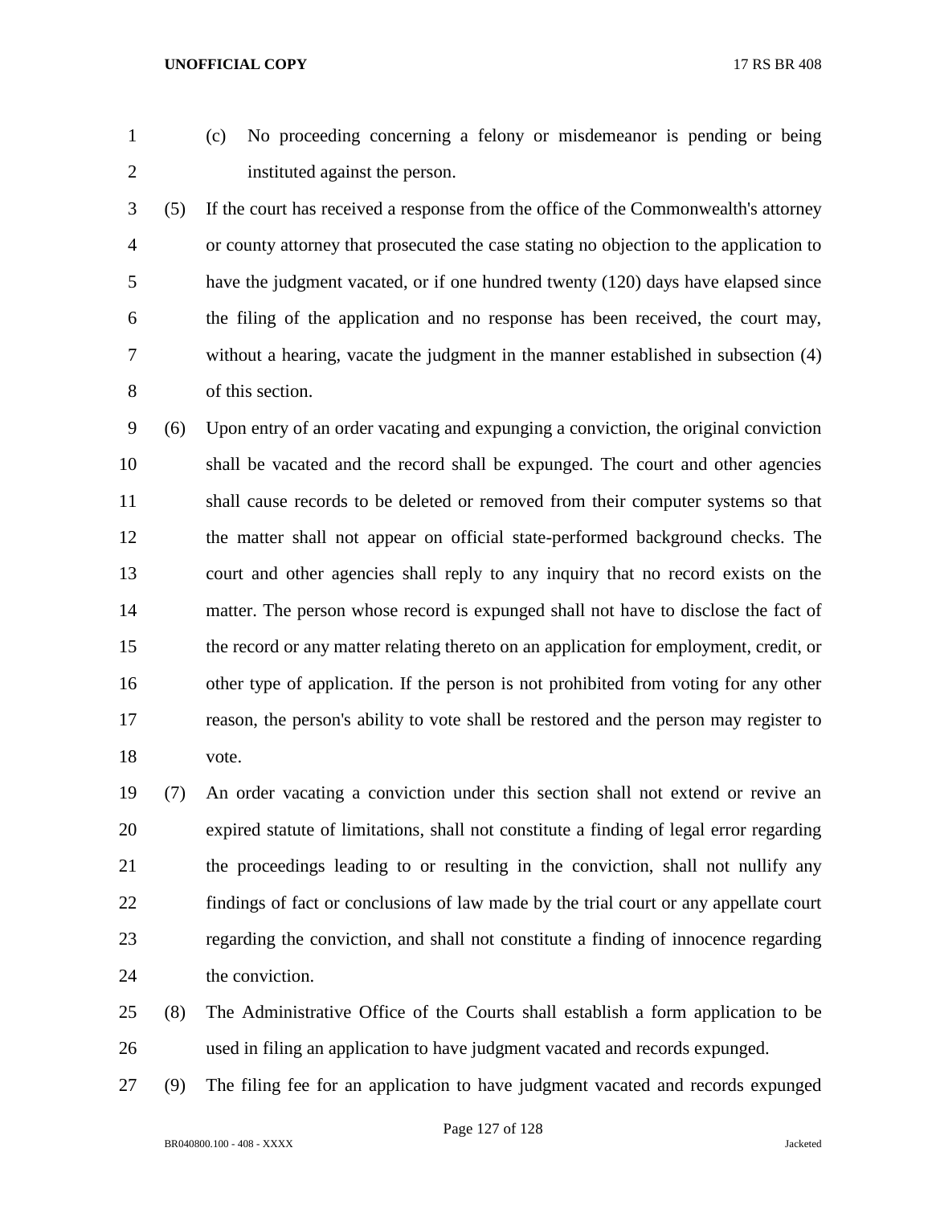(c) No proceeding concerning a felony or misdemeanor is pending or being instituted against the person.

(5) If the court has received a response from the office of the Commonwealth's attorney or county attorney that prosecuted the case stating no objection to the application to have the judgment vacated, or if one hundred twenty (120) days have elapsed since the filing of the application and no response has been received, the court may, without a hearing, vacate the judgment in the manner established in subsection (4) of this section.

(6) Upon entry of an order vacating and expunging a conviction, the original conviction shall be vacated and the record shall be expunged. The court and other agencies shall cause records to be deleted or removed from their computer systems so that the matter shall not appear on official state-performed background checks. The court and other agencies shall reply to any inquiry that no record exists on the matter. The person whose record is expunged shall not have to disclose the fact of the record or any matter relating thereto on an application for employment, credit, or other type of application. If the person is not prohibited from voting for any other reason, the person's ability to vote shall be restored and the person may register to vote.

(7) An order vacating a conviction under this section shall not extend or revive an expired statute of limitations, shall not constitute a finding of legal error regarding the proceedings leading to or resulting in the conviction, shall not nullify any findings of fact or conclusions of law made by the trial court or any appellate court regarding the conviction, and shall not constitute a finding of innocence regarding the conviction.

(8) The Administrative Office of the Courts shall establish a form application to be used in filing an application to have judgment vacated and records expunged.

(9) The filing fee for an application to have judgment vacated and records expunged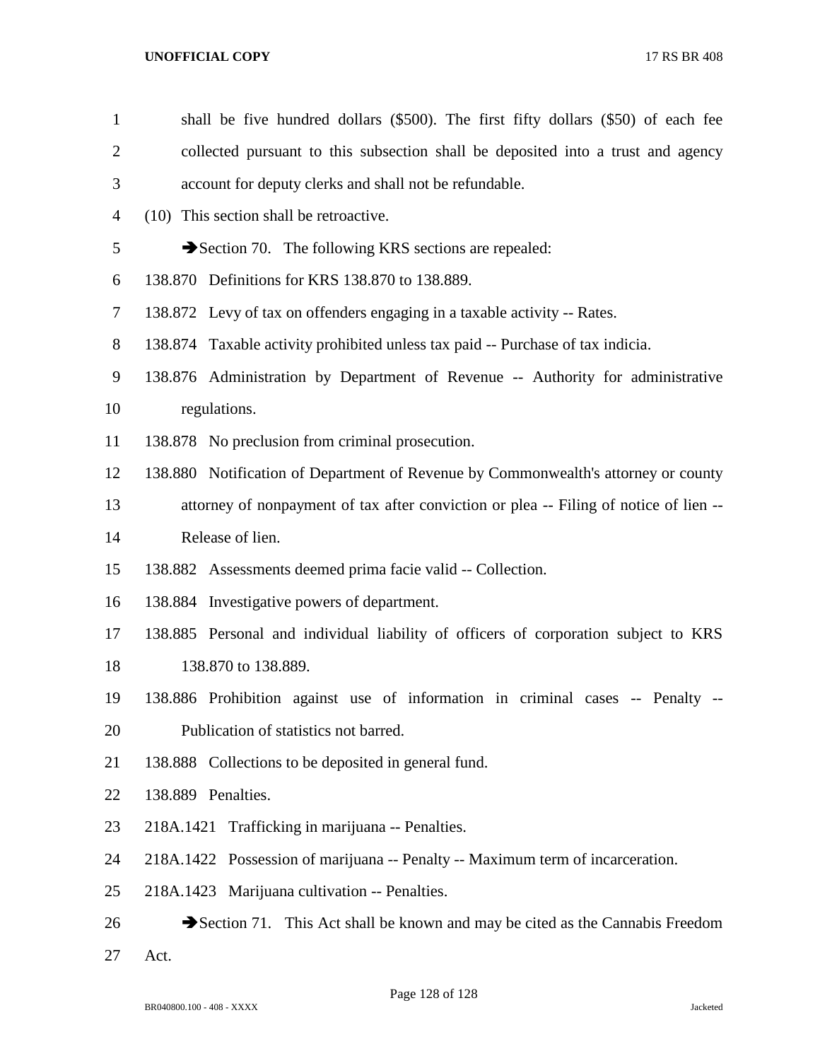shall be five hundred dollars ($500). The first fifty dollars ($50) of each fee collected pursuant to this subsection shall be deposited into a trust and agency account for deputy clerks and shall not be refundable.

(10) This section shall be retroactive.

➔Section 70. The following KRS sections are repealed:

138.870 Definitions for KRS 138.870 to 138.889.

138.872 Levy of tax on offenders engaging in a taxable activity -- Rates.

138.874 Taxable activity prohibited unless tax paid -- Purchase of tax indicia.

138.876 Administration by Department of Revenue -- Authority for administrative regulations.

138.878 No preclusion from criminal prosecution.

138.880 Notification of Department of Revenue by Commonwealth's attorney or county attorney of nonpayment of tax after conviction or plea -- Filing of notice of lien -- Release of lien.

138.882 Assessments deemed prima facie valid -- Collection.

138.884 Investigative powers of department.

138.885 Personal and individual liability of officers of corporation subject to KRS 138.870 to 138.889.

138.886 Prohibition against use of information in criminal cases -- Penalty -- Publication of statistics not barred.

138.888 Collections to be deposited in general fund.

138.889 Penalties.

218A.1421 Trafficking in marijuana -- Penalties.

218A.1422 Possession of marijuana -- Penalty -- Maximum term of incarceration.

218A.1423 Marijuana cultivation -- Penalties.

➔Section 71. This Act shall be known and may be cited as the Cannabis Freedom Act.